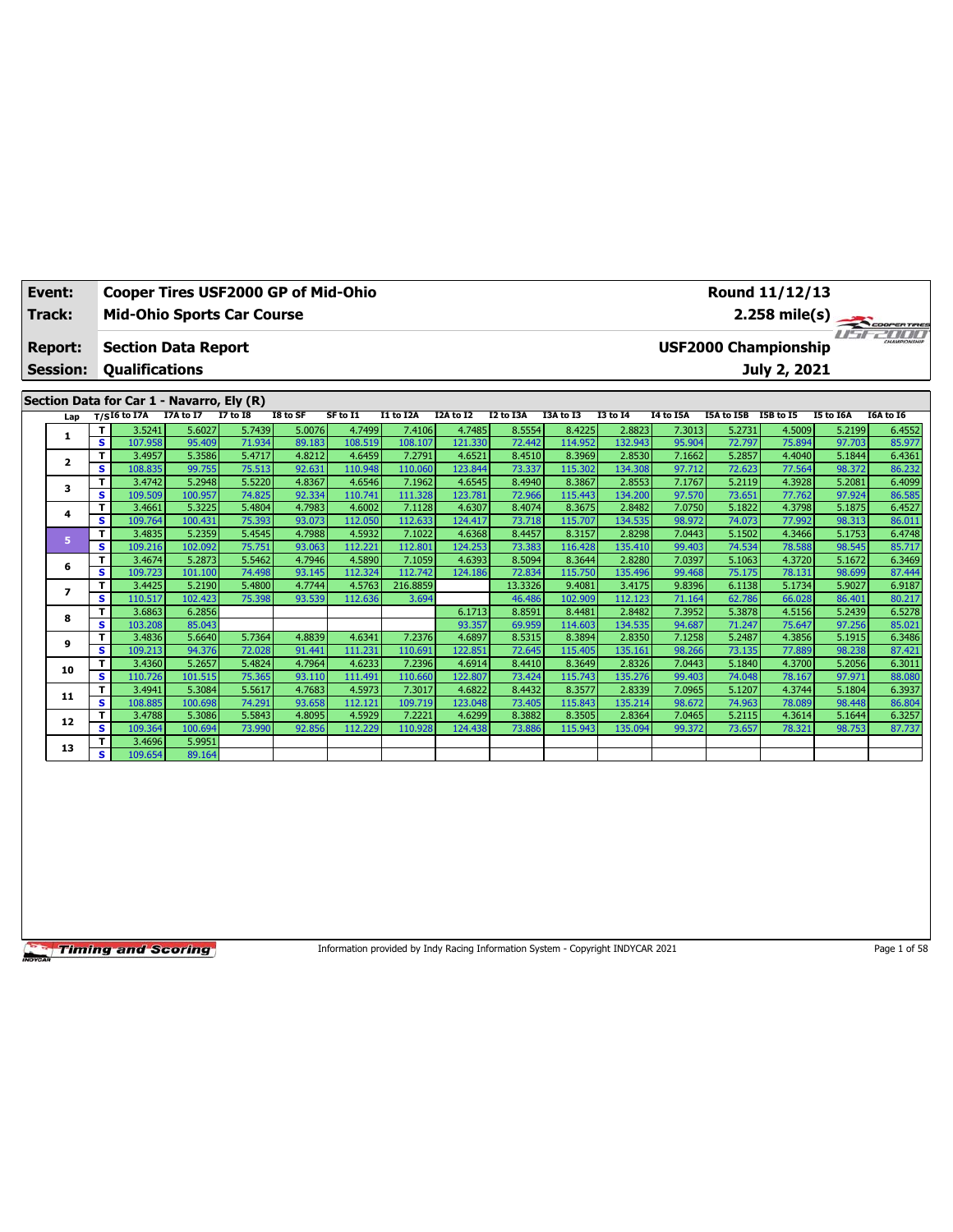| **Event:** | **Cooper Tires USF2000 GP of Mid-Ohio** | **Round 11/12/13** |
|---|---|---|
| **Track:** | **Mid-Ohio Sports Car Course** | **2.258 mile(s)** |
| **Report:** | **Section Data Report** | **USF2000 Championship** |
| **Session:** | **Qualifications** | **July 2, 2021** |

## Section Data for Car 1 - Navarro, Ely (R)

| Lap | T/S | I6 to I7A | I7A to I7 | I7 to I8 | I8 to SF | SF to I1 | I1 to I2A | I2A to I2 | I2 to I3A | I3A to I3 | I3 to I4 | I4 to I5A | I5A to I5B | I5B to I5 | I5 to I6A | I6A to I6 |
|---|---|---|---|---|---|---|---|---|---|---|---|---|---|---|---|---|
| 1 | T | 3.5241 | 5.6027 | 5.7439 | 5.0076 | 4.7499 | 7.4106 | 4.7485 | 8.5554 | 8.4225 | 2.8823 | 7.3013 | 5.2731 | 4.5009 | 5.2199 | 6.4552 |
| | S | 107.958 | 95.409 | 71.934 | 89.183 | 108.519 | 108.107 | 121.330 | 72.442 | 114.952 | 132.943 | 95.904 | 72.797 | 75.894 | 97.703 | 85.977 |
| 2 | T | 3.4957 | 5.3586 | 5.4717 | 4.8212 | 4.6459 | 7.2791 | 4.6521 | 8.4510 | 8.3969 | 2.8530 | 7.1662 | 5.2857 | 4.4040 | 5.1844 | 6.4361 |
| | S | 108.835 | 99.755 | 75.513 | 92.631 | 110.948 | 110.060 | 123.844 | 73.337 | 115.302 | 134.308 | 97.712 | 72.623 | 77.564 | 98.372 | 86.232 |
| 3 | T | 3.4742 | 5.2948 | 5.5220 | 4.8367 | 4.6546 | 7.1962 | 4.6545 | 8.4940 | 8.3867 | 2.8553 | 7.1767 | 5.2119 | 4.3928 | 5.2081 | 6.4099 |
| | S | 109.509 | 100.957 | 74.825 | 92.334 | 110.741 | 111.328 | 123.781 | 72.966 | 115.443 | 134.200 | 97.570 | 73.651 | 77.762 | 97.924 | 86.585 |
| 4 | T | 3.4661 | 5.3225 | 5.4804 | 4.7983 | 4.6002 | 7.1128 | 4.6307 | 8.4074 | 8.3675 | 2.8482 | 7.0750 | 5.1822 | 4.3798 | 5.1875 | 6.4527 |
| | S | 109.764 | 100.431 | 75.393 | 93.073 | 112.050 | 112.633 | 124.417 | 73.718 | 115.707 | 134.535 | 98.972 | 74.073 | 77.992 | 98.313 | 86.011 |
| 5 | T | 3.4835 | 5.2359 | 5.4545 | 4.7988 | 4.5932 | 7.1022 | 4.6368 | 8.4457 | 8.3157 | 2.8298 | 7.0443 | 5.1502 | 4.3466 | 5.1753 | 6.4748 |
| | S | 109.216 | 102.092 | 75.751 | 93.063 | 112.221 | 112.801 | 124.253 | 73.383 | 116.428 | 135.410 | 99.403 | 74.534 | 78.588 | 98.545 | 85.717 |
| 6 | T | 3.4674 | 5.2873 | 5.5462 | 4.7946 | 4.5890 | 7.1059 | 4.6393 | 8.5094 | 8.3644 | 2.8280 | 7.0397 | 5.1063 | 4.3720 | 5.1672 | 6.3469 |
| | S | 109.723 | 101.100 | 74.498 | 93.145 | 112.324 | 112.742 | 124.186 | 72.834 | 115.750 | 135.496 | 99.468 | 75.175 | 78.131 | 98.699 | 87.444 |
| 7 | T | 3.4425 | 5.2190 | 5.4800 | 4.7744 | 4.5763 | 216.8859 | | 13.3326 | 9.4081 | 3.4175 | 9.8396 | 6.1138 | 5.1734 | 5.9027 | 6.9187 |
| | S | 110.517 | 102.423 | 75.398 | 93.539 | 112.636 | 3.694 | | 46.486 | 102.909 | 112.123 | 71.164 | 62.786 | 66.028 | 86.401 | 80.217 |
| 8 | T | 3.6863 | 6.2856 | | | | | 6.1713 | 8.8591 | 8.4481 | 2.8482 | 7.3952 | 5.3878 | 4.5156 | 5.2439 | 6.5278 |
| | S | 103.208 | 85.043 | | | | | 93.357 | 69.959 | 114.603 | 134.535 | 94.687 | 71.247 | 75.647 | 97.256 | 85.021 |
| 9 | T | 3.4836 | 5.6640 | 5.7364 | 4.8839 | 4.6341 | 7.2376 | 4.6897 | 8.5315 | 8.3894 | 2.8350 | 7.1258 | 5.2487 | 4.3856 | 5.1915 | 6.3486 |
| | S | 109.213 | 94.376 | 72.028 | 91.441 | 111.231 | 110.691 | 122.851 | 72.645 | 115.405 | 135.161 | 98.266 | 73.135 | 77.889 | 98.238 | 87.421 |
| 10 | T | 3.4360 | 5.2657 | 5.4824 | 4.7964 | 4.6233 | 7.2396 | 4.6914 | 8.4410 | 8.3649 | 2.8326 | 7.0443 | 5.1840 | 4.3700 | 5.2056 | 6.3011 |
| | S | 110.726 | 101.515 | 75.365 | 93.110 | 111.491 | 110.660 | 122.807 | 73.424 | 115.743 | 135.276 | 99.403 | 74.048 | 78.167 | 97.971 | 88.080 |
| 11 | T | 3.4941 | 5.3084 | 5.5617 | 4.7683 | 4.5973 | 7.3017 | 4.6822 | 8.4432 | 8.3577 | 2.8339 | 7.0965 | 5.1207 | 4.3744 | 5.1804 | 6.3937 |
| | S | 108.885 | 100.698 | 74.291 | 93.658 | 112.121 | 109.719 | 123.048 | 73.405 | 115.843 | 135.214 | 98.672 | 74.963 | 78.089 | 98.448 | 86.804 |
| 12 | T | 3.4788 | 5.3086 | 5.5843 | 4.8095 | 4.5929 | 7.2221 | 4.6299 | 8.3882 | 8.3505 | 2.8364 | 7.0465 | 5.2115 | 4.3614 | 5.1644 | 6.3257 |
| | S | 109.364 | 100.694 | 73.990 | 92.856 | 112.229 | 110.928 | 124.438 | 73.886 | 115.943 | 135.094 | 99.372 | 73.657 | 78.321 | 98.753 | 87.737 |
| 13 | T | 3.4696 | 5.9951 | | | | | | | | | | | | | |
| | S | 109.654 | 89.164 | | | | | | | | | | | | | |

Information provided by Indy Racing Information System - Copyright INDYCAR 2021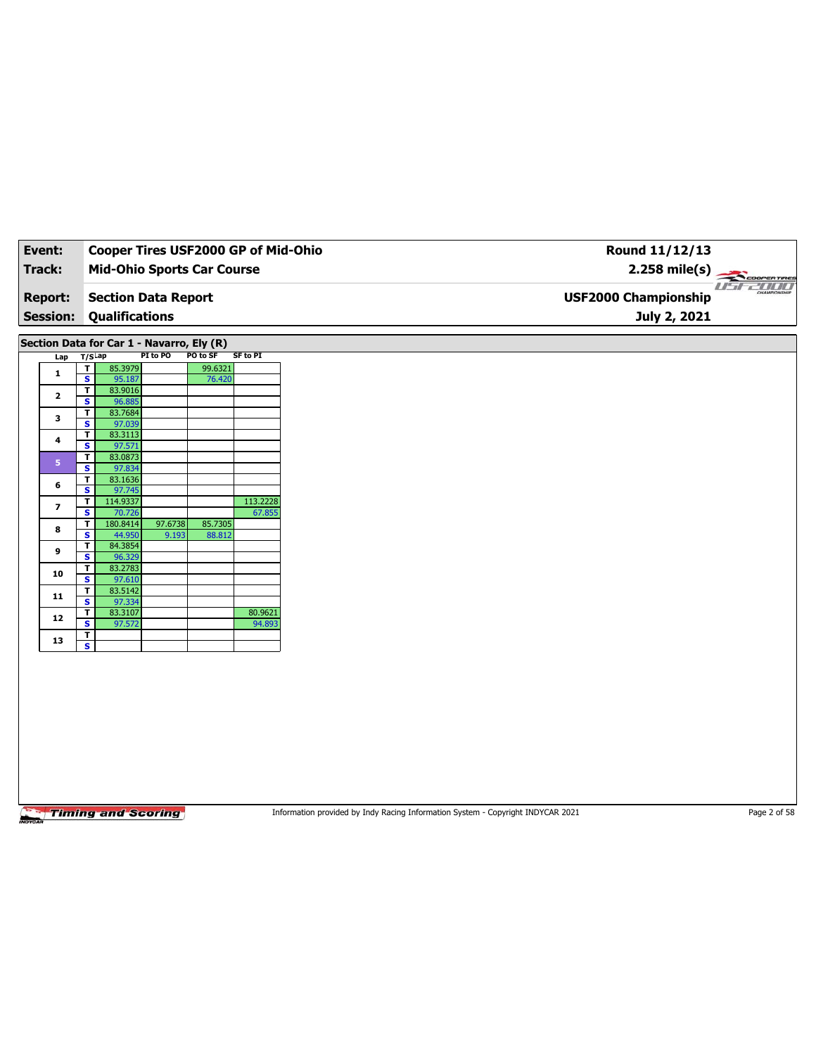| | | | |
|---|---|---|---|
| **Event:** | **Cooper Tires USF2000 GP of Mid-Ohio** | **Round 11/12/13** | |
| **Track:** | **Mid-Ohio Sports Car Course** | **2.258 mile(s)** | |
| **Report:** | **Section Data Report** | **USF2000 Championship** | |
| **Session:** | **Qualifications** | **July 2, 2021** | |

## Section Data for Car 1 - Navarro, Ely (R)

| Lap | T/S | Lap | PI to PO | PO to SF | SF to PI |
|---|---|---|---|---|---|
| 1 | T | 85.3979 | | 99.6321 | |
| | S | 95.187 | | 76.420 | |
| 2 | T | 83.9016 | | | |
| | S | 96.885 | | | |
| 3 | T | 83.7684 | | | |
| | S | 97.039 | | | |
| 4 | T | 83.3113 | | | |
| | S | 97.571 | | | |
| 5 | T | 83.0873 | | | |
| | S | 97.834 | | | |
| 6 | T | 83.1636 | | | |
| | S | 97.745 | | | |
| 7 | T | 114.9337 | | | 113.2228 |
| | S | 70.726 | | | 67.855 |
| 8 | T | 180.8414 | 97.6738 | 85.7305 | |
| | S | 44.950 | 9.193 | 88.812 | |
| 9 | T | 84.3854 | | | |
| | S | 96.329 | | | |
| 10 | T | 83.2783 | | | |
| | S | 97.610 | | | |
| 11 | T | 83.5142 | | | |
| | S | 97.334 | | | |
| 12 | T | 83.3107 | | | 80.9621 |
| | S | 97.572 | | | 94.893 |
| 13 | T | | | | |
| | S | | | | |

Information provided by Indy Racing Information System - Copyright INDYCAR 2021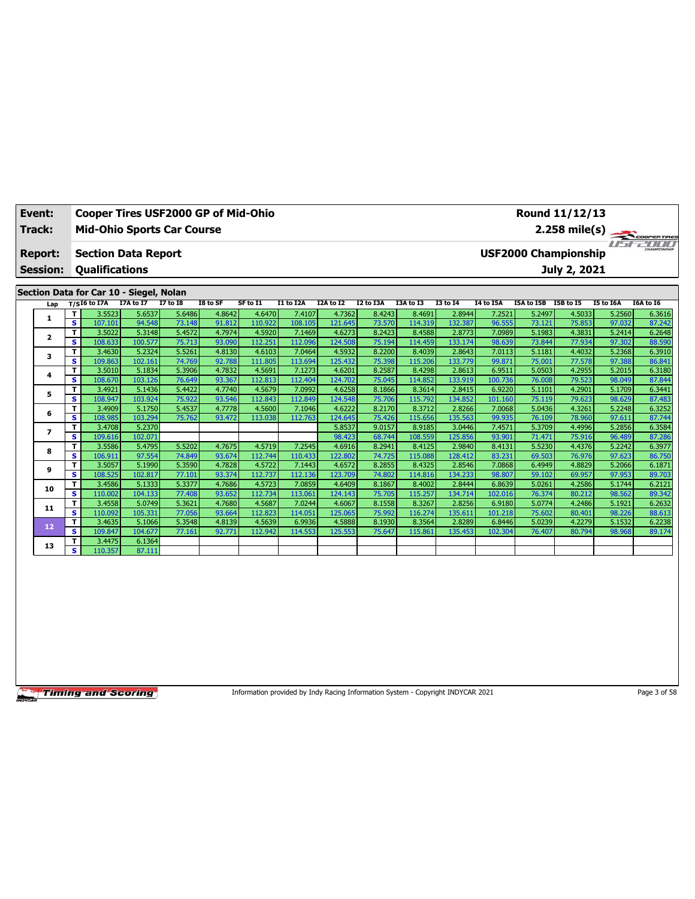| | | | |
|---|---|---|---|
| **Event:** | **Cooper Tires USF2000 GP of Mid-Ohio** | | **Round 11/12/13** |
| **Track:** | **Mid-Ohio Sports Car Course** | | **2.258 mile(s)** |
| **Report:** | **Section Data Report** | | **USF2000 Championship** |
| **Session:** | **Qualifications** | | **July 2, 2021** |

## Section Data for Car 10 - Siegel, Nolan

| Lap | T/S | I6 to I7A | I7A to I7 | I7 to I8 | I8 to SF | SF to I1 | I1 to I2A | I2A to I2 | I2 to I3A | I3A to I3 | I3 to I4 | I4 to I5A | I5A to I5B | I5B to I5 | I5 to I6A | I6A to I6 |
|---|---|---|---|---|---|---|---|---|---|---|---|---|---|---|---|---|
| 1 | T | 3.5523 | 5.6537 | 5.6486 | 4.8642 | 4.6470 | 7.4107 | 4.7362 | 8.4243 | 8.4691 | 2.8944 | 7.2521 | 5.2497 | 4.5033 | 5.2560 | 6.3616 |
| | S | 107.101 | 94.548 | 73.148 | 91.812 | 110.922 | 108.105 | 121.645 | 73.570 | 114.319 | 132.387 | 96.555 | 73.121 | 75.853 | 97.032 | 87.242 |
| 2 | T | 3.5022 | 5.3148 | 5.4572 | 4.7974 | 4.5920 | 7.1469 | 4.6273 | 8.2423 | 8.4588 | 2.8773 | 7.0989 | 5.1983 | 4.3831 | 5.2414 | 6.2648 |
| | S | 108.633 | 100.577 | 75.713 | 93.090 | 112.251 | 112.096 | 124.508 | 75.194 | 114.459 | 133.174 | 98.639 | 73.844 | 77.934 | 97.302 | 88.590 |
| 3 | T | 3.4630 | 5.2324 | 5.5261 | 4.8130 | 4.6103 | 7.0464 | 4.5932 | 8.2200 | 8.4039 | 2.8643 | 7.0113 | 5.1181 | 4.4032 | 5.2368 | 6.3910 |
| | S | 109.863 | 102.161 | 74.769 | 92.788 | 111.805 | 113.694 | 125.432 | 75.398 | 115.206 | 133.779 | 99.871 | 75.001 | 77.578 | 97.388 | 86.841 |
| 4 | T | 3.5010 | 5.1834 | 5.3906 | 4.7832 | 4.5691 | 7.1273 | 4.6201 | 8.2587 | 8.4298 | 2.8613 | 6.9511 | 5.0503 | 4.2955 | 5.2015 | 6.3180 |
| | S | 108.670 | 103.126 | 76.649 | 93.367 | 112.813 | 112.404 | 124.702 | 75.045 | 114.852 | 133.919 | 100.736 | 76.008 | 79.523 | 98.049 | 87.844 |
| 5 | T | 3.4921 | 5.1436 | 5.4422 | 4.7740 | 4.5679 | 7.0992 | 4.6258 | 8.1866 | 8.3614 | 2.8415 | 6.9220 | 5.1101 | 4.2901 | 5.1709 | 6.3441 |
| | S | 108.947 | 103.924 | 75.922 | 93.546 | 112.843 | 112.849 | 124.548 | 75.706 | 115.792 | 134.852 | 101.160 | 75.119 | 79.623 | 98.629 | 87.483 |
| 6 | T | 3.4909 | 5.1750 | 5.4537 | 4.7778 | 4.5600 | 7.1046 | 4.6222 | 8.2170 | 8.3712 | 2.8266 | 7.0068 | 5.0436 | 4.3261 | 5.2248 | 6.3252 |
| | S | 108.985 | 103.294 | 75.762 | 93.472 | 113.038 | 112.763 | 124.645 | 75.426 | 115.656 | 135.563 | 99.935 | 76.109 | 78.960 | 97.611 | 87.744 |
| 7 | T | 3.4708 | 5.2370 | | | | | 5.8537 | 9.0157 | 8.9185 | 3.0446 | 7.4571 | 5.3709 | 4.4996 | 5.2856 | 6.3584 |
| | S | 109.616 | 102.071 | | | | | 98.423 | 68.744 | 108.559 | 125.856 | 93.901 | 71.471 | 75.916 | 96.489 | 87.286 |
| 8 | T | 3.5586 | 5.4795 | 5.5202 | 4.7675 | 4.5719 | 7.2545 | 4.6916 | 8.2941 | 8.4125 | 2.9840 | 8.4131 | 5.5230 | 4.4376 | 5.2242 | 6.3977 |
| | S | 106.911 | 97.554 | 74.849 | 93.674 | 112.744 | 110.433 | 122.802 | 74.725 | 115.088 | 128.412 | 83.231 | 69.503 | 76.976 | 97.623 | 86.750 |
| 9 | T | 3.5057 | 5.1990 | 5.3590 | 4.7828 | 4.5722 | 7.1443 | 4.6572 | 8.2855 | 8.4325 | 2.8546 | 7.0868 | 6.4949 | 4.8829 | 5.2066 | 6.1871 |
| | S | 108.525 | 102.817 | 77.101 | 93.374 | 112.737 | 112.136 | 123.709 | 74.802 | 114.816 | 134.233 | 98.807 | 59.102 | 69.957 | 97.953 | 89.703 |
| 10 | T | 3.4586 | 5.1333 | 5.3377 | 4.7686 | 4.5723 | 7.0859 | 4.6409 | 8.1867 | 8.4002 | 2.8444 | 6.8639 | 5.0261 | 4.2586 | 5.1744 | 6.2121 |
| | S | 110.002 | 104.133 | 77.408 | 93.652 | 112.734 | 113.061 | 124.143 | 75.705 | 115.257 | 134.714 | 102.016 | 76.374 | 80.212 | 98.562 | 89.342 |
| 11 | T | 3.4558 | 5.0749 | 5.3621 | 4.7680 | 4.5687 | 7.0244 | 4.6067 | 8.1558 | 8.3267 | 2.8256 | 6.9180 | 5.0774 | 4.2486 | 5.1921 | 6.2632 |
| | S | 110.092 | 105.331 | 77.056 | 93.664 | 112.823 | 114.051 | 125.065 | 75.992 | 116.274 | 135.611 | 101.218 | 75.602 | 80.401 | 98.226 | 88.613 |
| 12 | T | 3.4635 | 5.1066 | 5.3548 | 4.8139 | 4.5639 | 6.9936 | 4.5888 | 8.1930 | 8.3564 | 2.8289 | 6.8446 | 5.0239 | 4.2279 | 5.1532 | 6.2238 |
| | S | 109.847 | 104.677 | 77.161 | 92.771 | 112.942 | 114.553 | 125.553 | 75.647 | 115.861 | 135.453 | 102.304 | 76.407 | 80.794 | 98.968 | 89.174 |
| 13 | T | 3.4475 | 6.1364 | | | | | | | | | | | | | |
| | S | 110.357 | 87.111 | | | | | | | | | | | | | |

Information provided by Indy Racing Information System - Copyright INDYCAR 2021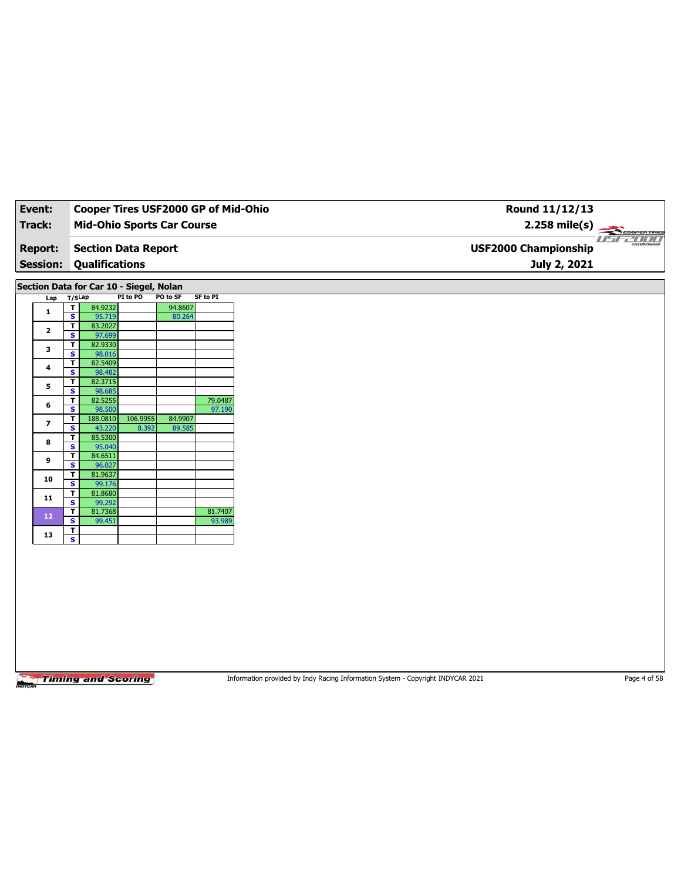| | | | |
|---|---|---|---|
| **Event:** | **Cooper Tires USF2000 GP of Mid-Ohio** | **Round 11/12/13** | |
| **Track:** | **Mid-Ohio Sports Car Course** | **2.258 mile(s)** | |
| **Report:** | **Section Data Report** | **USF2000 Championship** | |
| **Session:** | **Qualifications** | **July 2, 2021** | |

## Section Data for Car 10 - Siegel, Nolan

| Lap | T/S | Lap | PI to PO | PO to SF | SF to PI |
|---|---|---|---|---|---|
| 1 | T | 84.9232 | | 94.8607 | |
| | S | 95.719 | | 80.264 | |
| 2 | T | 83.2027 | | | |
| | S | 97.699 | | | |
| 3 | T | 82.9330 | | | |
| | S | 98.016 | | | |
| 4 | T | 82.5409 | | | |
| | S | 98.482 | | | |
| 5 | T | 82.3715 | | | |
| | S | 98.685 | | | |
| 6 | T | 82.5255 | | | 79.0487 |
| | S | 98.500 | | | 97.190 |
| 7 | T | 188.0810 | 106.9955 | 84.9907 | |
| | S | 43.220 | 8.392 | 89.585 | |
| 8 | T | 85.5300 | | | |
| | S | 95.040 | | | |
| 9 | T | 84.6511 | | | |
| | S | 96.027 | | | |
| 10 | T | 81.9637 | | | |
| | S | 99.176 | | | |
| 11 | T | 81.8680 | | | |
| | S | 99.292 | | | |
| 12 | T | 81.7368 | | | 81.7407 |
| | S | 99.451 | | | 93.989 |
| 13 | T | | | | |
| | S | | | | |

Information provided by Indy Racing Information System - Copyright INDYCAR 2021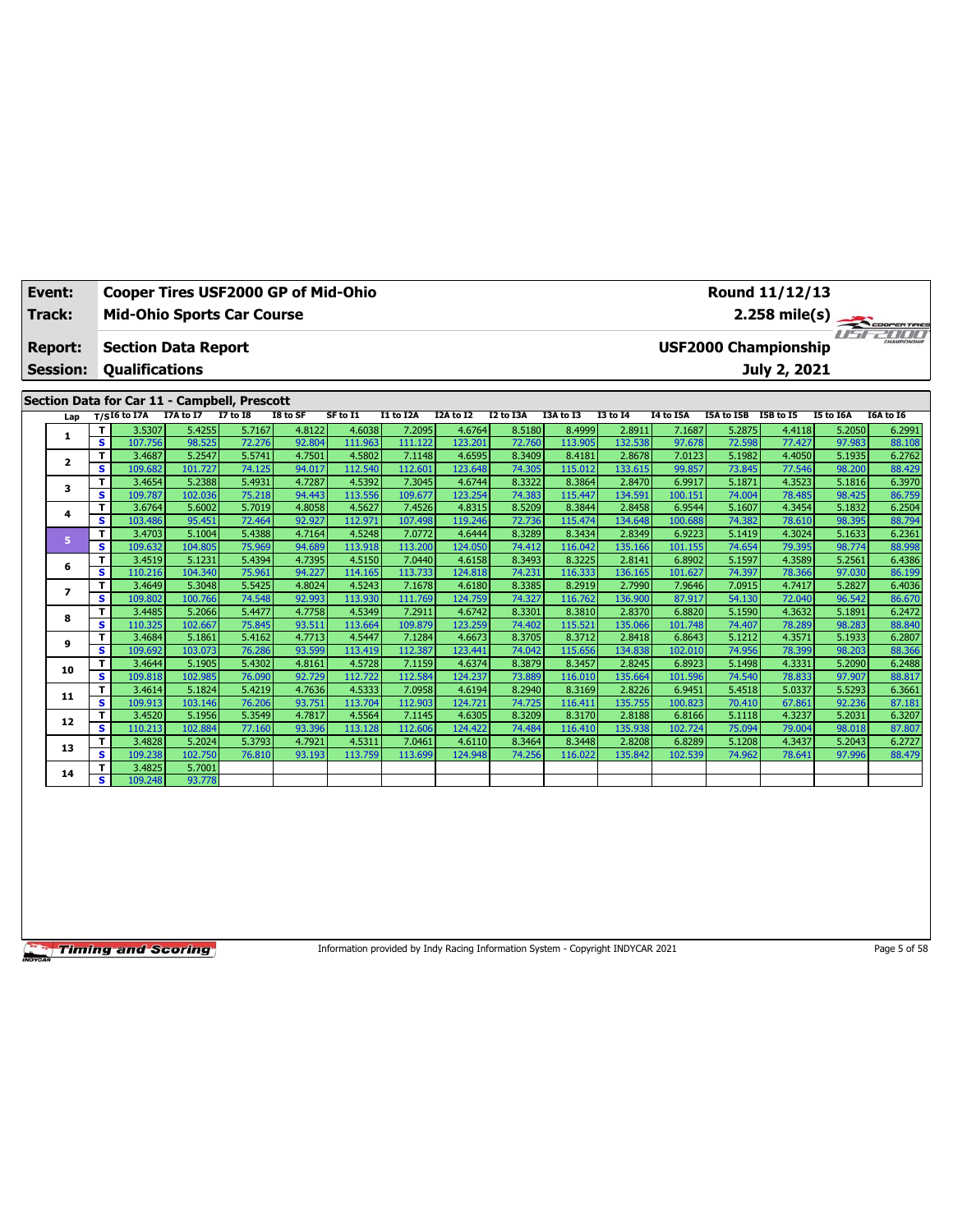| Event: | Cooper Tires USF2000 GP of Mid-Ohio | Round 11/12/13 |
|---|---|---|
| Track: | Mid-Ohio Sports Car Course | 2.258 mile(s) |
| Report: | Section Data Report | USF2000 Championship |
| Session: | Qualifications | July 2, 2021 |

## Section Data for Car 11 - Campbell, Prescott

| Lap | T/S | I6 to I7A | I7A to I7 | I7 to I8 | I8 to SF | SF to I1 | I1 to I2A | I2A to I2 | I2 to I3A | I3A to I3 | I3 to I4 | I4 to I5A | I5A to I5B | I5B to I5 | I5 to I6A | I6A to I6 |
|---|---|---|---|---|---|---|---|---|---|---|---|---|---|---|---|---|
| 1 | T | 3.5307 | 5.4255 | 5.7167 | 4.8122 | 4.6038 | 7.2095 | 4.6764 | 8.5180 | 8.4999 | 2.8911 | 7.1687 | 5.2875 | 4.4118 | 5.2050 | 6.2991 |
| | S | 107.756 | 98.525 | 72.276 | 92.804 | 111.963 | 111.122 | 123.201 | 72.760 | 113.905 | 132.538 | 97.678 | 72.598 | 77.427 | 97.983 | 88.108 |
| 2 | T | 3.4687 | 5.2547 | 5.5741 | 4.7501 | 4.5802 | 7.1148 | 4.6595 | 8.3409 | 8.4181 | 2.8678 | 7.0123 | 5.1982 | 4.4050 | 5.1935 | 6.2762 |
| | S | 109.682 | 101.727 | 74.125 | 94.017 | 112.540 | 112.601 | 123.648 | 74.305 | 115.012 | 133.615 | 99.857 | 73.845 | 77.546 | 98.200 | 88.429 |
| 3 | T | 3.4654 | 5.2388 | 5.4931 | 4.7287 | 4.5392 | 7.3045 | 4.6744 | 8.3322 | 8.3864 | 2.8470 | 6.9917 | 5.1871 | 4.3523 | 5.1816 | 6.3970 |
| | S | 109.787 | 102.036 | 75.218 | 94.443 | 113.556 | 109.677 | 123.254 | 74.383 | 115.447 | 134.591 | 100.151 | 74.004 | 78.485 | 98.425 | 86.759 |
| 4 | T | 3.6764 | 5.6002 | 5.7019 | 4.8058 | 4.5627 | 7.4526 | 4.8315 | 8.5209 | 8.3844 | 2.8458 | 6.9544 | 5.1607 | 4.3454 | 5.1832 | 6.2504 |
| | S | 103.486 | 95.451 | 72.464 | 92.927 | 112.971 | 107.498 | 119.246 | 72.736 | 115.474 | 134.648 | 100.688 | 74.382 | 78.610 | 98.395 | 88.794 |
| 5 | T | 3.4703 | 5.1004 | 5.4388 | 4.7164 | 4.5248 | 7.0772 | 4.6444 | 8.3289 | 8.3434 | 2.8349 | 6.9223 | 5.1419 | 4.3024 | 5.1633 | 6.2361 |
| | S | 109.632 | 104.805 | 75.969 | 94.689 | 113.918 | 113.200 | 124.050 | 74.412 | 116.042 | 135.166 | 101.155 | 74.654 | 79.395 | 98.774 | 88.998 |
| 6 | T | 3.4519 | 5.1231 | 5.4394 | 4.7395 | 4.5150 | 7.0440 | 4.6158 | 8.3493 | 8.3225 | 2.8141 | 6.8902 | 5.1597 | 4.3589 | 5.2561 | 6.4386 |
| | S | 110.216 | 104.340 | 75.961 | 94.227 | 114.165 | 113.733 | 124.818 | 74.231 | 116.333 | 136.165 | 101.627 | 74.397 | 78.366 | 97.030 | 86.199 |
| 7 | T | 3.4649 | 5.3048 | 5.5425 | 4.8024 | 4.5243 | 7.1678 | 4.6180 | 8.3385 | 8.2919 | 2.7990 | 7.9646 | 7.0915 | 4.7417 | 5.2827 | 6.4036 |
| | S | 109.802 | 100.766 | 74.548 | 92.993 | 113.930 | 111.769 | 124.759 | 74.327 | 116.762 | 136.900 | 87.917 | 54.130 | 72.040 | 96.542 | 86.670 |
| 8 | T | 3.4485 | 5.2066 | 5.4477 | 4.7758 | 4.5349 | 7.2911 | 4.6742 | 8.3301 | 8.3810 | 2.8370 | 6.8820 | 5.1590 | 4.3632 | 5.1891 | 6.2472 |
| | S | 110.325 | 102.667 | 75.845 | 93.511 | 113.664 | 109.879 | 123.259 | 74.402 | 115.521 | 135.066 | 101.748 | 74.407 | 78.289 | 98.283 | 88.840 |
| 9 | T | 3.4684 | 5.1861 | 5.4162 | 4.7713 | 4.5447 | 7.1284 | 4.6673 | 8.3705 | 8.3712 | 2.8418 | 6.8643 | 5.1212 | 4.3571 | 5.1933 | 6.2807 |
| | S | 109.692 | 103.073 | 76.286 | 93.599 | 113.419 | 112.387 | 123.441 | 74.042 | 115.656 | 134.838 | 102.010 | 74.956 | 78.399 | 98.203 | 88.366 |
| 10 | T | 3.4644 | 5.1905 | 5.4302 | 4.8161 | 4.5728 | 7.1159 | 4.6374 | 8.3879 | 8.3457 | 2.8245 | 6.8923 | 5.1498 | 4.3331 | 5.2090 | 6.2488 |
| | S | 109.818 | 102.985 | 76.090 | 92.729 | 112.722 | 112.584 | 124.237 | 73.889 | 116.010 | 135.664 | 101.596 | 74.540 | 78.833 | 97.907 | 88.817 |
| 11 | T | 3.4614 | 5.1824 | 5.4219 | 4.7636 | 4.5333 | 7.0958 | 4.6194 | 8.2940 | 8.3169 | 2.8226 | 6.9451 | 5.4518 | 5.0337 | 5.5293 | 6.3661 |
| | S | 109.913 | 103.146 | 76.206 | 93.751 | 113.704 | 112.903 | 124.721 | 74.725 | 116.411 | 135.755 | 100.823 | 70.410 | 67.861 | 92.236 | 87.181 |
| 12 | T | 3.4520 | 5.1956 | 5.3549 | 4.7817 | 4.5564 | 7.1145 | 4.6305 | 8.3209 | 8.3170 | 2.8188 | 6.8166 | 5.1118 | 4.3237 | 5.2031 | 6.3207 |
| | S | 110.213 | 102.884 | 77.160 | 93.396 | 113.128 | 112.606 | 124.422 | 74.484 | 116.410 | 135.938 | 102.724 | 75.094 | 79.004 | 98.018 | 87.807 |
| 13 | T | 3.4828 | 5.2024 | 5.3793 | 4.7921 | 4.5311 | 7.0461 | 4.6110 | 8.3464 | 8.3448 | 2.8208 | 6.8289 | 5.1208 | 4.3437 | 5.2043 | 6.2727 |
| | S | 109.238 | 102.750 | 76.810 | 93.193 | 113.759 | 113.699 | 124.948 | 74.256 | 116.022 | 135.842 | 102.539 | 74.962 | 78.641 | 97.996 | 88.479 |
| 14 | T | 3.4825 | 5.7001 | | | | | | | | | | | | | |
| | S | 109.248 | 93.778 | | | | | | | | | | | | | |

Information provided by Indy Racing Information System - Copyright INDYCAR 2021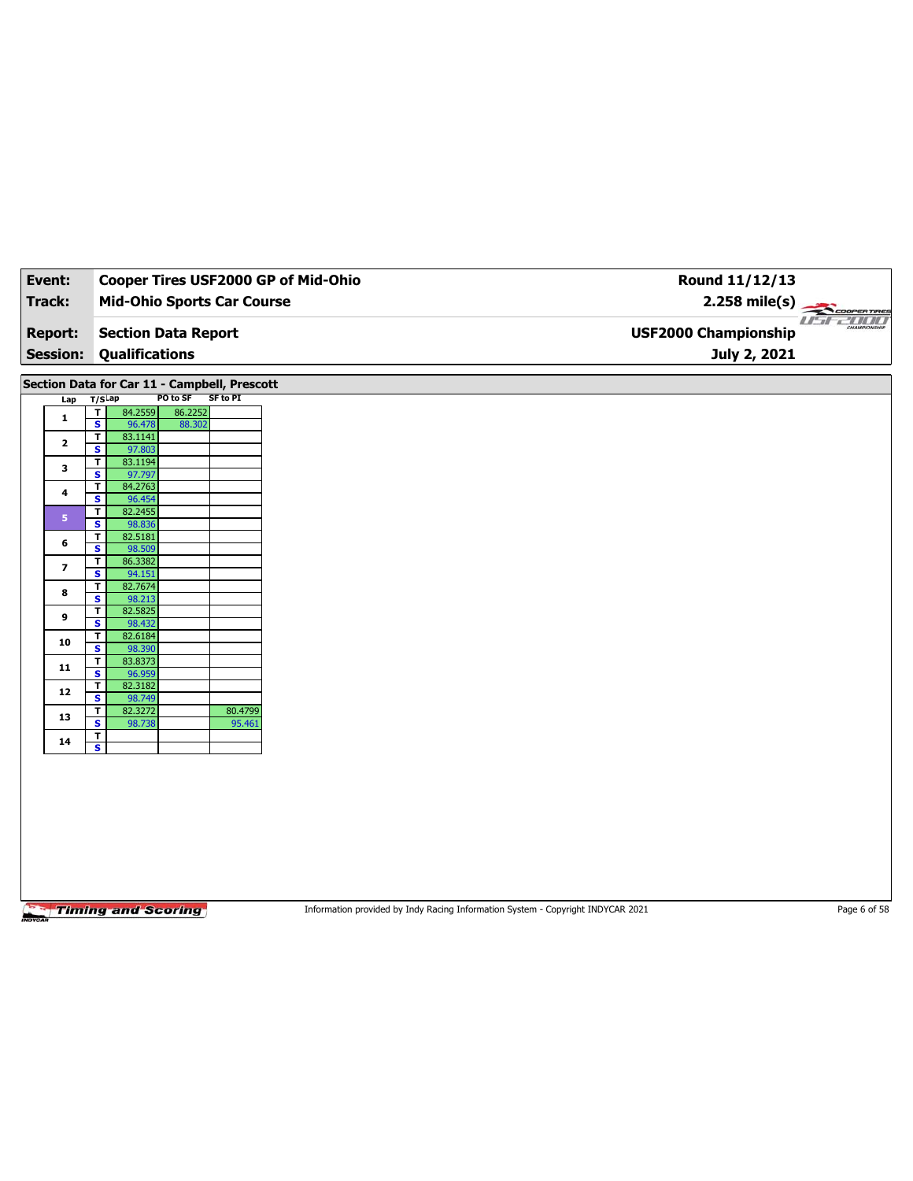| | |
|---|---|
| **Event:** | **Cooper Tires USF2000 GP of Mid-Ohio** |
| **Track:** | **Mid-Ohio Sports Car Course** |
| **Report:** | **Section Data Report** |
| **Session:** | **Qualifications** |

**Round 11/12/13**
**2.258 mile(s)**
**USF2000 Championship**
**July 2, 2021**

## Section Data for Car 11 - Campbell, Prescott

| Lap | T/S | Lap | PO to SF | SF to PI |
|---|---|---|---|---|
| 1 | T | 84.2559 | 86.2252 | |
| | S | 96.478 | 88.302 | |
| 2 | T | 83.1141 | | |
| | S | 97.803 | | |
| 3 | T | 83.1194 | | |
| | S | 97.797 | | |
| 4 | T | 84.2763 | | |
| | S | 96.454 | | |
| 5 | T | 82.2455 | | |
| | S | 98.836 | | |
| 6 | T | 82.5181 | | |
| | S | 98.509 | | |
| 7 | T | 86.3382 | | |
| | S | 94.151 | | |
| 8 | T | 82.7674 | | |
| | S | 98.213 | | |
| 9 | T | 82.5825 | | |
| | S | 98.432 | | |
| 10 | T | 82.6184 | | |
| | S | 98.390 | | |
| 11 | T | 83.8373 | | |
| | S | 96.959 | | |
| 12 | T | 82.3182 | | |
| | S | 98.749 | | |
| 13 | T | 82.3272 | | 80.4799 |
| | S | 98.738 | | 95.461 |
| 14 | T | | | |
| | S | | | |

Information provided by Indy Racing Information System - Copyright INDYCAR 2021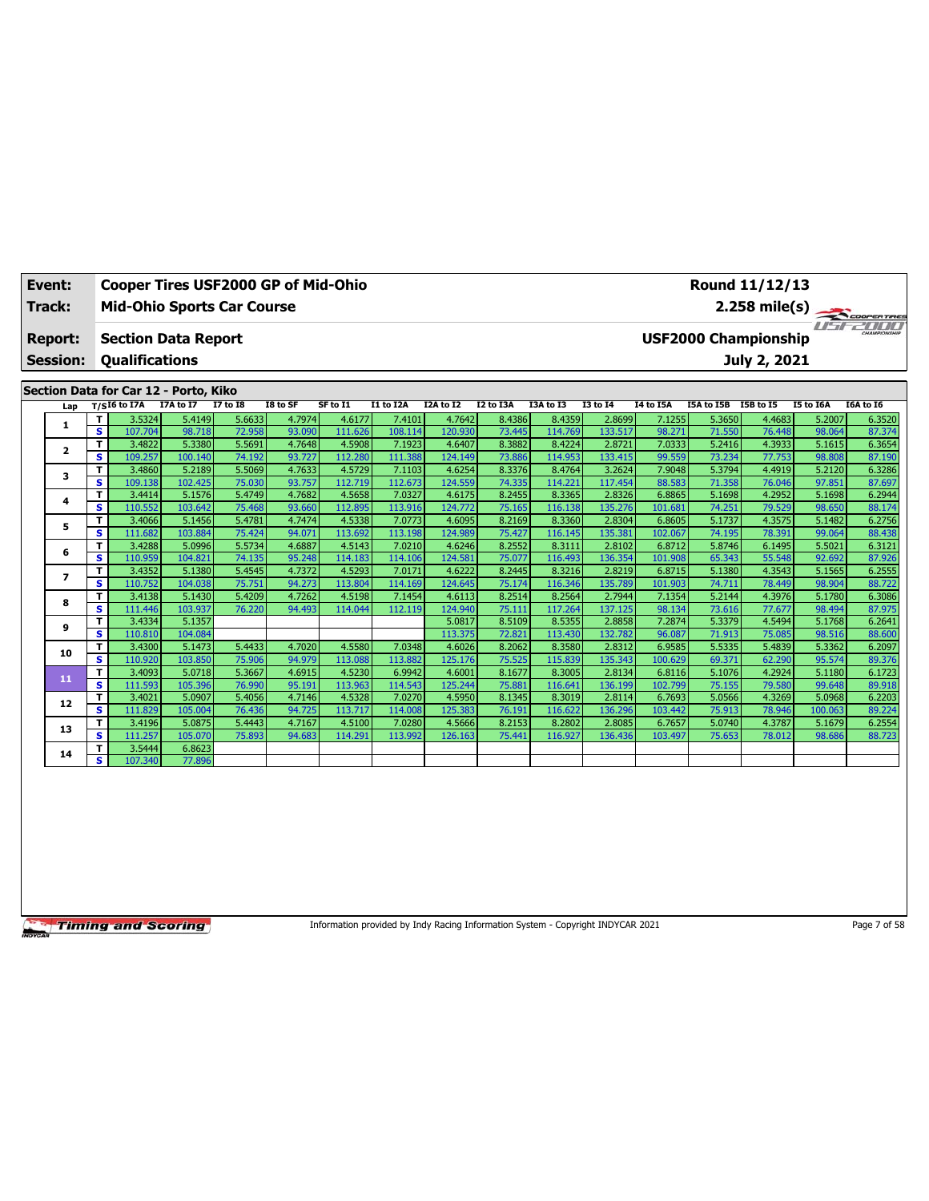| Event: | Cooper Tires USF2000 GP of Mid-Ohio | Round 11/12/13 |
|---|---|---|
| Track: | Mid-Ohio Sports Car Course | 2.258 mile(s) |
| Report: | Section Data Report | USF2000 Championship |
| Session: | Qualifications | July 2, 2021 |

## Section Data for Car 12 - Porto, Kiko

| Lap | T/S | I6 to I7A | I7A to I7 | I7 to I8 | I8 to SF | SF to I1 | I1 to I2A | I2A to I2 | I2 to I3A | I3A to I3 | I3 to I4 | I4 to I5A | I5A to I5B | I5B to I5 | I5 to I6A | I6A to I6 |
|---|---|---|---|---|---|---|---|---|---|---|---|---|---|---|---|---|
| 1 | T | 3.5324 | 5.4149 | 5.6633 | 4.7974 | 4.6177 | 7.4101 | 4.7642 | 8.4386 | 8.4359 | 2.8699 | 7.1255 | 5.3650 | 4.4683 | 5.2007 | 6.3520 |
| | S | 107.704 | 98.718 | 72.958 | 93.090 | 111.626 | 108.114 | 120.930 | 73.445 | 114.769 | 133.517 | 98.271 | 71.550 | 76.448 | 98.064 | 87.374 |
| 2 | T | 3.4822 | 5.3380 | 5.5691 | 4.7648 | 4.5908 | 7.1923 | 4.6407 | 8.3882 | 8.4224 | 2.8721 | 7.0333 | 5.2416 | 4.3933 | 5.1615 | 6.3654 |
| | S | 109.257 | 100.140 | 74.192 | 93.727 | 112.280 | 111.388 | 124.149 | 73.886 | 114.953 | 133.415 | 99.559 | 73.234 | 77.753 | 98.808 | 87.190 |
| 3 | T | 3.4860 | 5.2189 | 5.5069 | 4.7633 | 4.5729 | 7.1103 | 4.6254 | 8.3376 | 8.4764 | 3.2624 | 7.9048 | 5.3794 | 4.4919 | 5.2120 | 6.3286 |
| | S | 109.138 | 102.425 | 75.030 | 93.757 | 112.719 | 112.673 | 124.559 | 74.335 | 114.221 | 117.454 | 88.583 | 71.358 | 76.046 | 97.851 | 87.697 |
| 4 | T | 3.4414 | 5.1576 | 5.4749 | 4.7682 | 4.5658 | 7.0327 | 4.6175 | 8.2455 | 8.3365 | 2.8326 | 6.8865 | 5.1698 | 4.2952 | 5.1698 | 6.2944 |
| | S | 110.552 | 103.642 | 75.468 | 93.660 | 112.895 | 113.916 | 124.772 | 75.165 | 116.138 | 135.276 | 101.681 | 74.251 | 79.529 | 98.650 | 88.174 |
| 5 | T | 3.4066 | 5.1456 | 5.4781 | 4.7474 | 4.5338 | 7.0773 | 4.6095 | 8.2169 | 8.3360 | 2.8304 | 6.8605 | 5.1737 | 4.3575 | 5.1482 | 6.2756 |
| | S | 111.682 | 103.884 | 75.424 | 94.071 | 113.692 | 113.198 | 124.989 | 75.427 | 116.145 | 135.381 | 102.067 | 74.195 | 78.391 | 99.064 | 88.438 |
| 6 | T | 3.4288 | 5.0996 | 5.5734 | 4.6887 | 4.5143 | 7.0210 | 4.6246 | 8.2552 | 8.3111 | 2.8102 | 6.8712 | 5.8746 | 6.1495 | 5.5021 | 6.3121 |
| | S | 110.959 | 104.821 | 74.135 | 95.248 | 114.183 | 114.106 | 124.581 | 75.077 | 116.493 | 136.354 | 101.908 | 65.343 | 55.548 | 92.692 | 87.926 |
| 7 | T | 3.4352 | 5.1380 | 5.4545 | 4.7372 | 4.5293 | 7.0171 | 4.6222 | 8.2445 | 8.3216 | 2.8219 | 6.8715 | 5.1380 | 4.3543 | 5.1565 | 6.2555 |
| | S | 110.752 | 104.038 | 75.751 | 94.273 | 113.804 | 114.169 | 124.645 | 75.174 | 116.346 | 135.789 | 101.903 | 74.711 | 78.449 | 98.904 | 88.722 |
| 8 | T | 3.4138 | 5.1430 | 5.4209 | 4.7262 | 4.5198 | 7.1454 | 4.6113 | 8.2514 | 8.2564 | 2.7944 | 7.1354 | 5.2144 | 4.3976 | 5.1780 | 6.3086 |
| | S | 111.446 | 103.937 | 76.220 | 94.493 | 114.044 | 112.119 | 124.940 | 75.111 | 117.264 | 137.125 | 98.134 | 73.616 | 77.677 | 98.494 | 87.975 |
| 9 | T | 3.4334 | 5.1357 | | | | | 5.0817 | 8.5109 | 8.5355 | 2.8858 | 7.2874 | 5.3379 | 4.5494 | 5.1768 | 6.2641 |
| | S | 110.810 | 104.084 | | | | | 113.375 | 72.821 | 113.430 | 132.782 | 96.087 | 71.913 | 75.085 | 98.516 | 88.600 |
| 10 | T | 3.4300 | 5.1473 | 5.4433 | 4.7020 | 4.5580 | 7.0348 | 4.6026 | 8.2062 | 8.3580 | 2.8312 | 6.9585 | 5.5335 | 5.4839 | 5.3362 | 6.2097 |
| | S | 110.920 | 103.850 | 75.906 | 94.979 | 113.088 | 113.882 | 125.176 | 75.525 | 115.839 | 135.343 | 100.629 | 69.371 | 62.290 | 95.574 | 89.376 |
| 11 | T | 3.4093 | 5.0718 | 5.3667 | 4.6915 | 4.5230 | 6.9942 | 4.6001 | 8.1677 | 8.3005 | 2.8134 | 6.8116 | 5.1076 | 4.2924 | 5.1180 | 6.1723 |
| | S | 111.593 | 105.396 | 76.990 | 95.191 | 113.963 | 114.543 | 125.244 | 75.881 | 116.641 | 136.199 | 102.799 | 75.155 | 79.580 | 99.648 | 89.918 |
| 12 | T | 3.4021 | 5.0907 | 5.4056 | 4.7146 | 4.5328 | 7.0270 | 4.5950 | 8.1345 | 8.3019 | 2.8114 | 6.7693 | 5.0566 | 4.3269 | 5.0968 | 6.2203 |
| | S | 111.829 | 105.004 | 76.436 | 94.725 | 113.717 | 114.008 | 125.383 | 76.191 | 116.622 | 136.296 | 103.442 | 75.913 | 78.946 | 100.063 | 89.224 |
| 13 | T | 3.4196 | 5.0875 | 5.4443 | 4.7167 | 4.5100 | 7.0280 | 4.5666 | 8.2153 | 8.2802 | 2.8085 | 6.7657 | 5.0740 | 4.3787 | 5.1679 | 6.2554 |
| | S | 111.257 | 105.070 | 75.893 | 94.683 | 114.291 | 113.992 | 126.163 | 75.441 | 116.927 | 136.436 | 103.497 | 75.653 | 78.012 | 98.686 | 88.723 |
| 14 | T | 3.5444 | 6.8623 | | | | | | | | | | | | | |
| | S | 107.340 | 77.896 | | | | | | | | | | | | | |

Information provided by Indy Racing Information System - Copyright INDYCAR 2021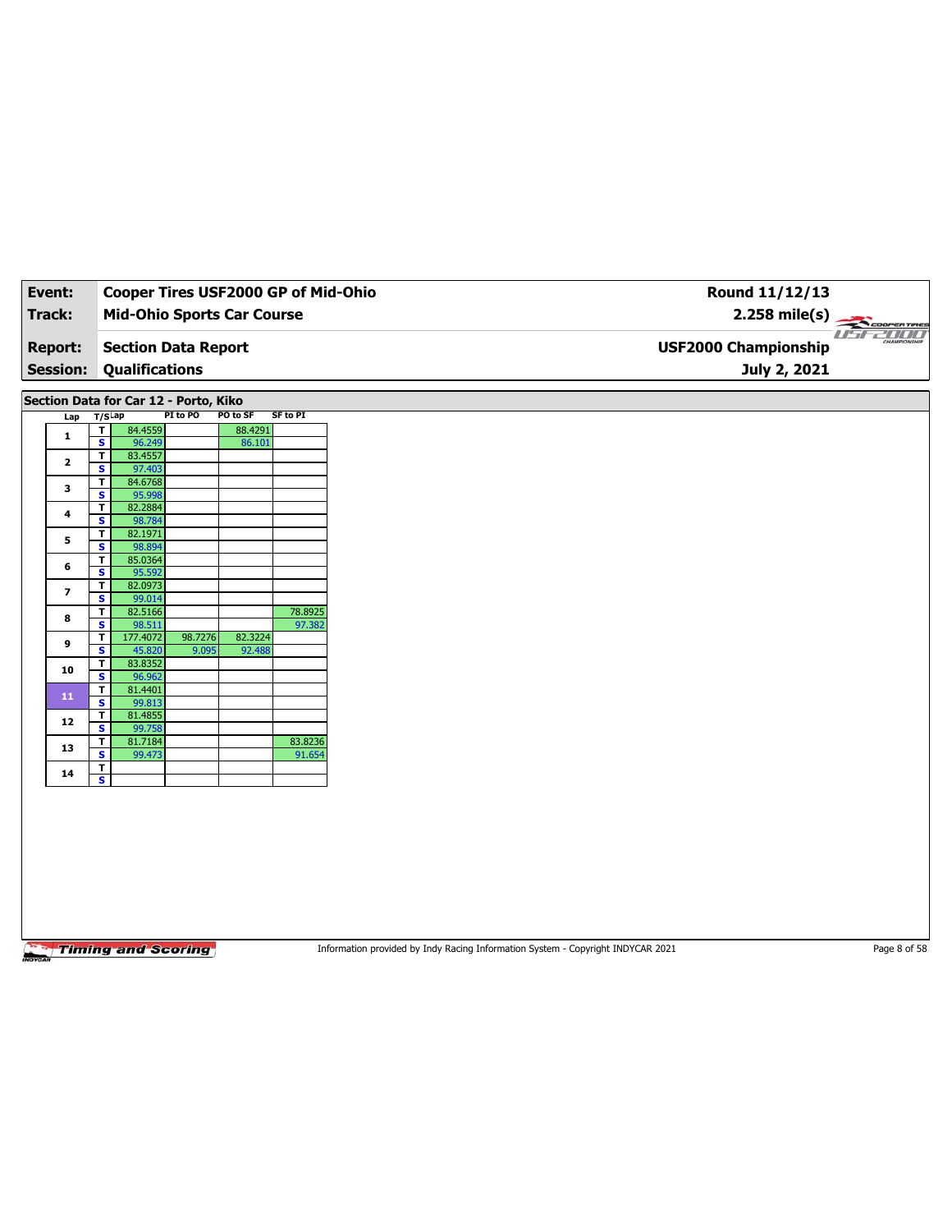| | |
|---|---|
| **Event:** | **Cooper Tires USF2000 GP of Mid-Ohio** |
| **Track:** | **Mid-Ohio Sports Car Course** |
| **Report:** | **Section Data Report** |
| **Session:** | **Qualifications** |

**Round 11/12/13**
**2.258 mile(s)**
**USF2000 Championship**
**July 2, 2021**

**Section Data for Car 12 - Porto, Kiko**

| Lap | T/S | Lap | PI to PO | PO to SF | SF to PI |
|---|---|---|---|---|---|
| 1 | T | 84.4559 | | 88.4291 | |
| | S | 96.249 | | 86.101 | |
| 2 | T | 83.4557 | | | |
| | S | 97.403 | | | |
| 3 | T | 84.6768 | | | |
| | S | 95.998 | | | |
| 4 | T | 82.2884 | | | |
| | S | 98.784 | | | |
| 5 | T | 82.1971 | | | |
| | S | 98.894 | | | |
| 6 | T | 85.0364 | | | |
| | S | 95.592 | | | |
| 7 | T | 82.0973 | | | |
| | S | 99.014 | | | |
| 8 | T | 82.5166 | | | 78.8925 |
| | S | 98.511 | | | 97.382 |
| 9 | T | 177.4072 | 98.7276 | 82.3224 | |
| | S | 45.820 | 9.095 | 92.488 | |
| 10 | T | 83.8352 | | | |
| | S | 96.962 | | | |
| 11 | T | 81.4401 | | | |
| | S | 99.813 | | | |
| 12 | T | 81.4855 | | | |
| | S | 99.758 | | | |
| 13 | T | 81.7184 | | | 83.8236 |
| | S | 99.473 | | | 91.654 |
| 14 | T | | | | |
| | S | | | | |

Information provided by Indy Racing Information System - Copyright INDYCAR 2021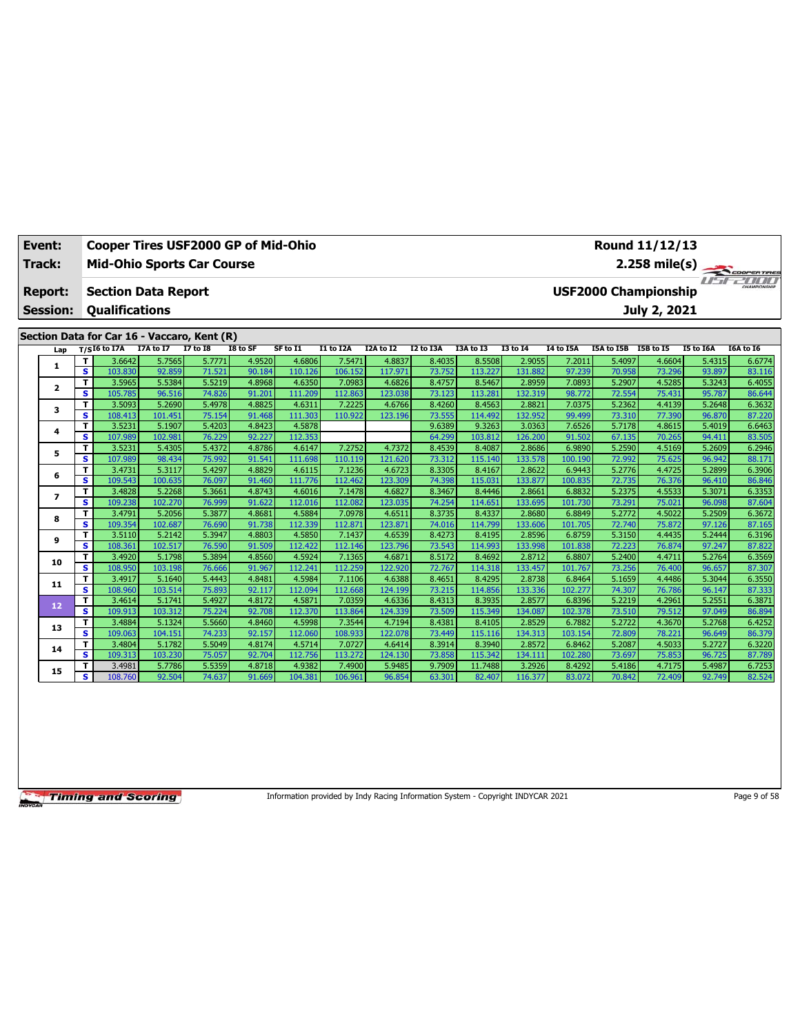| | | | |
|---|---|---|---|
| **Event:** | **Cooper Tires USF2000 GP of Mid-Ohio** | **Round 11/12/13** | |
| **Track:** | **Mid-Ohio Sports Car Course** | **2.258 mile(s)** | |
| **Report:** | **Section Data Report** | **USF2000 Championship** | |
| **Session:** | **Qualifications** | **July 2, 2021** | |

## Section Data for Car 16 - Vaccaro, Kent (R)

| Lap | T/S | I6 to I7A | I7A to I7 | I7 to I8 | I8 to SF | SF to I1 | I1 to I2A | I2A to I2 | I2 to I3A | I3A to I3 | I3 to I4 | I4 to I5A | I5A to I5B | I5B to I5 | I5 to I6A | I6A to I6 |
|---|---|---|---|---|---|---|---|---|---|---|---|---|---|---|---|---|
| 1 | T | 3.6642 | 5.7565 | 5.7771 | 4.9520 | 4.6806 | 7.5471 | 4.8837 | 8.4035 | 8.5508 | 2.9055 | 7.2011 | 5.4097 | 4.6604 | 5.4315 | 6.6774 |
| | S | 103.830 | 92.859 | 71.521 | 90.184 | 110.126 | 106.152 | 117.971 | 73.752 | 113.227 | 131.882 | 97.239 | 70.958 | 73.296 | 93.897 | 83.116 |
| 2 | T | 3.5965 | 5.5384 | 5.5219 | 4.8968 | 4.6350 | 7.0983 | 4.6826 | 8.4757 | 8.5467 | 2.8959 | 7.0893 | 5.2907 | 4.5285 | 5.3243 | 6.4055 |
| | S | 105.785 | 96.516 | 74.826 | 91.201 | 111.209 | 112.863 | 123.038 | 73.123 | 113.281 | 132.319 | 98.772 | 72.554 | 75.431 | 95.787 | 86.644 |
| 3 | T | 3.5093 | 5.2690 | 5.4978 | 4.8825 | 4.6311 | 7.2225 | 4.6766 | 8.4260 | 8.4563 | 2.8821 | 7.0375 | 5.2362 | 4.4139 | 5.2648 | 6.3632 |
| | S | 108.413 | 101.451 | 75.154 | 91.468 | 111.303 | 110.922 | 123.196 | 73.555 | 114.492 | 132.952 | 99.499 | 73.310 | 77.390 | 96.870 | 87.220 |
| 4 | T | 3.5231 | 5.1907 | 5.4203 | 4.8423 | 4.5878 | | | 9.6389 | 9.3263 | 3.0363 | 7.6526 | 5.7178 | 4.8615 | 5.4019 | 6.6463 |
| | S | 107.989 | 102.981 | 76.229 | 92.227 | 112.353 | | | 64.299 | 103.812 | 126.200 | 91.502 | 67.135 | 70.265 | 94.411 | 83.505 |
| 5 | T | 3.5231 | 5.4305 | 5.4372 | 4.8786 | 4.6147 | 7.2752 | 4.7372 | 8.4539 | 8.4087 | 2.8686 | 6.9890 | 5.2590 | 4.5169 | 5.2609 | 6.2946 |
| | S | 107.989 | 98.434 | 75.992 | 91.541 | 111.698 | 110.119 | 121.620 | 73.312 | 115.140 | 133.578 | 100.190 | 72.992 | 75.625 | 96.942 | 88.171 |
| 6 | T | 3.4731 | 5.3117 | 5.4297 | 4.8829 | 4.6115 | 7.1236 | 4.6723 | 8.3305 | 8.4167 | 2.8622 | 6.9443 | 5.2776 | 4.4725 | 5.2899 | 6.3906 |
| | S | 109.543 | 100.635 | 76.097 | 91.460 | 111.776 | 112.462 | 123.309 | 74.398 | 115.031 | 133.877 | 100.835 | 72.735 | 76.376 | 96.410 | 86.846 |
| 7 | T | 3.4828 | 5.2268 | 5.3661 | 4.8743 | 4.6016 | 7.1478 | 4.6827 | 8.3467 | 8.4446 | 2.8661 | 6.8832 | 5.2375 | 4.5533 | 5.3071 | 6.3353 |
| | S | 109.238 | 102.270 | 76.999 | 91.622 | 112.016 | 112.082 | 123.035 | 74.254 | 114.651 | 133.695 | 101.730 | 73.291 | 75.021 | 96.098 | 87.604 |
| 8 | T | 3.4791 | 5.2056 | 5.3877 | 4.8681 | 4.5884 | 7.0978 | 4.6511 | 8.3735 | 8.4337 | 2.8680 | 6.8849 | 5.2772 | 4.5022 | 5.2509 | 6.3672 |
| | S | 109.354 | 102.687 | 76.690 | 91.738 | 112.339 | 112.871 | 123.871 | 74.016 | 114.799 | 133.606 | 101.705 | 72.740 | 75.872 | 97.126 | 87.165 |
| 9 | T | 3.5110 | 5.2142 | 5.3947 | 4.8803 | 4.5850 | 7.1437 | 4.6539 | 8.4273 | 8.4195 | 2.8596 | 6.8759 | 5.3150 | 4.4435 | 5.2444 | 6.3196 |
| | S | 108.361 | 102.517 | 76.590 | 91.509 | 112.422 | 112.146 | 123.796 | 73.543 | 114.993 | 133.998 | 101.838 | 72.223 | 76.874 | 97.247 | 87.822 |
| 10 | T | 3.4920 | 5.1798 | 5.3894 | 4.8560 | 4.5924 | 7.1365 | 4.6871 | 8.5172 | 8.4692 | 2.8712 | 6.8807 | 5.2400 | 4.4711 | 5.2764 | 6.3569 |
| | S | 108.950 | 103.198 | 76.666 | 91.967 | 112.241 | 112.259 | 122.920 | 72.767 | 114.318 | 133.457 | 101.767 | 73.256 | 76.400 | 96.657 | 87.307 |
| 11 | T | 3.4917 | 5.1640 | 5.4443 | 4.8481 | 4.5984 | 7.1106 | 4.6388 | 8.4651 | 8.4295 | 2.8738 | 6.8464 | 5.1659 | 4.4486 | 5.3044 | 6.3550 |
| | S | 108.960 | 103.514 | 75.893 | 92.117 | 112.094 | 112.668 | 124.199 | 73.215 | 114.856 | 133.336 | 102.277 | 74.307 | 76.786 | 96.147 | 87.333 |
| 12 | T | 3.4614 | 5.1741 | 5.4927 | 4.8172 | 4.5871 | 7.0359 | 4.6336 | 8.4313 | 8.3935 | 2.8577 | 6.8396 | 5.2219 | 4.2961 | 5.2551 | 6.3871 |
| | S | 109.913 | 103.312 | 75.224 | 92.708 | 112.370 | 113.864 | 124.339 | 73.509 | 115.349 | 134.087 | 102.378 | 73.510 | 79.512 | 97.049 | 86.894 |
| 13 | T | 3.4884 | 5.1324 | 5.5660 | 4.8460 | 4.5998 | 7.3544 | 4.7194 | 8.4381 | 8.4105 | 2.8529 | 6.7882 | 5.2722 | 4.3670 | 5.2768 | 6.4252 |
| | S | 109.063 | 104.151 | 74.233 | 92.157 | 112.060 | 108.933 | 122.078 | 73.449 | 115.116 | 134.313 | 103.154 | 72.809 | 78.221 | 96.649 | 86.379 |
| 14 | T | 3.4804 | 5.1782 | 5.5049 | 4.8174 | 4.5714 | 7.0727 | 4.6414 | 8.3914 | 8.3940 | 2.8572 | 6.8462 | 5.2087 | 4.5033 | 5.2727 | 6.3220 |
| | S | 109.313 | 103.230 | 75.057 | 92.704 | 112.756 | 113.272 | 124.130 | 73.858 | 115.342 | 134.111 | 102.280 | 73.697 | 75.853 | 96.725 | 87.789 |
| 15 | T | 3.4981 | 5.7786 | 5.5359 | 4.8718 | 4.9382 | 7.4900 | 5.9485 | 9.7909 | 11.7488 | 3.2926 | 8.4292 | 5.4186 | 4.7175 | 5.4987 | 6.7253 |
| | S | 108.760 | 92.504 | 74.637 | 91.669 | 104.381 | 106.961 | 96.854 | 63.301 | 82.407 | 116.377 | 83.072 | 70.842 | 72.409 | 92.749 | 82.524 |

Information provided by Indy Racing Information System - Copyright INDYCAR 2021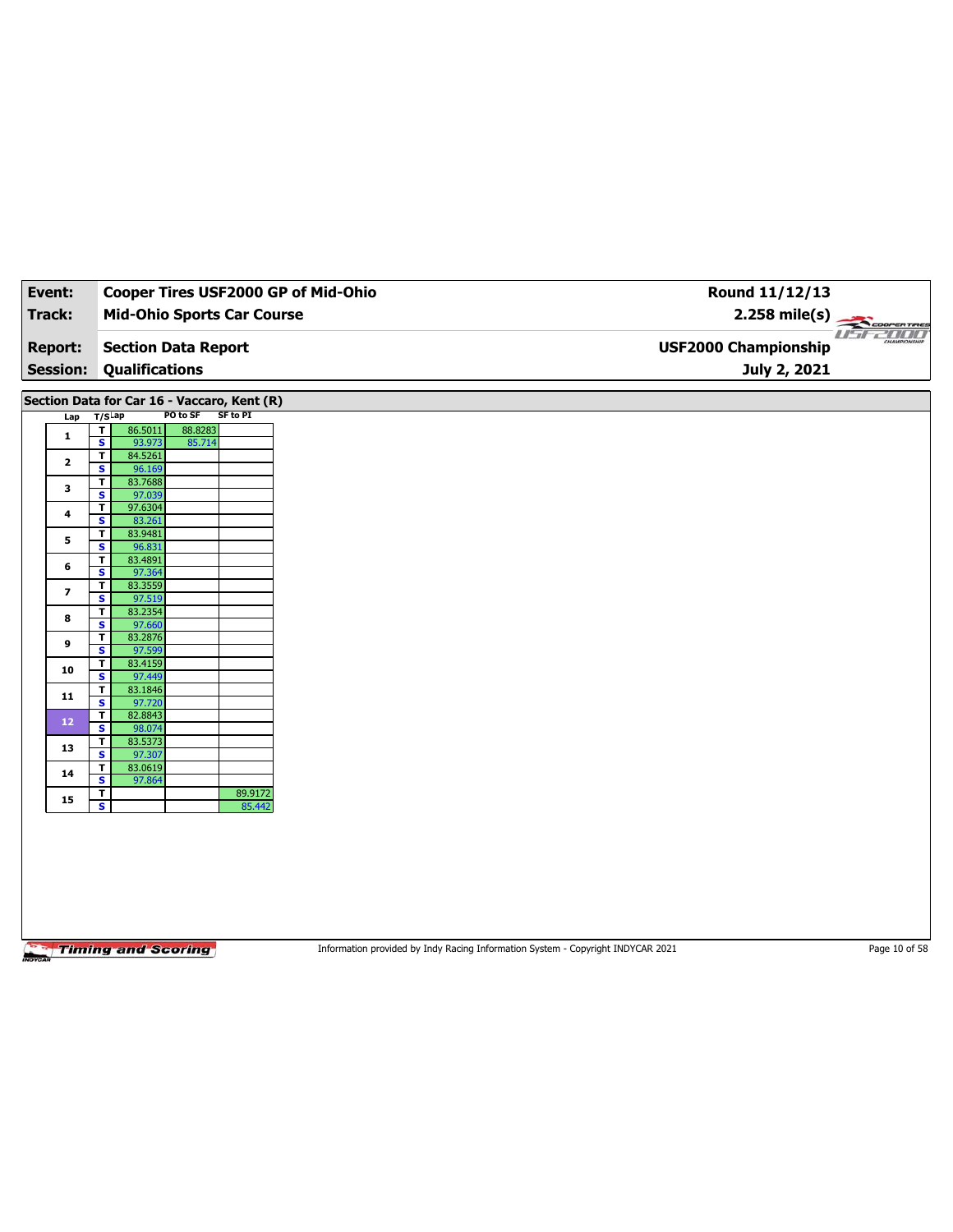| Event: | Cooper Tires USF2000 GP of Mid-Ohio | Round 11/12/13 |
|---|---|---|
| Track: | Mid-Ohio Sports Car Course | 2.258 mile(s) |
| Report: | Section Data Report | USF2000 Championship |
| Session: | Qualifications | July 2, 2021 |

## Section Data for Car 16 - Vaccaro, Kent (R)

| Lap | T/S | Lap | PO to SF | SF to PI |
|---|---|---|---|---|
| 1 | T | 86.5011 | 88.8283 | |
| | S | 93.973 | 85.714 | |
| 2 | T | 84.5261 | | |
| | S | 96.169 | | |
| 3 | T | 83.7688 | | |
| | S | 97.039 | | |
| 4 | T | 97.6304 | | |
| | S | 83.261 | | |
| 5 | T | 83.9481 | | |
| | S | 96.831 | | |
| 6 | T | 83.4891 | | |
| | S | 97.364 | | |
| 7 | T | 83.3559 | | |
| | S | 97.519 | | |
| 8 | T | 83.2354 | | |
| | S | 97.660 | | |
| 9 | T | 83.2876 | | |
| | S | 97.599 | | |
| 10 | T | 83.4159 | | |
| | S | 97.449 | | |
| 11 | T | 83.1846 | | |
| | S | 97.720 | | |
| 12 | T | 82.8843 | | |
| | S | 98.074 | | |
| 13 | T | 83.5373 | | |
| | S | 97.307 | | |
| 14 | T | 83.0619 | | |
| | S | 97.864 | | |
| 15 | T | | | 89.9172 |
| | S | | | 85.442 |

Timing and Scoring

Information provided by Indy Racing Information System - Copyright INDYCAR 2021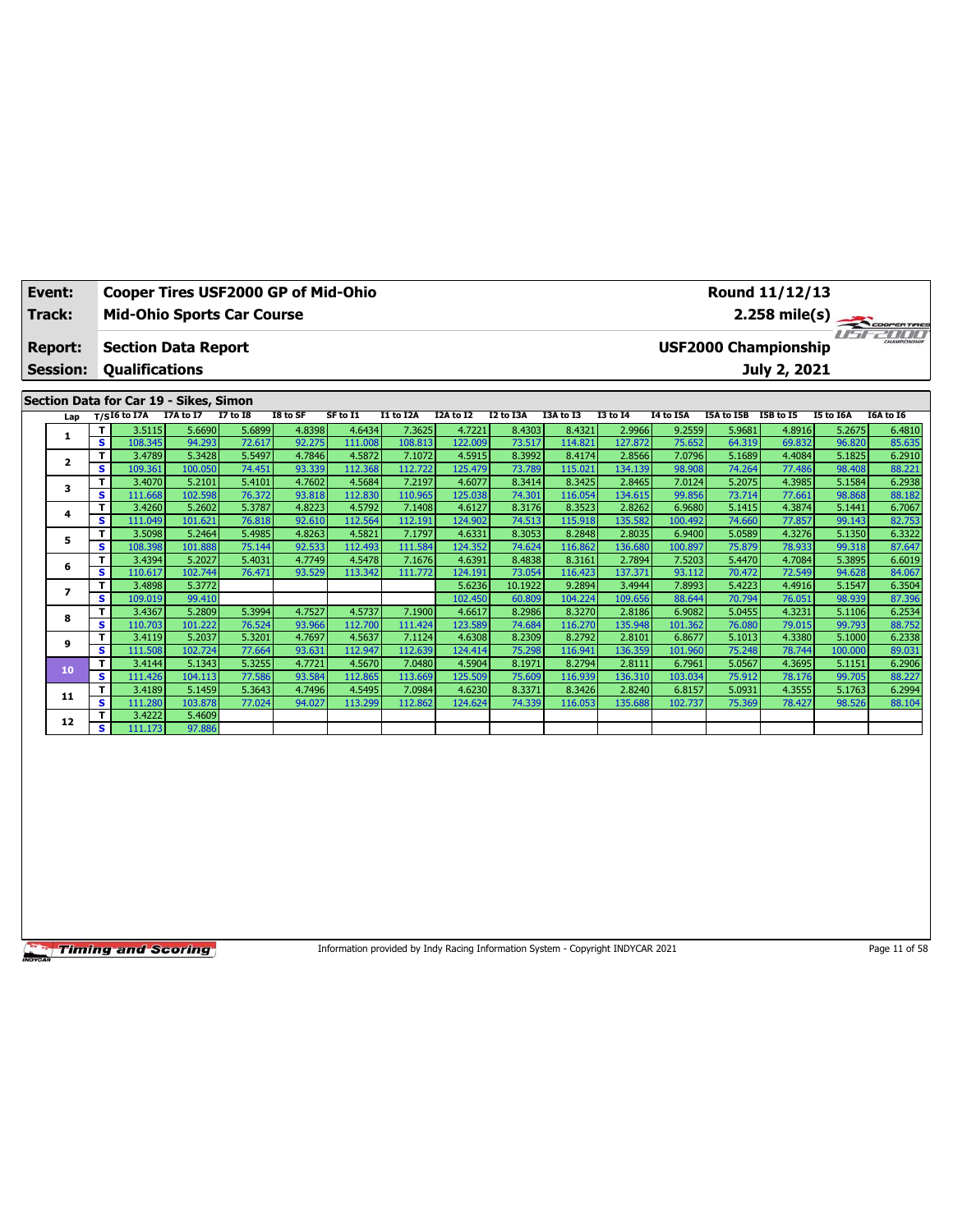| | | | |
|---|---|---|---|
| **Event:** | **Cooper Tires USF2000 GP of Mid-Ohio** | | **Round 11/12/13** |
| **Track:** | **Mid-Ohio Sports Car Course** | | **2.258 mile(s)** |
| **Report:** | **Section Data Report** | | **USF2000 Championship** |
| **Session:** | **Qualifications** | | **July 2, 2021** |

## Section Data for Car 19 - Sikes, Simon

| Lap | T/S | I6 to I7A | I7A to I7 | I7 to I8 | I8 to SF | SF to I1 | I1 to I2A | I2A to I2 | I2 to I3A | I3A to I3 | I3 to I4 | I4 to I5A | I5A to I5B | I5B to I5 | I5 to I6A | I6A to I6 |
|---|---|---|---|---|---|---|---|---|---|---|---|---|---|---|---|---|
| 1 | T | 3.5115 | 5.6690 | 5.6899 | 4.8398 | 4.6434 | 7.3625 | 4.7221 | 8.4303 | 8.4321 | 2.9966 | 9.2559 | 5.9681 | 4.8916 | 5.2675 | 6.4810 |
| | S | 108.345 | 94.293 | 72.617 | 92.275 | 111.008 | 108.813 | 122.009 | 73.517 | 114.821 | 127.872 | 75.652 | 64.319 | 69.832 | 96.820 | 85.635 |
| 2 | T | 3.4789 | 5.3428 | 5.5497 | 4.7846 | 4.5872 | 7.1072 | 4.5915 | 8.3992 | 8.4174 | 2.8566 | 7.0796 | 5.1689 | 4.4084 | 5.1825 | 6.2910 |
| | S | 109.361 | 100.050 | 74.451 | 93.339 | 112.368 | 112.722 | 125.479 | 73.789 | 115.021 | 134.139 | 98.908 | 74.264 | 77.486 | 98.408 | 88.221 |
| 3 | T | 3.4070 | 5.2101 | 5.4101 | 4.7602 | 4.5684 | 7.2197 | 4.6077 | 8.3414 | 8.3425 | 2.8465 | 7.0124 | 5.2075 | 4.3985 | 5.1584 | 6.2938 |
| | S | 111.668 | 102.598 | 76.372 | 93.818 | 112.830 | 110.965 | 125.038 | 74.301 | 116.054 | 134.615 | 99.856 | 73.714 | 77.661 | 98.868 | 88.182 |
| 4 | T | 3.4260 | 5.2602 | 5.3787 | 4.8223 | 4.5792 | 7.1408 | 4.6127 | 8.3176 | 8.3523 | 2.8262 | 6.9680 | 5.1415 | 4.3874 | 5.1441 | 6.7067 |
| | S | 111.049 | 101.621 | 76.818 | 92.610 | 112.564 | 112.191 | 124.902 | 74.513 | 115.918 | 135.582 | 100.492 | 74.660 | 77.857 | 99.143 | 82.753 |
| 5 | T | 3.5098 | 5.2464 | 5.4985 | 4.8263 | 4.5821 | 7.1797 | 4.6331 | 8.3053 | 8.2848 | 2.8035 | 6.9400 | 5.0589 | 4.3276 | 5.1350 | 6.3322 |
| | S | 108.398 | 101.888 | 75.144 | 92.533 | 112.493 | 111.584 | 124.352 | 74.624 | 116.862 | 136.680 | 100.897 | 75.879 | 78.933 | 99.318 | 87.647 |
| 6 | T | 3.4394 | 5.2027 | 5.4031 | 4.7749 | 4.5478 | 7.1676 | 4.6391 | 8.4838 | 8.3161 | 2.7894 | 7.5203 | 5.4470 | 4.7084 | 5.3895 | 6.6019 |
| | S | 110.617 | 102.744 | 76.471 | 93.529 | 113.342 | 111.772 | 124.191 | 73.054 | 116.423 | 137.371 | 93.112 | 70.472 | 72.549 | 94.628 | 84.067 |
| 7 | T | 3.4898 | 5.3772 | | | | | 5.6236 | 10.1922 | 9.2894 | 3.4944 | 7.8993 | 5.4223 | 4.4916 | 5.1547 | 6.3504 |
| | S | 109.019 | 99.410 | | | | | 102.450 | 60.809 | 104.224 | 109.656 | 88.644 | 70.794 | 76.051 | 98.939 | 87.396 |
| 8 | T | 3.4367 | 5.2809 | 5.3994 | 4.7527 | 4.5737 | 7.1900 | 4.6617 | 8.2986 | 8.3270 | 2.8186 | 6.9082 | 5.0455 | 4.3231 | 5.1106 | 6.2534 |
| | S | 110.703 | 101.222 | 76.524 | 93.966 | 112.700 | 111.424 | 123.589 | 74.684 | 116.270 | 135.948 | 101.362 | 76.080 | 79.015 | 99.793 | 88.752 |
| 9 | T | 3.4119 | 5.2037 | 5.3201 | 4.7697 | 4.5637 | 7.1124 | 4.6308 | 8.2309 | 8.2792 | 2.8101 | 6.8677 | 5.1013 | 4.3380 | 5.1000 | 6.2338 |
| | S | 111.508 | 102.724 | 77.664 | 93.631 | 112.947 | 112.639 | 124.414 | 75.298 | 116.941 | 136.359 | 101.960 | 75.248 | 78.744 | 100.000 | 89.031 |
| 10 | T | 3.4144 | 5.1343 | 5.3255 | 4.7721 | 4.5670 | 7.0480 | 4.5904 | 8.1971 | 8.2794 | 2.8111 | 6.7961 | 5.0567 | 4.3695 | 5.1151 | 6.2906 |
| | S | 111.426 | 104.113 | 77.586 | 93.584 | 112.865 | 113.669 | 125.509 | 75.609 | 116.939 | 136.310 | 103.034 | 75.912 | 78.176 | 99.705 | 88.227 |
| 11 | T | 3.4189 | 5.1459 | 5.3643 | 4.7496 | 4.5495 | 7.0984 | 4.6230 | 8.3371 | 8.3426 | 2.8240 | 6.8157 | 5.0931 | 4.3555 | 5.1763 | 6.2994 |
| | S | 111.280 | 103.878 | 77.024 | 94.027 | 113.299 | 112.862 | 124.624 | 74.339 | 116.053 | 135.688 | 102.737 | 75.369 | 78.427 | 98.526 | 88.104 |
| 12 | T | 3.4222 | 5.4609 | | | | | | | | | | | | | |
| | S | 111.173 | 97.886 | | | | | | | | | | | | | |

Information provided by Indy Racing Information System - Copyright INDYCAR 2021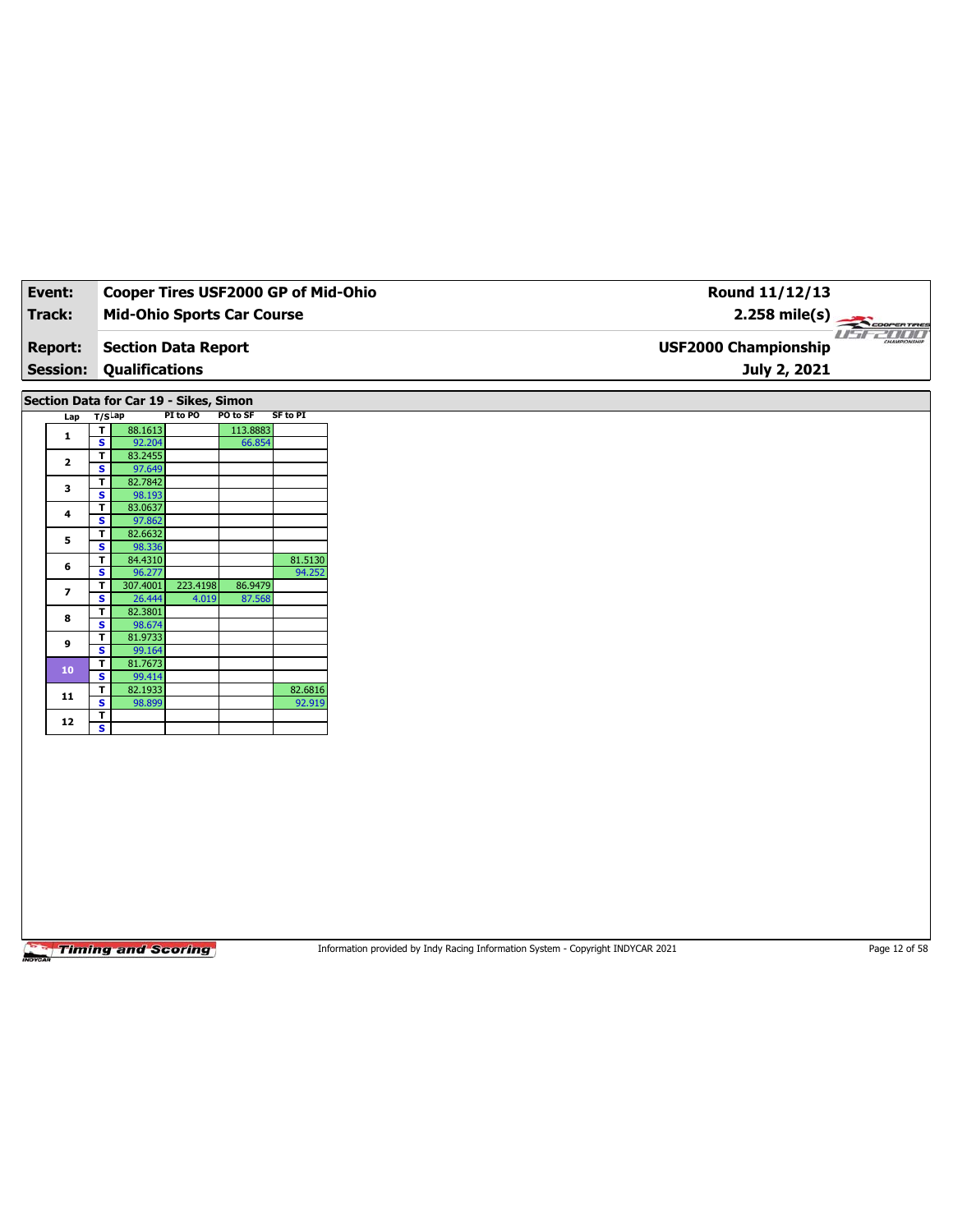| | | | |
|---|---|---|---|
| **Event:** | **Cooper Tires USF2000 GP of Mid-Ohio** | **Round 11/12/13** | |
| **Track:** | **Mid-Ohio Sports Car Course** | **2.258 mile(s)** | |
| **Report:** | **Section Data Report** | **USF2000 Championship** | |
| **Session:** | **Qualifications** | **July 2, 2021** | |

**Section Data for Car 19 - Sikes, Simon**

| Lap | T/S | Lap | PI to PO | PO to SF | SF to PI |
|---|---|---|---|---|---|
| 1 | T | 88.1613 | | 113.8883 | |
| | S | 92.204 | | 66.854 | |
| 2 | T | 83.2455 | | | |
| | S | 97.649 | | | |
| 3 | T | 82.7842 | | | |
| | S | 98.193 | | | |
| 4 | T | 83.0637 | | | |
| | S | 97.862 | | | |
| 5 | T | 82.6632 | | | |
| | S | 98.336 | | | |
| 6 | T | 84.4310 | | | 81.5130 |
| | S | 96.277 | | | 94.252 |
| 7 | T | 307.4001 | 223.4198 | 86.9479 | |
| | S | 26.444 | 4.019 | 87.568 | |
| 8 | T | 82.3801 | | | |
| | S | 98.674 | | | |
| 9 | T | 81.9733 | | | |
| | S | 99.164 | | | |
| 10 | T | 81.7673 | | | |
| | S | 99.414 | | | |
| 11 | T | 82.1933 | | | 82.6816 |
| | S | 98.899 | | | 92.919 |
| 12 | T | | | | |
| | S | | | | |

Information provided by Indy Racing Information System - Copyright INDYCAR 2021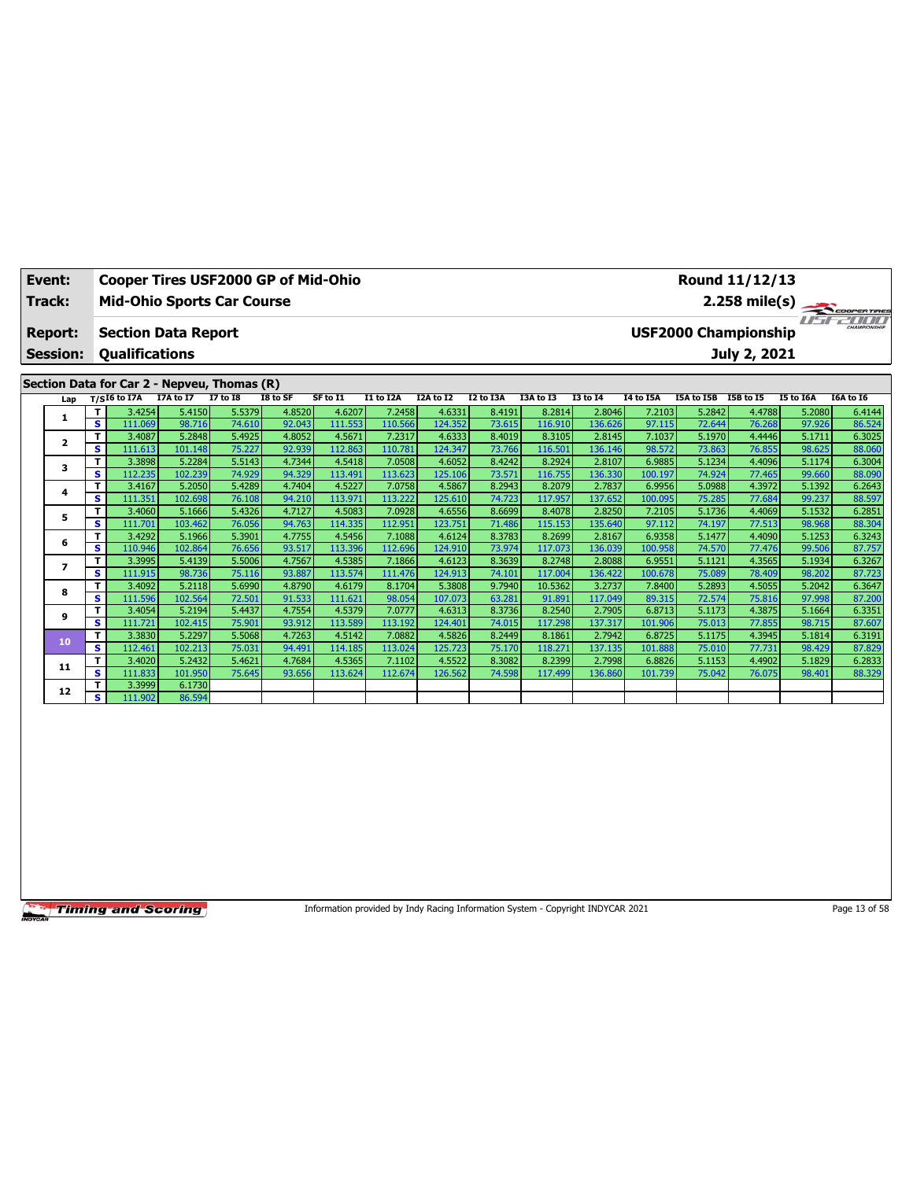| | | | |
|---|---|---|---|
| **Event:** | **Cooper Tires USF2000 GP of Mid-Ohio** | **Round 11/12/13** | |
| **Track:** | **Mid-Ohio Sports Car Course** | **2.258 mile(s)** | |
| **Report:** | **Section Data Report** | **USF2000 Championship** | |
| **Session:** | **Qualifications** | **July 2, 2021** | |

## Section Data for Car 2 - Nepveu, Thomas (R)

| Lap | T/S | I6 to I7A | I7A to I7 | I7 to I8 | I8 to SF | SF to I1 | I1 to I2A | I2A to I2 | I2 to I3A | I3A to I3 | I3 to I4 | I4 to I5A | I5A to I5B | I5B to I5 | I5 to I6A | I6A to I6 |
|---|---|---|---|---|---|---|---|---|---|---|---|---|---|---|---|---|
| 1 | T | 3.4254 | 5.4150 | 5.5379 | 4.8520 | 4.6207 | 7.2458 | 4.6331 | 8.4191 | 8.2814 | 2.8046 | 7.2103 | 5.2842 | 4.4788 | 5.2080 | 6.4144 |
| | S | 111.069 | 98.716 | 74.610 | 92.043 | 111.553 | 110.566 | 124.352 | 73.615 | 116.910 | 136.626 | 97.115 | 72.644 | 76.268 | 97.926 | 86.524 |
| 2 | T | 3.4087 | 5.2848 | 5.4925 | 4.8052 | 4.5671 | 7.2317 | 4.6333 | 8.4019 | 8.3105 | 2.8145 | 7.1037 | 5.1970 | 4.4446 | 5.1711 | 6.3025 |
| | S | 111.613 | 101.148 | 75.227 | 92.939 | 112.863 | 110.781 | 124.347 | 73.766 | 116.501 | 136.146 | 98.572 | 73.863 | 76.855 | 98.625 | 88.060 |
| 3 | T | 3.3898 | 5.2284 | 5.5143 | 4.7344 | 4.5418 | 7.0508 | 4.6052 | 8.4242 | 8.2924 | 2.8107 | 6.9885 | 5.1234 | 4.4096 | 5.1174 | 6.3004 |
| | S | 112.235 | 102.239 | 74.929 | 94.329 | 113.491 | 113.623 | 125.106 | 73.571 | 116.755 | 136.330 | 100.197 | 74.924 | 77.465 | 99.660 | 88.090 |
| 4 | T | 3.4167 | 5.2050 | 5.4289 | 4.7404 | 4.5227 | 7.0758 | 4.5867 | 8.2943 | 8.2079 | 2.7837 | 6.9956 | 5.0988 | 4.3972 | 5.1392 | 6.2643 |
| | S | 111.351 | 102.698 | 76.108 | 94.210 | 113.971 | 113.222 | 125.610 | 74.723 | 117.957 | 137.652 | 100.095 | 75.285 | 77.684 | 99.237 | 88.597 |
| 5 | T | 3.4060 | 5.1666 | 5.4326 | 4.7127 | 4.5083 | 7.0928 | 4.6556 | 8.6699 | 8.4078 | 2.8250 | 7.2105 | 5.1736 | 4.4069 | 5.1532 | 6.2851 |
| | S | 111.701 | 103.462 | 76.056 | 94.763 | 114.335 | 112.951 | 123.751 | 71.486 | 115.153 | 135.640 | 97.112 | 74.197 | 77.513 | 98.968 | 88.304 |
| 6 | T | 3.4292 | 5.1966 | 5.3901 | 4.7755 | 4.5456 | 7.1088 | 4.6124 | 8.3783 | 8.2699 | 2.8167 | 6.9358 | 5.1477 | 4.4090 | 5.1253 | 6.3243 |
| | S | 110.946 | 102.864 | 76.656 | 93.517 | 113.396 | 112.696 | 124.910 | 73.974 | 117.073 | 136.039 | 100.958 | 74.570 | 77.476 | 99.506 | 87.757 |
| 7 | T | 3.3995 | 5.4139 | 5.5006 | 4.7567 | 4.5385 | 7.1866 | 4.6123 | 8.3639 | 8.2748 | 2.8088 | 6.9551 | 5.1121 | 4.3565 | 5.1934 | 6.3267 |
| | S | 111.915 | 98.736 | 75.116 | 93.887 | 113.574 | 111.476 | 124.913 | 74.101 | 117.004 | 136.422 | 100.678 | 75.089 | 78.409 | 98.202 | 87.723 |
| 8 | T | 3.4092 | 5.2118 | 5.6990 | 4.8790 | 4.6179 | 8.1704 | 5.3808 | 9.7940 | 10.5362 | 3.2737 | 7.8400 | 5.2893 | 4.5055 | 5.2042 | 6.3647 |
| | S | 111.596 | 102.564 | 72.501 | 91.533 | 111.621 | 98.054 | 107.073 | 63.281 | 91.891 | 117.049 | 89.315 | 72.574 | 75.816 | 97.998 | 87.200 |
| 9 | T | 3.4054 | 5.2194 | 5.4437 | 4.7554 | 4.5379 | 7.0777 | 4.6313 | 8.3736 | 8.2540 | 2.7905 | 6.8713 | 5.1173 | 4.3875 | 5.1664 | 6.3351 |
| | S | 111.721 | 102.415 | 75.901 | 93.912 | 113.589 | 113.192 | 124.401 | 74.015 | 117.298 | 137.317 | 101.906 | 75.013 | 77.855 | 98.715 | 87.607 |
| 10 | T | 3.3830 | 5.2297 | 5.5068 | 4.7263 | 4.5142 | 7.0882 | 4.5826 | 8.2449 | 8.1861 | 2.7942 | 6.8725 | 5.1175 | 4.3945 | 5.1814 | 6.3191 |
| | S | 112.461 | 102.213 | 75.031 | 94.491 | 114.185 | 113.024 | 125.723 | 75.170 | 118.271 | 137.135 | 101.888 | 75.010 | 77.731 | 98.429 | 87.829 |
| 11 | T | 3.4020 | 5.2432 | 5.4621 | 4.7684 | 4.5365 | 7.1102 | 4.5522 | 8.3082 | 8.2399 | 2.7998 | 6.8826 | 5.1153 | 4.4902 | 5.1829 | 6.2833 |
| | S | 111.833 | 101.950 | 75.645 | 93.656 | 113.624 | 112.674 | 126.562 | 74.598 | 117.499 | 136.860 | 101.739 | 75.042 | 76.075 | 98.401 | 88.329 |
| 12 | T | 3.3999 | 6.1730 | | | | | | | | | | | | | |
| | S | 111.902 | 86.594 | | | | | | | | | | | | | |

Information provided by Indy Racing Information System - Copyright INDYCAR 2021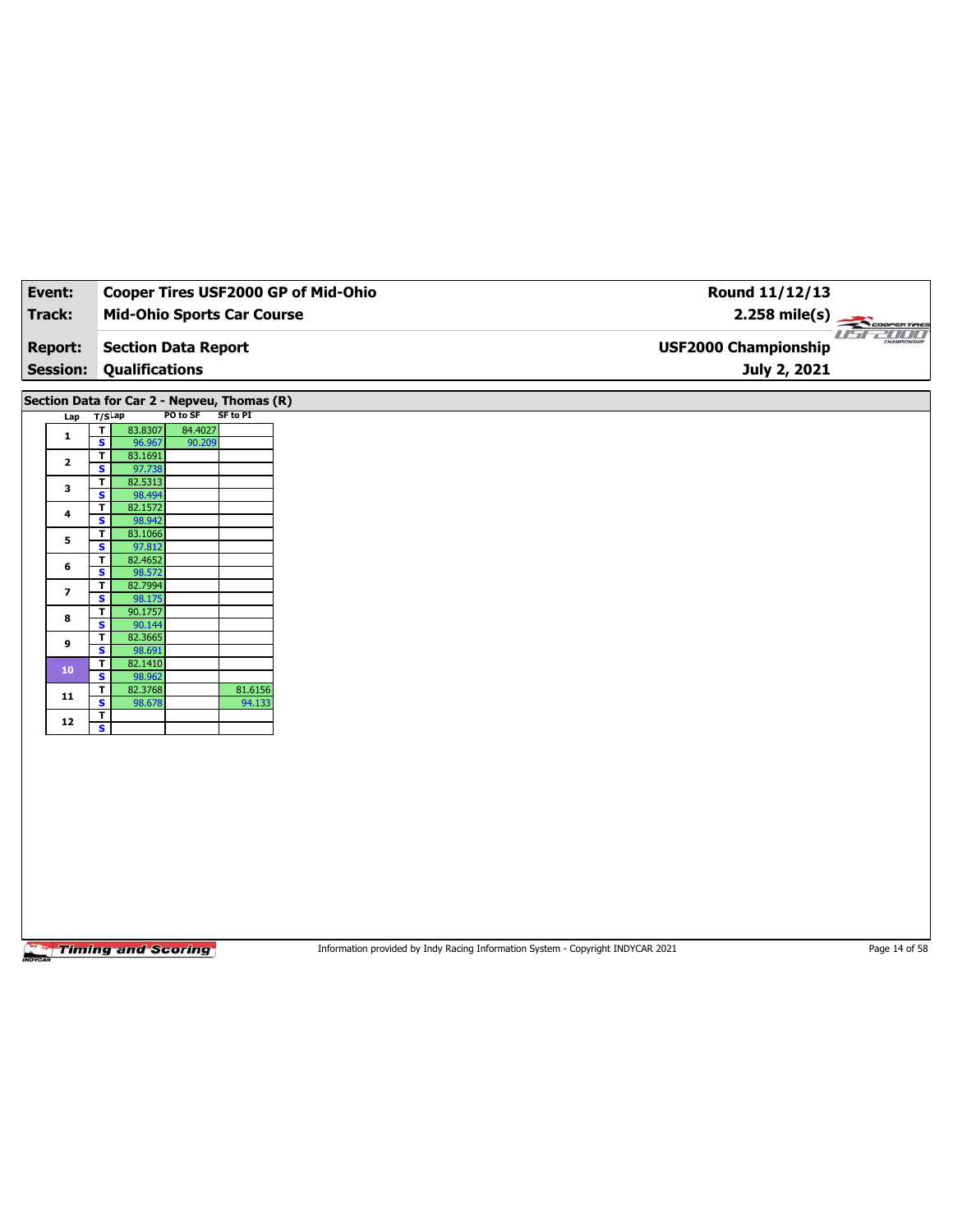| | | | |
|---|---|---|---|
| **Event:** | **Cooper Tires USF2000 GP of Mid-Ohio** | **Round 11/12/13** | |
| **Track:** | **Mid-Ohio Sports Car Course** | **2.258 mile(s)** | |
| **Report:** | **Section Data Report** | **USF2000 Championship** | |
| **Session:** | **Qualifications** | **July 2, 2021** | |

## Section Data for Car 2 - Nepveu, Thomas (R)

| Lap | T/S | Lap | PO to SF | SF to PI |
|---|---|---|---|---|
| 1 | T | 83.8307 | 84.4027 | |
| | S | 96.967 | 90.209 | |
| 2 | T | 83.1691 | | |
| | S | 97.738 | | |
| 3 | T | 82.5313 | | |
| | S | 98.494 | | |
| 4 | T | 82.1572 | | |
| | S | 98.942 | | |
| 5 | T | 83.1066 | | |
| | S | 97.812 | | |
| 6 | T | 82.4652 | | |
| | S | 98.572 | | |
| 7 | T | 82.7994 | | |
| | S | 98.175 | | |
| 8 | T | 90.1757 | | |
| | S | 90.144 | | |
| 9 | T | 82.3665 | | |
| | S | 98.691 | | |
| 10 | T | 82.1410 | | |
| | S | 98.962 | | |
| 11 | T | 82.3768 | | 81.6156 |
| | S | 98.678 | | 94.133 |
| 12 | T | | | |
| | S | | | |

Information provided by Indy Racing Information System - Copyright INDYCAR 2021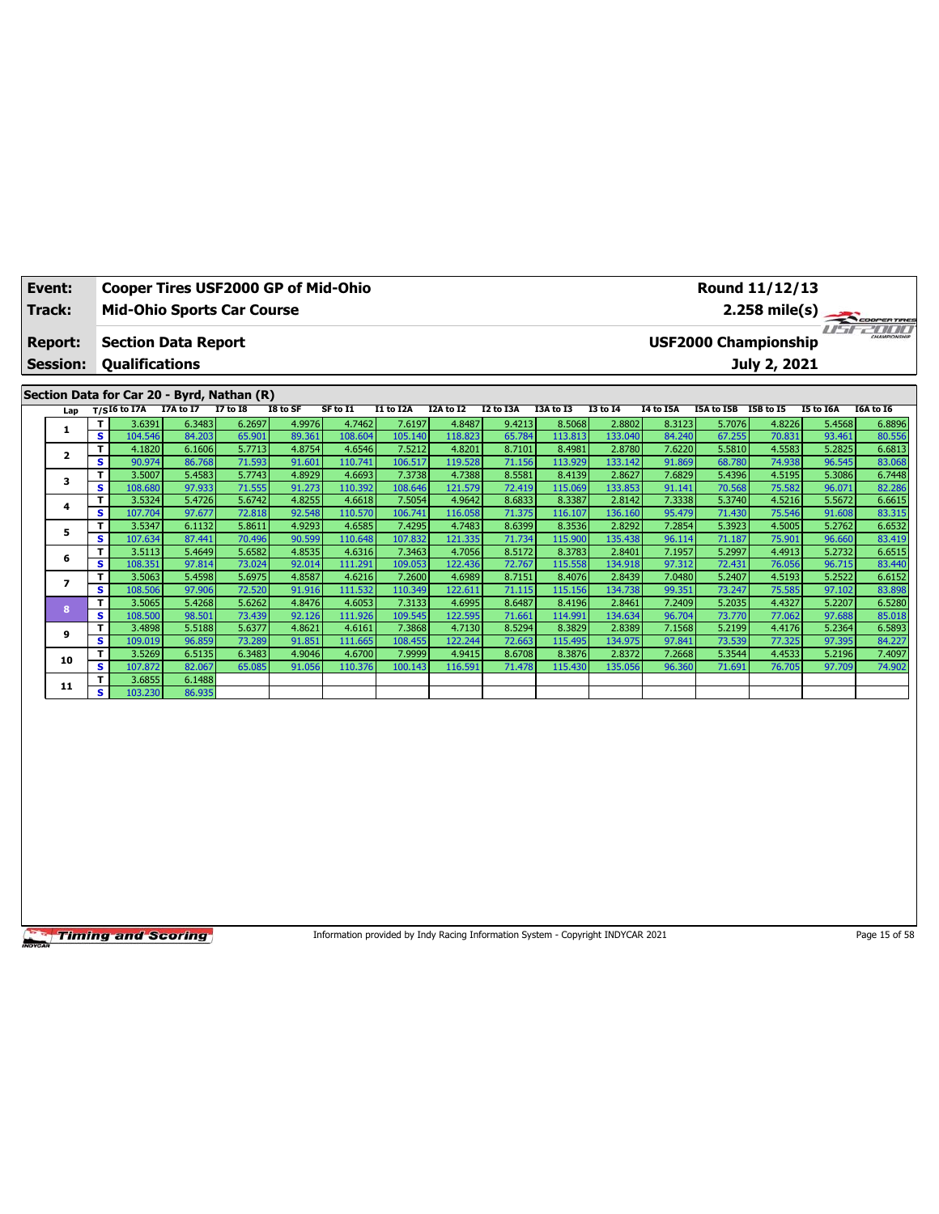| **Event:** | **Cooper Tires USF2000 GP of Mid-Ohio** | **Round 11/12/13** |
|---|---|---|
| **Track:** | **Mid-Ohio Sports Car Course** | **2.258 mile(s)** |
| **Report:** | **Section Data Report** | **USF2000 Championship** |
| **Session:** | **Qualifications** | **July 2, 2021** |

## Section Data for Car 20 - Byrd, Nathan (R)

| Lap | T/S | I6 to I7A | I7A to I7 | I7 to I8 | I8 to SF | SF to I1 | I1 to I2A | I2A to I2 | I2 to I3A | I3A to I3 | I3 to I4 | I4 to I5A | I5A to I5B | I5B to I5 | I5 to I6A | I6A to I6 |
|---|---|---|---|---|---|---|---|---|---|---|---|---|---|---|---|---|
| 1 | T | 3.6391 | 6.3483 | 6.2697 | 4.9976 | 4.7462 | 7.6197 | 4.8487 | 9.4213 | 8.5068 | 2.8802 | 8.3123 | 5.7076 | 4.8226 | 5.4568 | 6.8896 |
| | S | 104.546 | 84.203 | 65.901 | 89.361 | 108.604 | 105.140 | 118.823 | 65.784 | 113.813 | 133.040 | 84.240 | 67.255 | 70.831 | 93.461 | 80.556 |
| 2 | T | 4.1820 | 6.1606 | 5.7713 | 4.8754 | 4.6546 | 7.5212 | 4.8201 | 8.7101 | 8.4981 | 2.8780 | 7.6220 | 5.5810 | 4.5583 | 5.2825 | 6.6813 |
| | S | 90.974 | 86.768 | 71.593 | 91.601 | 110.741 | 106.517 | 119.528 | 71.156 | 113.929 | 133.142 | 91.869 | 68.780 | 74.938 | 96.545 | 83.068 |
| 3 | T | 3.5007 | 5.4583 | 5.7743 | 4.8929 | 4.6693 | 7.3738 | 4.7388 | 8.5581 | 8.4139 | 2.8627 | 7.6829 | 5.4396 | 4.5195 | 5.3086 | 6.7448 |
| | S | 108.680 | 97.933 | 71.555 | 91.273 | 110.392 | 108.646 | 121.579 | 72.419 | 115.069 | 133.853 | 91.141 | 70.568 | 75.582 | 96.071 | 82.286 |
| 4 | T | 3.5324 | 5.4726 | 5.6742 | 4.8255 | 4.6618 | 7.5054 | 4.9642 | 8.6833 | 8.3387 | 2.8142 | 7.3338 | 5.3740 | 4.5216 | 5.5672 | 6.6615 |
| | S | 107.704 | 97.677 | 72.818 | 92.548 | 110.570 | 106.741 | 116.058 | 71.375 | 116.107 | 136.160 | 95.479 | 71.430 | 75.546 | 91.608 | 83.315 |
| 5 | T | 3.5347 | 6.1132 | 5.8611 | 4.9293 | 4.6585 | 7.4295 | 4.7483 | 8.6399 | 8.3536 | 2.8292 | 7.2854 | 5.3923 | 4.5005 | 5.2762 | 6.6532 |
| | S | 107.634 | 87.441 | 70.496 | 90.599 | 110.648 | 107.832 | 121.335 | 71.734 | 115.900 | 135.438 | 96.114 | 71.187 | 75.901 | 96.660 | 83.419 |
| 6 | T | 3.5113 | 5.4649 | 5.6582 | 4.8535 | 4.6316 | 7.3463 | 4.7056 | 8.5172 | 8.3783 | 2.8401 | 7.1957 | 5.2997 | 4.4913 | 5.2732 | 6.6515 |
| | S | 108.351 | 97.814 | 73.024 | 92.014 | 111.291 | 109.053 | 122.436 | 72.767 | 115.558 | 134.918 | 97.312 | 72.431 | 76.056 | 96.715 | 83.440 |
| 7 | T | 3.5063 | 5.4598 | 5.6975 | 4.8587 | 4.6216 | 7.2600 | 4.6989 | 8.7151 | 8.4076 | 2.8439 | 7.0480 | 5.2407 | 4.5193 | 5.2522 | 6.6152 |
| | S | 108.506 | 97.906 | 72.520 | 91.916 | 111.532 | 110.349 | 122.611 | 71.115 | 115.156 | 134.738 | 99.351 | 73.247 | 75.585 | 97.102 | 83.898 |
| 8 | T | 3.5065 | 5.4268 | 5.6262 | 4.8476 | 4.6053 | 7.3133 | 4.6995 | 8.6487 | 8.4196 | 2.8461 | 7.2409 | 5.2035 | 4.4327 | 5.2207 | 6.5280 |
| | S | 108.500 | 98.501 | 73.439 | 92.126 | 111.926 | 109.545 | 122.595 | 71.661 | 114.991 | 134.634 | 96.704 | 73.770 | 77.062 | 97.688 | 85.018 |
| 9 | T | 3.4898 | 5.5188 | 5.6377 | 4.8621 | 4.6161 | 7.3868 | 4.7130 | 8.5294 | 8.3829 | 2.8389 | 7.1568 | 5.2199 | 4.4176 | 5.2364 | 6.5893 |
| | S | 109.019 | 96.859 | 73.289 | 91.851 | 111.665 | 108.455 | 122.244 | 72.663 | 115.495 | 134.975 | 97.841 | 73.539 | 77.325 | 97.395 | 84.227 |
| 10 | T | 3.5269 | 6.5135 | 6.3483 | 4.9046 | 4.6700 | 7.9999 | 4.9415 | 8.6708 | 8.3876 | 2.8372 | 7.2668 | 5.3544 | 4.4533 | 5.2196 | 7.4097 |
| | S | 107.872 | 82.067 | 65.085 | 91.056 | 110.376 | 100.143 | 116.591 | 71.478 | 115.430 | 135.056 | 96.360 | 71.691 | 76.705 | 97.709 | 74.902 |
| 11 | T | 3.6855 | 6.1488 | | | | | | | | | | | | | |
| | S | 103.230 | 86.935 | | | | | | | | | | | | | |

Information provided by Indy Racing Information System - Copyright INDYCAR 2021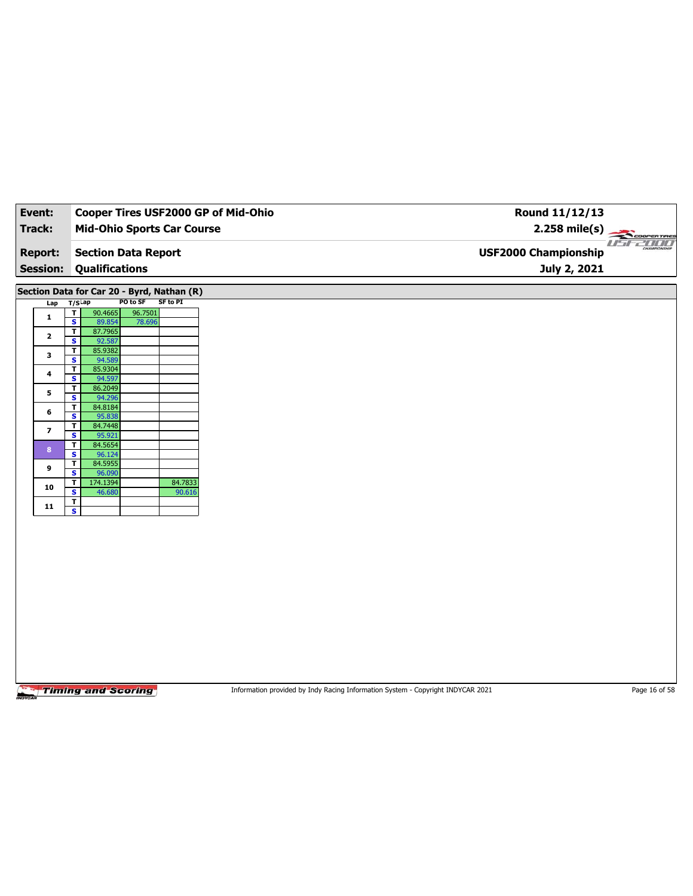| | | | |
|---|---|---|---|
| **Event:** | **Cooper Tires USF2000 GP of Mid-Ohio** | **Round 11/12/13** | |
| **Track:** | **Mid-Ohio Sports Car Course** | **2.258 mile(s)** | |
| **Report:** | **Section Data Report** | **USF2000 Championship** | |
| **Session:** | **Qualifications** | **July 2, 2021** | |

## Section Data for Car 20 - Byrd, Nathan (R)

| Lap | T/S | Lap | PO to SF | SF to PI |
|---|---|---|---|---|
| 1 | T | 90.4665 | 96.7501 | |
| | S | 89.854 | 78.696 | |
| 2 | T | 87.7965 | | |
| | S | 92.587 | | |
| 3 | T | 85.9382 | | |
| | S | 94.589 | | |
| 4 | T | 85.9304 | | |
| | S | 94.597 | | |
| 5 | T | 86.2049 | | |
| | S | 94.296 | | |
| 6 | T | 84.8184 | | |
| | S | 95.838 | | |
| 7 | T | 84.7448 | | |
| | S | 95.921 | | |
| 8 | T | 84.5654 | | |
| | S | 96.124 | | |
| 9 | T | 84.5955 | | |
| | S | 96.090 | | |
| 10 | T | 174.1394 | | 84.7833 |
| | S | 46.680 | | 90.616 |
| 11 | T | | | |
| | S | | | |

Information provided by Indy Racing Information System - Copyright INDYCAR 2021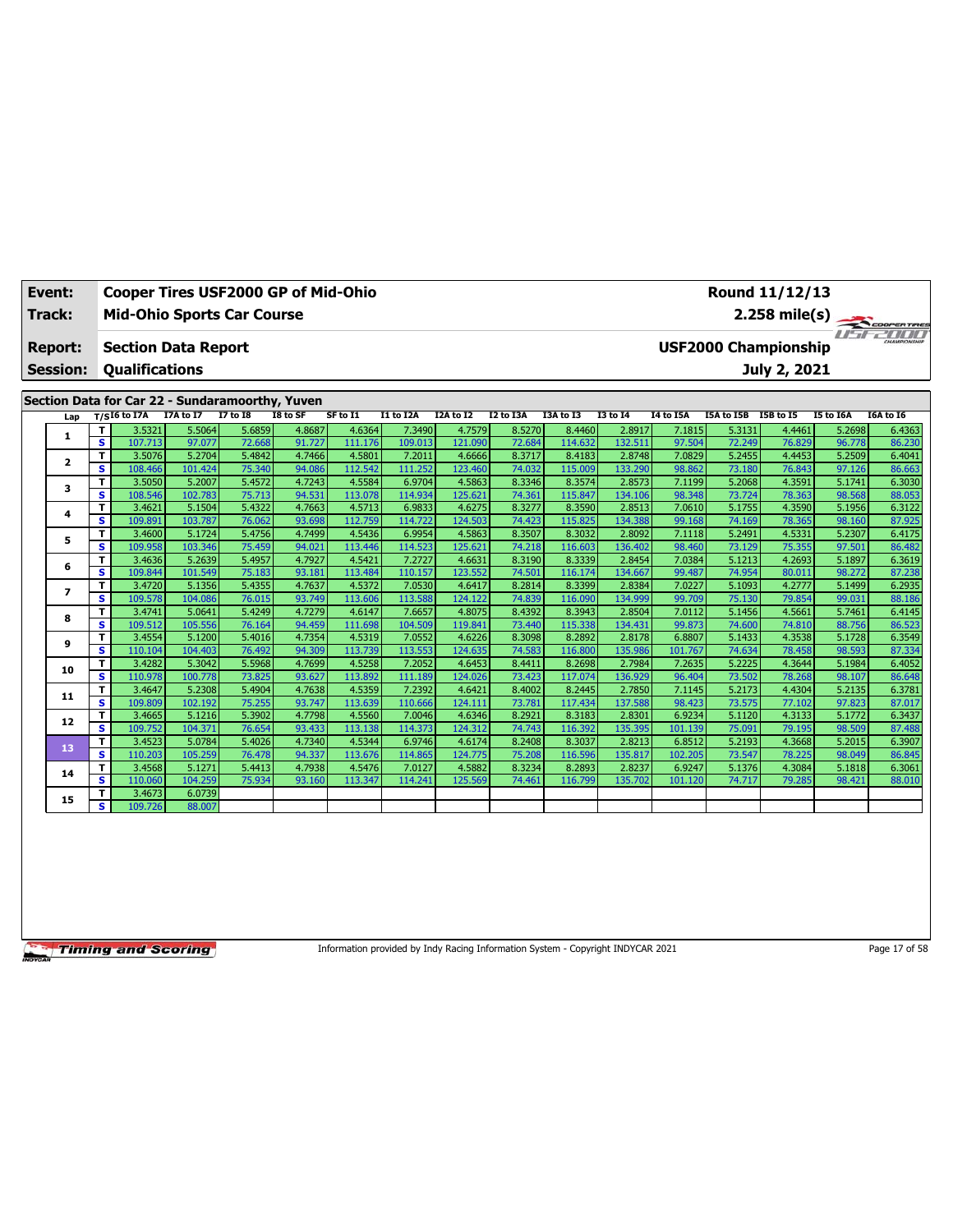| Event: | Cooper Tires USF2000 GP of Mid-Ohio | Round 11/12/13 |
|---|---|---|
| Track: | Mid-Ohio Sports Car Course | 2.258 mile(s) |
| Report: | Section Data Report | USF2000 Championship |
| Session: | Qualifications | July 2, 2021 |

## Section Data for Car 22 - Sundaramoorthy, Yuven

| Lap | T/S | I6 to I7A | I7A to I7 | I7 to I8 | I8 to SF | SF to I1 | I1 to I2A | I2A to I2 | I2 to I3A | I3A to I3 | I3 to I4 | I4 to I5A | I5A to I5B | I5B to I5 | I5 to I6A | I6A to I6 |
|---|---|---|---|---|---|---|---|---|---|---|---|---|---|---|---|---|
| 1 | T | 3.5321 | 5.5064 | 5.6859 | 4.8687 | 4.6364 | 7.3490 | 4.7579 | 8.5270 | 8.4460 | 2.8917 | 7.1815 | 5.3131 | 4.4461 | 5.2698 | 6.4363 |
| | S | 107.713 | 97.077 | 72.668 | 91.727 | 111.176 | 109.013 | 121.090 | 72.684 | 114.632 | 132.511 | 97.504 | 72.249 | 76.829 | 96.778 | 86.230 |
| 2 | T | 3.5076 | 5.2704 | 5.4842 | 4.7466 | 4.5801 | 7.2011 | 4.6666 | 8.3717 | 8.4183 | 2.8748 | 7.0829 | 5.2455 | 4.4453 | 5.2509 | 6.4041 |
| | S | 108.466 | 101.424 | 75.340 | 94.086 | 112.542 | 111.252 | 123.460 | 74.032 | 115.009 | 133.290 | 98.862 | 73.180 | 76.843 | 97.126 | 86.663 |
| 3 | T | 3.5050 | 5.2007 | 5.4572 | 4.7243 | 4.5584 | 6.9704 | 4.5863 | 8.3346 | 8.3574 | 2.8573 | 7.1199 | 5.2068 | 4.3591 | 5.1741 | 6.3030 |
| | S | 108.546 | 102.783 | 75.713 | 94.531 | 113.078 | 114.934 | 125.621 | 74.361 | 115.847 | 134.106 | 98.348 | 73.724 | 78.363 | 98.568 | 88.053 |
| 4 | T | 3.4621 | 5.1504 | 5.4322 | 4.7663 | 4.5713 | 6.9833 | 4.6275 | 8.3277 | 8.3590 | 2.8513 | 7.0610 | 5.1755 | 4.3590 | 5.1956 | 6.3122 |
| | S | 109.891 | 103.787 | 76.062 | 93.698 | 112.759 | 114.722 | 124.503 | 74.423 | 115.825 | 134.388 | 99.168 | 74.169 | 78.365 | 98.160 | 87.925 |
| 5 | T | 3.4600 | 5.1724 | 5.4756 | 4.7499 | 4.5436 | 6.9954 | 4.5863 | 8.3507 | 8.3032 | 2.8092 | 7.1118 | 5.2491 | 4.5331 | 5.2307 | 6.4175 |
| | S | 109.958 | 103.346 | 75.459 | 94.021 | 113.446 | 114.523 | 125.621 | 74.218 | 116.603 | 136.402 | 98.460 | 73.129 | 75.355 | 97.501 | 86.482 |
| 6 | T | 3.4636 | 5.2639 | 5.4957 | 4.7927 | 4.5421 | 7.2727 | 4.6631 | 8.3190 | 8.3339 | 2.8454 | 7.0384 | 5.1213 | 4.2693 | 5.1897 | 6.3619 |
| | S | 109.844 | 101.549 | 75.183 | 93.181 | 113.484 | 110.157 | 123.552 | 74.501 | 116.174 | 134.667 | 99.487 | 74.954 | 80.011 | 98.272 | 87.238 |
| 7 | T | 3.4720 | 5.1356 | 5.4355 | 4.7637 | 4.5372 | 7.0530 | 4.6417 | 8.2814 | 8.3399 | 2.8384 | 7.0227 | 5.1093 | 4.2777 | 5.1499 | 6.2935 |
| | S | 109.578 | 104.086 | 76.015 | 93.749 | 113.606 | 113.588 | 124.122 | 74.839 | 116.090 | 134.999 | 99.709 | 75.130 | 79.854 | 99.031 | 88.186 |
| 8 | T | 3.4741 | 5.0641 | 5.4249 | 4.7279 | 4.6147 | 7.6657 | 4.8075 | 8.4392 | 8.3943 | 2.8504 | 7.0112 | 5.1456 | 4.5661 | 5.7461 | 6.4145 |
| | S | 109.512 | 105.556 | 76.164 | 94.459 | 111.698 | 104.509 | 119.841 | 73.440 | 115.338 | 134.431 | 99.873 | 74.600 | 74.810 | 88.756 | 86.523 |
| 9 | T | 3.4554 | 5.1200 | 5.4016 | 4.7354 | 4.5319 | 7.0552 | 4.6226 | 8.3098 | 8.2892 | 2.8178 | 6.8807 | 5.1433 | 4.3538 | 5.1728 | 6.3549 |
| | S | 110.104 | 104.403 | 76.492 | 94.309 | 113.739 | 113.553 | 124.635 | 74.583 | 116.800 | 135.986 | 101.767 | 74.634 | 78.458 | 98.593 | 87.334 |
| 10 | T | 3.4282 | 5.3042 | 5.5968 | 4.7699 | 4.5258 | 7.2052 | 4.6453 | 8.4411 | 8.2698 | 2.7984 | 7.2635 | 5.2225 | 4.3644 | 5.1984 | 6.4052 |
| | S | 110.978 | 100.778 | 73.825 | 93.627 | 113.892 | 111.189 | 124.026 | 73.423 | 117.074 | 136.929 | 96.404 | 73.502 | 78.268 | 98.107 | 86.648 |
| 11 | T | 3.4647 | 5.2308 | 5.4904 | 4.7638 | 4.5359 | 7.2392 | 4.6421 | 8.4002 | 8.2445 | 2.7850 | 7.1145 | 5.2173 | 4.4304 | 5.2135 | 6.3781 |
| | S | 109.809 | 102.192 | 75.255 | 93.747 | 113.639 | 110.666 | 124.111 | 73.781 | 117.434 | 137.588 | 98.423 | 73.575 | 77.102 | 97.823 | 87.017 |
| 12 | T | 3.4665 | 5.1216 | 5.3902 | 4.7798 | 4.5560 | 7.0046 | 4.6346 | 8.2921 | 8.3183 | 2.8301 | 6.9234 | 5.1120 | 4.3133 | 5.1772 | 6.3437 |
| | S | 109.752 | 104.371 | 76.654 | 93.433 | 113.138 | 114.373 | 124.312 | 74.743 | 116.392 | 135.395 | 101.139 | 75.091 | 79.195 | 98.509 | 87.488 |
| 13 | T | 3.4523 | 5.0784 | 5.4026 | 4.7340 | 4.5344 | 6.9746 | 4.6174 | 8.2408 | 8.3037 | 2.8213 | 6.8512 | 5.2193 | 4.3668 | 5.2015 | 6.3907 |
| | S | 110.203 | 105.259 | 76.478 | 94.337 | 113.676 | 114.865 | 124.775 | 75.208 | 116.596 | 135.817 | 102.205 | 73.547 | 78.225 | 98.049 | 86.845 |
| 14 | T | 3.4568 | 5.1271 | 5.4413 | 4.7938 | 4.5476 | 7.0127 | 4.5882 | 8.3234 | 8.2893 | 2.8237 | 6.9247 | 5.1376 | 4.3084 | 5.1818 | 6.3061 |
| | S | 110.060 | 104.259 | 75.934 | 93.160 | 113.347 | 114.241 | 125.569 | 74.461 | 116.799 | 135.702 | 101.120 | 74.717 | 79.285 | 98.421 | 88.010 |
| 15 | T | 3.4673 | 6.0739 | | | | | | | | | | | | | |
| | S | 109.726 | 88.007 | | | | | | | | | | | | | |

Information provided by Indy Racing Information System - Copyright INDYCAR 2021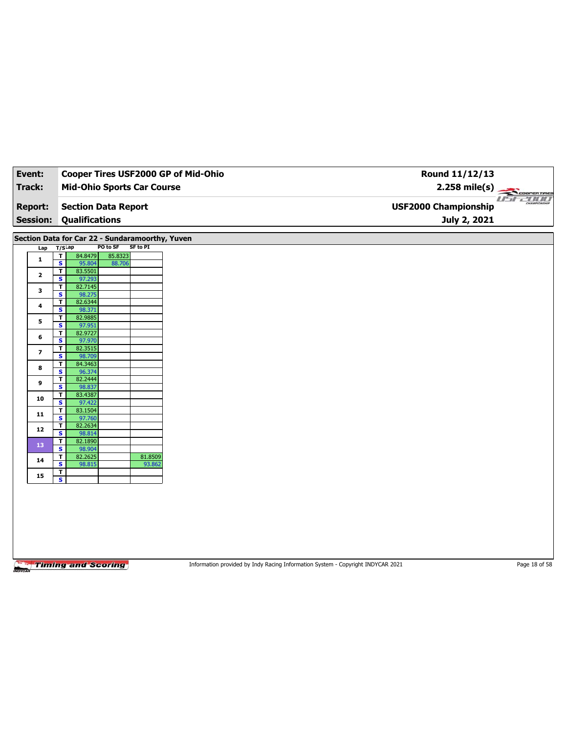| | |
|---|---|
| **Event:** | **Cooper Tires USF2000 GP of Mid-Ohio** |
| **Track:** | **Mid-Ohio Sports Car Course** |
| **Report:** | **Section Data Report** |
| **Session:** | **Qualifications** |

**Round 11/12/13**
**2.258 mile(s)**
**USF2000 Championship**
**July 2, 2021**

## Section Data for Car 22 - Sundaramoorthy, Yuven

| Lap | T/S | Lap | PO to SF | SF to PI |
|---|---|---|---|---|
| 1 | T | 84.8479 | 85.8323 | |
| | S | 95.804 | 88.706 | |
| 2 | T | 83.5501 | | |
| | S | 97.293 | | |
| 3 | T | 82.7145 | | |
| | S | 98.275 | | |
| 4 | T | 82.6344 | | |
| | S | 98.371 | | |
| 5 | T | 82.9885 | | |
| | S | 97.951 | | |
| 6 | T | 82.9727 | | |
| | S | 97.970 | | |
| 7 | T | 82.3515 | | |
| | S | 98.709 | | |
| 8 | T | 84.3463 | | |
| | S | 96.374 | | |
| 9 | T | 82.2444 | | |
| | S | 98.837 | | |
| 10 | T | 83.4387 | | |
| | S | 97.422 | | |
| 11 | T | 83.1504 | | |
| | S | 97.760 | | |
| 12 | T | 82.2634 | | |
| | S | 98.814 | | |
| 13 | T | 82.1890 | | |
| | S | 98.904 | | |
| 14 | T | 82.2625 | | 81.8509 |
| | S | 98.815 | | 93.862 |
| 15 | T | | | |
| | S | | | |

Information provided by Indy Racing Information System - Copyright INDYCAR 2021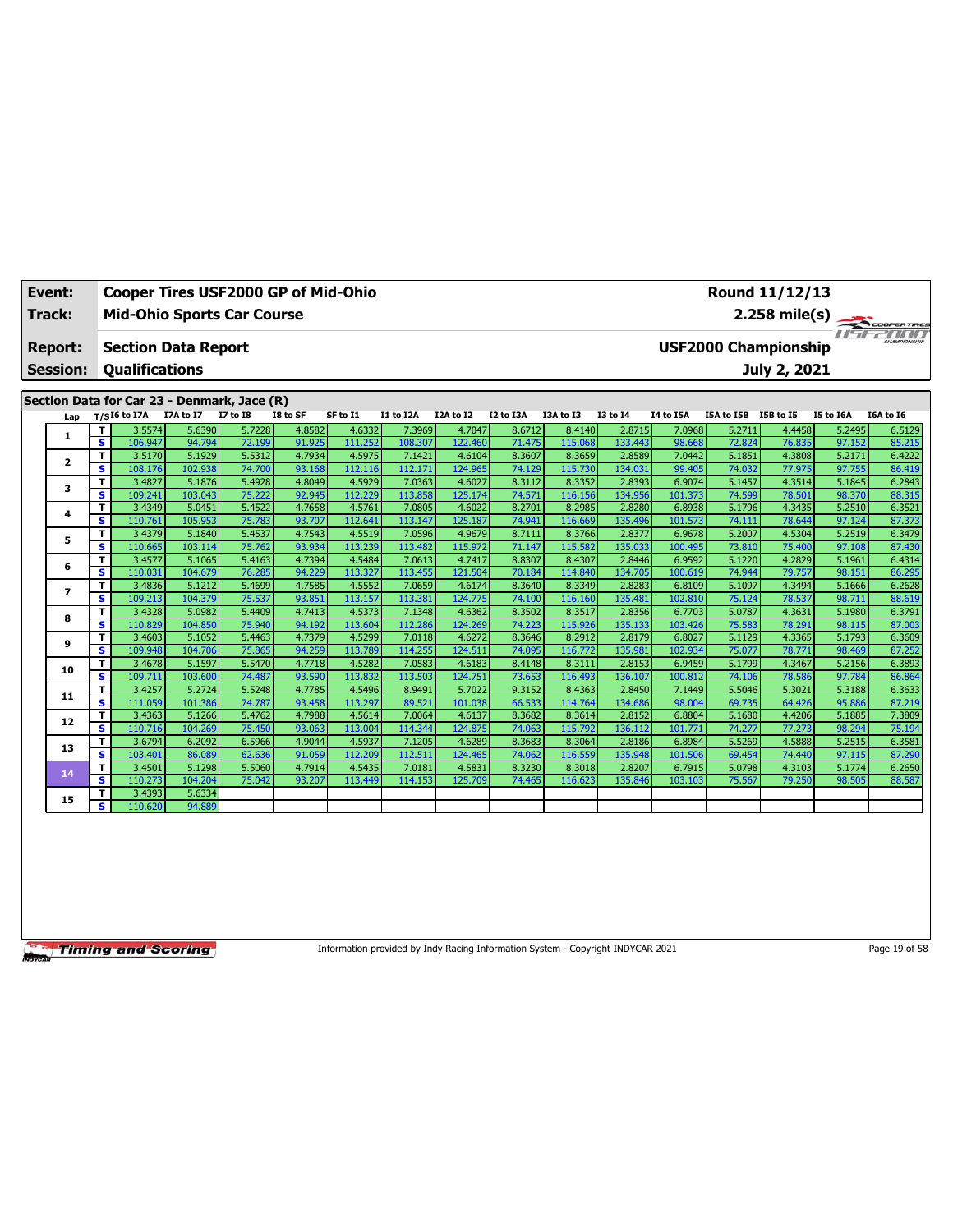| | |
|---|---|
| **Event:** | **Cooper Tires USF2000 GP of Mid-Ohio** |
| **Track:** | **Mid-Ohio Sports Car Course** |
| **Report:** | **Section Data Report** |
| **Session:** | **Qualifications** |

**Round 11/12/13**
**2.258 mile(s)**
**USF2000 Championship**
**July 2, 2021**

## Section Data for Car 23 - Denmark, Jace (R)

| Lap | T/S | I6 to I7A | I7A to I7 | I7 to I8 | I8 to SF | SF to I1 | I1 to I2A | I2A to I2 | I2 to I3A | I3A to I3 | I3 to I4 | I4 to I5A | I5A to I5B | I5B to I5 | I5 to I6A | I6A to I6 |
|---|---|---|---|---|---|---|---|---|---|---|---|---|---|---|---|---|
| 1 | T | 3.5574 | 5.6390 | 5.7228 | 4.8582 | 4.6332 | 7.3969 | 4.7047 | 8.6712 | 8.4140 | 2.8715 | 7.0968 | 5.2711 | 4.4458 | 5.2495 | 6.5129 |
| | S | 106.947 | 94.794 | 72.199 | 91.925 | 111.252 | 108.307 | 122.460 | 71.475 | 115.068 | 133.443 | 98.668 | 72.824 | 76.835 | 97.152 | 85.215 |
| 2 | T | 3.5170 | 5.1929 | 5.5312 | 4.7934 | 4.5975 | 7.1421 | 4.6104 | 8.3607 | 8.3659 | 2.8589 | 7.0442 | 5.1851 | 4.3808 | 5.2171 | 6.4222 |
| | S | 108.176 | 102.938 | 74.700 | 93.168 | 112.116 | 112.171 | 124.965 | 74.129 | 115.730 | 134.031 | 99.405 | 74.032 | 77.975 | 97.755 | 86.419 |
| 3 | T | 3.4827 | 5.1876 | 5.4928 | 4.8049 | 4.5929 | 7.0363 | 4.6027 | 8.3112 | 8.3352 | 2.8393 | 6.9074 | 5.1457 | 4.3514 | 5.1845 | 6.2843 |
| | S | 109.241 | 103.043 | 75.222 | 92.945 | 112.229 | 113.858 | 125.174 | 74.571 | 116.156 | 134.956 | 101.373 | 74.599 | 78.501 | 98.370 | 88.315 |
| 4 | T | 3.4349 | 5.0451 | 5.4522 | 4.7658 | 4.5761 | 7.0805 | 4.6022 | 8.2701 | 8.2985 | 2.8280 | 6.8938 | 5.1796 | 4.3435 | 5.2510 | 6.3521 |
| | S | 110.761 | 105.953 | 75.783 | 93.707 | 112.641 | 113.147 | 125.187 | 74.941 | 116.669 | 135.496 | 101.573 | 74.111 | 78.644 | 97.124 | 87.373 |
| 5 | T | 3.4379 | 5.1840 | 5.4537 | 4.7543 | 4.5519 | 7.0596 | 4.9679 | 8.7111 | 8.3766 | 2.8377 | 6.9678 | 5.2007 | 4.5304 | 5.2519 | 6.3479 |
| | S | 110.665 | 103.114 | 75.762 | 93.934 | 113.239 | 113.482 | 115.972 | 71.147 | 115.582 | 135.033 | 100.495 | 73.810 | 75.400 | 97.108 | 87.430 |
| 6 | T | 3.4577 | 5.1065 | 5.4163 | 4.7394 | 4.5484 | 7.0613 | 4.7417 | 8.8307 | 8.4307 | 2.8446 | 6.9592 | 5.1220 | 4.2829 | 5.1961 | 6.4314 |
| | S | 110.031 | 104.679 | 76.285 | 94.229 | 113.327 | 113.455 | 121.504 | 70.184 | 114.840 | 134.705 | 100.619 | 74.944 | 79.757 | 98.151 | 86.295 |
| 7 | T | 3.4836 | 5.1212 | 5.4699 | 4.7585 | 4.5552 | 7.0659 | 4.6174 | 8.3640 | 8.3349 | 2.8283 | 6.8109 | 5.1097 | 4.3494 | 5.1666 | 6.2628 |
| | S | 109.213 | 104.379 | 75.537 | 93.851 | 113.157 | 113.381 | 124.775 | 74.100 | 116.160 | 135.481 | 102.810 | 75.124 | 78.537 | 98.711 | 88.619 |
| 8 | T | 3.4328 | 5.0982 | 5.4409 | 4.7413 | 4.5373 | 7.1348 | 4.6362 | 8.3502 | 8.3517 | 2.8356 | 6.7703 | 5.0787 | 4.3631 | 5.1980 | 6.3791 |
| | S | 110.829 | 104.850 | 75.940 | 94.192 | 113.604 | 112.286 | 124.269 | 74.223 | 115.926 | 135.133 | 103.426 | 75.583 | 78.291 | 98.115 | 87.003 |
| 9 | T | 3.4603 | 5.1052 | 5.4463 | 4.7379 | 4.5299 | 7.0118 | 4.6272 | 8.3646 | 8.2912 | 2.8179 | 6.8027 | 5.1129 | 4.3365 | 5.1793 | 6.3609 |
| | S | 109.948 | 104.706 | 75.865 | 94.259 | 113.789 | 114.255 | 124.511 | 74.095 | 116.772 | 135.981 | 102.934 | 75.077 | 78.771 | 98.469 | 87.252 |
| 10 | T | 3.4678 | 5.1597 | 5.5470 | 4.7718 | 4.5282 | 7.0583 | 4.6183 | 8.4148 | 8.3111 | 2.8153 | 6.9459 | 5.1799 | 4.3467 | 5.2156 | 6.3893 |
| | S | 109.711 | 103.600 | 74.487 | 93.590 | 113.832 | 113.503 | 124.751 | 73.653 | 116.493 | 136.107 | 100.812 | 74.106 | 78.586 | 97.784 | 86.864 |
| 11 | T | 3.4257 | 5.2724 | 5.5248 | 4.7785 | 4.5496 | 8.9491 | 5.7022 | 9.3152 | 8.4363 | 2.8450 | 7.1449 | 5.5046 | 5.3021 | 5.3188 | 6.3633 |
| | S | 111.059 | 101.386 | 74.787 | 93.458 | 113.297 | 89.521 | 101.038 | 66.533 | 114.764 | 134.686 | 98.004 | 69.735 | 64.426 | 95.886 | 87.219 |
| 12 | T | 3.4363 | 5.1266 | 5.4762 | 4.7988 | 4.5614 | 7.0064 | 4.6137 | 8.3682 | 8.3614 | 2.8152 | 6.8804 | 5.1680 | 4.4206 | 5.1885 | 7.3809 |
| | S | 110.716 | 104.269 | 75.450 | 93.063 | 113.004 | 114.344 | 124.875 | 74.063 | 115.792 | 136.112 | 101.771 | 74.277 | 77.273 | 98.294 | 75.194 |
| 13 | T | 3.6794 | 6.2092 | 6.5966 | 4.9044 | 4.5937 | 7.1205 | 4.6289 | 8.3683 | 8.3064 | 2.8186 | 6.8984 | 5.5269 | 4.5888 | 5.2515 | 6.3581 |
| | S | 103.401 | 86.089 | 62.636 | 91.059 | 112.209 | 112.511 | 124.465 | 74.062 | 116.559 | 135.948 | 101.506 | 69.454 | 74.440 | 97.115 | 87.290 |
| 14 | T | 3.4501 | 5.1298 | 5.5060 | 4.7914 | 4.5435 | 7.0181 | 4.5831 | 8.3230 | 8.3018 | 2.8207 | 6.7915 | 5.0798 | 4.3103 | 5.1774 | 6.2650 |
| | S | 110.273 | 104.204 | 75.042 | 93.207 | 113.449 | 114.153 | 125.709 | 74.465 | 116.623 | 135.846 | 103.103 | 75.567 | 79.250 | 98.505 | 88.587 |
| 15 | T | 3.4393 | 5.6334 | | | | | | | | | | | | | |
| | S | 110.620 | 94.889 | | | | | | | | | | | | | |

Information provided by Indy Racing Information System - Copyright INDYCAR 2021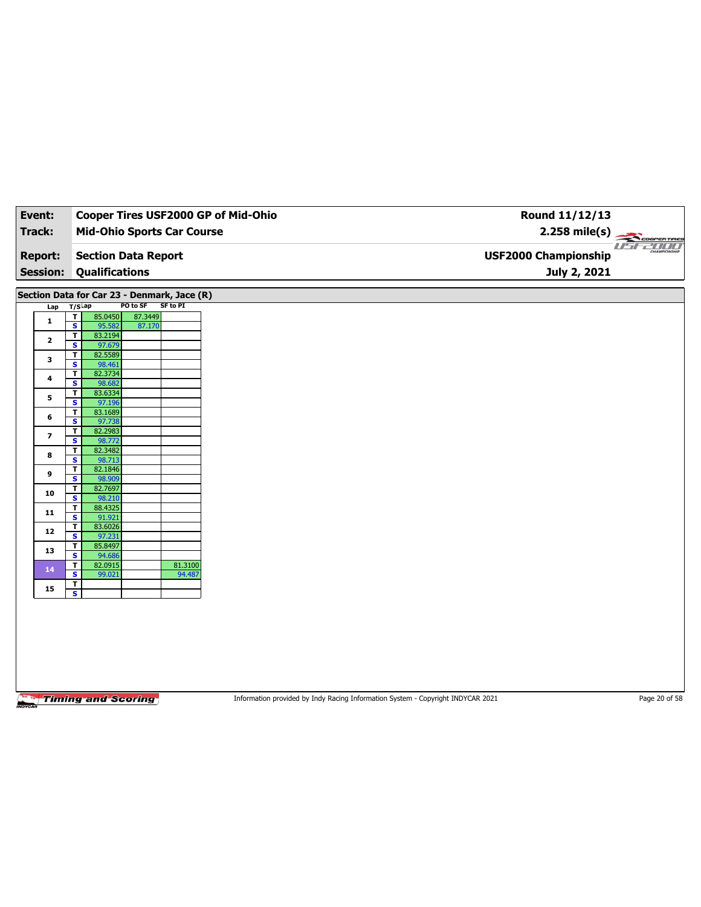| | | | |
|---|---|---|---|
| **Event:** | **Cooper Tires USF2000 GP of Mid-Ohio** | **Round 11/12/13** | |
| **Track:** | **Mid-Ohio Sports Car Course** | **2.258 mile(s)** | |
| **Report:** | **Section Data Report** | **USF2000 Championship** | |
| **Session:** | **Qualifications** | **July 2, 2021** | |

## Section Data for Car 23 - Denmark, Jace (R)

| Lap | T/S | Lap | PO to SF | SF to PI |
|---|---|---|---|---|
| 1 | T | 85.0450 | 87.3449 | |
| | S | 95.582 | 87.170 | |
| 2 | T | 83.2194 | | |
| | S | 97.679 | | |
| 3 | T | 82.5589 | | |
| | S | 98.461 | | |
| 4 | T | 82.3734 | | |
| | S | 98.682 | | |
| 5 | T | 83.6334 | | |
| | S | 97.196 | | |
| 6 | T | 83.1689 | | |
| | S | 97.738 | | |
| 7 | T | 82.2983 | | |
| | S | 98.772 | | |
| 8 | T | 82.3482 | | |
| | S | 98.713 | | |
| 9 | T | 82.1846 | | |
| | S | 98.909 | | |
| 10 | T | 82.7697 | | |
| | S | 98.210 | | |
| 11 | T | 88.4325 | | |
| | S | 91.921 | | |
| 12 | T | 83.6026 | | |
| | S | 97.231 | | |
| 13 | T | 85.8497 | | |
| | S | 94.686 | | |
| 14 | T | 82.0915 | | 81.3100 |
| | S | 99.021 | | 94.487 |
| 15 | T | | | |
| | S | | | |

Information provided by Indy Racing Information System - Copyright INDYCAR 2021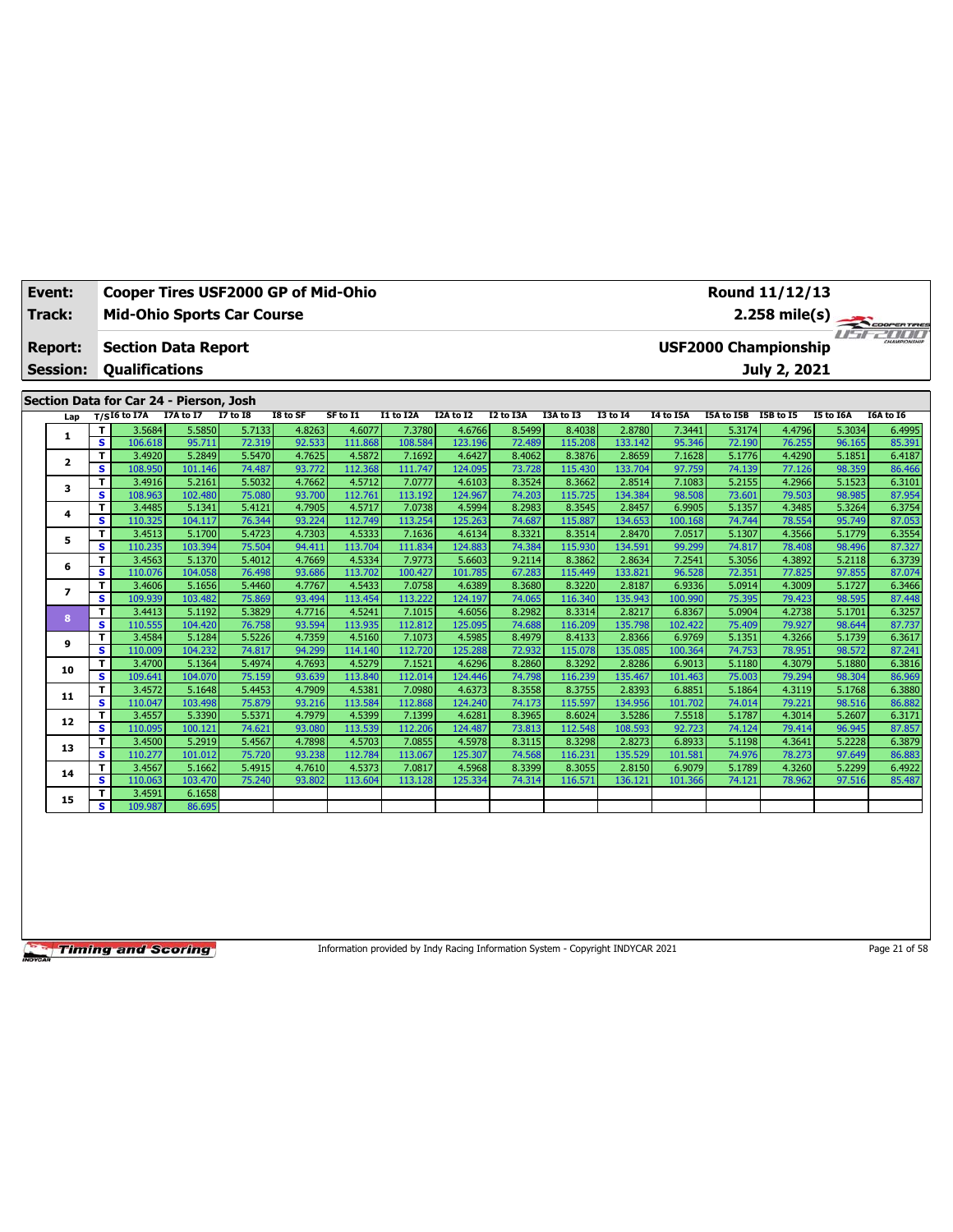| | |
|---|---|
| **Event:** | **Cooper Tires USF2000 GP of Mid-Ohio** |
| **Track:** | **Mid-Ohio Sports Car Course** |
| **Report:** | **Section Data Report** |
| **Session:** | **Qualifications** |

**Round 11/12/13**
**2.258 mile(s)**
**USF2000 Championship**
**July 2, 2021**

## Section Data for Car 24 - Pierson, Josh

| Lap | T/S | I6 to I7A | I7A to I7 | I7 to I8 | I8 to SF | SF to I1 | I1 to I2A | I2A to I2 | I2 to I3A | I3A to I3 | I3 to I4 | I4 to I5A | I5A to I5B | I5B to I5 | I5 to I6A | I6A to I6 |
|---|---|---|---|---|---|---|---|---|---|---|---|---|---|---|---|---|
| 1 | T | 3.5684 | 5.5850 | 5.7133 | 4.8263 | 4.6077 | 7.3780 | 4.6766 | 8.5499 | 8.4038 | 2.8780 | 7.3441 | 5.3174 | 4.4796 | 5.3034 | 6.4995 |
| | S | 106.618 | 95.711 | 72.319 | 92.533 | 111.868 | 108.584 | 123.196 | 72.489 | 115.208 | 133.142 | 95.346 | 72.190 | 76.255 | 96.165 | 85.391 |
| 2 | T | 3.4920 | 5.2849 | 5.5470 | 4.7625 | 4.5872 | 7.1692 | 4.6427 | 8.4062 | 8.3876 | 2.8659 | 7.1628 | 5.1776 | 4.4290 | 5.1851 | 6.4187 |
| | S | 108.950 | 101.146 | 74.487 | 93.772 | 112.368 | 111.747 | 124.095 | 73.728 | 115.430 | 133.704 | 97.759 | 74.139 | 77.126 | 98.359 | 86.466 |
| 3 | T | 3.4916 | 5.2161 | 5.5032 | 4.7662 | 4.5712 | 7.0777 | 4.6103 | 8.3524 | 8.3662 | 2.8514 | 7.1083 | 5.2155 | 4.2966 | 5.1523 | 6.3101 |
| | S | 108.963 | 102.480 | 75.080 | 93.700 | 112.761 | 113.192 | 124.967 | 74.203 | 115.725 | 134.384 | 98.508 | 73.601 | 79.503 | 98.985 | 87.954 |
| 4 | T | 3.4485 | 5.1341 | 5.4121 | 4.7905 | 4.5717 | 7.0738 | 4.5994 | 8.2983 | 8.3545 | 2.8457 | 6.9905 | 5.1357 | 4.3485 | 5.3264 | 6.3754 |
| | S | 110.325 | 104.117 | 76.344 | 93.224 | 112.749 | 113.254 | 125.263 | 74.687 | 115.887 | 134.653 | 100.168 | 74.744 | 78.554 | 95.749 | 87.053 |
| 5 | T | 3.4513 | 5.1700 | 5.4723 | 4.7303 | 4.5333 | 7.1636 | 4.6134 | 8.3321 | 8.3514 | 2.8470 | 7.0517 | 5.1307 | 4.3566 | 5.1779 | 6.3554 |
| | S | 110.235 | 103.394 | 75.504 | 94.411 | 113.704 | 111.834 | 124.883 | 74.384 | 115.930 | 134.591 | 99.299 | 74.817 | 78.408 | 98.496 | 87.327 |
| 6 | T | 3.4563 | 5.1370 | 5.4012 | 4.7669 | 4.5334 | 7.9773 | 5.6603 | 9.2114 | 8.3862 | 2.8634 | 7.2541 | 5.3056 | 4.3892 | 5.2118 | 6.3739 |
| | S | 110.076 | 104.058 | 76.498 | 93.686 | 113.702 | 100.427 | 101.785 | 67.283 | 115.449 | 133.821 | 96.528 | 72.351 | 77.825 | 97.855 | 87.074 |
| 7 | T | 3.4606 | 5.1656 | 5.4460 | 4.7767 | 4.5433 | 7.0758 | 4.6389 | 8.3680 | 8.3220 | 2.8187 | 6.9336 | 5.0914 | 4.3009 | 5.1727 | 6.3466 |
| | S | 109.939 | 103.482 | 75.869 | 93.494 | 113.454 | 113.222 | 124.197 | 74.065 | 116.340 | 135.943 | 100.990 | 75.395 | 79.423 | 98.595 | 87.448 |
| 8 | T | 3.4413 | 5.1192 | 5.3829 | 4.7716 | 4.5241 | 7.1015 | 4.6056 | 8.2982 | 8.3314 | 2.8217 | 6.8367 | 5.0904 | 4.2738 | 5.1701 | 6.3257 |
| | S | 110.555 | 104.420 | 76.758 | 93.594 | 113.935 | 112.812 | 125.095 | 74.688 | 116.209 | 135.798 | 102.422 | 75.409 | 79.927 | 98.644 | 87.737 |
| 9 | T | 3.4584 | 5.1284 | 5.5226 | 4.7359 | 4.5160 | 7.1073 | 4.5985 | 8.4979 | 8.4133 | 2.8366 | 6.9769 | 5.1351 | 4.3266 | 5.1739 | 6.3617 |
| | S | 110.009 | 104.232 | 74.817 | 94.299 | 114.140 | 112.720 | 125.288 | 72.932 | 115.078 | 135.085 | 100.364 | 74.753 | 78.951 | 98.572 | 87.241 |
| 10 | T | 3.4700 | 5.1364 | 5.4974 | 4.7693 | 4.5279 | 7.1521 | 4.6296 | 8.2860 | 8.3292 | 2.8286 | 6.9013 | 5.1180 | 4.3079 | 5.1880 | 6.3816 |
| | S | 109.641 | 104.070 | 75.159 | 93.639 | 113.840 | 112.014 | 124.446 | 74.798 | 116.239 | 135.467 | 101.463 | 75.003 | 79.294 | 98.304 | 86.969 |
| 11 | T | 3.4572 | 5.1648 | 5.4453 | 4.7909 | 4.5381 | 7.0980 | 4.6373 | 8.3558 | 8.3755 | 2.8393 | 6.8851 | 5.1864 | 4.3119 | 5.1768 | 6.3880 |
| | S | 110.047 | 103.498 | 75.879 | 93.216 | 113.584 | 112.868 | 124.240 | 74.173 | 115.597 | 134.956 | 101.702 | 74.014 | 79.221 | 98.516 | 86.882 |
| 12 | T | 3.4557 | 5.3390 | 5.5371 | 4.7979 | 4.5399 | 7.1399 | 4.6281 | 8.3965 | 8.6024 | 3.5286 | 7.5518 | 5.1787 | 4.3014 | 5.2607 | 6.3171 |
| | S | 110.095 | 100.121 | 74.621 | 93.080 | 113.539 | 112.206 | 124.487 | 73.813 | 112.548 | 108.593 | 92.723 | 74.124 | 79.414 | 96.945 | 87.857 |
| 13 | T | 3.4500 | 5.2919 | 5.4567 | 4.7898 | 4.5703 | 7.0855 | 4.5978 | 8.3115 | 8.3298 | 2.8273 | 6.8933 | 5.1198 | 4.3641 | 5.2228 | 6.3879 |
| | S | 110.277 | 101.012 | 75.720 | 93.238 | 112.784 | 113.067 | 125.307 | 74.568 | 116.231 | 135.529 | 101.581 | 74.976 | 78.273 | 97.649 | 86.883 |
| 14 | T | 3.4567 | 5.1662 | 5.4915 | 4.7610 | 4.5373 | 7.0817 | 4.5968 | 8.3399 | 8.3055 | 2.8150 | 6.9079 | 5.1789 | 4.3260 | 5.2299 | 6.4922 |
| | S | 110.063 | 103.470 | 75.240 | 93.802 | 113.604 | 113.128 | 125.334 | 74.314 | 116.571 | 136.121 | 101.366 | 74.121 | 78.962 | 97.516 | 85.487 |
| 15 | T | 3.4591 | 6.1658 | | | | | | | | | | | | | |
| | S | 109.987 | 86.695 | | | | | | | | | | | | | |

Information provided by Indy Racing Information System - Copyright INDYCAR 2021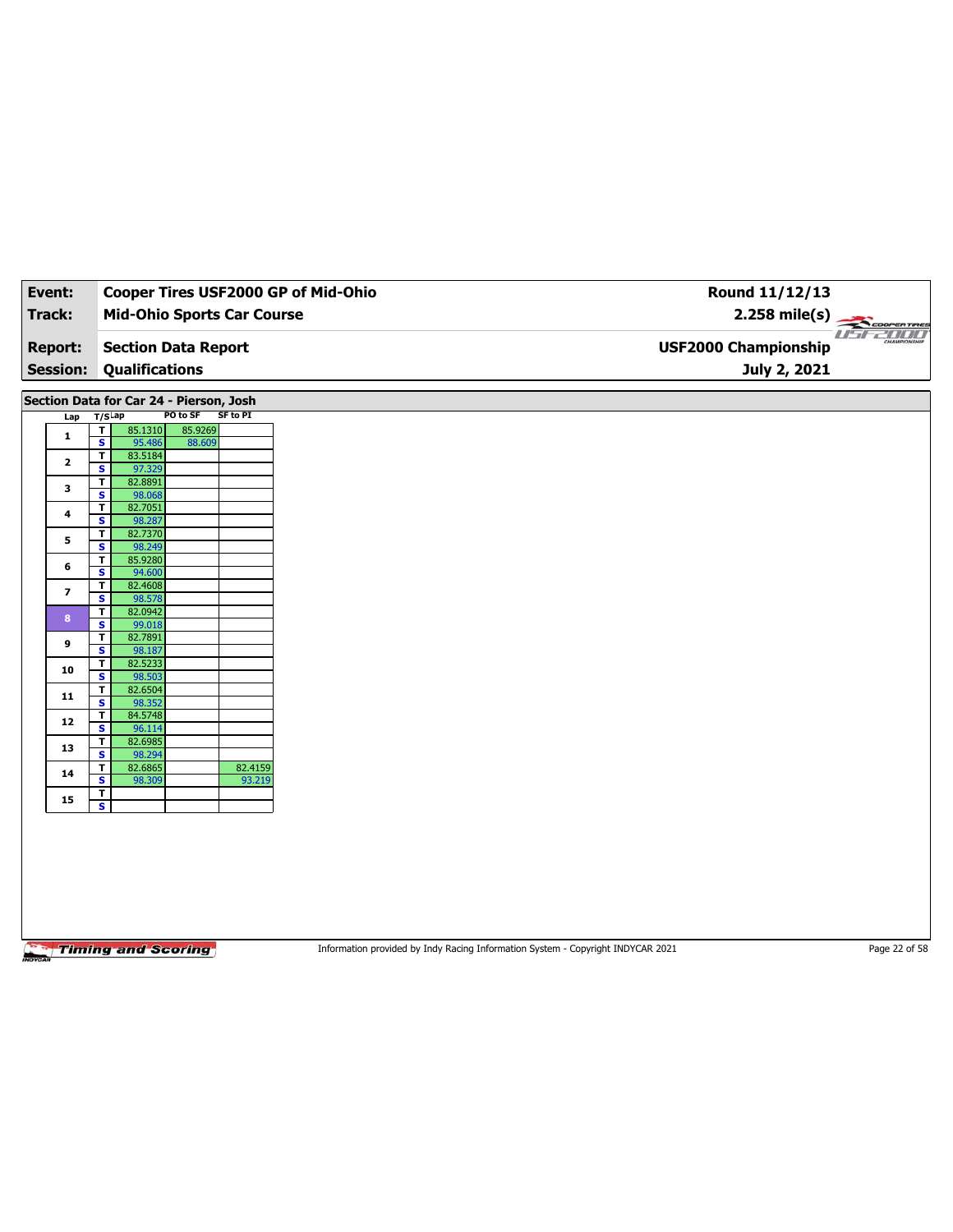| | |
|---|---|
| **Event:** | **Cooper Tires USF2000 GP of Mid-Ohio** |
| **Track:** | **Mid-Ohio Sports Car Course** |
| **Report:** | **Section Data Report** |
| **Session:** | **Qualifications** |

**Round 11/12/13**
**2.258 mile(s)**
**USF2000 Championship**
**July 2, 2021**

## Section Data for Car 24 - Pierson, Josh

| Lap | T/S | Lap | PO to SF | SF to PI |
|---|---|---|---|---|
| 1 | T | 85.1310 | 85.9269 | |
| | S | 95.486 | 88.609 | |
| 2 | T | 83.5184 | | |
| | S | 97.329 | | |
| 3 | T | 82.8891 | | |
| | S | 98.068 | | |
| 4 | T | 82.7051 | | |
| | S | 98.287 | | |
| 5 | T | 82.7370 | | |
| | S | 98.249 | | |
| 6 | T | 85.9280 | | |
| | S | 94.600 | | |
| 7 | T | 82.4608 | | |
| | S | 98.578 | | |
| 8 | T | 82.0942 | | |
| | S | 99.018 | | |
| 9 | T | 82.7891 | | |
| | S | 98.187 | | |
| 10 | T | 82.5233 | | |
| | S | 98.503 | | |
| 11 | T | 82.6504 | | |
| | S | 98.352 | | |
| 12 | T | 84.5748 | | |
| | S | 96.114 | | |
| 13 | T | 82.6985 | | |
| | S | 98.294 | | |
| 14 | T | 82.6865 | | 82.4159 |
| | S | 98.309 | | 93.219 |
| 15 | T | | | |
| | S | | | |

Information provided by Indy Racing Information System - Copyright INDYCAR 2021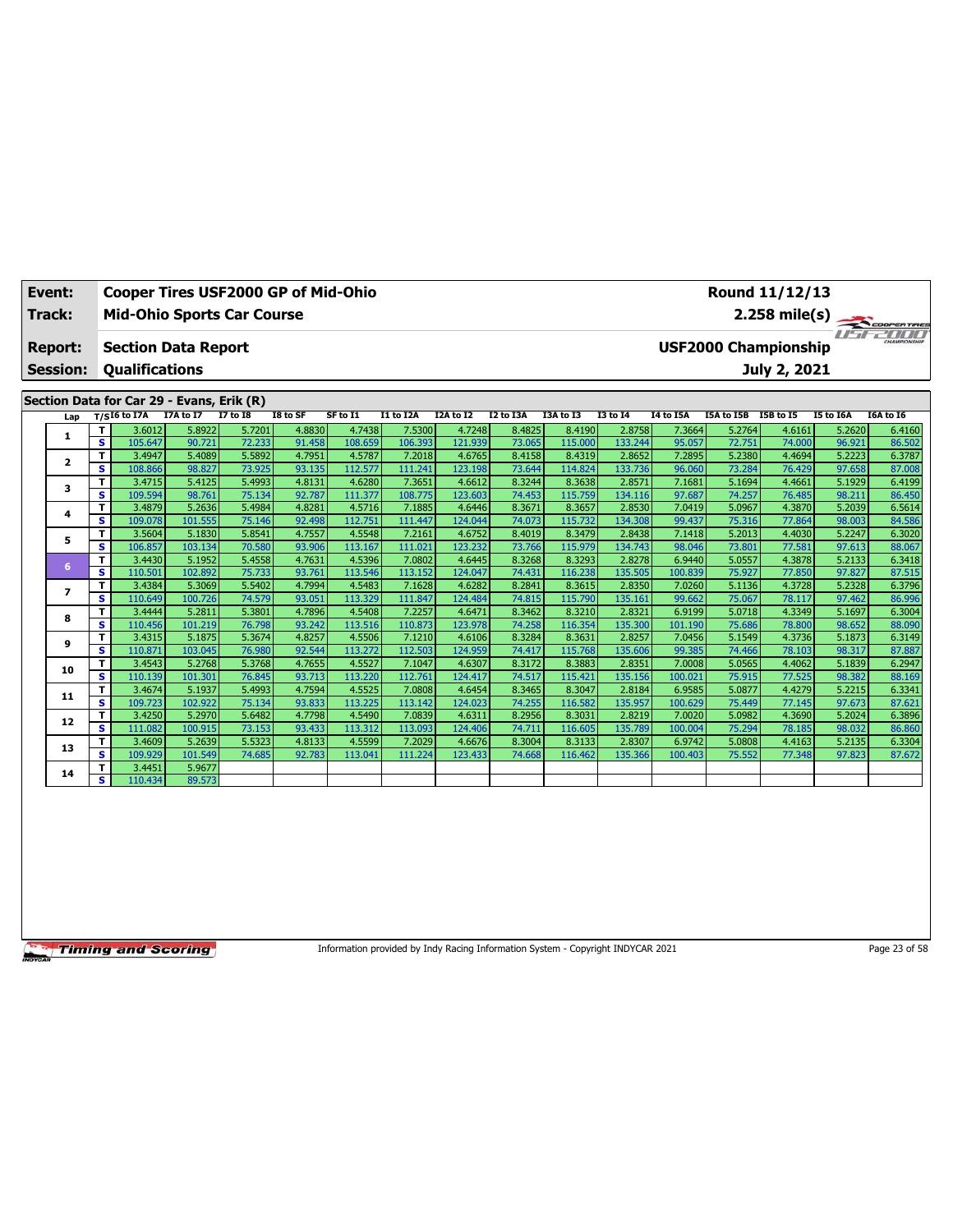| | |
|---|---|
| **Event:** | **Cooper Tires USF2000 GP of Mid-Ohio** |
| **Track:** | **Mid-Ohio Sports Car Course** |
| **Report:** | **Section Data Report** |
| **Session:** | **Qualifications** |

**Round 11/12/13**
**2.258 mile(s)**
**USF2000 Championship**
**July 2, 2021**

## Section Data for Car 29 - Evans, Erik (R)

| Lap | T/S | I6 to I7A | I7A to I7 | I7 to I8 | I8 to SF | SF to I1 | I1 to I2A | I2A to I2 | I2 to I3A | I3A to I3 | I3 to I4 | I4 to I5A | I5A to I5B | I5B to I5 | I5 to I6A | I6A to I6 |
|---|---|---|---|---|---|---|---|---|---|---|---|---|---|---|---|---|
| 1 | T | 3.6012 | 5.8922 | 5.7201 | 4.8830 | 4.7438 | 7.5300 | 4.7248 | 8.4825 | 8.4190 | 2.8758 | 7.3664 | 5.2764 | 4.6161 | 5.2620 | 6.4160 |
| | S | 105.647 | 90.721 | 72.233 | 91.458 | 108.659 | 106.393 | 121.939 | 73.065 | 115.000 | 133.244 | 95.057 | 72.751 | 74.000 | 96.921 | 86.502 |
| 2 | T | 3.4947 | 5.4089 | 5.5892 | 4.7951 | 4.5787 | 7.2018 | 4.6765 | 8.4158 | 8.4319 | 2.8652 | 7.2895 | 5.2380 | 4.4694 | 5.2223 | 6.3787 |
| | S | 108.866 | 98.827 | 73.925 | 93.135 | 112.577 | 111.241 | 123.198 | 73.644 | 114.824 | 133.736 | 96.060 | 73.284 | 76.429 | 97.658 | 87.008 |
| 3 | T | 3.4715 | 5.4125 | 5.4993 | 4.8131 | 4.6280 | 7.3651 | 4.6612 | 8.3244 | 8.3638 | 2.8571 | 7.1681 | 5.1694 | 4.4661 | 5.1929 | 6.4199 |
| | S | 109.594 | 98.761 | 75.134 | 92.787 | 111.377 | 108.775 | 123.603 | 74.453 | 115.759 | 134.116 | 97.687 | 74.257 | 76.485 | 98.211 | 86.450 |
| 4 | T | 3.4879 | 5.2636 | 5.4984 | 4.8281 | 4.5716 | 7.1885 | 4.6446 | 8.3671 | 8.3657 | 2.8530 | 7.0419 | 5.0967 | 4.3870 | 5.2039 | 6.5614 |
| | S | 109.078 | 101.555 | 75.146 | 92.498 | 112.751 | 111.447 | 124.044 | 74.073 | 115.732 | 134.308 | 99.437 | 75.316 | 77.864 | 98.003 | 84.586 |
| 5 | T | 3.5604 | 5.1830 | 5.8541 | 4.7557 | 4.5548 | 7.2161 | 4.6752 | 8.4019 | 8.3479 | 2.8438 | 7.1418 | 5.2013 | 4.4030 | 5.2247 | 6.3020 |
| | S | 106.857 | 103.134 | 70.580 | 93.906 | 113.167 | 111.021 | 123.232 | 73.766 | 115.979 | 134.743 | 98.046 | 73.801 | 77.581 | 97.613 | 88.067 |
| 6 | T | 3.4430 | 5.1952 | 5.4558 | 4.7631 | 4.5396 | 7.0802 | 4.6445 | 8.3268 | 8.3293 | 2.8278 | 6.9440 | 5.0557 | 4.3878 | 5.2133 | 6.3418 |
| | S | 110.501 | 102.892 | 75.733 | 93.761 | 113.546 | 113.152 | 124.047 | 74.431 | 116.238 | 135.505 | 100.839 | 75.927 | 77.850 | 97.827 | 87.515 |
| 7 | T | 3.4384 | 5.3069 | 5.5402 | 4.7994 | 4.5483 | 7.1628 | 4.6282 | 8.2841 | 8.3615 | 2.8350 | 7.0260 | 5.1136 | 4.3728 | 5.2328 | 6.3796 |
| | S | 110.649 | 100.726 | 74.579 | 93.051 | 113.329 | 111.847 | 124.484 | 74.815 | 115.790 | 135.161 | 99.662 | 75.067 | 78.117 | 97.462 | 86.996 |
| 8 | T | 3.4444 | 5.2811 | 5.3801 | 4.7896 | 4.5408 | 7.2257 | 4.6471 | 8.3462 | 8.3210 | 2.8321 | 6.9199 | 5.0718 | 4.3349 | 5.1697 | 6.3004 |
| | S | 110.456 | 101.219 | 76.798 | 93.242 | 113.516 | 110.873 | 123.978 | 74.258 | 116.354 | 135.300 | 101.190 | 75.686 | 78.800 | 98.652 | 88.090 |
| 9 | T | 3.4315 | 5.1875 | 5.3674 | 4.8257 | 4.5506 | 7.1210 | 4.6106 | 8.3284 | 8.3631 | 2.8257 | 7.0456 | 5.1549 | 4.3736 | 5.1873 | 6.3149 |
| | S | 110.871 | 103.045 | 76.980 | 92.544 | 113.272 | 112.503 | 124.959 | 74.417 | 115.768 | 135.606 | 99.385 | 74.466 | 78.103 | 98.317 | 87.887 |
| 10 | T | 3.4543 | 5.2768 | 5.3768 | 4.7655 | 4.5527 | 7.1047 | 4.6307 | 8.3172 | 8.3883 | 2.8351 | 7.0008 | 5.0565 | 4.4062 | 5.1839 | 6.2947 |
| | S | 110.139 | 101.301 | 76.845 | 93.713 | 113.220 | 112.761 | 124.417 | 74.517 | 115.421 | 135.156 | 100.021 | 75.915 | 77.525 | 98.382 | 88.169 |
| 11 | T | 3.4674 | 5.1937 | 5.4993 | 4.7594 | 4.5525 | 7.0808 | 4.6454 | 8.3465 | 8.3047 | 2.8184 | 6.9585 | 5.0877 | 4.4279 | 5.2215 | 6.3341 |
| | S | 109.723 | 102.922 | 75.134 | 93.833 | 113.225 | 113.142 | 124.023 | 74.255 | 116.582 | 135.957 | 100.629 | 75.449 | 77.145 | 97.673 | 87.621 |
| 12 | T | 3.4250 | 5.2970 | 5.6482 | 4.7798 | 4.5490 | 7.0839 | 4.6311 | 8.2956 | 8.3031 | 2.8219 | 7.0020 | 5.0982 | 4.3690 | 5.2024 | 6.3896 |
| | S | 111.082 | 100.915 | 73.153 | 93.433 | 113.312 | 113.093 | 124.406 | 74.711 | 116.605 | 135.789 | 100.004 | 75.294 | 78.185 | 98.032 | 86.860 |
| 13 | T | 3.4609 | 5.2639 | 5.5323 | 4.8133 | 4.5599 | 7.2029 | 4.6676 | 8.3004 | 8.3133 | 2.8307 | 6.9742 | 5.0808 | 4.4163 | 5.2135 | 6.3304 |
| | S | 109.929 | 101.549 | 74.685 | 92.783 | 113.041 | 111.224 | 123.433 | 74.668 | 116.462 | 135.366 | 100.403 | 75.552 | 77.348 | 97.823 | 87.672 |
| 14 | T | 3.4451 | 5.9677 | | | | | | | | | | | | | |
| | S | 110.434 | 89.573 | | | | | | | | | | | | | |

Information provided by Indy Racing Information System - Copyright INDYCAR 2021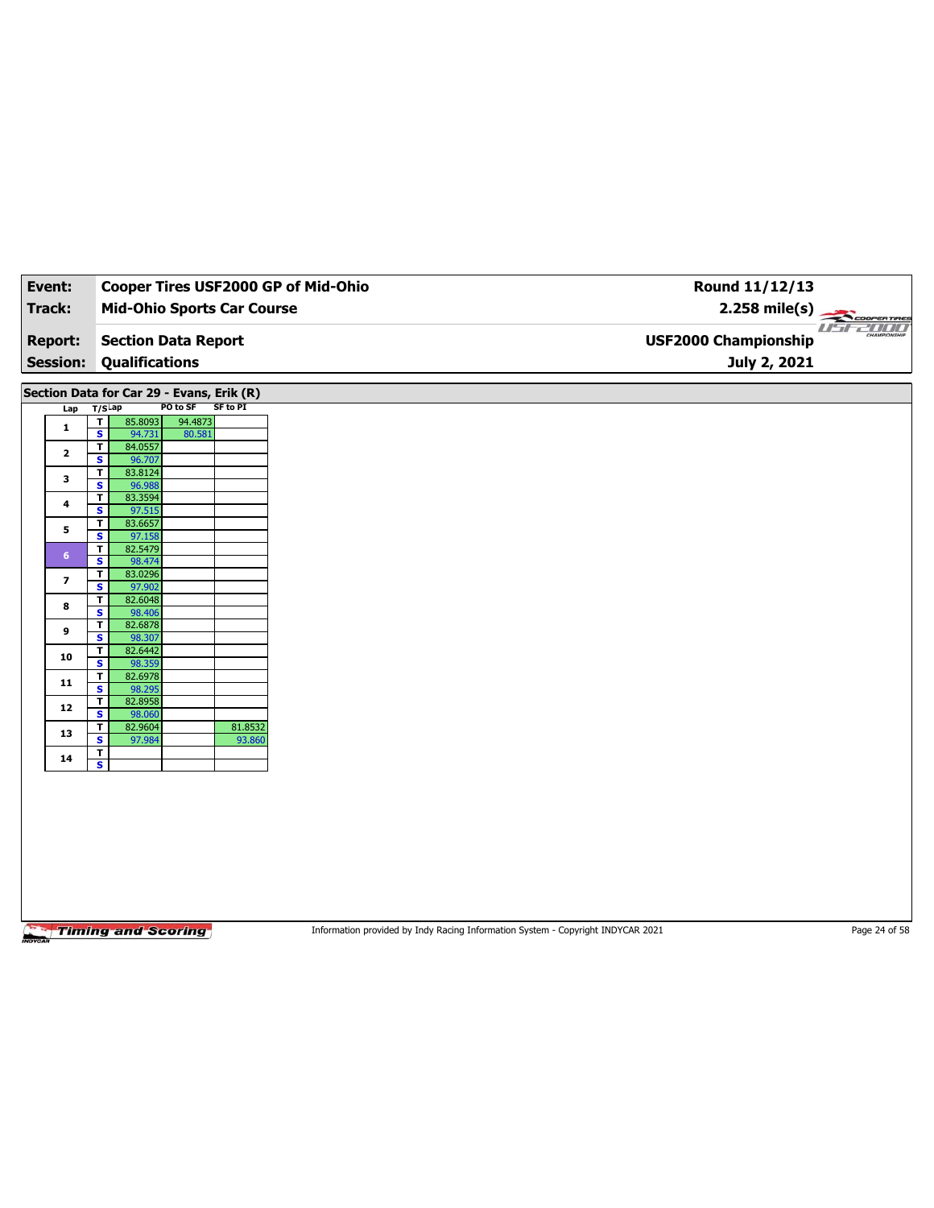| | |
|---|---|
| **Event:** | **Cooper Tires USF2000 GP of Mid-Ohio** |
| **Track:** | **Mid-Ohio Sports Car Course** |
| **Report:** | **Section Data Report** |
| **Session:** | **Qualifications** |

**Round 11/12/13**
**2.258 mile(s)**
**USF2000 Championship**
**July 2, 2021**

## Section Data for Car 29 - Evans, Erik (R)

| Lap | T/S | Lap | PO to SF | SF to PI |
|---|---|---|---|---|
| 1 | T | 85.8093 | 94.4873 | |
| | S | 94.731 | 80.581 | |
| 2 | T | 84.0557 | | |
| | S | 96.707 | | |
| 3 | T | 83.8124 | | |
| | S | 96.988 | | |
| 4 | T | 83.3594 | | |
| | S | 97.515 | | |
| 5 | T | 83.6657 | | |
| | S | 97.158 | | |
| 6 | T | 82.5479 | | |
| | S | 98.474 | | |
| 7 | T | 83.0296 | | |
| | S | 97.902 | | |
| 8 | T | 82.6048 | | |
| | S | 98.406 | | |
| 9 | T | 82.6878 | | |
| | S | 98.307 | | |
| 10 | T | 82.6442 | | |
| | S | 98.359 | | |
| 11 | T | 82.6978 | | |
| | S | 98.295 | | |
| 12 | T | 82.8958 | | |
| | S | 98.060 | | |
| 13 | T | 82.9604 | | 81.8532 |
| | S | 97.984 | | 93.860 |
| 14 | T | | | |
| | S | | | |

Information provided by Indy Racing Information System - Copyright INDYCAR 2021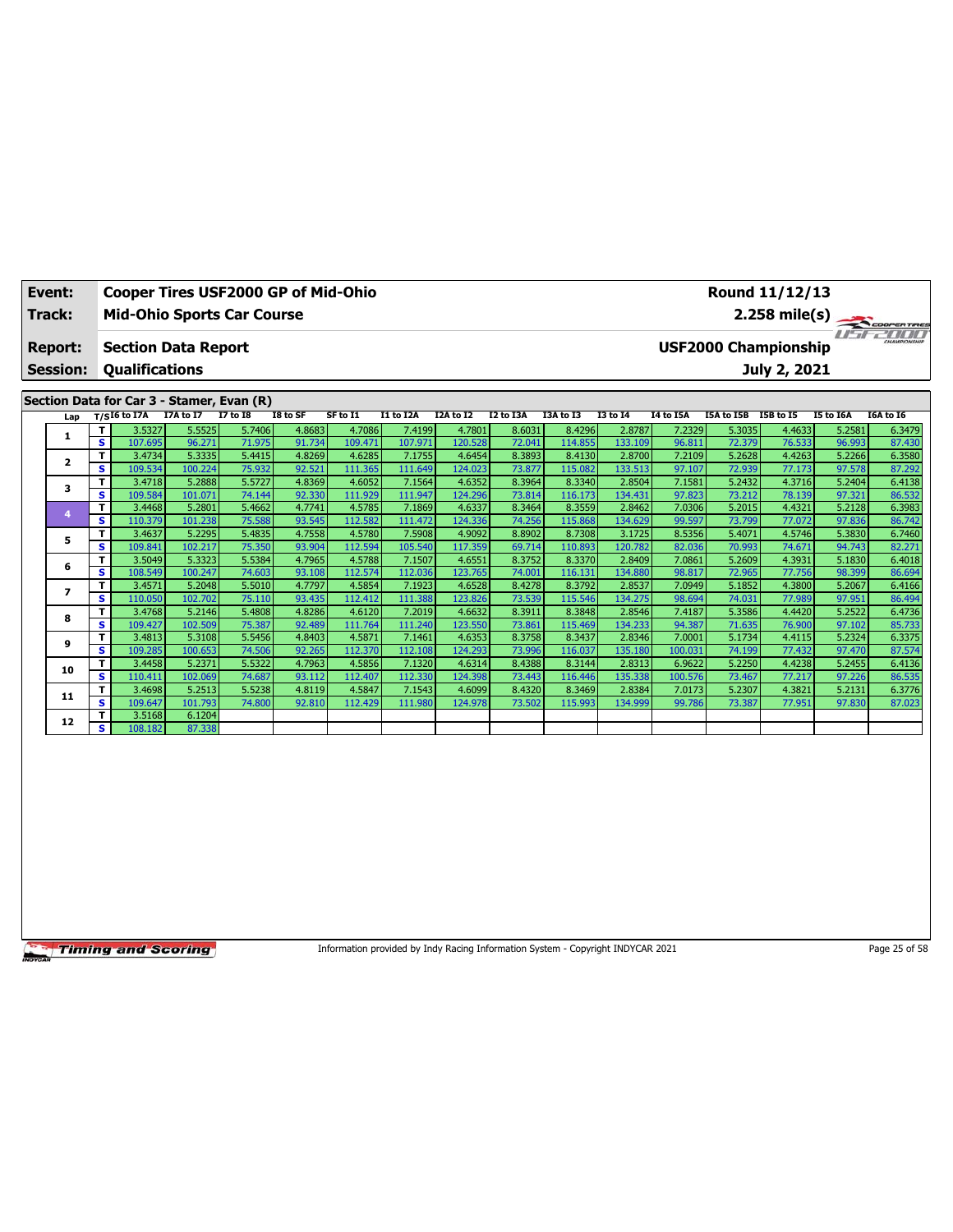| Event: | Cooper Tires USF2000 GP of Mid-Ohio | Round 11/12/13 |
|---|---|---|
| Track: | Mid-Ohio Sports Car Course | 2.258 mile(s) |
| Report: | Section Data Report | USF2000 Championship |
| Session: | Qualifications | July 2, 2021 |

## Section Data for Car 3 - Stamer, Evan (R)

| Lap | T/S | I6 to I7A | I7A to I7 | I7 to I8 | I8 to SF | SF to I1 | I1 to I2A | I2A to I2 | I2 to I3A | I3A to I3 | I3 to I4 | I4 to I5A | I5A to I5B | I5B to I5 | I5 to I6A | I6A to I6 |
|---|---|---|---|---|---|---|---|---|---|---|---|---|---|---|---|---|
| 1 | T | 3.5327 | 5.5525 | 5.7406 | 4.8683 | 4.7086 | 7.4199 | 4.7801 | 8.6031 | 8.4296 | 2.8787 | 7.2329 | 5.3035 | 4.4633 | 5.2581 | 6.3479 |
| | S | 107.695 | 96.271 | 71.975 | 91.734 | 109.471 | 107.971 | 120.528 | 72.041 | 114.855 | 133.109 | 96.811 | 72.379 | 76.533 | 96.993 | 87.430 |
| 2 | T | 3.4734 | 5.3335 | 5.4415 | 4.8269 | 4.6285 | 7.1755 | 4.6454 | 8.3893 | 8.4130 | 2.8700 | 7.2109 | 5.2628 | 4.4263 | 5.2266 | 6.3580 |
| | S | 109.534 | 100.224 | 75.932 | 92.521 | 111.365 | 111.649 | 124.023 | 73.877 | 115.082 | 133.513 | 97.107 | 72.939 | 77.173 | 97.578 | 87.292 |
| 3 | T | 3.4718 | 5.2888 | 5.5727 | 4.8369 | 4.6052 | 7.1564 | 4.6352 | 8.3964 | 8.3340 | 2.8504 | 7.1581 | 5.2432 | 4.3716 | 5.2404 | 6.4138 |
| | S | 109.584 | 101.071 | 74.144 | 92.330 | 111.929 | 111.947 | 124.296 | 73.814 | 116.173 | 134.431 | 97.823 | 73.212 | 78.139 | 97.321 | 86.532 |
| 4 | T | 3.4468 | 5.2801 | 5.4662 | 4.7741 | 4.5785 | 7.1869 | 4.6337 | 8.3464 | 8.3559 | 2.8462 | 7.0306 | 5.2015 | 4.4321 | 5.2128 | 6.3983 |
| | S | 110.379 | 101.238 | 75.588 | 93.545 | 112.582 | 111.472 | 124.336 | 74.256 | 115.868 | 134.629 | 99.597 | 73.799 | 77.072 | 97.836 | 86.742 |
| 5 | T | 3.4637 | 5.2295 | 5.4835 | 4.7558 | 4.5780 | 7.5908 | 4.9092 | 8.8902 | 8.7308 | 3.1725 | 8.5356 | 5.4071 | 4.5746 | 5.3830 | 6.7460 |
| | S | 109.841 | 102.217 | 75.350 | 93.904 | 112.594 | 105.540 | 117.359 | 69.714 | 110.893 | 120.782 | 82.036 | 70.993 | 74.671 | 94.743 | 82.271 |
| 6 | T | 3.5049 | 5.3323 | 5.5384 | 4.7965 | 4.5788 | 7.1507 | 4.6551 | 8.3752 | 8.3370 | 2.8409 | 7.0861 | 5.2609 | 4.3931 | 5.1830 | 6.4018 |
| | S | 108.549 | 100.247 | 74.603 | 93.108 | 112.574 | 112.036 | 123.765 | 74.001 | 116.131 | 134.880 | 98.817 | 72.965 | 77.756 | 98.399 | 86.694 |
| 7 | T | 3.4571 | 5.2048 | 5.5010 | 4.7797 | 4.5854 | 7.1923 | 4.6528 | 8.4278 | 8.3792 | 2.8537 | 7.0949 | 5.1852 | 4.3800 | 5.2067 | 6.4166 |
| | S | 110.050 | 102.702 | 75.110 | 93.435 | 112.412 | 111.388 | 123.826 | 73.539 | 115.546 | 134.275 | 98.694 | 74.031 | 77.989 | 97.951 | 86.494 |
| 8 | T | 3.4768 | 5.2146 | 5.4808 | 4.8286 | 4.6120 | 7.2019 | 4.6632 | 8.3911 | 8.3848 | 2.8546 | 7.4187 | 5.3586 | 4.4420 | 5.2522 | 6.4736 |
| | S | 109.427 | 102.509 | 75.387 | 92.489 | 111.764 | 111.240 | 123.550 | 73.861 | 115.469 | 134.233 | 94.387 | 71.635 | 76.900 | 97.102 | 85.733 |
| 9 | T | 3.4813 | 5.3108 | 5.5456 | 4.8403 | 4.5871 | 7.1461 | 4.6353 | 8.3758 | 8.3437 | 2.8346 | 7.0001 | 5.1734 | 4.4115 | 5.2324 | 6.3375 |
| | S | 109.285 | 100.653 | 74.506 | 92.265 | 112.370 | 112.108 | 124.293 | 73.996 | 116.037 | 135.180 | 100.031 | 74.199 | 77.432 | 97.470 | 87.574 |
| 10 | T | 3.4458 | 5.2371 | 5.5322 | 4.7963 | 4.5856 | 7.1320 | 4.6314 | 8.4388 | 8.3144 | 2.8313 | 6.9622 | 5.2250 | 4.4238 | 5.2455 | 6.4136 |
| | S | 110.411 | 102.069 | 74.687 | 93.112 | 112.407 | 112.330 | 124.398 | 73.443 | 116.446 | 135.338 | 100.576 | 73.467 | 77.217 | 97.226 | 86.535 |
| 11 | T | 3.4698 | 5.2513 | 5.5238 | 4.8119 | 4.5847 | 7.1543 | 4.6099 | 8.4320 | 8.3469 | 2.8384 | 7.0173 | 5.2307 | 4.3821 | 5.2131 | 6.3776 |
| | S | 109.647 | 101.793 | 74.800 | 92.810 | 112.429 | 111.980 | 124.978 | 73.502 | 115.993 | 134.999 | 99.786 | 73.387 | 77.951 | 97.830 | 87.023 |
| 12 | T | 3.5168 | 6.1204 | | | | | | | | | | | | | |
| | S | 108.182 | 87.338 | | | | | | | | | | | | | |

Information provided by Indy Racing Information System - Copyright INDYCAR 2021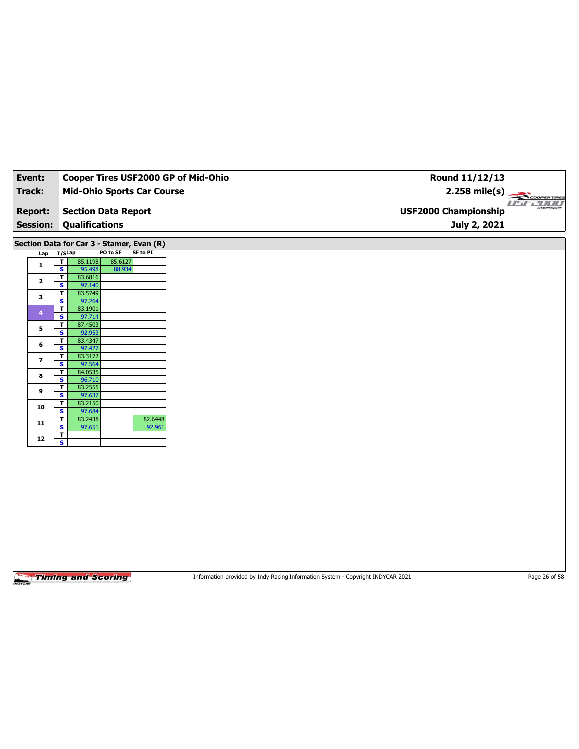| | | | |
|---|---|---|---|
| **Event:** | **Cooper Tires USF2000 GP of Mid-Ohio** | **Round 11/12/13** | |
| **Track:** | **Mid-Ohio Sports Car Course** | **2.258 mile(s)** | |
| **Report:** | **Section Data Report** | **USF2000 Championship** | |
| **Session:** | **Qualifications** | **July 2, 2021** | |

**Section Data for Car 3 - Stamer, Evan (R)**

| Lap | T/S | Lap | PO to SF | SF to PI |
|---|---|---|---|---|
| 1 | T | 85.1198 | 85.6127 | |
| | S | 95.498 | 88.934 | |
| 2 | T | 83.6816 | | |
| | S | 97.140 | | |
| 3 | T | 83.5749 | | |
| | S | 97.264 | | |
| 4 | T | 83.1901 | | |
| | S | 97.714 | | |
| 5 | T | 87.4503 | | |
| | S | 92.953 | | |
| 6 | T | 83.4347 | | |
| | S | 97.427 | | |
| 7 | T | 83.3172 | | |
| | S | 97.564 | | |
| 8 | T | 84.0535 | | |
| | S | 96.710 | | |
| 9 | T | 83.2555 | | |
| | S | 97.637 | | |
| 10 | T | 83.2150 | | |
| | S | 97.684 | | |
| 11 | T | 83.2438 | | 82.6448 |
| | S | 97.651 | | 92.961 |
| 12 | T | | | |
| | S | | | |

Information provided by Indy Racing Information System - Copyright INDYCAR 2021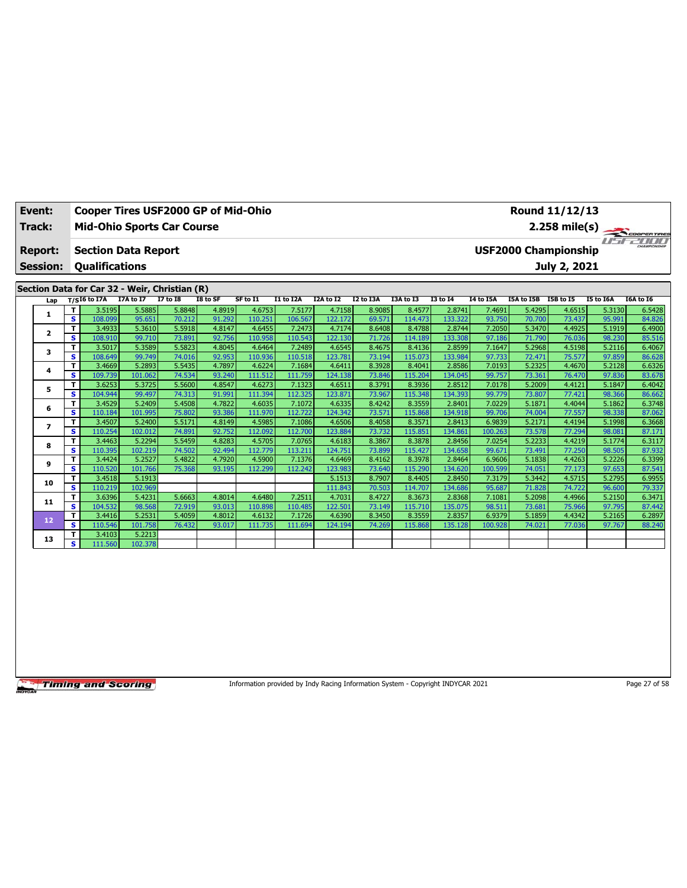| | | | |
|---|---|---|---|
| **Event:** | **Cooper Tires USF2000 GP of Mid-Ohio** | | **Round 11/12/13** |
| **Track:** | **Mid-Ohio Sports Car Course** | | **2.258 mile(s)** |
| **Report:** | **Section Data Report** | | **USF2000 Championship** |
| **Session:** | **Qualifications** | | **July 2, 2021** |

## Section Data for Car 32 - Weir, Christian (R)

| Lap | T/S | I6 to I7A | I7A to I7 | I7 to I8 | I8 to SF | SF to I1 | I1 to I2A | I2A to I2 | I2 to I3A | I3A to I3 | I3 to I4 | I4 to I5A | I5A to I5B | I5B to I5 | I5 to I6A | I6A to I6 |
|---|---|---|---|---|---|---|---|---|---|---|---|---|---|---|---|---|
| 1 | T | 3.5195 | 5.5885 | 5.8848 | 4.8919 | 4.6753 | 7.5177 | 4.7158 | 8.9085 | 8.4577 | 2.8741 | 7.4691 | 5.4295 | 4.6515 | 5.3130 | 6.5428 |
| | S | 108.099 | 95.651 | 70.212 | 91.292 | 110.251 | 106.567 | 122.172 | 69.571 | 114.473 | 133.322 | 93.750 | 70.700 | 73.437 | 95.991 | 84.826 |
| 2 | T | 3.4933 | 5.3610 | 5.5918 | 4.8147 | 4.6455 | 7.2473 | 4.7174 | 8.6408 | 8.4788 | 2.8744 | 7.2050 | 5.3470 | 4.4925 | 5.1919 | 6.4900 |
| | S | 108.910 | 99.710 | 73.891 | 92.756 | 110.958 | 110.543 | 122.130 | 71.726 | 114.189 | 133.308 | 97.186 | 71.790 | 76.036 | 98.230 | 85.516 |
| 3 | T | 3.5017 | 5.3589 | 5.5823 | 4.8045 | 4.6464 | 7.2489 | 4.6545 | 8.4675 | 8.4136 | 2.8599 | 7.1647 | 5.2968 | 4.5198 | 5.2116 | 6.4067 |
| | S | 108.649 | 99.749 | 74.016 | 92.953 | 110.936 | 110.518 | 123.781 | 73.194 | 115.073 | 133.984 | 97.733 | 72.471 | 75.577 | 97.859 | 86.628 |
| 4 | T | 3.4669 | 5.2893 | 5.5435 | 4.7897 | 4.6224 | 7.1684 | 4.6411 | 8.3928 | 8.4041 | 2.8586 | 7.0193 | 5.2325 | 4.4670 | 5.2128 | 6.6326 |
| | S | 109.739 | 101.062 | 74.534 | 93.240 | 111.512 | 111.759 | 124.138 | 73.846 | 115.204 | 134.045 | 99.757 | 73.361 | 76.470 | 97.836 | 83.678 |
| 5 | T | 3.6253 | 5.3725 | 5.5600 | 4.8547 | 4.6273 | 7.1323 | 4.6511 | 8.3791 | 8.3936 | 2.8512 | 7.0178 | 5.2009 | 4.4121 | 5.1847 | 6.4042 |
| | S | 104.944 | 99.497 | 74.313 | 91.991 | 111.394 | 112.325 | 123.871 | 73.967 | 115.348 | 134.393 | 99.779 | 73.807 | 77.421 | 98.366 | 86.662 |
| 6 | T | 3.4529 | 5.2409 | 5.4508 | 4.7822 | 4.6035 | 7.1072 | 4.6335 | 8.4242 | 8.3559 | 2.8401 | 7.0229 | 5.1871 | 4.4044 | 5.1862 | 6.3748 |
| | S | 110.184 | 101.995 | 75.802 | 93.386 | 111.970 | 112.722 | 124.342 | 73.571 | 115.868 | 134.918 | 99.706 | 74.004 | 77.557 | 98.338 | 87.062 |
| 7 | T | 3.4507 | 5.2400 | 5.5171 | 4.8149 | 4.5985 | 7.1086 | 4.6506 | 8.4058 | 8.3571 | 2.8413 | 6.9839 | 5.2171 | 4.4194 | 5.1998 | 6.3668 |
| | S | 110.254 | 102.012 | 74.891 | 92.752 | 112.092 | 112.700 | 123.884 | 73.732 | 115.851 | 134.861 | 100.263 | 73.578 | 77.294 | 98.081 | 87.171 |
| 8 | T | 3.4463 | 5.2294 | 5.5459 | 4.8283 | 4.5705 | 7.0765 | 4.6183 | 8.3867 | 8.3878 | 2.8456 | 7.0254 | 5.2233 | 4.4219 | 5.1774 | 6.3117 |
| | S | 110.395 | 102.219 | 74.502 | 92.494 | 112.779 | 113.211 | 124.751 | 73.899 | 115.427 | 134.658 | 99.671 | 73.491 | 77.250 | 98.505 | 87.932 |
| 9 | T | 3.4424 | 5.2527 | 5.4822 | 4.7920 | 4.5900 | 7.1376 | 4.6469 | 8.4162 | 8.3978 | 2.8464 | 6.9606 | 5.1838 | 4.4263 | 5.2226 | 6.3399 |
| | S | 110.520 | 101.766 | 75.368 | 93.195 | 112.299 | 112.242 | 123.983 | 73.640 | 115.290 | 134.620 | 100.599 | 74.051 | 77.173 | 97.653 | 87.541 |
| 10 | T | 3.4518 | 5.1913 | | | | | 5.1513 | 8.7907 | 8.4405 | 2.8450 | 7.3179 | 5.3442 | 4.5715 | 5.2795 | 6.9955 |
| | S | 110.219 | 102.969 | | | | | 111.843 | 70.503 | 114.707 | 134.686 | 95.687 | 71.828 | 74.722 | 96.600 | 79.337 |
| 11 | T | 3.6396 | 5.4231 | 5.6663 | 4.8014 | 4.6480 | 7.2511 | 4.7031 | 8.4727 | 8.3673 | 2.8368 | 7.1081 | 5.2098 | 4.4966 | 5.2150 | 6.3471 |
| | S | 104.532 | 98.568 | 72.919 | 93.013 | 110.898 | 110.485 | 122.501 | 73.149 | 115.710 | 135.075 | 98.511 | 73.681 | 75.966 | 97.795 | 87.442 |
| 12 | T | 3.4416 | 5.2531 | 5.4059 | 4.8012 | 4.6132 | 7.1726 | 4.6390 | 8.3450 | 8.3559 | 2.8357 | 6.9379 | 5.1859 | 4.4342 | 5.2165 | 6.2897 |
| | S | 110.546 | 101.758 | 76.432 | 93.017 | 111.735 | 111.694 | 124.194 | 74.269 | 115.868 | 135.128 | 100.928 | 74.021 | 77.036 | 97.767 | 88.240 |
| 13 | T | 3.4103 | 5.2213 | | | | | | | | | | | | | |
| | S | 111.560 | 102.378 | | | | | | | | | | | | | |

Information provided by Indy Racing Information System - Copyright INDYCAR 2021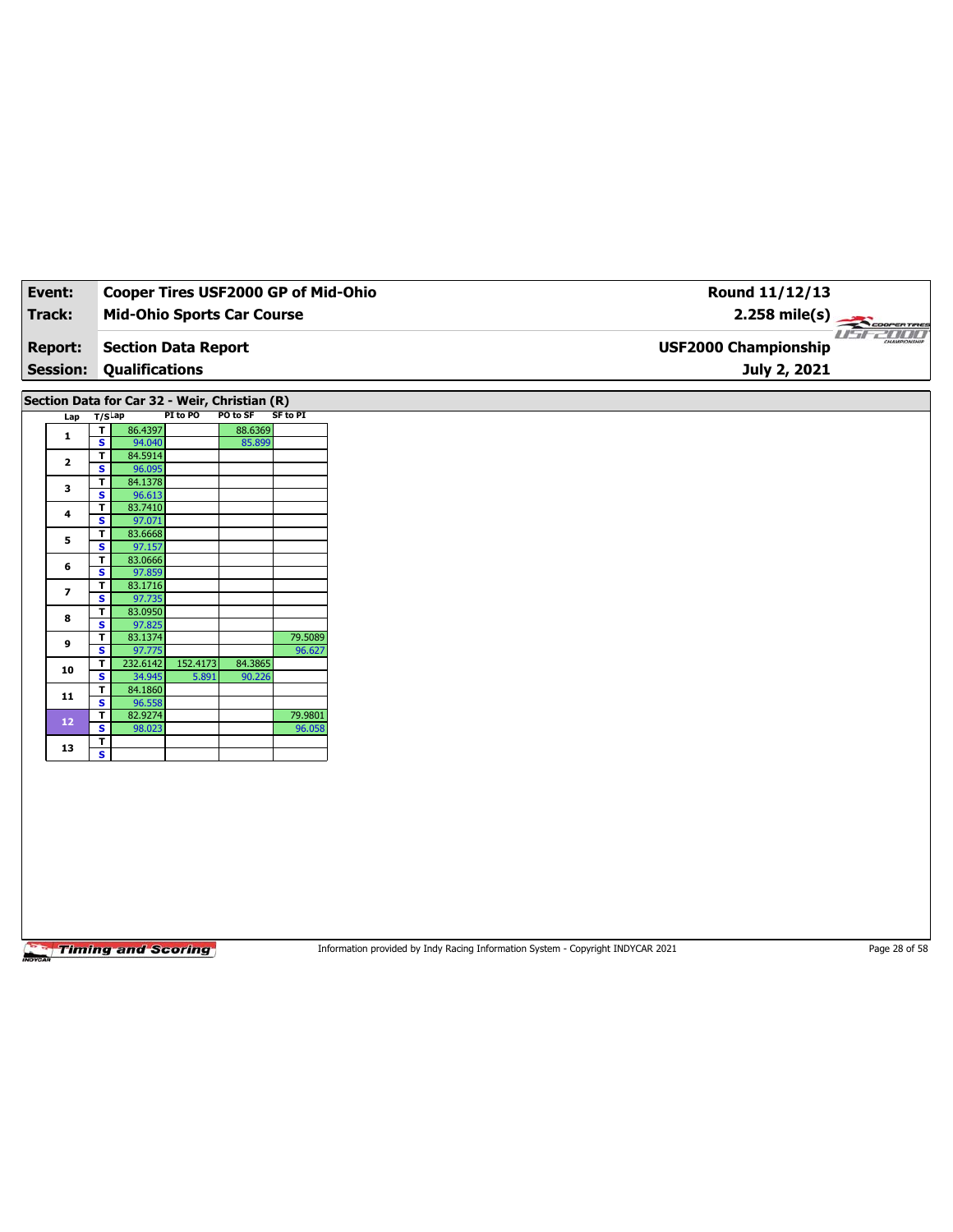| | |
|---|---|
| **Event:** | **Cooper Tires USF2000 GP of Mid-Ohio** |
| **Track:** | **Mid-Ohio Sports Car Course** |
| **Report:** | **Section Data Report** |
| **Session:** | **Qualifications** |

**Round 11/12/13**
**2.258 mile(s)**
**USF2000 Championship**
**July 2, 2021**

## Section Data for Car 32 - Weir, Christian (R)

| Lap | T/S | Lap | PI to PO | PO to SF | SF to PI |
|---|---|---|---|---|---|
| 1 | T | 86.4397 | | 88.6369 | |
| | S | 94.040 | | 85.899 | |
| 2 | T | 84.5914 | | | |
| | S | 96.095 | | | |
| 3 | T | 84.1378 | | | |
| | S | 96.613 | | | |
| 4 | T | 83.7410 | | | |
| | S | 97.071 | | | |
| 5 | T | 83.6668 | | | |
| | S | 97.157 | | | |
| 6 | T | 83.0666 | | | |
| | S | 97.859 | | | |
| 7 | T | 83.1716 | | | |
| | S | 97.735 | | | |
| 8 | T | 83.0950 | | | |
| | S | 97.825 | | | |
| 9 | T | 83.1374 | | | 79.5089 |
| | S | 97.775 | | | 96.627 |
| 10 | T | 232.6142 | 152.4173 | 84.3865 | |
| | S | 34.945 | 5.891 | 90.226 | |
| 11 | T | 84.1860 | | | |
| | S | 96.558 | | | |
| 12 | T | 82.9274 | | | 79.9801 |
| | S | 98.023 | | | 96.058 |
| 13 | T | | | | |
| | S | | | | |

Information provided by Indy Racing Information System - Copyright INDYCAR 2021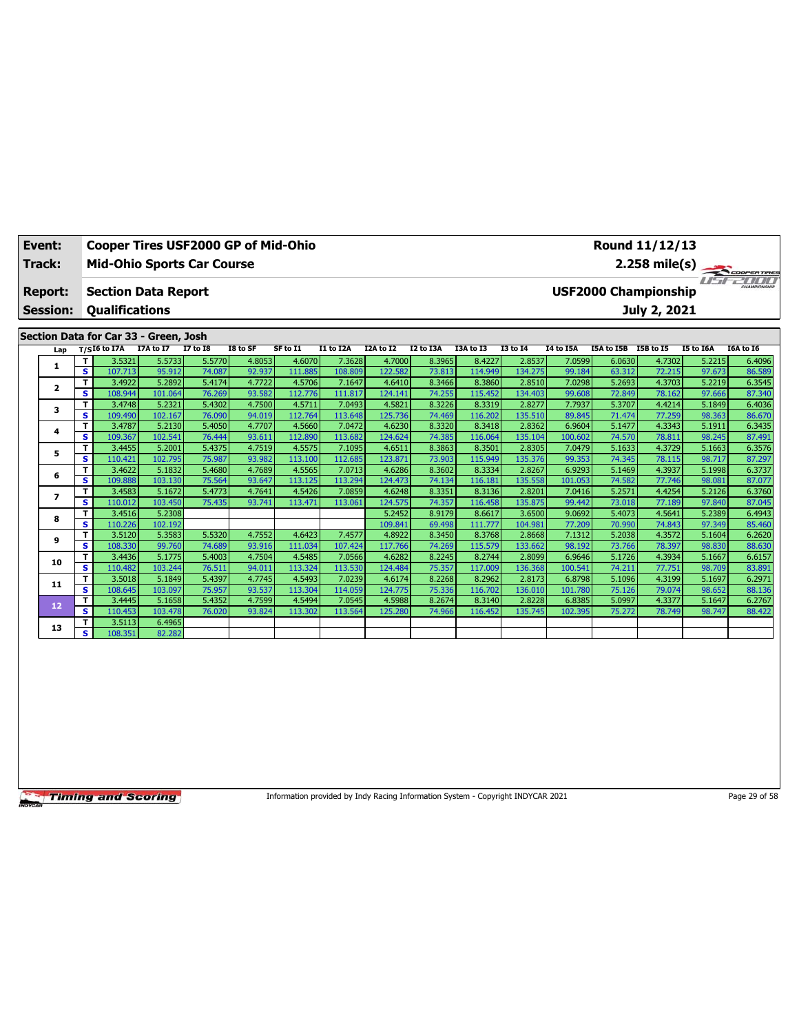| Event: | Cooper Tires USF2000 GP of Mid-Ohio | Round 11/12/13 |
|---|---|---|
| Track: | Mid-Ohio Sports Car Course | 2.258 mile(s) |
| Report: | Section Data Report | USF2000 Championship |
| Session: | Qualifications | July 2, 2021 |

## Section Data for Car 33 - Green, Josh

| Lap | T/S | I6 to I7A | I7A to I7 | I7 to I8 | I8 to SF | SF to I1 | I1 to I2A | I2A to I2 | I2 to I3A | I3A to I3 | I3 to I4 | I4 to I5A | I5A to I5B | I5B to I5 | I5 to I6A | I6A to I6 |
|---|---|---|---|---|---|---|---|---|---|---|---|---|---|---|---|---|
| 1 | T | 3.5321 | 5.5733 | 5.5770 | 4.8053 | 4.6070 | 7.3628 | 4.7000 | 8.3965 | 8.4227 | 2.8537 | 7.0599 | 6.0630 | 4.7302 | 5.2215 | 6.4096 |
| | S | 107.713 | 95.912 | 74.087 | 92.937 | 111.885 | 108.809 | 122.582 | 73.813 | 114.949 | 134.275 | 99.184 | 63.312 | 72.215 | 97.673 | 86.589 |
| 2 | T | 3.4922 | 5.2892 | 5.4174 | 4.7722 | 4.5706 | 7.1647 | 4.6410 | 8.3466 | 8.3860 | 2.8510 | 7.0298 | 5.2693 | 4.3703 | 5.2219 | 6.3545 |
| | S | 108.944 | 101.064 | 76.269 | 93.582 | 112.776 | 111.817 | 124.141 | 74.255 | 115.452 | 134.403 | 99.608 | 72.849 | 78.162 | 97.666 | 87.340 |
| 3 | T | 3.4748 | 5.2321 | 5.4302 | 4.7500 | 4.5711 | 7.0493 | 4.5821 | 8.3226 | 8.3319 | 2.8277 | 7.7937 | 5.3707 | 4.4214 | 5.1849 | 6.4036 |
| | S | 109.490 | 102.167 | 76.090 | 94.019 | 112.764 | 113.648 | 125.736 | 74.469 | 116.202 | 135.510 | 89.845 | 71.474 | 77.259 | 98.363 | 86.670 |
| 4 | T | 3.4787 | 5.2130 | 5.4050 | 4.7707 | 4.5660 | 7.0472 | 4.6230 | 8.3320 | 8.3418 | 2.8362 | 6.9604 | 5.1477 | 4.3343 | 5.1911 | 6.3435 |
| | S | 109.367 | 102.541 | 76.444 | 93.611 | 112.890 | 113.682 | 124.624 | 74.385 | 116.064 | 135.104 | 100.602 | 74.570 | 78.811 | 98.245 | 87.491 |
| 5 | T | 3.4455 | 5.2001 | 5.4375 | 4.7519 | 4.5575 | 7.1095 | 4.6511 | 8.3863 | 8.3501 | 2.8305 | 7.0479 | 5.1633 | 4.3729 | 5.1663 | 6.3576 |
| | S | 110.421 | 102.795 | 75.987 | 93.982 | 113.100 | 112.685 | 123.871 | 73.903 | 115.949 | 135.376 | 99.353 | 74.345 | 78.115 | 98.717 | 87.297 |
| 6 | T | 3.4622 | 5.1832 | 5.4680 | 4.7689 | 4.5565 | 7.0713 | 4.6286 | 8.3602 | 8.3334 | 2.8267 | 6.9293 | 5.1469 | 4.3937 | 5.1998 | 6.3737 |
| | S | 109.888 | 103.130 | 75.564 | 93.647 | 113.125 | 113.294 | 124.473 | 74.134 | 116.181 | 135.558 | 101.053 | 74.582 | 77.746 | 98.081 | 87.077 |
| 7 | T | 3.4583 | 5.1672 | 5.4773 | 4.7641 | 4.5426 | 7.0859 | 4.6248 | 8.3351 | 8.3136 | 2.8201 | 7.0416 | 5.2571 | 4.4254 | 5.2126 | 6.3760 |
| | S | 110.012 | 103.450 | 75.435 | 93.741 | 113.471 | 113.061 | 124.575 | 74.357 | 116.458 | 135.875 | 99.442 | 73.018 | 77.189 | 97.840 | 87.045 |
| 8 | T | 3.4516 | 5.2308 | | | | | 5.2452 | 8.9179 | 8.6617 | 3.6500 | 9.0692 | 5.4073 | 4.5641 | 5.2389 | 6.4943 |
| | S | 110.226 | 102.192 | | | | | 109.841 | 69.498 | 111.777 | 104.981 | 77.209 | 70.990 | 74.843 | 97.349 | 85.460 |
| 9 | T | 3.5120 | 5.3583 | 5.5320 | 4.7552 | 4.6423 | 7.4577 | 4.8922 | 8.3450 | 8.3768 | 2.8668 | 7.1312 | 5.2038 | 4.3572 | 5.1604 | 6.2620 |
| | S | 108.330 | 99.760 | 74.689 | 93.916 | 111.034 | 107.424 | 117.766 | 74.269 | 115.579 | 133.662 | 98.192 | 73.766 | 78.397 | 98.830 | 88.630 |
| 10 | T | 3.4436 | 5.1775 | 5.4003 | 4.7504 | 4.5485 | 7.0566 | 4.6282 | 8.2245 | 8.2744 | 2.8099 | 6.9646 | 5.1726 | 4.3934 | 5.1667 | 6.6157 |
| | S | 110.482 | 103.244 | 76.511 | 94.011 | 113.324 | 113.530 | 124.484 | 75.357 | 117.009 | 136.368 | 100.541 | 74.211 | 77.751 | 98.709 | 83.891 |
| 11 | T | 3.5018 | 5.1849 | 5.4397 | 4.7745 | 4.5493 | 7.0239 | 4.6174 | 8.2268 | 8.2962 | 2.8173 | 6.8798 | 5.1096 | 4.3199 | 5.1697 | 6.2971 |
| | S | 108.645 | 103.097 | 75.957 | 93.537 | 113.304 | 114.059 | 124.775 | 75.336 | 116.702 | 136.010 | 101.780 | 75.126 | 79.074 | 98.652 | 88.136 |
| 12 | T | 3.4445 | 5.1658 | 5.4352 | 4.7599 | 4.5494 | 7.0545 | 4.5988 | 8.2674 | 8.3140 | 2.8228 | 6.8385 | 5.0997 | 4.3377 | 5.1647 | 6.2767 |
| | S | 110.453 | 103.478 | 76.020 | 93.824 | 113.302 | 113.564 | 125.280 | 74.966 | 116.452 | 135.745 | 102.395 | 75.272 | 78.749 | 98.747 | 88.422 |
| 13 | T | 3.5113 | 6.4965 | | | | | | | | | | | | | |
| | S | 108.351 | 82.282 | | | | | | | | | | | | | |

Information provided by Indy Racing Information System - Copyright INDYCAR 2021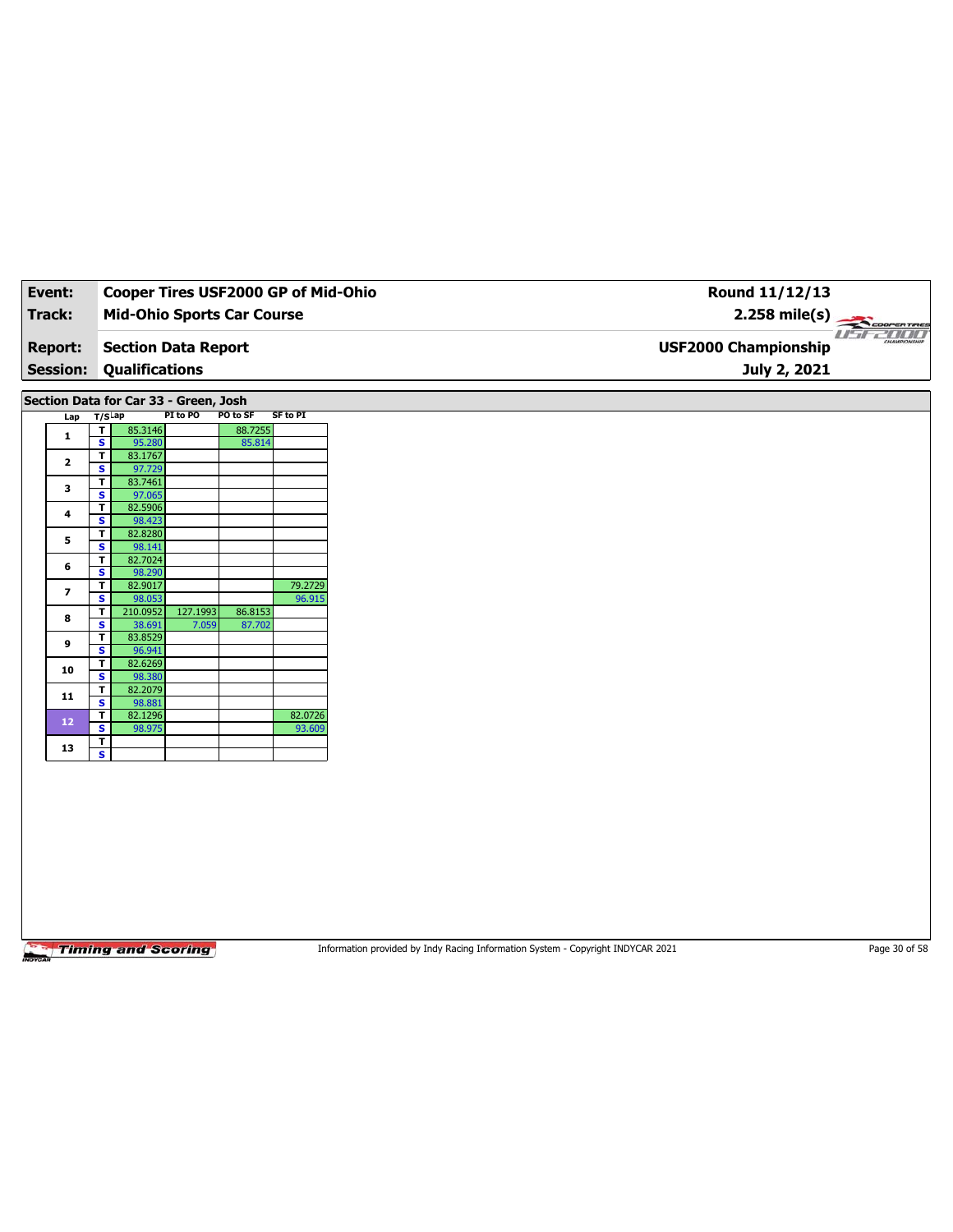| | | | |
|---|---|---|---|
| **Event:** | **Cooper Tires USF2000 GP of Mid-Ohio** | **Round 11/12/13** | |
| **Track:** | **Mid-Ohio Sports Car Course** | **2.258 mile(s)** | |
| **Report:** | **Section Data Report** | **USF2000 Championship** | |
| **Session:** | **Qualifications** | **July 2, 2021** | |

## Section Data for Car 33 - Green, Josh

| Lap | T/S | Lap | PI to PO | PO to SF | SF to PI |
|---|---|---|---|---|---|
| 1 | T | 85.3146 | | 88.7255 | |
| | S | 95.280 | | 85.814 | |
| 2 | T | 83.1767 | | | |
| | S | 97.729 | | | |
| 3 | T | 83.7461 | | | |
| | S | 97.065 | | | |
| 4 | T | 82.5906 | | | |
| | S | 98.423 | | | |
| 5 | T | 82.8280 | | | |
| | S | 98.141 | | | |
| 6 | T | 82.7024 | | | |
| | S | 98.290 | | | |
| 7 | T | 82.9017 | | | 79.2729 |
| | S | 98.053 | | | 96.915 |
| 8 | T | 210.0952 | 127.1993 | 86.8153 | |
| | S | 38.691 | 7.059 | 87.702 | |
| 9 | T | 83.8529 | | | |
| | S | 96.941 | | | |
| 10 | T | 82.6269 | | | |
| | S | 98.380 | | | |
| 11 | T | 82.2079 | | | |
| | S | 98.881 | | | |
| 12 | T | 82.1296 | | | 82.0726 |
| | S | 98.975 | | | 93.609 |
| 13 | T | | | | |
| | S | | | | |

Information provided by Indy Racing Information System - Copyright INDYCAR 2021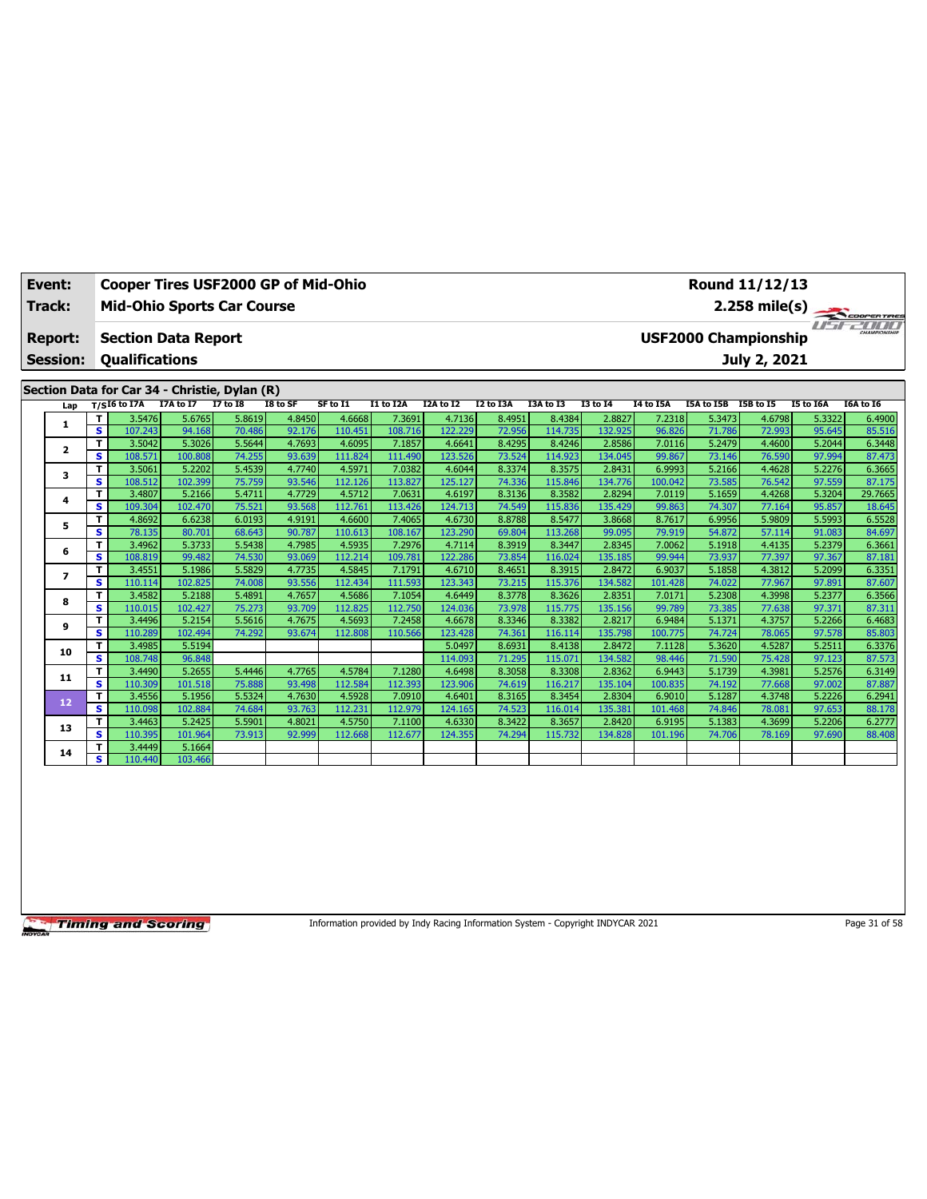| Event: | Cooper Tires USF2000 GP of Mid-Ohio | Round 11/12/13 |
|---|---|---|
| Track: | Mid-Ohio Sports Car Course | 2.258 mile(s) |
| Report: | Section Data Report | USF2000 Championship |
| Session: | Qualifications | July 2, 2021 |

## Section Data for Car 34 - Christie, Dylan (R)

| Lap | T/S | I6 to I7A | I7A to I7 | I7 to I8 | I8 to SF | SF to I1 | I1 to I2A | I2A to I2 | I2 to I3A | I3A to I3 | I3 to I4 | I4 to I5A | I5A to I5B | I5B to I5 | I5 to I6A | I6A to I6 |
|---|---|---|---|---|---|---|---|---|---|---|---|---|---|---|---|---|
| 1 | T | 3.5476 | 5.6765 | 5.8619 | 4.8450 | 4.6668 | 7.3691 | 4.7136 | 8.4951 | 8.4384 | 2.8827 | 7.2318 | 5.3473 | 4.6798 | 5.3322 | 6.4900 |
| | S | 107.243 | 94.168 | 70.486 | 92.176 | 110.451 | 108.716 | 122.229 | 72.956 | 114.735 | 132.925 | 96.826 | 71.786 | 72.993 | 95.645 | 85.516 |
| 2 | T | 3.5042 | 5.3026 | 5.5644 | 4.7693 | 4.6095 | 7.1857 | 4.6641 | 8.4295 | 8.4246 | 2.8586 | 7.0116 | 5.2479 | 4.4600 | 5.2044 | 6.3448 |
| | S | 108.571 | 100.808 | 74.255 | 93.639 | 111.824 | 111.490 | 123.526 | 73.524 | 114.923 | 134.045 | 99.867 | 73.146 | 76.590 | 97.994 | 87.473 |
| 3 | T | 3.5061 | 5.2202 | 5.4539 | 4.7740 | 4.5971 | 7.0382 | 4.6044 | 8.3374 | 8.3575 | 2.8431 | 6.9993 | 5.2166 | 4.4628 | 5.2276 | 6.3665 |
| | S | 108.512 | 102.399 | 75.759 | 93.546 | 112.126 | 113.827 | 125.127 | 74.336 | 115.846 | 134.776 | 100.042 | 73.585 | 76.542 | 97.559 | 87.175 |
| 4 | T | 3.4807 | 5.2166 | 5.4711 | 4.7729 | 4.5712 | 7.0631 | 4.6197 | 8.3136 | 8.3582 | 2.8294 | 7.0119 | 5.1659 | 4.4268 | 5.3204 | 29.7665 |
| | S | 109.304 | 102.470 | 75.521 | 93.568 | 112.761 | 113.426 | 124.713 | 74.549 | 115.836 | 135.429 | 99.863 | 74.307 | 77.164 | 95.857 | 18.645 |
| 5 | T | 4.8692 | 6.6238 | 6.0193 | 4.9191 | 4.6600 | 7.4065 | 4.6730 | 8.8788 | 8.5477 | 3.8668 | 8.7617 | 6.9956 | 5.9809 | 5.5993 | 6.5528 |
| | S | 78.135 | 80.701 | 68.643 | 90.787 | 110.613 | 108.167 | 123.290 | 69.804 | 113.268 | 99.095 | 79.919 | 54.872 | 57.114 | 91.083 | 84.697 |
| 6 | T | 3.4962 | 5.3733 | 5.5438 | 4.7985 | 4.5935 | 7.2976 | 4.7114 | 8.3919 | 8.3447 | 2.8345 | 7.0062 | 5.1918 | 4.4135 | 5.2379 | 6.3661 |
| | S | 108.819 | 99.482 | 74.530 | 93.069 | 112.214 | 109.781 | 122.286 | 73.854 | 116.024 | 135.185 | 99.944 | 73.937 | 77.397 | 97.367 | 87.181 |
| 7 | T | 3.4551 | 5.1986 | 5.5829 | 4.7735 | 4.5845 | 7.1791 | 4.6710 | 8.4651 | 8.3915 | 2.8472 | 6.9037 | 5.1858 | 4.3812 | 5.2099 | 6.3351 |
| | S | 110.114 | 102.825 | 74.008 | 93.556 | 112.434 | 111.593 | 123.343 | 73.215 | 115.376 | 134.582 | 101.428 | 74.022 | 77.967 | 97.891 | 87.607 |
| 8 | T | 3.4582 | 5.2188 | 5.4891 | 4.7657 | 4.5686 | 7.1054 | 4.6449 | 8.3778 | 8.3626 | 2.8351 | 7.0171 | 5.2308 | 4.3998 | 5.2377 | 6.3566 |
| | S | 110.015 | 102.427 | 75.273 | 93.709 | 112.825 | 112.750 | 124.036 | 73.978 | 115.775 | 135.156 | 99.789 | 73.385 | 77.638 | 97.371 | 87.311 |
| 9 | T | 3.4496 | 5.2154 | 5.5616 | 4.7675 | 4.5693 | 7.2458 | 4.6678 | 8.3346 | 8.3382 | 2.8217 | 6.9484 | 5.1371 | 4.3757 | 5.2266 | 6.4683 |
| | S | 110.289 | 102.494 | 74.292 | 93.674 | 112.808 | 110.566 | 123.428 | 74.361 | 116.114 | 135.798 | 100.775 | 74.724 | 78.065 | 97.578 | 85.803 |
| 10 | T | 3.4985 | 5.5194 | | | | | 5.0497 | 8.6931 | 8.4138 | 2.8472 | 7.1128 | 5.3620 | 4.5287 | 5.2511 | 6.3376 |
| | S | 108.748 | 96.848 | | | | | 114.093 | 71.295 | 115.071 | 134.582 | 98.446 | 71.590 | 75.428 | 97.123 | 87.573 |
| 11 | T | 3.4490 | 5.2655 | 5.4446 | 4.7765 | 4.5784 | 7.1280 | 4.6498 | 8.3058 | 8.3308 | 2.8362 | 6.9443 | 5.1739 | 4.3981 | 5.2576 | 6.3149 |
| | S | 110.309 | 101.518 | 75.888 | 93.498 | 112.584 | 112.393 | 123.906 | 74.619 | 116.217 | 135.104 | 100.835 | 74.192 | 77.668 | 97.002 | 87.887 |
| 12 | T | 3.4556 | 5.1956 | 5.5324 | 4.7630 | 4.5928 | 7.0910 | 4.6401 | 8.3165 | 8.3454 | 2.8304 | 6.9010 | 5.1287 | 4.3748 | 5.2226 | 6.2941 |
| | S | 110.098 | 102.884 | 74.684 | 93.763 | 112.231 | 112.979 | 124.165 | 74.523 | 116.014 | 135.381 | 101.468 | 74.846 | 78.081 | 97.653 | 88.178 |
| 13 | T | 3.4463 | 5.2425 | 5.5901 | 4.8021 | 4.5750 | 7.1100 | 4.6330 | 8.3422 | 8.3657 | 2.8420 | 6.9195 | 5.1383 | 4.3699 | 5.2206 | 6.2777 |
| | S | 110.395 | 101.964 | 73.913 | 92.999 | 112.668 | 112.677 | 124.355 | 74.294 | 115.732 | 134.828 | 101.196 | 74.706 | 78.169 | 97.690 | 88.408 |
| 14 | T | 3.4449 | 5.1664 | | | | | | | | | | | | | |
| | S | 110.440 | 103.466 | | | | | | | | | | | | | |

Information provided by Indy Racing Information System - Copyright INDYCAR 2021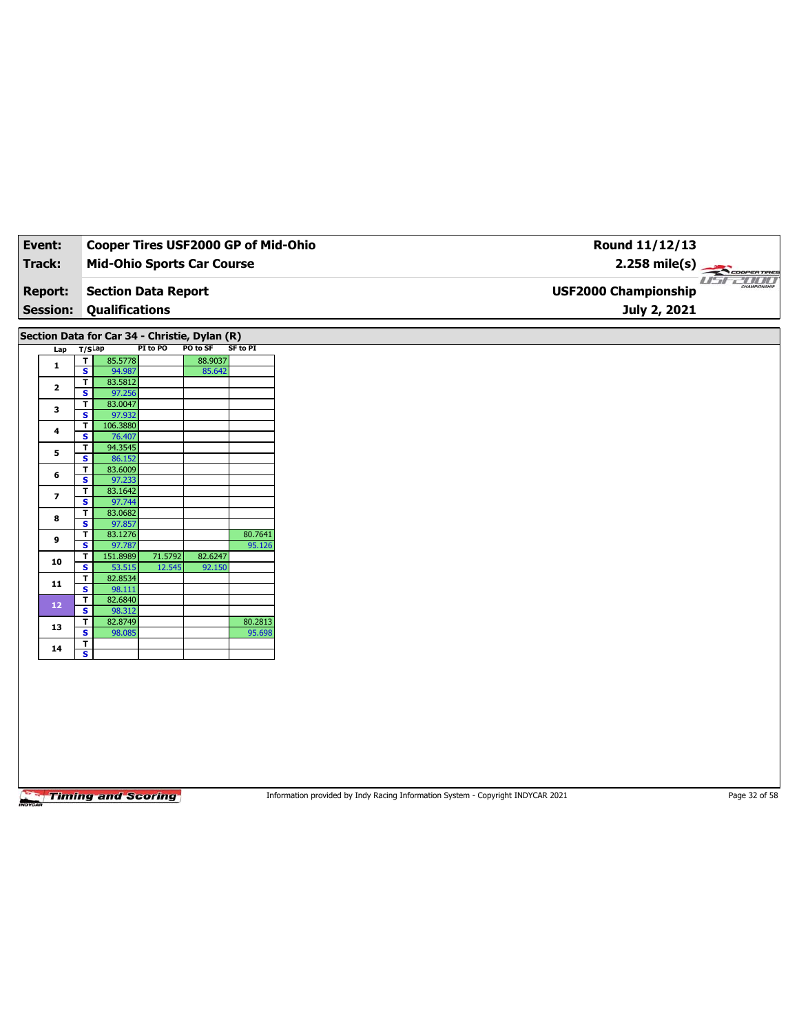| Event: | Cooper Tires USF2000 GP of Mid-Ohio | Round 11/12/13 |
|---|---|---|
| Track: | Mid-Ohio Sports Car Course | 2.258 mile(s) |
| Report: | Section Data Report | USF2000 Championship |
| Session: | Qualifications | July 2, 2021 |

## Section Data for Car 34 - Christie, Dylan (R)

| Lap | T/S | Lap | PI to PO | PO to SF | SF to PI |
|---|---|---|---|---|---|
| 1 | T | 85.5778 | | 88.9037 | |
| | S | 94.987 | | 85.642 | |
| 2 | T | 83.5812 | | | |
| | S | 97.256 | | | |
| 3 | T | 83.0047 | | | |
| | S | 97.932 | | | |
| 4 | T | 106.3880 | | | |
| | S | 76.407 | | | |
| 5 | T | 94.3545 | | | |
| | S | 86.152 | | | |
| 6 | T | 83.6009 | | | |
| | S | 97.233 | | | |
| 7 | T | 83.1642 | | | |
| | S | 97.744 | | | |
| 8 | T | 83.0682 | | | |
| | S | 97.857 | | | |
| 9 | T | 83.1276 | | | 80.7641 |
| | S | 97.787 | | | 95.126 |
| 10 | T | 151.8989 | 71.5792 | 82.6247 | |
| | S | 53.515 | 12.545 | 92.150 | |
| 11 | T | 82.8534 | | | |
| | S | 98.111 | | | |
| 12 | T | 82.6840 | | | |
| | S | 98.312 | | | |
| 13 | T | 82.8749 | | | 80.2813 |
| | S | 98.085 | | | 95.698 |
| 14 | T | | | | |
| | S | | | | |

Information provided by Indy Racing Information System - Copyright INDYCAR 2021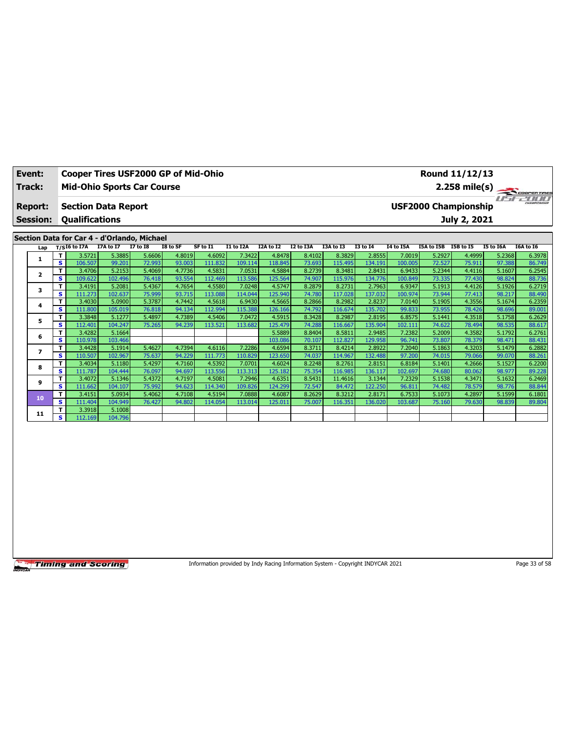| Event: | Cooper Tires USF2000 GP of Mid-Ohio | Round 11/12/13 |
|---|---|---|
| Track: | Mid-Ohio Sports Car Course | 2.258 mile(s) |
| Report: | Section Data Report | USF2000 Championship |
| Session: | Qualifications | July 2, 2021 |

## Section Data for Car 4 - d'Orlando, Michael

| Lap | T/S | I6 to I7A | I7A to I7 | I7 to I8 | I8 to SF | SF to I1 | I1 to I2A | I2A to I2 | I2 to I3A | I3A to I3 | I3 to I4 | I4 to I5A | I5A to I5B | I5B to I5 | I5 to I6A | I6A to I6 |
|---|---|---|---|---|---|---|---|---|---|---|---|---|---|---|---|---|
| 1 | T | 3.5721 | 5.3885 | 5.6606 | 4.8019 | 4.6092 | 7.3422 | 4.8478 | 8.4102 | 8.3829 | 2.8555 | 7.0019 | 5.2927 | 4.4999 | 5.2368 | 6.3978 |
| | S | 106.507 | 99.201 | 72.993 | 93.003 | 111.832 | 109.114 | 118.845 | 73.693 | 115.495 | 134.191 | 100.005 | 72.527 | 75.911 | 97.388 | 86.749 |
| 2 | T | 3.4706 | 5.2153 | 5.4069 | 4.7736 | 4.5831 | 7.0531 | 4.5884 | 8.2739 | 8.3481 | 2.8431 | 6.9433 | 5.2344 | 4.4116 | 5.1607 | 6.2545 |
| | S | 109.622 | 102.496 | 76.418 | 93.554 | 112.469 | 113.586 | 125.564 | 74.907 | 115.976 | 134.776 | 100.849 | 73.335 | 77.430 | 98.824 | 88.736 |
| 3 | T | 3.4191 | 5.2081 | 5.4367 | 4.7654 | 4.5580 | 7.0248 | 4.5747 | 8.2879 | 8.2731 | 2.7963 | 6.9347 | 5.1913 | 4.4126 | 5.1926 | 6.2719 |
| | S | 111.273 | 102.637 | 75.999 | 93.715 | 113.088 | 114.044 | 125.940 | 74.780 | 117.028 | 137.032 | 100.974 | 73.944 | 77.413 | 98.217 | 88.490 |
| 4 | T | 3.4030 | 5.0900 | 5.3787 | 4.7442 | 4.5618 | 6.9430 | 4.5665 | 8.2866 | 8.2982 | 2.8237 | 7.0140 | 5.1905 | 4.3556 | 5.1674 | 6.2359 |
| | S | 111.800 | 105.019 | 76.818 | 94.134 | 112.994 | 115.388 | 126.166 | 74.792 | 116.674 | 135.702 | 99.833 | 73.955 | 78.426 | 98.696 | 89.001 |
| 5 | T | 3.3848 | 5.1277 | 5.4897 | 4.7389 | 4.5406 | 7.0472 | 4.5915 | 8.3428 | 8.2987 | 2.8195 | 6.8575 | 5.1441 | 4.3518 | 5.1758 | 6.2629 |
| | S | 112.401 | 104.247 | 75.265 | 94.239 | 113.521 | 113.682 | 125.479 | 74.288 | 116.667 | 135.904 | 102.111 | 74.622 | 78.494 | 98.535 | 88.617 |
| 6 | T | 3.4282 | 5.1664 | | | | | 5.5889 | 8.8404 | 8.5811 | 2.9485 | 7.2382 | 5.2009 | 4.3582 | 5.1792 | 6.2761 |
| | S | 110.978 | 103.466 | | | | | 103.086 | 70.107 | 112.827 | 129.958 | 96.741 | 73.807 | 78.379 | 98.471 | 88.431 |
| 7 | T | 3.4428 | 5.1914 | 5.4627 | 4.7394 | 4.6116 | 7.2286 | 4.6594 | 8.3711 | 8.4214 | 2.8922 | 7.2040 | 5.1863 | 4.3203 | 5.1479 | 6.2882 |
| | S | 110.507 | 102.967 | 75.637 | 94.229 | 111.773 | 110.829 | 123.650 | 74.037 | 114.967 | 132.488 | 97.200 | 74.015 | 79.066 | 99.070 | 88.261 |
| 8 | T | 3.4034 | 5.1180 | 5.4297 | 4.7160 | 4.5392 | 7.0701 | 4.6024 | 8.2248 | 8.2761 | 2.8151 | 6.8184 | 5.1401 | 4.2666 | 5.1527 | 6.2200 |
| | S | 111.787 | 104.444 | 76.097 | 94.697 | 113.556 | 113.313 | 125.182 | 75.354 | 116.985 | 136.117 | 102.697 | 74.680 | 80.062 | 98.977 | 89.228 |
| 9 | T | 3.4072 | 5.1346 | 5.4372 | 4.7197 | 4.5081 | 7.2946 | 4.6351 | 8.5431 | 11.4616 | 3.1344 | 7.2329 | 5.1538 | 4.3471 | 5.1632 | 6.2469 |
| | S | 111.662 | 104.107 | 75.992 | 94.623 | 114.340 | 109.826 | 124.299 | 72.547 | 84.472 | 122.250 | 96.811 | 74.482 | 78.579 | 98.776 | 88.844 |
| 10 | T | 3.4151 | 5.0934 | 5.4062 | 4.7108 | 4.5194 | 7.0888 | 4.6087 | 8.2629 | 8.3212 | 2.8171 | 6.7533 | 5.1073 | 4.2897 | 5.1599 | 6.1801 |
| | S | 111.404 | 104.949 | 76.427 | 94.802 | 114.054 | 113.014 | 125.011 | 75.007 | 116.351 | 136.020 | 103.687 | 75.160 | 79.630 | 98.839 | 89.804 |
| 11 | T | 3.3918 | 5.1008 | | | | | | | | | | | | | |
| | S | 112.169 | 104.796 | | | | | | | | | | | | | |

Information provided by Indy Racing Information System - Copyright INDYCAR 2021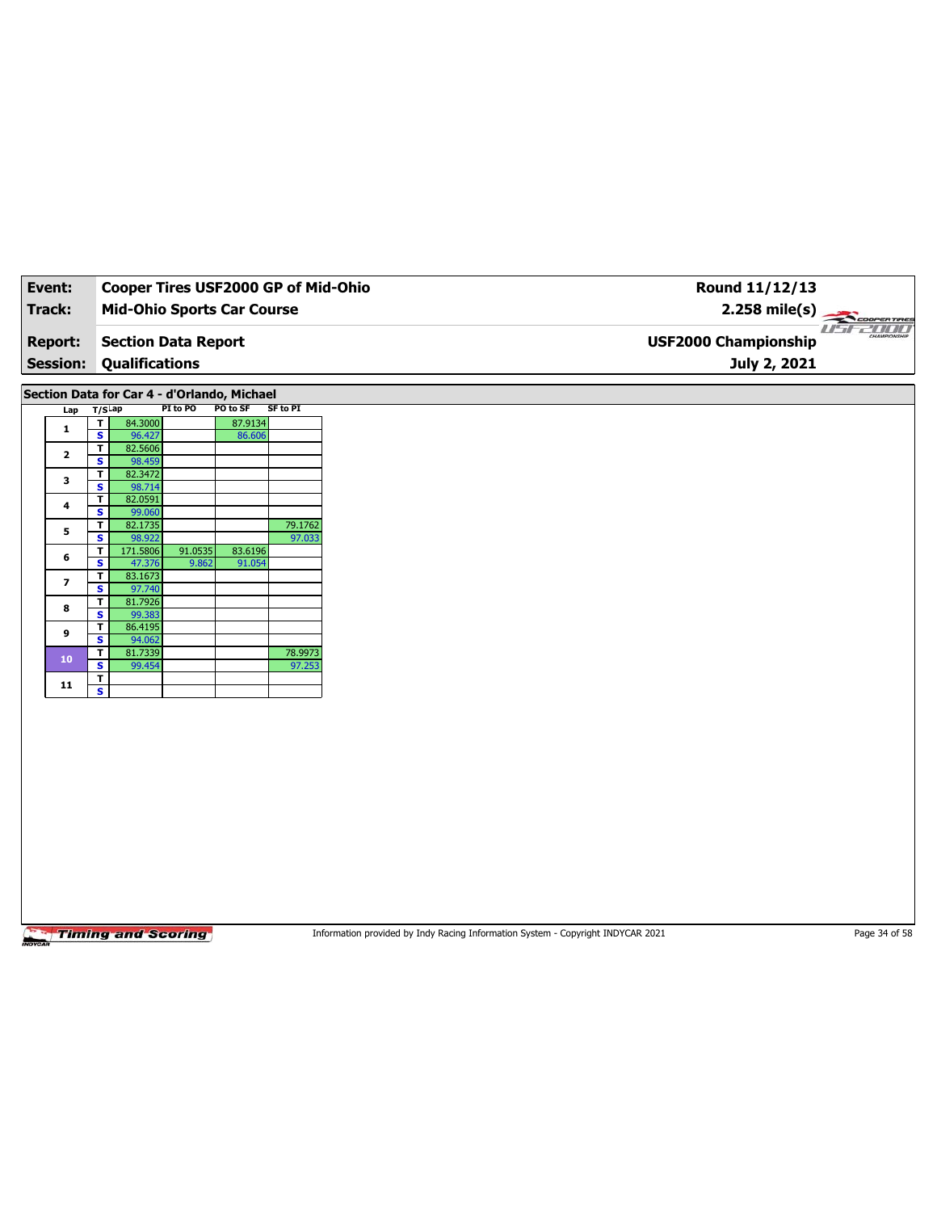| | | | |
|---|---|---|---|
| **Event:** | **Cooper Tires USF2000 GP of Mid-Ohio** | **Round 11/12/13** |
| **Track:** | **Mid-Ohio Sports Car Course** | **2.258 mile(s)** |
| **Report:** | **Section Data Report** | **USF2000 Championship** |
| **Session:** | **Qualifications** | **July 2, 2021** |

## Section Data for Car 4 - d'Orlando, Michael

| Lap | T/S | Lap | PI to PO | PO to SF | SF to PI |
|---|---|---|---|---|---|
| 1 | T | 84.3000 | | 87.9134 | |
| | S | 96.427 | | 86.606 | |
| 2 | T | 82.5606 | | | |
| | S | 98.459 | | | |
| 3 | T | 82.3472 | | | |
| | S | 98.714 | | | |
| 4 | T | 82.0591 | | | |
| | S | 99.060 | | | |
| 5 | T | 82.1735 | | | 79.1762 |
| | S | 98.922 | | | 97.033 |
| 6 | T | 171.5806 | 91.0535 | 83.6196 | |
| | S | 47.376 | 9.862 | 91.054 | |
| 7 | T | 83.1673 | | | |
| | S | 97.740 | | | |
| 8 | T | 81.7926 | | | |
| | S | 99.383 | | | |
| 9 | T | 86.4195 | | | |
| | S | 94.062 | | | |
| 10 | T | 81.7339 | | | 78.9973 |
| | S | 99.454 | | | 97.253 |
| 11 | T | | | | |
| | S | | | | |

Information provided by Indy Racing Information System - Copyright INDYCAR 2021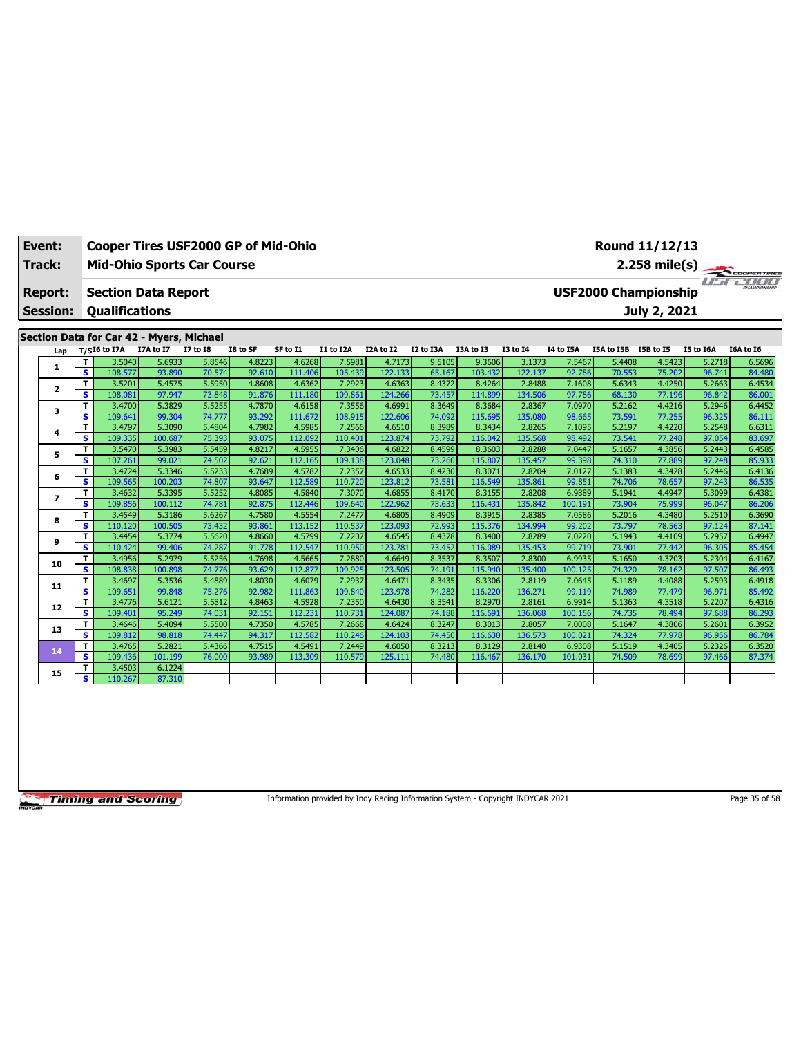| Event: | Cooper Tires USF2000 GP of Mid-Ohio | Round 11/12/13 |
|---|---|---|
| Track: | Mid-Ohio Sports Car Course | 2.258 mile(s) |
| Report: | Section Data Report | USF2000 Championship |
| Session: | Qualifications | July 2, 2021 |

## Section Data for Car 42 - Myers, Michael

| Lap | T/S | I6 to I7A | I7A to I7 | I7 to I8 | I8 to SF | SF to I1 | I1 to I2A | I2A to I2 | I2 to I3A | I3A to I3 | I3 to I4 | I4 to I5A | I5A to I5B | I5B to I5 | I5 to I6A | I6A to I6 |
|---|---|---|---|---|---|---|---|---|---|---|---|---|---|---|---|---|
| 1 | T | 3.5040 | 5.6933 | 5.8546 | 4.8223 | 4.6268 | 7.5981 | 4.7173 | 9.5105 | 9.3606 | 3.1373 | 7.5467 | 5.4408 | 4.5423 | 5.2718 | 6.5696 |
|  | S | 108.577 | 93.890 | 70.574 | 92.610 | 111.406 | 105.439 | 122.133 | 65.167 | 103.432 | 122.137 | 92.786 | 70.553 | 75.202 | 96.741 | 84.480 |
| 2 | T | 3.5201 | 5.4575 | 5.5950 | 4.8608 | 4.6362 | 7.2923 | 4.6363 | 8.4372 | 8.4264 | 2.8488 | 7.1608 | 5.6343 | 4.4250 | 5.2663 | 6.4534 |
|  | S | 108.081 | 97.947 | 73.848 | 91.876 | 111.180 | 109.861 | 124.266 | 73.457 | 114.899 | 134.506 | 97.786 | 68.130 | 77.196 | 96.842 | 86.001 |
| 3 | T | 3.4700 | 5.3829 | 5.5255 | 4.7870 | 4.6158 | 7.3556 | 4.6991 | 8.3649 | 8.3684 | 2.8367 | 7.0970 | 5.2162 | 4.4216 | 5.2946 | 6.4452 |
|  | S | 109.641 | 99.304 | 74.777 | 93.292 | 111.672 | 108.915 | 122.606 | 74.092 | 115.695 | 135.080 | 98.665 | 73.591 | 77.255 | 96.325 | 86.111 |
| 4 | T | 3.4797 | 5.3090 | 5.4804 | 4.7982 | 4.5985 | 7.2566 | 4.6510 | 8.3989 | 8.3434 | 2.8265 | 7.1095 | 5.2197 | 4.4220 | 5.2548 | 6.6311 |
|  | S | 109.335 | 100.687 | 75.393 | 93.075 | 112.092 | 110.401 | 123.874 | 73.792 | 116.042 | 135.568 | 98.492 | 73.541 | 77.248 | 97.054 | 83.697 |
| 5 | T | 3.5470 | 5.3983 | 5.5459 | 4.8217 | 4.5955 | 7.3406 | 4.6822 | 8.4599 | 8.3603 | 2.8288 | 7.0447 | 5.1657 | 4.3856 | 5.2443 | 6.4585 |
|  | S | 107.261 | 99.021 | 74.502 | 92.621 | 112.165 | 109.138 | 123.048 | 73.260 | 115.807 | 135.457 | 99.398 | 74.310 | 77.889 | 97.248 | 85.933 |
| 6 | T | 3.4724 | 5.3346 | 5.5233 | 4.7689 | 4.5782 | 7.2357 | 4.6533 | 8.4230 | 8.3071 | 2.8204 | 7.0127 | 5.1383 | 4.3428 | 5.2446 | 6.4136 |
|  | S | 109.565 | 100.203 | 74.807 | 93.647 | 112.589 | 110.720 | 123.812 | 73.581 | 116.549 | 135.861 | 99.851 | 74.706 | 78.657 | 97.243 | 86.535 |
| 7 | T | 3.4632 | 5.3395 | 5.5252 | 4.8085 | 4.5840 | 7.3070 | 4.6855 | 8.4170 | 8.3155 | 2.8208 | 6.9889 | 5.1941 | 4.4947 | 5.3099 | 6.4381 |
|  | S | 109.856 | 100.112 | 74.781 | 92.875 | 112.446 | 109.640 | 122.962 | 73.633 | 116.431 | 135.842 | 100.191 | 73.904 | 75.999 | 96.047 | 86.206 |
| 8 | T | 3.4549 | 5.3186 | 5.6267 | 4.7580 | 4.5554 | 7.2477 | 4.6805 | 8.4909 | 8.3915 | 2.8385 | 7.0586 | 5.2016 | 4.3480 | 5.2510 | 6.3690 |
|  | S | 110.120 | 100.505 | 73.432 | 93.861 | 113.152 | 110.537 | 123.093 | 72.993 | 115.376 | 134.994 | 99.202 | 73.797 | 78.563 | 97.124 | 87.141 |
| 9 | T | 3.4454 | 5.3774 | 5.5620 | 4.8660 | 4.5799 | 7.2207 | 4.6545 | 8.4378 | 8.3400 | 2.8289 | 7.0220 | 5.1943 | 4.4109 | 5.2957 | 6.4947 |
|  | S | 110.424 | 99.406 | 74.287 | 91.778 | 112.547 | 110.950 | 123.781 | 73.452 | 116.089 | 135.453 | 99.719 | 73.901 | 77.442 | 96.305 | 85.454 |
| 10 | T | 3.4956 | 5.2979 | 5.5256 | 4.7698 | 4.5665 | 7.2880 | 4.6649 | 8.3537 | 8.3507 | 2.8300 | 6.9935 | 5.1650 | 4.3703 | 5.2304 | 6.4167 |
|  | S | 108.838 | 100.898 | 74.776 | 93.629 | 112.877 | 109.925 | 123.505 | 74.191 | 115.940 | 135.400 | 100.125 | 74.320 | 78.162 | 97.507 | 86.493 |
| 11 | T | 3.4697 | 5.3536 | 5.4889 | 4.8030 | 4.6079 | 7.2937 | 4.6471 | 8.3435 | 8.3306 | 2.8119 | 7.0645 | 5.1189 | 4.4088 | 5.2593 | 6.4918 |
|  | S | 109.651 | 99.848 | 75.276 | 92.982 | 111.863 | 109.840 | 123.978 | 74.282 | 116.220 | 136.271 | 99.119 | 74.989 | 77.479 | 96.971 | 85.492 |
| 12 | T | 3.4776 | 5.6121 | 5.5812 | 4.8463 | 4.5928 | 7.2350 | 4.6430 | 8.3541 | 8.2970 | 2.8161 | 6.9914 | 5.1363 | 4.3518 | 5.2207 | 6.4316 |
|  | S | 109.401 | 95.249 | 74.031 | 92.151 | 112.231 | 110.731 | 124.087 | 74.188 | 116.691 | 136.068 | 100.156 | 74.735 | 78.494 | 97.688 | 86.293 |
| 13 | T | 3.4646 | 5.4094 | 5.5500 | 4.7350 | 4.5785 | 7.2668 | 4.6424 | 8.3247 | 8.3013 | 2.8057 | 7.0008 | 5.1647 | 4.3806 | 5.2601 | 6.3952 |
|  | S | 109.812 | 98.818 | 74.447 | 94.317 | 112.582 | 110.246 | 124.103 | 74.450 | 116.630 | 136.573 | 100.021 | 74.324 | 77.978 | 96.956 | 86.784 |
| 14 | T | 3.4765 | 5.2821 | 5.4366 | 4.7515 | 4.5491 | 7.2449 | 4.6050 | 8.3213 | 8.3129 | 2.8140 | 6.9308 | 5.1519 | 4.3405 | 5.2326 | 6.3520 |
|  | S | 109.436 | 101.199 | 76.000 | 93.989 | 113.309 | 110.579 | 125.111 | 74.480 | 116.467 | 136.170 | 101.031 | 74.509 | 78.699 | 97.466 | 87.374 |
| 15 | T | 3.4503 | 6.1224 |  |  |  |  |  |  |  |  |  |  |  |  |  |
|  | S | 110.267 | 87.310 |  |  |  |  |  |  |  |  |  |  |  |  |  |

Information provided by Indy Racing Information System - Copyright INDYCAR 2021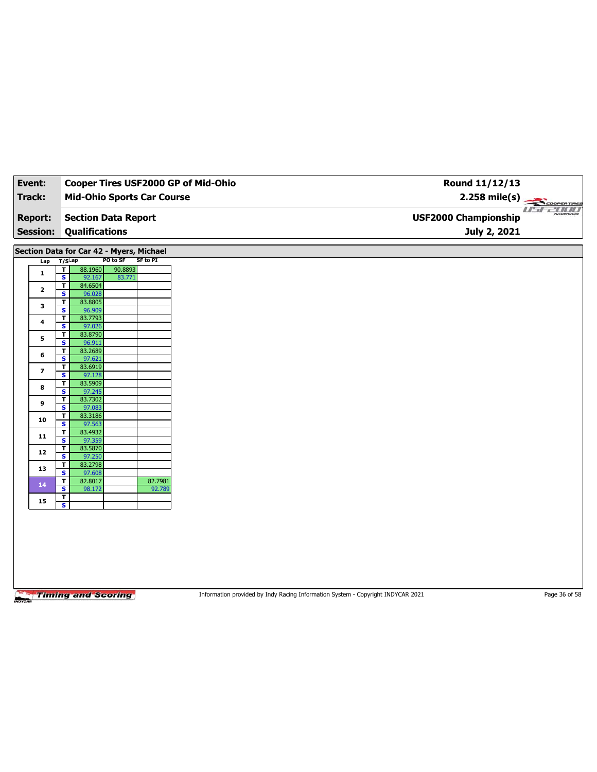| | |
|---|---|
| **Event:** | **Cooper Tires USF2000 GP of Mid-Ohio** |
| **Track:** | **Mid-Ohio Sports Car Course** |
| **Report:** | **Section Data Report** |
| **Session:** | **Qualifications** |

**Round 11/12/13**
**2.258 mile(s)**
**USF2000 Championship**
**July 2, 2021**

## Section Data for Car 42 - Myers, Michael

| Lap | T/S | Lap | PO to SF | SF to PI |
|---|---|---|---|---|
| 1 | T | 88.1960 | 90.8893 | |
| | S | 92.167 | 83.771 | |
| 2 | T | 84.6504 | | |
| | S | 96.028 | | |
| 3 | T | 83.8805 | | |
| | S | 96.909 | | |
| 4 | T | 83.7793 | | |
| | S | 97.026 | | |
| 5 | T | 83.8790 | | |
| | S | 96.911 | | |
| 6 | T | 83.2689 | | |
| | S | 97.621 | | |
| 7 | T | 83.6919 | | |
| | S | 97.128 | | |
| 8 | T | 83.5909 | | |
| | S | 97.245 | | |
| 9 | T | 83.7302 | | |
| | S | 97.083 | | |
| 10 | T | 83.3186 | | |
| | S | 97.563 | | |
| 11 | T | 83.4932 | | |
| | S | 97.359 | | |
| 12 | T | 83.5870 | | |
| | S | 97.250 | | |
| 13 | T | 83.2798 | | |
| | S | 97.608 | | |
| 14 | T | 82.8017 | | 82.7981 |
| | S | 98.172 | | 92.789 |
| 15 | T | | | |
| | S | | | |

Information provided by Indy Racing Information System - Copyright INDYCAR 2021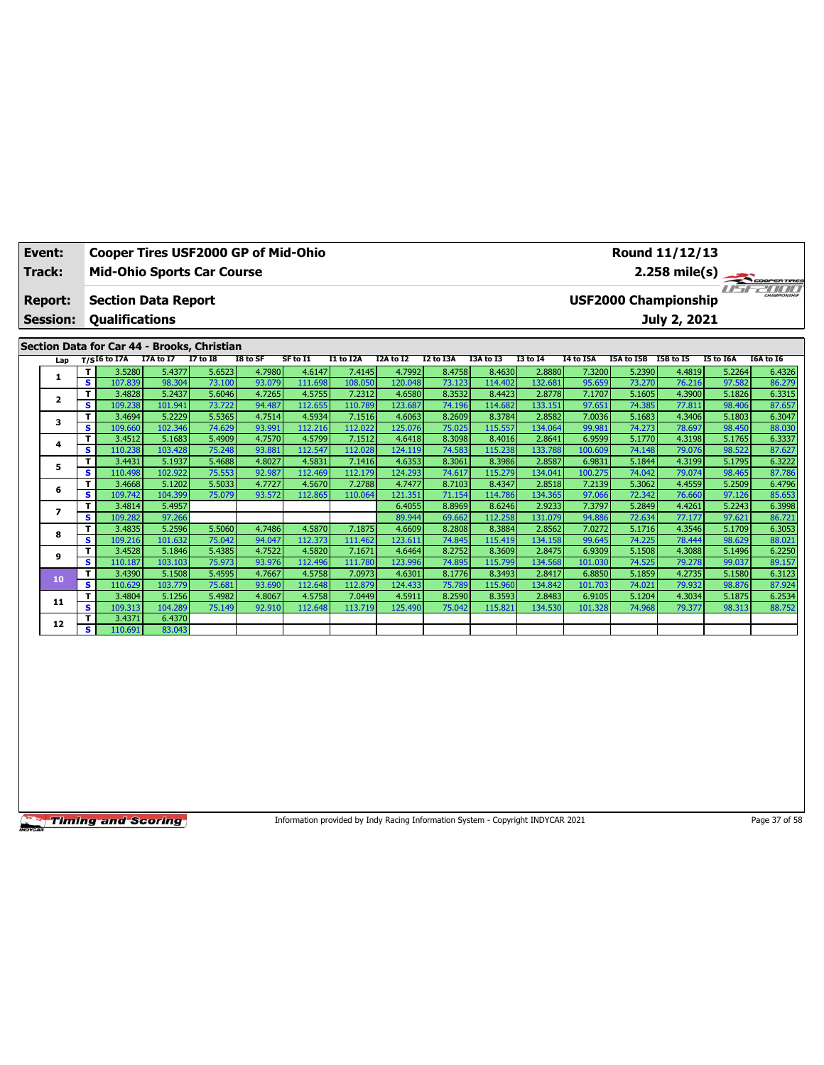| | | | |
|---|---|---|---|
| **Event:** | **Cooper Tires USF2000 GP of Mid-Ohio** | | **Round 11/12/13** |
| **Track:** | **Mid-Ohio Sports Car Course** | | **2.258 mile(s)** |
| **Report:** | **Section Data Report** | | **USF2000 Championship** |
| **Session:** | **Qualifications** | | **July 2, 2021** |

## Section Data for Car 44 - Brooks, Christian

| Lap | T/S | I6 to I7A | I7A to I7 | I7 to I8 | I8 to SF | SF to I1 | I1 to I2A | I2A to I2 | I2 to I3A | I3A to I3 | I3 to I4 | I4 to I5A | I5A to I5B | I5B to I5 | I5 to I6A | I6A to I6 |
|---|---|---|---|---|---|---|---|---|---|---|---|---|---|---|---|---|
| 1 | T | 3.5280 | 5.4377 | 5.6523 | 4.7980 | 4.6147 | 7.4145 | 4.7992 | 8.4758 | 8.4630 | 2.8880 | 7.3200 | 5.2390 | 4.4819 | 5.2264 | 6.4326 |
| | S | 107.839 | 98.304 | 73.100 | 93.079 | 111.698 | 108.050 | 120.048 | 73.123 | 114.402 | 132.681 | 95.659 | 73.270 | 76.216 | 97.582 | 86.279 |
| 2 | T | 3.4828 | 5.2437 | 5.6046 | 4.7265 | 4.5755 | 7.2312 | 4.6580 | 8.3532 | 8.4423 | 2.8778 | 7.1707 | 5.1605 | 4.3900 | 5.1826 | 6.3315 |
| | S | 109.238 | 101.941 | 73.722 | 94.487 | 112.655 | 110.789 | 123.687 | 74.196 | 114.682 | 133.151 | 97.651 | 74.385 | 77.811 | 98.406 | 87.657 |
| 3 | T | 3.4694 | 5.2229 | 5.5365 | 4.7514 | 4.5934 | 7.1516 | 4.6063 | 8.2609 | 8.3784 | 2.8582 | 7.0036 | 5.1683 | 4.3406 | 5.1803 | 6.3047 |
| | S | 109.660 | 102.346 | 74.629 | 93.991 | 112.216 | 112.022 | 125.076 | 75.025 | 115.557 | 134.064 | 99.981 | 74.273 | 78.697 | 98.450 | 88.030 |
| 4 | T | 3.4512 | 5.1683 | 5.4909 | 4.7570 | 4.5799 | 7.1512 | 4.6418 | 8.3098 | 8.4016 | 2.8641 | 6.9599 | 5.1770 | 4.3198 | 5.1765 | 6.3337 |
| | S | 110.238 | 103.428 | 75.248 | 93.881 | 112.547 | 112.028 | 124.119 | 74.583 | 115.238 | 133.788 | 100.609 | 74.148 | 79.076 | 98.522 | 87.627 |
| 5 | T | 3.4431 | 5.1937 | 5.4688 | 4.8027 | 4.5831 | 7.1416 | 4.6353 | 8.3061 | 8.3986 | 2.8587 | 6.9831 | 5.1844 | 4.3199 | 5.1795 | 6.3222 |
| | S | 110.498 | 102.922 | 75.553 | 92.987 | 112.469 | 112.179 | 124.293 | 74.617 | 115.279 | 134.041 | 100.275 | 74.042 | 79.074 | 98.465 | 87.786 |
| 6 | T | 3.4668 | 5.1202 | 5.5033 | 4.7727 | 4.5670 | 7.2788 | 4.7477 | 8.7103 | 8.4347 | 2.8518 | 7.2139 | 5.3062 | 4.4559 | 5.2509 | 6.4796 |
| | S | 109.742 | 104.399 | 75.079 | 93.572 | 112.865 | 110.064 | 121.351 | 71.154 | 114.786 | 134.365 | 97.066 | 72.342 | 76.660 | 97.126 | 85.653 |
| 7 | T | 3.4814 | 5.4957 | | | | | 6.4055 | 8.8969 | 8.6246 | 2.9233 | 7.3797 | 5.2849 | 4.4261 | 5.2243 | 6.3998 |
| | S | 109.282 | 97.266 | | | | | 89.944 | 69.662 | 112.258 | 131.079 | 94.886 | 72.634 | 77.177 | 97.621 | 86.721 |
| 8 | T | 3.4835 | 5.2596 | 5.5060 | 4.7486 | 4.5870 | 7.1875 | 4.6609 | 8.2808 | 8.3884 | 2.8562 | 7.0272 | 5.1716 | 4.3546 | 5.1709 | 6.3053 |
| | S | 109.216 | 101.632 | 75.042 | 94.047 | 112.373 | 111.462 | 123.611 | 74.845 | 115.419 | 134.158 | 99.645 | 74.225 | 78.444 | 98.629 | 88.021 |
| 9 | T | 3.4528 | 5.1846 | 5.4385 | 4.7522 | 4.5820 | 7.1671 | 4.6464 | 8.2752 | 8.3609 | 2.8475 | 6.9309 | 5.1508 | 4.3088 | 5.1496 | 6.2250 |
| | S | 110.187 | 103.103 | 75.973 | 93.976 | 112.496 | 111.780 | 123.996 | 74.895 | 115.799 | 134.568 | 101.030 | 74.525 | 79.278 | 99.037 | 89.157 |
| 10 | T | 3.4390 | 5.1508 | 5.4595 | 4.7667 | 4.5758 | 7.0973 | 4.6301 | 8.1776 | 8.3493 | 2.8417 | 6.8850 | 5.1859 | 4.2735 | 5.1580 | 6.3123 |
| | S | 110.629 | 103.779 | 75.681 | 93.690 | 112.648 | 112.879 | 124.433 | 75.789 | 115.960 | 134.842 | 101.703 | 74.021 | 79.932 | 98.876 | 87.924 |
| 11 | T | 3.4804 | 5.1256 | 5.4982 | 4.8067 | 4.5758 | 7.0449 | 4.5911 | 8.2590 | 8.3593 | 2.8483 | 6.9105 | 5.1204 | 4.3034 | 5.1875 | 6.2534 |
| | S | 109.313 | 104.289 | 75.149 | 92.910 | 112.648 | 113.719 | 125.490 | 75.042 | 115.821 | 134.530 | 101.328 | 74.968 | 79.377 | 98.313 | 88.752 |
| 12 | T | 3.4371 | 6.4370 | | | | | | | | | | | | | |
| | S | 110.691 | 83.043 | | | | | | | | | | | | | |

Information provided by Indy Racing Information System - Copyright INDYCAR 2021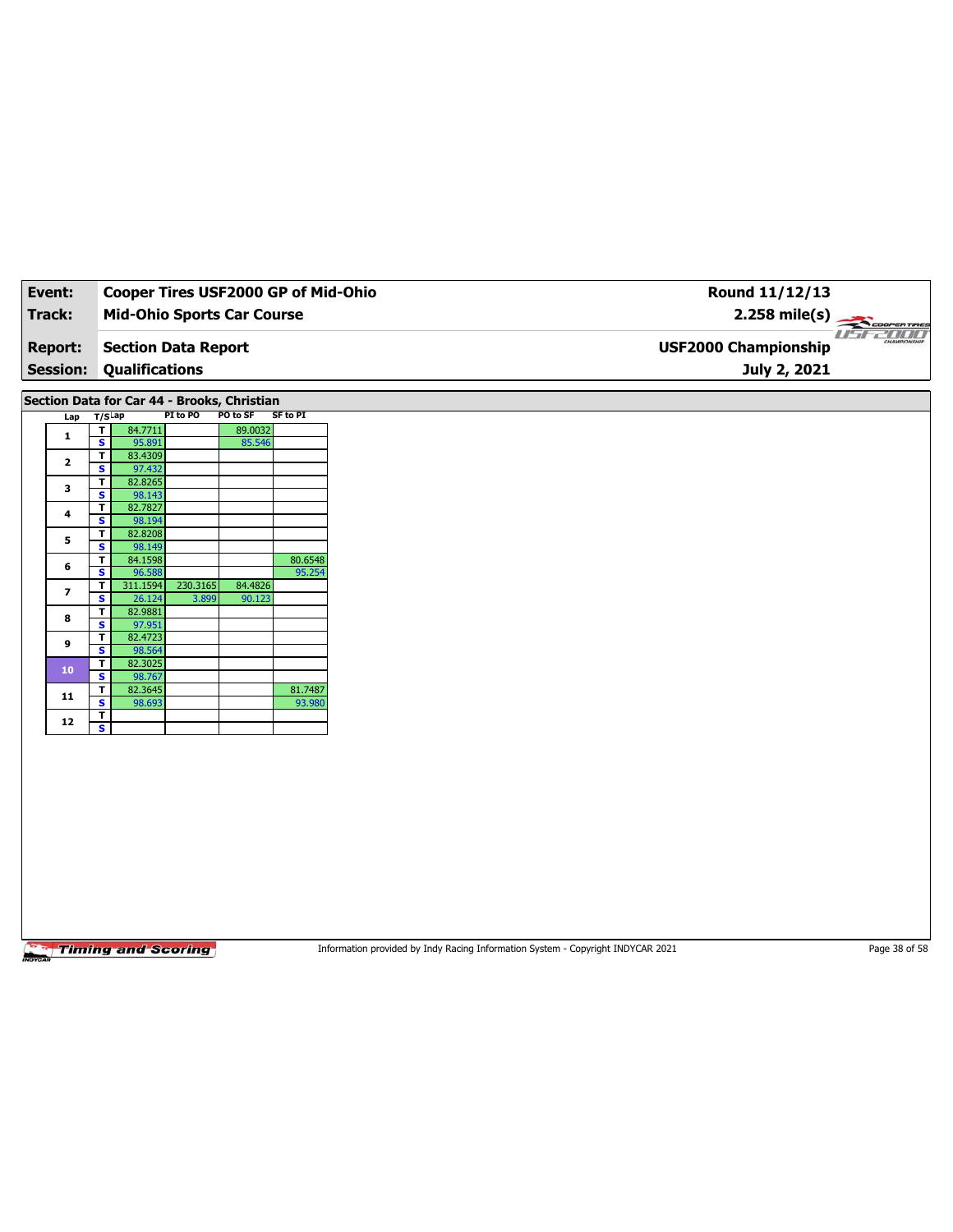| | |
|---|---|
| **Event:** | **Cooper Tires USF2000 GP of Mid-Ohio** |
| **Track:** | **Mid-Ohio Sports Car Course** |
| **Report:** | **Section Data Report** |
| **Session:** | **Qualifications** |

**Round 11/12/13**
**2.258 mile(s)**
**USF2000 Championship**
**July 2, 2021**

## Section Data for Car 44 - Brooks, Christian

| Lap | T/S | Lap | PI to PO | PO to SF | SF to PI |
|---|---|---|---|---|---|
| 1 | T | 84.7711 | | 89.0032 | |
| | S | 95.891 | | 85.546 | |
| 2 | T | 83.4309 | | | |
| | S | 97.432 | | | |
| 3 | T | 82.8265 | | | |
| | S | 98.143 | | | |
| 4 | T | 82.7827 | | | |
| | S | 98.194 | | | |
| 5 | T | 82.8208 | | | |
| | S | 98.149 | | | |
| 6 | T | 84.1598 | | | 80.6548 |
| | S | 96.588 | | | 95.254 |
| 7 | T | 311.1594 | 230.3165 | 84.4826 | |
| | S | 26.124 | 3.899 | 90.123 | |
| 8 | T | 82.9881 | | | |
| | S | 97.951 | | | |
| 9 | T | 82.4723 | | | |
| | S | 98.564 | | | |
| 10 | T | 82.3025 | | | |
| | S | 98.767 | | | |
| 11 | T | 82.3645 | | | 81.7487 |
| | S | 98.693 | | | 93.980 |
| 12 | T | | | | |
| | S | | | | |

Information provided by Indy Racing Information System - Copyright INDYCAR 2021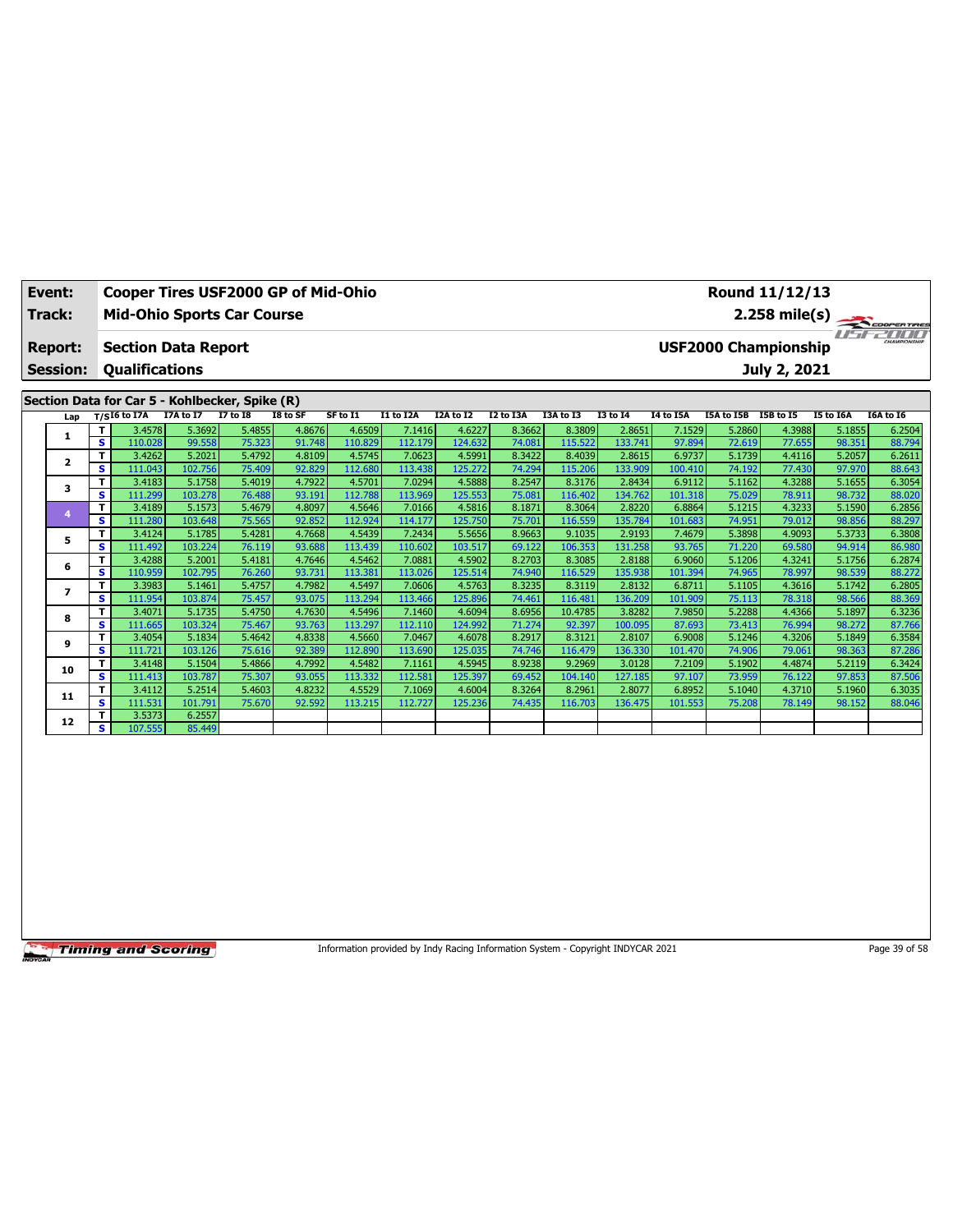| Event: | Cooper Tires USF2000 GP of Mid-Ohio | Round 11/12/13 |
|---|---|---|
| Track: | Mid-Ohio Sports Car Course | 2.258 mile(s) |
| Report: | Section Data Report | USF2000 Championship |
| Session: | Qualifications | July 2, 2021 |

## Section Data for Car 5 - Kohlbecker, Spike (R)

| Lap | T/S | I6 to I7A | I7A to I7 | I7 to I8 | I8 to SF | SF to I1 | I1 to I2A | I2A to I2 | I2 to I3A | I3A to I3 | I3 to I4 | I4 to I5A | I5A to I5B | I5B to I5 | I5 to I6A | I6A to I6 |
|---|---|---|---|---|---|---|---|---|---|---|---|---|---|---|---|---|
| 1 | T | 3.4578 | 5.3692 | 5.4855 | 4.8676 | 4.6509 | 7.1416 | 4.6227 | 8.3662 | 8.3809 | 2.8651 | 7.1529 | 5.2860 | 4.3988 | 5.1855 | 6.2504 |
| | S | 110.028 | 99.558 | 75.323 | 91.748 | 110.829 | 112.179 | 124.632 | 74.081 | 115.522 | 133.741 | 97.894 | 72.619 | 77.655 | 98.351 | 88.794 |
| 2 | T | 3.4262 | 5.2021 | 5.4792 | 4.8109 | 4.5745 | 7.0623 | 4.5991 | 8.3422 | 8.4039 | 2.8615 | 6.9737 | 5.1739 | 4.4116 | 5.2057 | 6.2611 |
| | S | 111.043 | 102.756 | 75.409 | 92.829 | 112.680 | 113.438 | 125.272 | 74.294 | 115.206 | 133.909 | 100.410 | 74.192 | 77.430 | 97.970 | 88.643 |
| 3 | T | 3.4183 | 5.1758 | 5.4019 | 4.7922 | 4.5701 | 7.0294 | 4.5888 | 8.2547 | 8.3176 | 2.8434 | 6.9112 | 5.1162 | 4.3288 | 5.1655 | 6.3054 |
| | S | 111.299 | 103.278 | 76.488 | 93.191 | 112.788 | 113.969 | 125.553 | 75.081 | 116.402 | 134.762 | 101.318 | 75.029 | 78.911 | 98.732 | 88.020 |
| 4 | T | 3.4189 | 5.1573 | 5.4679 | 4.8097 | 4.5646 | 7.0166 | 4.5816 | 8.1871 | 8.3064 | 2.8220 | 6.8864 | 5.1215 | 4.3233 | 5.1590 | 6.2856 |
| | S | 111.280 | 103.648 | 75.565 | 92.852 | 112.924 | 114.177 | 125.750 | 75.701 | 116.559 | 135.784 | 101.683 | 74.951 | 79.012 | 98.856 | 88.297 |
| 5 | T | 3.4124 | 5.1785 | 5.4281 | 4.7668 | 4.5439 | 7.2434 | 5.5656 | 8.9663 | 9.1035 | 2.9193 | 7.4679 | 5.3898 | 4.9093 | 5.3733 | 6.3808 |
| | S | 111.492 | 103.224 | 76.119 | 93.688 | 113.439 | 110.602 | 103.517 | 69.122 | 106.353 | 131.258 | 93.765 | 71.220 | 69.580 | 94.914 | 86.980 |
| 6 | T | 3.4288 | 5.2001 | 5.4181 | 4.7646 | 4.5462 | 7.0881 | 4.5902 | 8.2703 | 8.3085 | 2.8188 | 6.9060 | 5.1206 | 4.3241 | 5.1756 | 6.2874 |
| | S | 110.959 | 102.795 | 76.260 | 93.731 | 113.381 | 113.026 | 125.514 | 74.940 | 116.529 | 135.938 | 101.394 | 74.965 | 78.997 | 98.539 | 88.272 |
| 7 | T | 3.3983 | 5.1461 | 5.4757 | 4.7982 | 4.5497 | 7.0606 | 4.5763 | 8.3235 | 8.3119 | 2.8132 | 6.8711 | 5.1105 | 4.3616 | 5.1742 | 6.2805 |
| | S | 111.954 | 103.874 | 75.457 | 93.075 | 113.294 | 113.466 | 125.896 | 74.461 | 116.481 | 136.209 | 101.909 | 75.113 | 78.318 | 98.566 | 88.369 |
| 8 | T | 3.4071 | 5.1735 | 5.4750 | 4.7630 | 4.5496 | 7.1460 | 4.6094 | 8.6956 | 10.4785 | 3.8282 | 7.9850 | 5.2288 | 4.4366 | 5.1897 | 6.3236 |
| | S | 111.665 | 103.324 | 75.467 | 93.763 | 113.297 | 112.110 | 124.992 | 71.274 | 92.397 | 100.095 | 87.693 | 73.413 | 76.994 | 98.272 | 87.766 |
| 9 | T | 3.4054 | 5.1834 | 5.4642 | 4.8338 | 4.5660 | 7.0467 | 4.6078 | 8.2917 | 8.3121 | 2.8107 | 6.9008 | 5.1246 | 4.3206 | 5.1849 | 6.3584 |
| | S | 111.721 | 103.126 | 75.616 | 92.389 | 112.890 | 113.690 | 125.035 | 74.746 | 116.479 | 136.330 | 101.470 | 74.906 | 79.061 | 98.363 | 87.286 |
| 10 | T | 3.4148 | 5.1504 | 5.4866 | 4.7992 | 4.5482 | 7.1161 | 4.5945 | 8.9238 | 9.2969 | 3.0128 | 7.2109 | 5.1902 | 4.4874 | 5.2119 | 6.3424 |
| | S | 111.413 | 103.787 | 75.307 | 93.055 | 113.332 | 112.581 | 125.397 | 69.452 | 104.140 | 127.185 | 97.107 | 73.959 | 76.122 | 97.853 | 87.506 |
| 11 | T | 3.4112 | 5.2514 | 5.4603 | 4.8232 | 4.5529 | 7.1069 | 4.6004 | 8.3264 | 8.2961 | 2.8077 | 6.8952 | 5.1040 | 4.3710 | 5.1960 | 6.3035 |
| | S | 111.531 | 101.791 | 75.670 | 92.592 | 113.215 | 112.727 | 125.236 | 74.435 | 116.703 | 136.475 | 101.553 | 75.208 | 78.149 | 98.152 | 88.046 |
| 12 | T | 3.5373 | 6.2557 | | | | | | | | | | | | | |
| | S | 107.555 | 85.449 | | | | | | | | | | | | | |

Information provided by Indy Racing Information System - Copyright INDYCAR 2021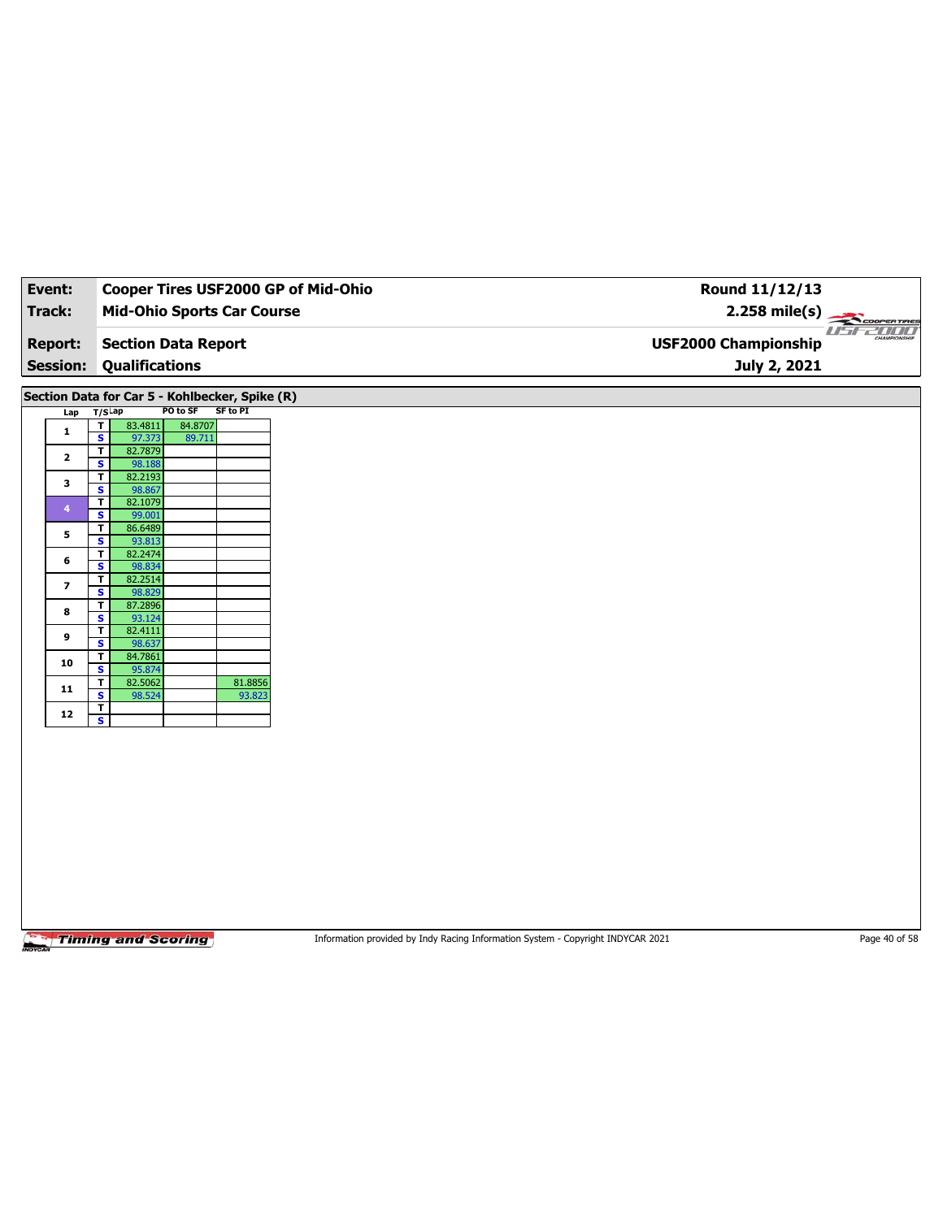| | | | |
|---|---|---|---|
| **Event:** | **Cooper Tires USF2000 GP of Mid-Ohio** | **Round 11/12/13** |
| **Track:** | **Mid-Ohio Sports Car Course** | **2.258 mile(s)** |
| **Report:** | **Section Data Report** | **USF2000 Championship** |
| **Session:** | **Qualifications** | **July 2, 2021** |

## Section Data for Car 5 - Kohlbecker, Spike (R)

| Lap | T/S | Lap | PO to SF | SF to PI |
|---|---|---|---|---|
| 1 | T | 83.4811 | 84.8707 | |
| | S | 97.373 | 89.711 | |
| 2 | T | 82.7879 | | |
| | S | 98.188 | | |
| 3 | T | 82.2193 | | |
| | S | 98.867 | | |
| 4 | T | 82.1079 | | |
| | S | 99.001 | | |
| 5 | T | 86.6489 | | |
| | S | 93.813 | | |
| 6 | T | 82.2474 | | |
| | S | 98.834 | | |
| 7 | T | 82.2514 | | |
| | S | 98.829 | | |
| 8 | T | 87.2896 | | |
| | S | 93.124 | | |
| 9 | T | 82.4111 | | |
| | S | 98.637 | | |
| 10 | T | 84.7861 | | |
| | S | 95.874 | | |
| 11 | T | 82.5062 | | 81.8856 |
| | S | 98.524 | | 93.823 |
| 12 | T | | | |
| | S | | | |

Information provided by Indy Racing Information System - Copyright INDYCAR 2021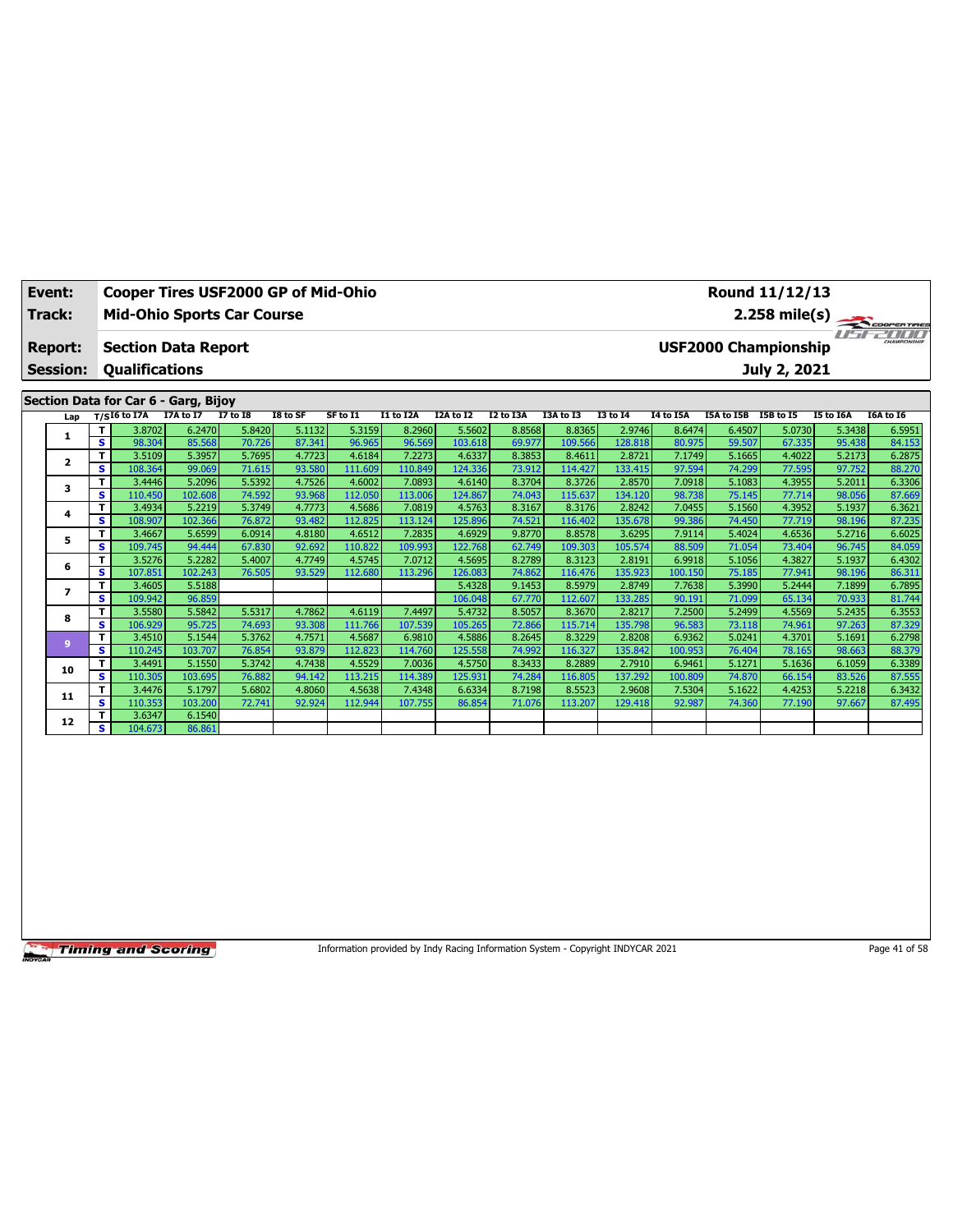| | | | |
|---|---|---|---|
| **Event:** | **Cooper Tires USF2000 GP of Mid-Ohio** | | **Round 11/12/13** |
| **Track:** | **Mid-Ohio Sports Car Course** | | **2.258 mile(s)** |
| **Report:** | **Section Data Report** | | **USF2000 Championship** |
| **Session:** | **Qualifications** | | **July 2, 2021** |

## Section Data for Car 6 - Garg, Bijoy

| Lap | T/S | I6 to I7A | I7A to I7 | I7 to I8 | I8 to SF | SF to I1 | I1 to I2A | I2A to I2 | I2 to I3A | I3A to I3 | I3 to I4 | I4 to I5A | I5A to I5B | I5B to I5 | I5 to I6A | I6A to I6 |
|---|---|---|---|---|---|---|---|---|---|---|---|---|---|---|---|---|
| 1 | T | 3.8702 | 6.2470 | 5.8420 | 5.1132 | 5.3159 | 8.2960 | 5.5602 | 8.8568 | 8.8365 | 2.9746 | 8.6474 | 6.4507 | 5.0730 | 5.3438 | 6.5951 |
| | S | 98.304 | 85.568 | 70.726 | 87.341 | 96.965 | 96.569 | 103.618 | 69.977 | 109.566 | 128.818 | 80.975 | 59.507 | 67.335 | 95.438 | 84.153 |
| 2 | T | 3.5109 | 5.3957 | 5.7695 | 4.7723 | 4.6184 | 7.2273 | 4.6337 | 8.3853 | 8.4611 | 2.8721 | 7.1749 | 5.1665 | 4.4022 | 5.2173 | 6.2875 |
| | S | 108.364 | 99.069 | 71.615 | 93.580 | 111.609 | 110.849 | 124.336 | 73.912 | 114.427 | 133.415 | 97.594 | 74.299 | 77.595 | 97.752 | 88.270 |
| 3 | T | 3.4446 | 5.2096 | 5.5392 | 4.7526 | 4.6002 | 7.0893 | 4.6140 | 8.3704 | 8.3726 | 2.8570 | 7.0918 | 5.1083 | 4.3955 | 5.2011 | 6.3306 |
| | S | 110.450 | 102.608 | 74.592 | 93.968 | 112.050 | 113.006 | 124.867 | 74.043 | 115.637 | 134.120 | 98.738 | 75.145 | 77.714 | 98.056 | 87.669 |
| 4 | T | 3.4934 | 5.2219 | 5.3749 | 4.7773 | 4.5686 | 7.0819 | 4.5763 | 8.3167 | 8.3176 | 2.8242 | 7.0455 | 5.1560 | 4.3952 | 5.1937 | 6.3621 |
| | S | 108.907 | 102.366 | 76.872 | 93.482 | 112.825 | 113.124 | 125.896 | 74.521 | 116.402 | 135.678 | 99.386 | 74.450 | 77.719 | 98.196 | 87.235 |
| 5 | T | 3.4667 | 5.6599 | 6.0914 | 4.8180 | 4.6512 | 7.2835 | 4.6929 | 9.8770 | 8.8578 | 3.6295 | 7.9114 | 5.4024 | 4.6536 | 5.2716 | 6.6025 |
| | S | 109.745 | 94.444 | 67.830 | 92.692 | 110.822 | 109.993 | 122.768 | 62.749 | 109.303 | 105.574 | 88.509 | 71.054 | 73.404 | 96.745 | 84.059 |
| 6 | T | 3.5276 | 5.2282 | 5.4007 | 4.7749 | 4.5745 | 7.0712 | 4.5695 | 8.2789 | 8.3123 | 2.8191 | 6.9918 | 5.1056 | 4.3827 | 5.1937 | 6.4302 |
| | S | 107.851 | 102.243 | 76.505 | 93.529 | 112.680 | 113.296 | 126.083 | 74.862 | 116.476 | 135.923 | 100.150 | 75.185 | 77.941 | 98.196 | 86.311 |
| 7 | T | 3.4605 | 5.5188 | | | | | 5.4328 | 9.1453 | 8.5979 | 2.8749 | 7.7638 | 5.3990 | 5.2444 | 7.1899 | 6.7895 |
| | S | 109.942 | 96.859 | | | | | 106.048 | 67.770 | 112.607 | 133.285 | 90.191 | 71.099 | 65.134 | 70.933 | 81.744 |
| 8 | T | 3.5580 | 5.5842 | 5.5317 | 4.7862 | 4.6119 | 7.4497 | 5.4732 | 8.5057 | 8.3670 | 2.8217 | 7.2500 | 5.2499 | 4.5569 | 5.2435 | 6.3553 |
| | S | 106.929 | 95.725 | 74.693 | 93.308 | 111.766 | 107.539 | 105.265 | 72.866 | 115.714 | 135.798 | 96.583 | 73.118 | 74.961 | 97.263 | 87.329 |
| 9 | T | 3.4510 | 5.1544 | 5.3762 | 4.7571 | 4.5687 | 6.9810 | 4.5886 | 8.2645 | 8.3229 | 2.8208 | 6.9362 | 5.0241 | 4.3701 | 5.1691 | 6.2798 |
| | S | 110.245 | 103.707 | 76.854 | 93.879 | 112.823 | 114.760 | 125.558 | 74.992 | 116.327 | 135.842 | 100.953 | 76.404 | 78.165 | 98.663 | 88.379 |
| 10 | T | 3.4491 | 5.1550 | 5.3742 | 4.7438 | 4.5529 | 7.0036 | 4.5750 | 8.3433 | 8.2889 | 2.7910 | 6.9461 | 5.1271 | 5.1636 | 6.1059 | 6.3389 |
| | S | 110.305 | 103.695 | 76.882 | 94.142 | 113.215 | 114.389 | 125.931 | 74.284 | 116.805 | 137.292 | 100.809 | 74.870 | 66.154 | 83.526 | 87.555 |
| 11 | T | 3.4476 | 5.1797 | 5.6802 | 4.8060 | 4.5638 | 7.4348 | 6.6334 | 8.7198 | 8.5523 | 2.9608 | 7.5304 | 5.1622 | 4.4253 | 5.2218 | 6.3432 |
| | S | 110.353 | 103.200 | 72.741 | 92.924 | 112.944 | 107.755 | 86.854 | 71.076 | 113.207 | 129.418 | 92.987 | 74.360 | 77.190 | 97.667 | 87.495 |
| 12 | T | 3.6347 | 6.1540 | | | | | | | | | | | | | |
| | S | 104.673 | 86.861 | | | | | | | | | | | | | |

Information provided by Indy Racing Information System - Copyright INDYCAR 2021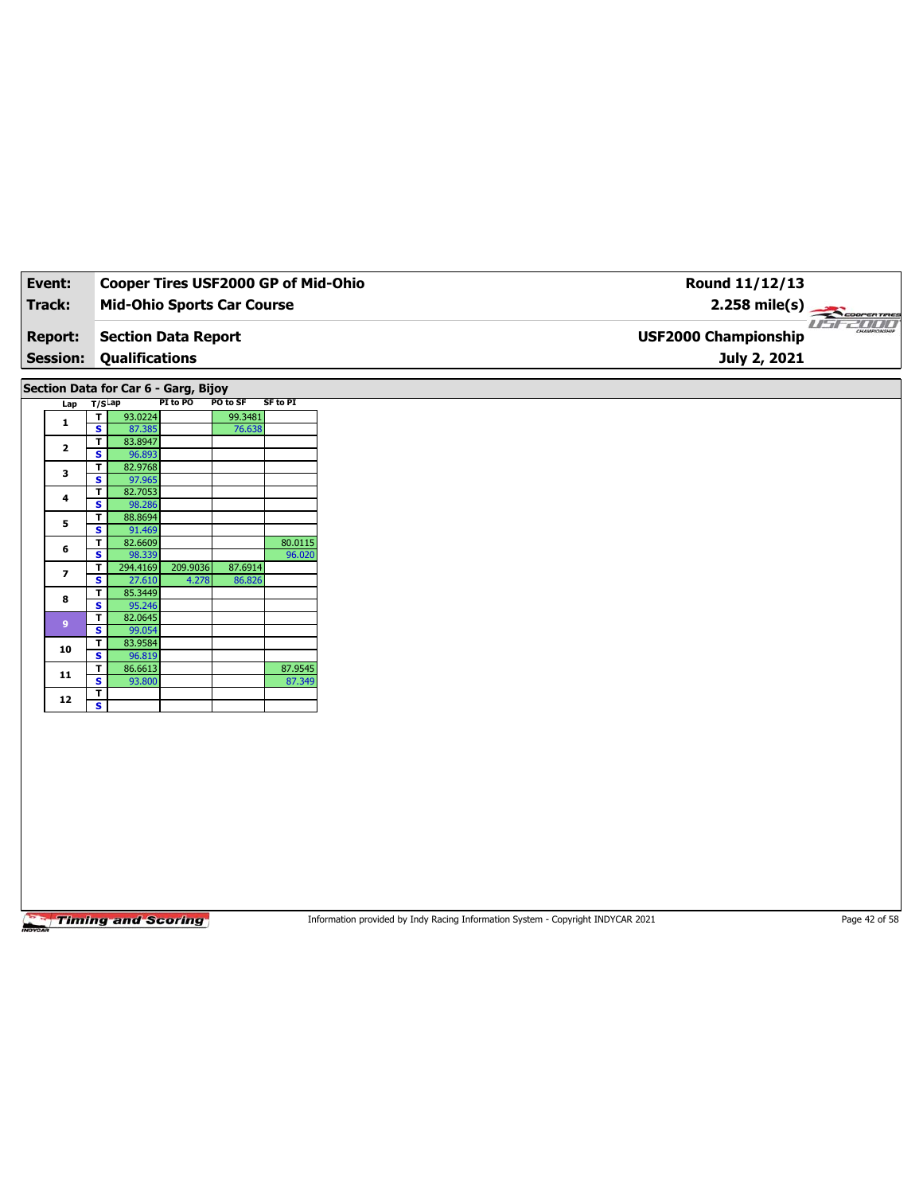| | | | |
|---|---|---|---|
| **Event:** | **Cooper Tires USF2000 GP of Mid-Ohio** | **Round 11/12/13** |
| **Track:** | **Mid-Ohio Sports Car Course** | **2.258 mile(s)** |
| **Report:** | **Section Data Report** | **USF2000 Championship** |
| **Session:** | **Qualifications** | **July 2, 2021** |

## Section Data for Car 6 - Garg, Bijoy

| Lap | T/S | Lap | PI to PO | PO to SF | SF to PI |
|---|---|---|---|---|---|
| 1 | T | 93.0224 | | 99.3481 | |
| | S | 87.385 | | 76.638 | |
| 2 | T | 83.8947 | | | |
| | S | 96.893 | | | |
| 3 | T | 82.9768 | | | |
| | S | 97.965 | | | |
| 4 | T | 82.7053 | | | |
| | S | 98.286 | | | |
| 5 | T | 88.8694 | | | |
| | S | 91.469 | | | |
| 6 | T | 82.6609 | | | 80.0115 |
| | S | 98.339 | | | 96.020 |
| 7 | T | 294.4169 | 209.9036 | 87.6914 | |
| | S | 27.610 | 4.278 | 86.826 | |
| 8 | T | 85.3449 | | | |
| | S | 95.246 | | | |
| 9 | T | 82.0645 | | | |
| | S | 99.054 | | | |
| 10 | T | 83.9584 | | | |
| | S | 96.819 | | | |
| 11 | T | 86.6613 | | | 87.9545 |
| | S | 93.800 | | | 87.349 |
| 12 | T | | | | |
| | S | | | | |

Information provided by Indy Racing Information System - Copyright INDYCAR 2021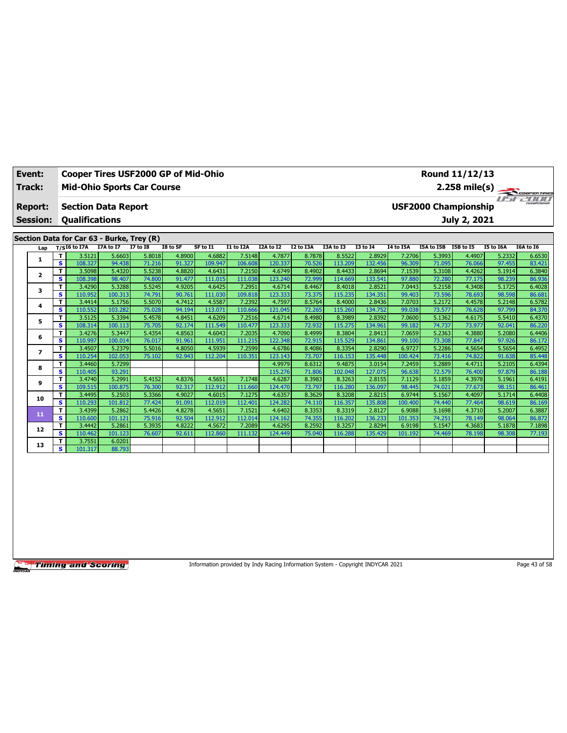| Event: | Cooper Tires USF2000 GP of Mid-Ohio | Round 11/12/13 |
|---|---|---|
| Track: | Mid-Ohio Sports Car Course | 2.258 mile(s) |
| Report: | Section Data Report | USF2000 Championship |
| Session: | Qualifications | July 2, 2021 |

## Section Data for Car 63 - Burke, Trey (R)

| Lap | T/S | I6 to I7A | I7A to I7 | I7 to I8 | I8 to SF | SF to I1 | I1 to I2A | I2A to I2 | I2 to I3A | I3A to I3 | I3 to I4 | I4 to I5A | I5A to I5B | I5B to I5 | I5 to I6A | I6A to I6 |
|---|---|---|---|---|---|---|---|---|---|---|---|---|---|---|---|---|
| 1 | T | 3.5121 | 5.6603 | 5.8018 | 4.8900 | 4.6882 | 7.5148 | 4.7877 | 8.7878 | 8.5522 | 2.8929 | 7.2706 | 5.3993 | 4.4907 | 5.2332 | 6.6530 |
| | S | 108.327 | 94.438 | 71.216 | 91.327 | 109.947 | 106.608 | 120.337 | 70.526 | 113.209 | 132.456 | 96.309 | 71.095 | 76.066 | 97.455 | 83.421 |
| 2 | T | 3.5098 | 5.4320 | 5.5238 | 4.8820 | 4.6431 | 7.2150 | 4.6749 | 8.4902 | 8.4433 | 2.8694 | 7.1539 | 5.3108 | 4.4262 | 5.1914 | 6.3840 |
| | S | 108.398 | 98.407 | 74.800 | 91.477 | 111.015 | 111.038 | 123.240 | 72.999 | 114.669 | 133.541 | 97.880 | 72.280 | 77.175 | 98.239 | 86.936 |
| 3 | T | 3.4290 | 5.3288 | 5.5245 | 4.9205 | 4.6425 | 7.2951 | 4.6714 | 8.4467 | 8.4018 | 2.8521 | 7.0443 | 5.2158 | 4.3408 | 5.1725 | 6.4028 |
| | S | 110.952 | 100.313 | 74.791 | 90.761 | 111.030 | 109.818 | 123.333 | 73.375 | 115.235 | 134.351 | 99.403 | 73.596 | 78.693 | 98.598 | 86.681 |
| 4 | T | 3.4414 | 5.1756 | 5.5070 | 4.7412 | 4.5587 | 7.2392 | 4.7597 | 8.5764 | 8.4000 | 2.8436 | 7.0703 | 5.2172 | 4.4578 | 5.2148 | 6.5782 |
| | S | 110.552 | 103.282 | 75.028 | 94.194 | 113.071 | 110.666 | 121.045 | 72.265 | 115.260 | 134.752 | 99.038 | 73.577 | 76.628 | 97.799 | 84.370 |
| 5 | T | 3.5125 | 5.3394 | 5.4578 | 4.8451 | 4.6209 | 7.2516 | 4.6714 | 8.4980 | 8.3989 | 2.8392 | 7.0600 | 5.1362 | 4.6175 | 5.5410 | 6.4370 |
| | S | 108.314 | 100.113 | 75.705 | 92.174 | 111.549 | 110.477 | 123.333 | 72.932 | 115.275 | 134.961 | 99.182 | 74.737 | 73.977 | 92.041 | 86.220 |
| 6 | T | 3.4276 | 5.3447 | 5.4354 | 4.8563 | 4.6043 | 7.2035 | 4.7090 | 8.4999 | 8.3804 | 2.8413 | 7.0659 | 5.2363 | 4.3880 | 5.2080 | 6.4406 |
| | S | 110.997 | 100.014 | 76.017 | 91.961 | 111.951 | 111.215 | 122.348 | 72.915 | 115.529 | 134.861 | 99.100 | 73.308 | 77.847 | 97.926 | 86.172 |
| 7 | T | 3.4507 | 5.2379 | 5.5016 | 4.8050 | 4.5939 | 7.2599 | 4.6786 | 8.4086 | 8.3354 | 2.8290 | 6.9727 | 5.2286 | 4.5654 | 5.5654 | 6.4952 |
| | S | 110.254 | 102.053 | 75.102 | 92.943 | 112.204 | 110.351 | 123.143 | 73.707 | 116.153 | 135.448 | 100.424 | 73.416 | 74.822 | 91.638 | 85.448 |
| 8 | T | 3.4460 | 5.7299 | | | | | 4.9979 | 8.6312 | 9.4875 | 3.0154 | 7.2459 | 5.2889 | 4.4711 | 5.2105 | 6.4394 |
| | S | 110.405 | 93.291 | | | | | 115.276 | 71.806 | 102.048 | 127.075 | 96.638 | 72.579 | 76.400 | 97.879 | 86.188 |
| 9 | T | 3.4740 | 5.2991 | 5.4152 | 4.8376 | 4.5651 | 7.1748 | 4.6287 | 8.3983 | 8.3263 | 2.8155 | 7.1129 | 5.1859 | 4.3978 | 5.1961 | 6.4191 |
| | S | 109.515 | 100.875 | 76.300 | 92.317 | 112.912 | 111.660 | 124.470 | 73.797 | 116.280 | 136.097 | 98.445 | 74.021 | 77.673 | 98.151 | 86.461 |
| 10 | T | 3.4495 | 5.2503 | 5.3366 | 4.9027 | 4.6015 | 7.1275 | 4.6357 | 8.3629 | 8.3208 | 2.8215 | 6.9744 | 5.1567 | 4.4097 | 5.1714 | 6.4408 |
| | S | 110.293 | 101.812 | 77.424 | 91.091 | 112.019 | 112.401 | 124.282 | 74.110 | 116.357 | 135.808 | 100.400 | 74.440 | 77.464 | 98.619 | 86.169 |
| 11 | T | 3.4399 | 5.2862 | 5.4426 | 4.8278 | 4.5651 | 7.1521 | 4.6402 | 8.3353 | 8.3319 | 2.8127 | 6.9088 | 5.1698 | 4.3710 | 5.2007 | 6.3887 |
| | S | 110.600 | 101.121 | 75.916 | 92.504 | 112.912 | 112.014 | 124.162 | 74.355 | 116.202 | 136.233 | 101.353 | 74.251 | 78.149 | 98.064 | 86.872 |
| 12 | T | 3.4442 | 5.2861 | 5.3935 | 4.8222 | 4.5672 | 7.2089 | 4.6295 | 8.2592 | 8.3257 | 2.8294 | 6.9198 | 5.1547 | 4.3683 | 5.1878 | 7.1898 |
| | S | 110.462 | 101.123 | 76.607 | 92.611 | 112.860 | 111.132 | 124.449 | 75.040 | 116.288 | 135.429 | 101.192 | 74.469 | 78.198 | 98.308 | 77.193 |
| 13 | T | 3.7551 | 6.0201 | | | | | | | | | | | | | |
| | S | 101.317 | 88.793 | | | | | | | | | | | | | |

Information provided by Indy Racing Information System - Copyright INDYCAR 2021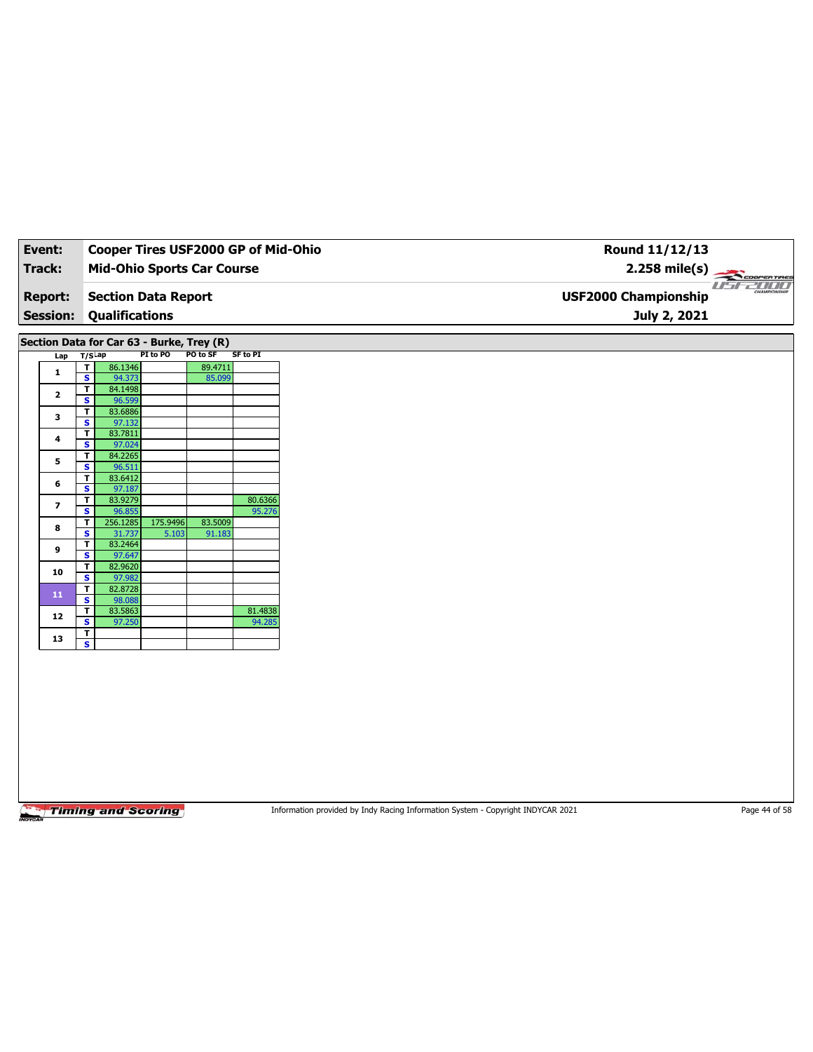| | | | |
|---|---|---|---|
| **Event:** | **Cooper Tires USF2000 GP of Mid-Ohio** | **Round 11/12/13** | |
| **Track:** | **Mid-Ohio Sports Car Course** | **2.258 mile(s)** | |
| **Report:** | **Section Data Report** | **USF2000 Championship** | |
| **Session:** | **Qualifications** | **July 2, 2021** | |

## Section Data for Car 63 - Burke, Trey (R)

| Lap | T/S | Lap | PI to PO | PO to SF | SF to PI |
|---|---|---|---|---|---|
| 1 | T | 86.1346 | | 89.4711 | |
| | S | 94.373 | | 85.099 | |
| 2 | T | 84.1498 | | | |
| | S | 96.599 | | | |
| 3 | T | 83.6886 | | | |
| | S | 97.132 | | | |
| 4 | T | 83.7811 | | | |
| | S | 97.024 | | | |
| 5 | T | 84.2265 | | | |
| | S | 96.511 | | | |
| 6 | T | 83.6412 | | | |
| | S | 97.187 | | | |
| 7 | T | 83.9279 | | | 80.6366 |
| | S | 96.855 | | | 95.276 |
| 8 | T | 256.1285 | 175.9496 | 83.5009 | |
| | S | 31.737 | 5.103 | 91.183 | |
| 9 | T | 83.2464 | | | |
| | S | 97.647 | | | |
| 10 | T | 82.9620 | | | |
| | S | 97.982 | | | |
| 11 | T | 82.8728 | | | |
| | S | 98.088 | | | |
| 12 | T | 83.5863 | | | 81.4838 |
| | S | 97.250 | | | 94.285 |
| 13 | T | | | | |
| | S | | | | |

Information provided by Indy Racing Information System - Copyright INDYCAR 2021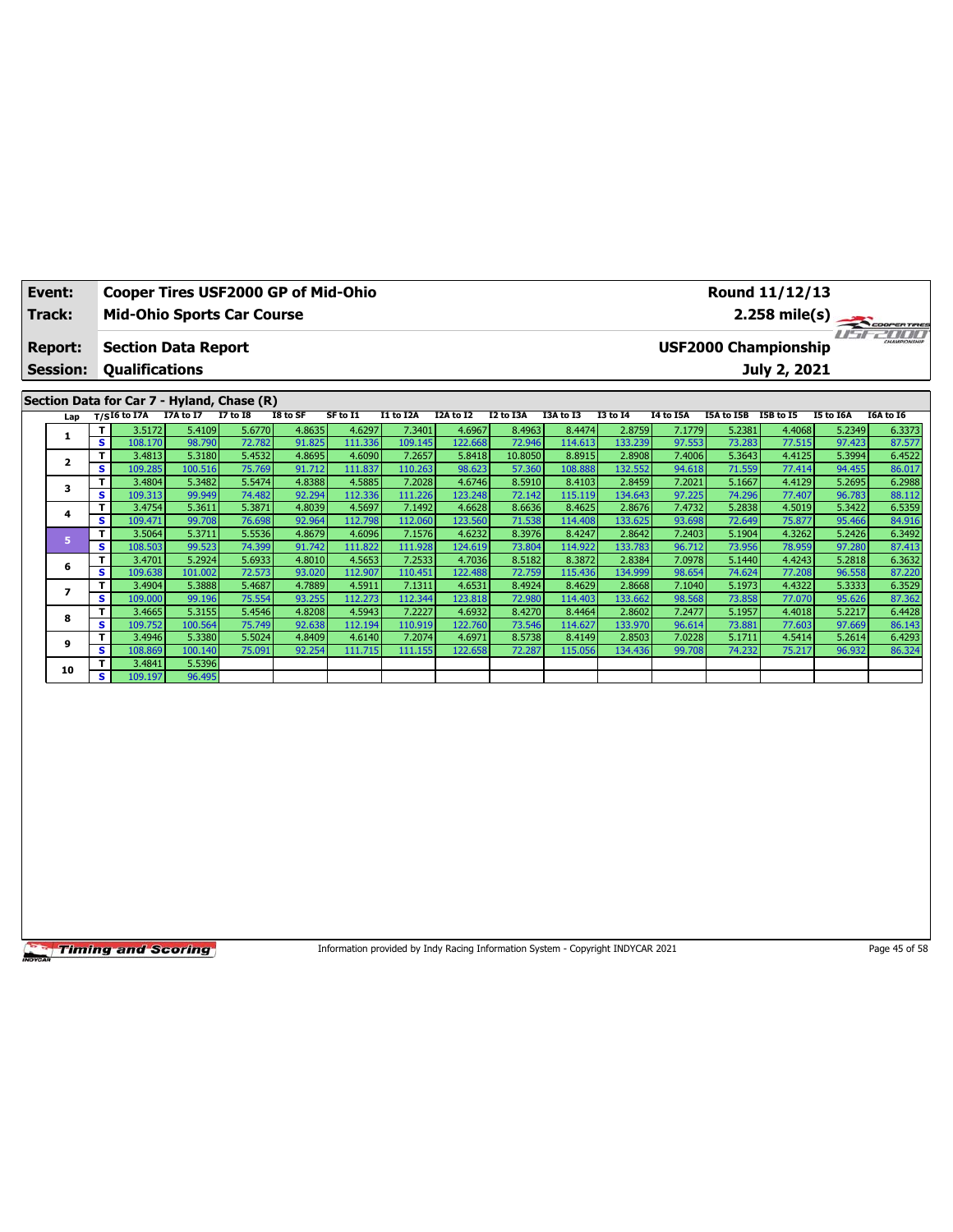| Event: | Cooper Tires USF2000 GP of Mid-Ohio | Round 11/12/13 |
|---|---|---|
| Track: | Mid-Ohio Sports Car Course | 2.258 mile(s) |
| Report: | Section Data Report | USF2000 Championship |
| Session: | Qualifications | July 2, 2021 |

## Section Data for Car 7 - Hyland, Chase (R)

| Lap | T/S | I6 to I7A | I7A to I7 | I7 to I8 | I8 to SF | SF to I1 | I1 to I2A | I2A to I2 | I2 to I3A | I3A to I3 | I3 to I4 | I4 to I5A | I5A to I5B | I5B to I5 | I5 to I6A | I6A to I6 |
|---|---|---|---|---|---|---|---|---|---|---|---|---|---|---|---|---|
| 1 | T | 3.5172 | 5.4109 | 5.6770 | 4.8635 | 4.6297 | 7.3401 | 4.6967 | 8.4963 | 8.4474 | 2.8759 | 7.1779 | 5.2381 | 4.4068 | 5.2349 | 6.3373 |
| | S | 108.170 | 98.790 | 72.782 | 91.825 | 111.336 | 109.145 | 122.668 | 72.946 | 114.613 | 133.239 | 97.553 | 73.283 | 77.515 | 97.423 | 87.577 |
| 2 | T | 3.4813 | 5.3180 | 5.4532 | 4.8695 | 4.6090 | 7.2657 | 5.8418 | 10.8050 | 8.8915 | 2.8908 | 7.4006 | 5.3643 | 4.4125 | 5.3994 | 6.4522 |
| | S | 109.285 | 100.516 | 75.769 | 91.712 | 111.837 | 110.263 | 98.623 | 57.360 | 108.888 | 132.552 | 94.618 | 71.559 | 77.414 | 94.455 | 86.017 |
| 3 | T | 3.4804 | 5.3482 | 5.5474 | 4.8388 | 4.5885 | 7.2028 | 4.6746 | 8.5910 | 8.4103 | 2.8459 | 7.2021 | 5.1667 | 4.4129 | 5.2695 | 6.2988 |
| | S | 109.313 | 99.949 | 74.482 | 92.294 | 112.336 | 111.226 | 123.248 | 72.142 | 115.119 | 134.643 | 97.225 | 74.296 | 77.407 | 96.783 | 88.112 |
| 4 | T | 3.4754 | 5.3611 | 5.3871 | 4.8039 | 4.5697 | 7.1492 | 4.6628 | 8.6636 | 8.4625 | 2.8676 | 7.4732 | 5.2838 | 4.5019 | 5.3422 | 6.5359 |
| | S | 109.471 | 99.708 | 76.698 | 92.964 | 112.798 | 112.060 | 123.560 | 71.538 | 114.408 | 133.625 | 93.698 | 72.649 | 75.877 | 95.466 | 84.916 |
| 5 | T | 3.5064 | 5.3711 | 5.5536 | 4.8679 | 4.6096 | 7.1576 | 4.6232 | 8.3976 | 8.4247 | 2.8642 | 7.2403 | 5.1904 | 4.3262 | 5.2426 | 6.3492 |
| | S | 108.503 | 99.523 | 74.399 | 91.742 | 111.822 | 111.928 | 124.619 | 73.804 | 114.922 | 133.783 | 96.712 | 73.956 | 78.959 | 97.280 | 87.413 |
| 6 | T | 3.4701 | 5.2924 | 5.6933 | 4.8010 | 4.5653 | 7.2533 | 4.7036 | 8.5182 | 8.3872 | 2.8384 | 7.0978 | 5.1440 | 4.4243 | 5.2818 | 6.3632 |
| | S | 109.638 | 101.002 | 72.573 | 93.020 | 112.907 | 110.451 | 122.488 | 72.759 | 115.436 | 134.999 | 98.654 | 74.624 | 77.208 | 96.558 | 87.220 |
| 7 | T | 3.4904 | 5.3888 | 5.4687 | 4.7889 | 4.5911 | 7.1311 | 4.6531 | 8.4924 | 8.4629 | 2.8668 | 7.1040 | 5.1973 | 4.4322 | 5.3333 | 6.3529 |
| | S | 109.000 | 99.196 | 75.554 | 93.255 | 112.273 | 112.344 | 123.818 | 72.980 | 114.403 | 133.662 | 98.568 | 73.858 | 77.070 | 95.626 | 87.362 |
| 8 | T | 3.4665 | 5.3155 | 5.4546 | 4.8208 | 4.5943 | 7.2227 | 4.6932 | 8.4270 | 8.4464 | 2.8602 | 7.2477 | 5.1957 | 4.4018 | 5.2217 | 6.4428 |
| | S | 109.752 | 100.564 | 75.749 | 92.638 | 112.194 | 110.919 | 122.760 | 73.546 | 114.627 | 133.970 | 96.614 | 73.881 | 77.603 | 97.669 | 86.143 |
| 9 | T | 3.4946 | 5.3380 | 5.5024 | 4.8409 | 4.6140 | 7.2074 | 4.6971 | 8.5738 | 8.4149 | 2.8503 | 7.0228 | 5.1711 | 4.5414 | 5.2614 | 6.4293 |
| | S | 108.869 | 100.140 | 75.091 | 92.254 | 111.715 | 111.155 | 122.658 | 72.287 | 115.056 | 134.436 | 99.708 | 74.232 | 75.217 | 96.932 | 86.324 |
| 10 | T | 3.4841 | 5.5396 | | | | | | | | | | | | | |
| | S | 109.197 | 96.495 | | | | | | | | | | | | | |

Information provided by Indy Racing Information System - Copyright INDYCAR 2021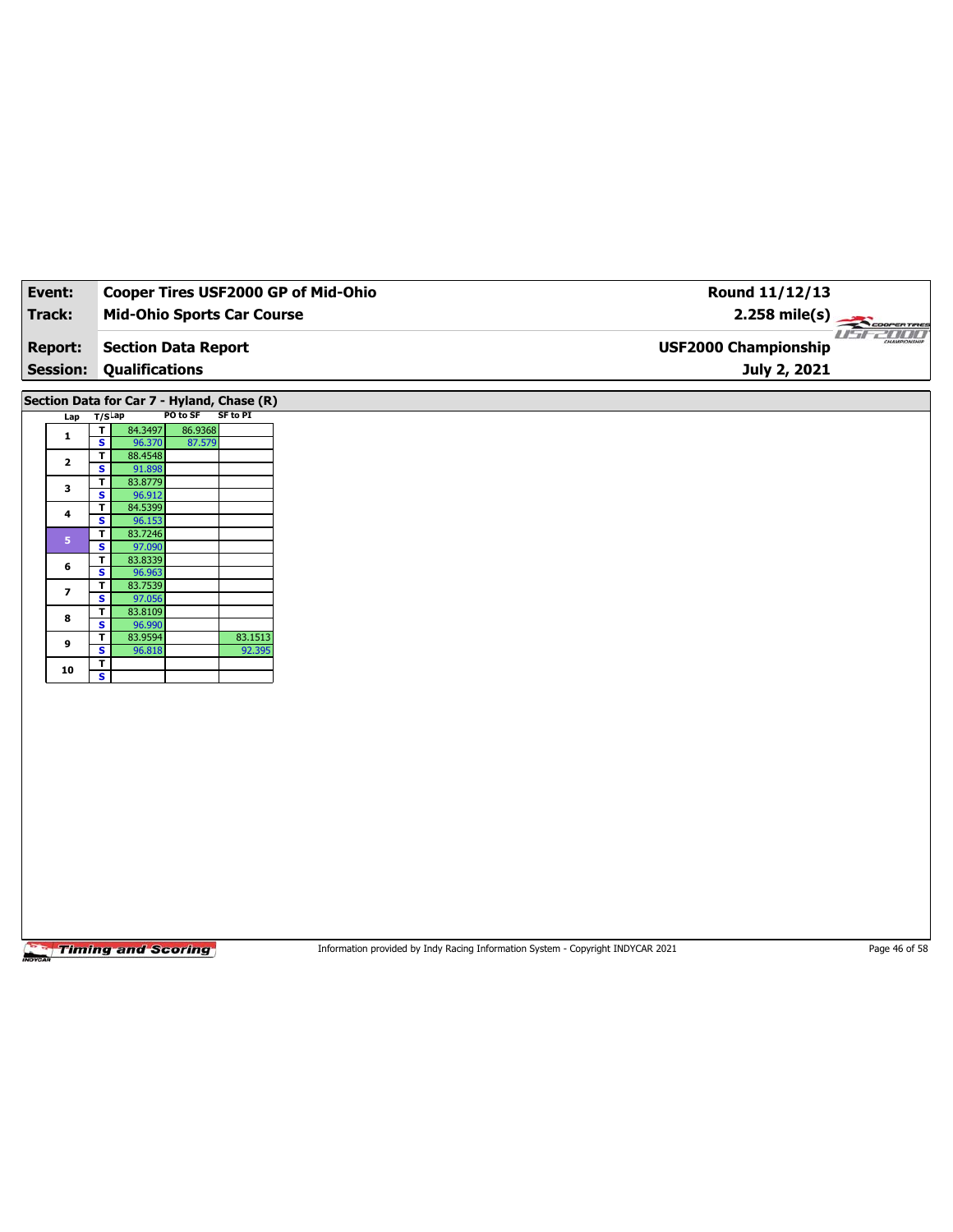| | | | |
|---|---|---|---|
| **Event:** | **Cooper Tires USF2000 GP of Mid-Ohio** | **Round 11/12/13** | |
| **Track:** | **Mid-Ohio Sports Car Course** | **2.258 mile(s)** | |
| **Report:** | **Section Data Report** | **USF2000 Championship** | |
| **Session:** | **Qualifications** | **July 2, 2021** | |

## Section Data for Car 7 - Hyland, Chase (R)

| Lap | T/S | Lap | PO to SF | SF to PI |
|---|---|---|---|---|
| 1 | T | 84.3497 | 86.9368 | |
| | S | 96.370 | 87.579 | |
| 2 | T | 88.4548 | | |
| | S | 91.898 | | |
| 3 | T | 83.8779 | | |
| | S | 96.912 | | |
| 4 | T | 84.5399 | | |
| | S | 96.153 | | |
| 5 | T | 83.7246 | | |
| | S | 97.090 | | |
| 6 | T | 83.8339 | | |
| | S | 96.963 | | |
| 7 | T | 83.7539 | | |
| | S | 97.056 | | |
| 8 | T | 83.8109 | | |
| | S | 96.990 | | |
| 9 | T | 83.9594 | | 83.1513 |
| | S | 96.818 | | 92.395 |
| 10 | T | | | |
| | S | | | |

Timing and Scoring

Information provided by Indy Racing Information System - Copyright INDYCAR 2021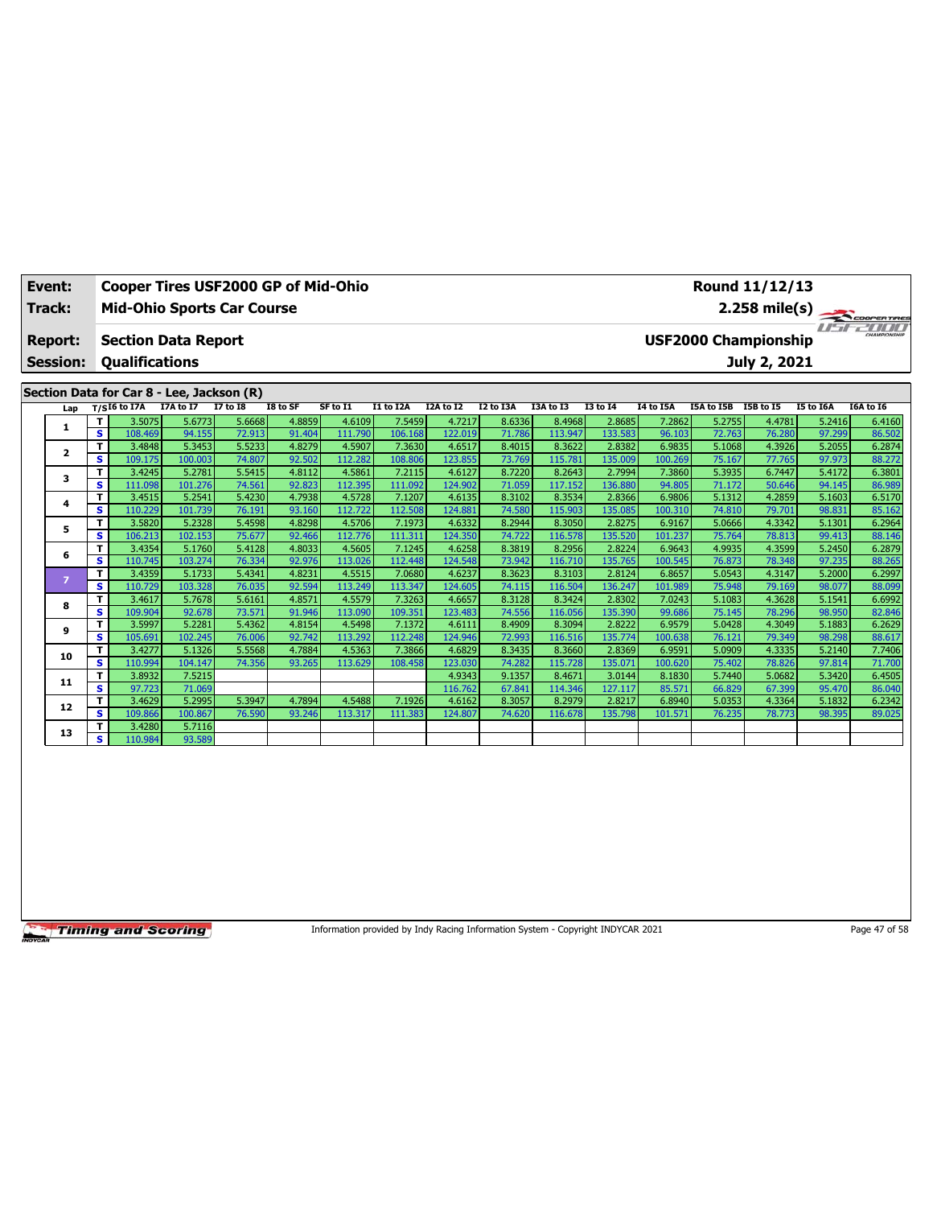**Event:** Cooper Tires USF2000 GP of Mid-Ohio — Round 11/12/13

**Track:** Mid-Ohio Sports Car Course — 2.258 mile(s)

**Report:** Section Data Report — USF2000 Championship

**Session:** Qualifications — July 2, 2021

## Section Data for Car 8 - Lee, Jackson (R)

| Lap | T/S | I6 to I7A | I7A to I7 | I7 to I8 | I8 to SF | SF to I1 | I1 to I2A | I2A to I2 | I2 to I3A | I3A to I3 | I3 to I4 | I4 to I5A | I5A to I5B | I5B to I5 | I5 to I6A | I6A to I6 |
|---|---|---|---|---|---|---|---|---|---|---|---|---|---|---|---|---|
| 1 | T | 3.5075 | 5.6773 | 5.6668 | 4.8859 | 4.6109 | 7.5459 | 4.7217 | 8.6336 | 8.4968 | 2.8685 | 7.2862 | 5.2755 | 4.4781 | 5.2416 | 6.4160 |
| | S | 108.469 | 94.155 | 72.913 | 91.404 | 111.790 | 106.168 | 122.019 | 71.786 | 113.947 | 133.583 | 96.103 | 72.763 | 76.280 | 97.299 | 86.502 |
| 2 | T | 3.4848 | 5.3453 | 5.5233 | 4.8279 | 4.5907 | 7.3630 | 4.6517 | 8.4015 | 8.3622 | 2.8382 | 6.9835 | 5.1068 | 4.3926 | 5.2055 | 6.2874 |
| | S | 109.175 | 100.003 | 74.807 | 92.502 | 112.282 | 108.806 | 123.855 | 73.769 | 115.781 | 135.009 | 100.269 | 75.167 | 77.765 | 97.973 | 88.272 |
| 3 | T | 3.4245 | 5.2781 | 5.5415 | 4.8112 | 4.5861 | 7.2115 | 4.6127 | 8.7220 | 8.2643 | 2.7994 | 7.3860 | 5.3935 | 6.7447 | 5.4172 | 6.3801 |
| | S | 111.098 | 101.276 | 74.561 | 92.823 | 112.395 | 111.092 | 124.902 | 71.059 | 117.152 | 136.880 | 94.805 | 71.172 | 50.646 | 94.145 | 86.989 |
| 4 | T | 3.4515 | 5.2541 | 5.4230 | 4.7938 | 4.5728 | 7.1207 | 4.6135 | 8.3102 | 8.3534 | 2.8366 | 6.9806 | 5.1312 | 4.2859 | 5.1603 | 6.5170 |
| | S | 110.229 | 101.739 | 76.191 | 93.160 | 112.722 | 112.508 | 124.881 | 74.580 | 115.903 | 135.085 | 100.310 | 74.810 | 79.701 | 98.831 | 85.162 |
| 5 | T | 3.5820 | 5.2328 | 5.4598 | 4.8298 | 4.5706 | 7.1973 | 4.6332 | 8.2944 | 8.3050 | 2.8275 | 6.9167 | 5.0666 | 4.3342 | 5.1301 | 6.2964 |
| | S | 106.213 | 102.153 | 75.677 | 92.466 | 112.776 | 111.311 | 124.350 | 74.722 | 116.578 | 135.520 | 101.237 | 75.764 | 78.813 | 99.413 | 88.146 |
| 6 | T | 3.4354 | 5.1760 | 5.4128 | 4.8033 | 4.5605 | 7.1245 | 4.6258 | 8.3819 | 8.2956 | 2.8224 | 6.9643 | 4.9935 | 4.3599 | 5.2450 | 6.2879 |
| | S | 110.745 | 103.274 | 76.334 | 92.976 | 113.026 | 112.448 | 124.548 | 73.942 | 116.710 | 135.765 | 100.545 | 76.873 | 78.348 | 97.235 | 88.265 |
| 7 | T | 3.4359 | 5.1733 | 5.4341 | 4.8231 | 4.5515 | 7.0680 | 4.6237 | 8.3623 | 8.3103 | 2.8124 | 6.8657 | 5.0543 | 4.3147 | 5.2000 | 6.2997 |
| | S | 110.729 | 103.328 | 76.035 | 92.594 | 113.249 | 113.347 | 124.605 | 74.115 | 116.504 | 136.247 | 101.989 | 75.948 | 79.169 | 98.077 | 88.099 |
| 8 | T | 3.4617 | 5.7678 | 5.6161 | 4.8571 | 4.5579 | 7.3263 | 4.6657 | 8.3128 | 8.3424 | 2.8302 | 7.0243 | 5.1083 | 4.3628 | 5.1541 | 6.6992 |
| | S | 109.904 | 92.678 | 73.571 | 91.946 | 113.090 | 109.351 | 123.483 | 74.556 | 116.056 | 135.390 | 99.686 | 75.145 | 78.296 | 98.950 | 82.846 |
| 9 | T | 3.5997 | 5.2281 | 5.4362 | 4.8154 | 4.5498 | 7.1372 | 4.6111 | 8.4909 | 8.3094 | 2.8222 | 6.9579 | 5.0428 | 4.3049 | 5.1883 | 6.2629 |
| | S | 105.691 | 102.245 | 76.006 | 92.742 | 113.292 | 112.248 | 124.946 | 72.993 | 116.516 | 135.774 | 100.638 | 76.121 | 79.349 | 98.298 | 88.617 |
| 10 | T | 3.4277 | 5.1326 | 5.5568 | 4.7884 | 4.5363 | 7.3866 | 4.6829 | 8.3435 | 8.3660 | 2.8369 | 6.9591 | 5.0909 | 4.3335 | 5.2140 | 7.7406 |
| | S | 110.994 | 104.147 | 74.356 | 93.265 | 113.629 | 108.458 | 123.030 | 74.282 | 115.728 | 135.071 | 100.620 | 75.402 | 78.826 | 97.814 | 71.700 |
| 11 | T | 3.8932 | 7.5215 | | | | | 4.9343 | 9.1357 | 8.4671 | 3.0144 | 8.1830 | 5.7440 | 5.0682 | 5.3420 | 6.4505 |
| | S | 97.723 | 71.069 | | | | | 116.762 | 67.841 | 114.346 | 127.117 | 85.571 | 66.829 | 67.399 | 95.470 | 86.040 |
| 12 | T | 3.4629 | 5.2995 | 5.3947 | 4.7894 | 4.5488 | 7.1926 | 4.6162 | 8.3057 | 8.2979 | 2.8217 | 6.8940 | 5.0353 | 4.3364 | 5.1832 | 6.2342 |
| | S | 109.866 | 100.867 | 76.590 | 93.246 | 113.317 | 111.383 | 124.807 | 74.620 | 116.678 | 135.798 | 101.571 | 76.235 | 78.773 | 98.395 | 89.025 |
| 13 | T | 3.4280 | 5.7116 | | | | | | | | | | | | | |
| | S | 110.984 | 93.589 | | | | | | | | | | | | | |

Information provided by Indy Racing Information System - Copyright INDYCAR 2021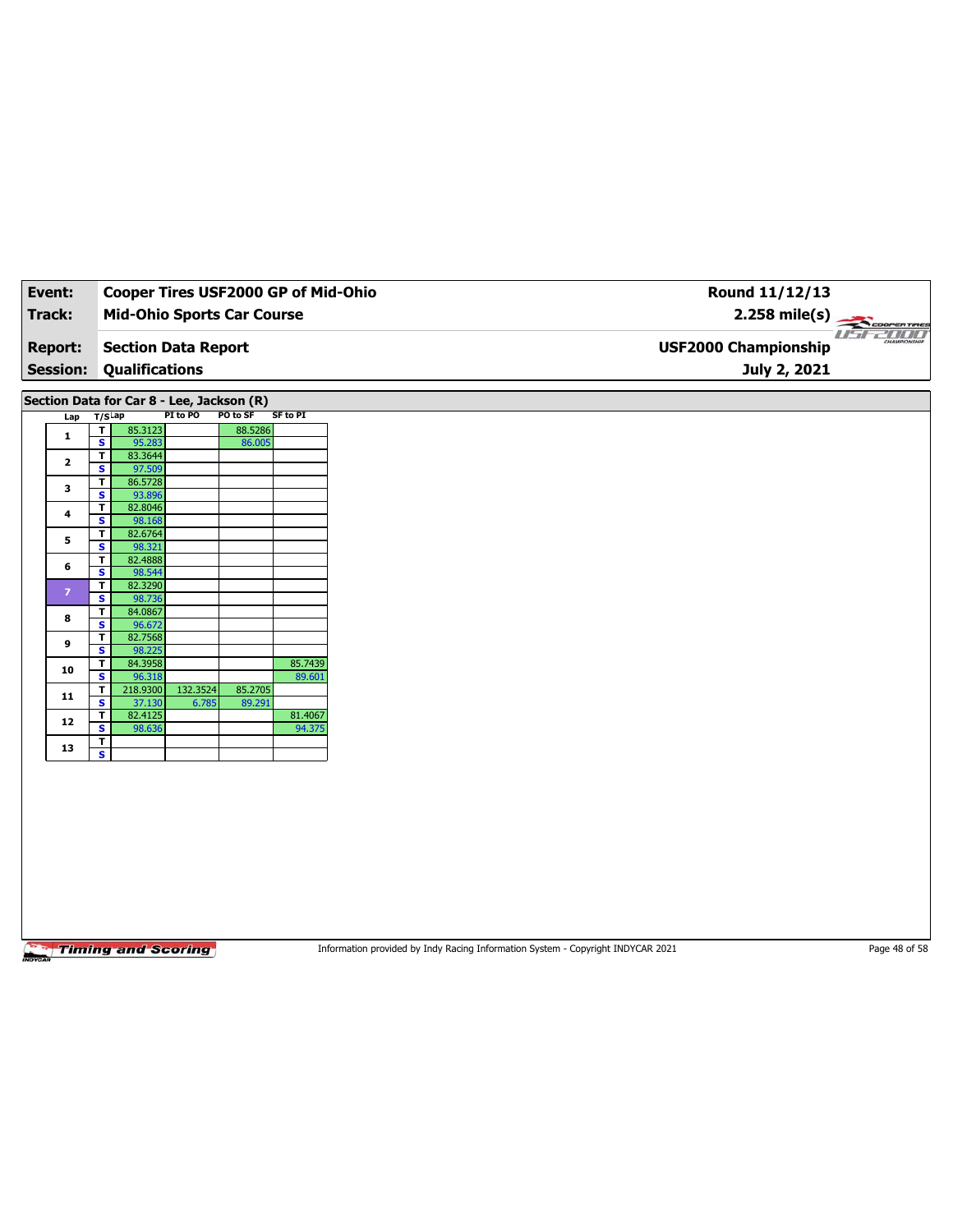| | | | |
|---|---|---|---|
| **Event:** | **Cooper Tires USF2000 GP of Mid-Ohio** | **Round 11/12/13** | |
| **Track:** | **Mid-Ohio Sports Car Course** | **2.258 mile(s)** | |
| **Report:** | **Section Data Report** | **USF2000 Championship** | |
| **Session:** | **Qualifications** | **July 2, 2021** | |

## Section Data for Car 8 - Lee, Jackson (R)

| Lap | T/S | Lap | PI to PO | PO to SF | SF to PI |
|---|---|---|---|---|---|
| 1 | T | 85.3123 | | 88.5286 | |
| | S | 95.283 | | 86.005 | |
| 2 | T | 83.3644 | | | |
| | S | 97.509 | | | |
| 3 | T | 86.5728 | | | |
| | S | 93.896 | | | |
| 4 | T | 82.8046 | | | |
| | S | 98.168 | | | |
| 5 | T | 82.6764 | | | |
| | S | 98.321 | | | |
| 6 | T | 82.4888 | | | |
| | S | 98.544 | | | |
| 7 | T | 82.3290 | | | |
| | S | 98.736 | | | |
| 8 | T | 84.0867 | | | |
| | S | 96.672 | | | |
| 9 | T | 82.7568 | | | |
| | S | 98.225 | | | |
| 10 | T | 84.3958 | | | 85.7439 |
| | S | 96.318 | | | 89.601 |
| 11 | T | 218.9300 | 132.3524 | 85.2705 | |
| | S | 37.130 | 6.785 | 89.291 | |
| 12 | T | 82.4125 | | | 81.4067 |
| | S | 98.636 | | | 94.375 |
| 13 | T | | | | |
| | S | | | | |

Information provided by Indy Racing Information System - Copyright INDYCAR 2021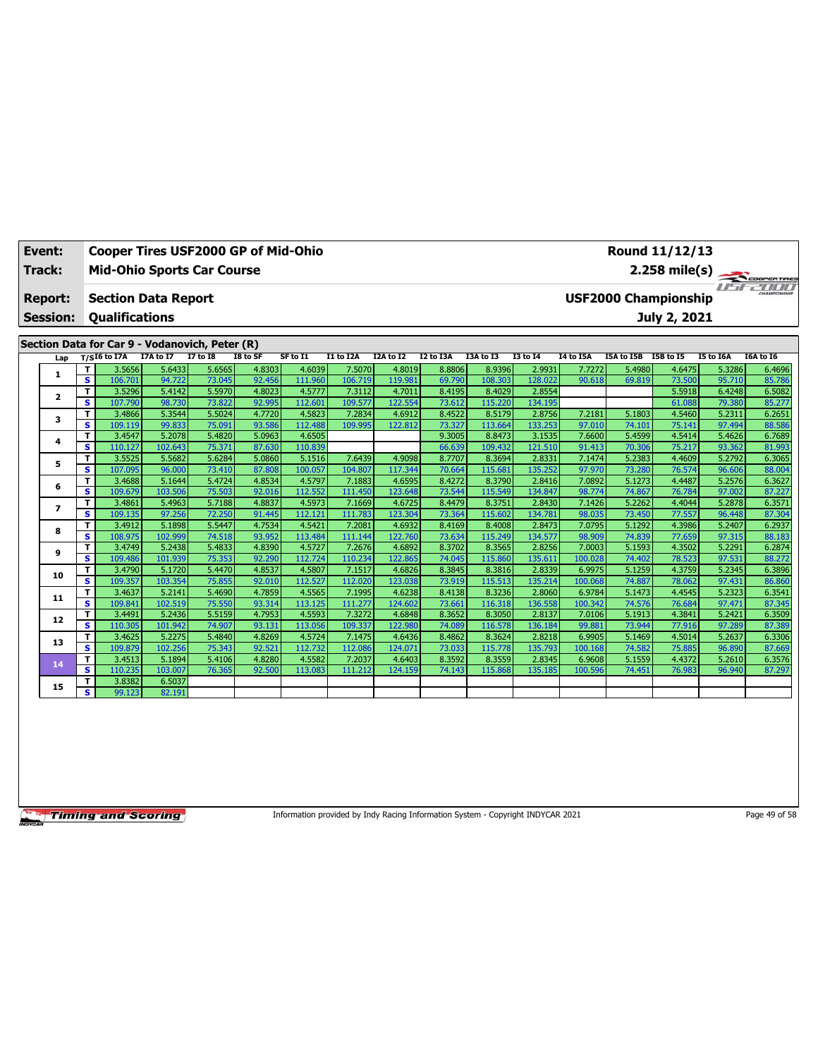| | | | |
|---|---|---|---|
| **Event:** | **Cooper Tires USF2000 GP of Mid-Ohio** | | **Round 11/12/13** |
| **Track:** | **Mid-Ohio Sports Car Course** | | **2.258 mile(s)** |
| **Report:** | **Section Data Report** | | **USF2000 Championship** |
| **Session:** | **Qualifications** | | **July 2, 2021** |

## Section Data for Car 9 - Vodanovich, Peter (R)

| Lap | T/S | I6 to I7A | I7A to I7 | I7 to I8 | I8 to SF | SF to I1 | I1 to I2A | I2A to I2 | I2 to I3A | I3A to I3 | I3 to I4 | I4 to I5A | I5A to I5B | I5B to I5 | I5 to I6A | I6A to I6 |
|---|---|---|---|---|---|---|---|---|---|---|---|---|---|---|---|---|
| 1 | T | 3.5656 | 5.6433 | 5.6565 | 4.8303 | 4.6039 | 7.5070 | 4.8019 | 8.8806 | 8.9396 | 2.9931 | 7.7272 | 5.4980 | 4.6475 | 5.3286 | 6.4696 |
| | S | 106.701 | 94.722 | 73.045 | 92.456 | 111.960 | 106.719 | 119.981 | 69.790 | 108.303 | 128.022 | 90.618 | 69.819 | 73.500 | 95.710 | 85.786 |
| 2 | T | 3.5296 | 5.4142 | 5.5970 | 4.8023 | 4.5777 | 7.3112 | 4.7011 | 8.4195 | 8.4029 | 2.8554 | | | 5.5918 | 6.4248 | 6.5082 |
| | S | 107.790 | 98.730 | 73.822 | 92.995 | 112.601 | 109.577 | 122.554 | 73.612 | 115.220 | 134.195 | | | 61.088 | 79.380 | 85.277 |
| 3 | T | 3.4866 | 5.3544 | 5.5024 | 4.7720 | 4.5823 | 7.2834 | 4.6912 | 8.4522 | 8.5179 | 2.8756 | 7.2181 | 5.1803 | 4.5460 | 5.2311 | 6.2651 |
| | S | 109.119 | 99.833 | 75.091 | 93.586 | 112.488 | 109.995 | 122.812 | 73.327 | 113.664 | 133.253 | 97.010 | 74.101 | 75.141 | 97.494 | 88.586 |
| 4 | T | 3.4547 | 5.2078 | 5.4820 | 5.0963 | 4.6505 | | | 9.3005 | 8.8473 | 3.1535 | 7.6600 | 5.4599 | 4.5414 | 5.4626 | 6.7689 |
| | S | 110.127 | 102.643 | 75.371 | 87.630 | 110.839 | | | 66.639 | 109.432 | 121.510 | 91.413 | 70.306 | 75.217 | 93.362 | 81.993 |
| 5 | T | 3.5525 | 5.5682 | 5.6284 | 5.0860 | 5.1516 | 7.6439 | 4.9098 | 8.7707 | 8.3694 | 2.8331 | 7.1474 | 5.2383 | 4.4609 | 5.2792 | 6.3065 |
| | S | 107.095 | 96.000 | 73.410 | 87.808 | 100.057 | 104.807 | 117.344 | 70.664 | 115.681 | 135.252 | 97.970 | 73.280 | 76.574 | 96.606 | 88.004 |
| 6 | T | 3.4688 | 5.1644 | 5.4724 | 4.8534 | 4.5797 | 7.1883 | 4.6595 | 8.4272 | 8.3790 | 2.8416 | 7.0892 | 5.1273 | 4.4487 | 5.2576 | 6.3627 |
| | S | 109.679 | 103.506 | 75.503 | 92.016 | 112.552 | 111.450 | 123.648 | 73.544 | 115.549 | 134.847 | 98.774 | 74.867 | 76.784 | 97.002 | 87.227 |
| 7 | T | 3.4861 | 5.4963 | 5.7188 | 4.8837 | 4.5973 | 7.1669 | 4.6725 | 8.4479 | 8.3751 | 2.8430 | 7.1426 | 5.2262 | 4.4044 | 5.2878 | 6.3571 |
| | S | 109.135 | 97.256 | 72.250 | 91.445 | 112.121 | 111.783 | 123.304 | 73.364 | 115.602 | 134.781 | 98.035 | 73.450 | 77.557 | 96.448 | 87.304 |
| 8 | T | 3.4912 | 5.1898 | 5.5447 | 4.7534 | 4.5421 | 7.2081 | 4.6932 | 8.4169 | 8.4008 | 2.8473 | 7.0795 | 5.1292 | 4.3986 | 5.2407 | 6.2937 |
| | S | 108.975 | 102.999 | 74.518 | 93.952 | 113.484 | 111.144 | 122.760 | 73.634 | 115.249 | 134.577 | 98.909 | 74.839 | 77.659 | 97.315 | 88.183 |
| 9 | T | 3.4749 | 5.2438 | 5.4833 | 4.8390 | 4.5727 | 7.2676 | 4.6892 | 8.3702 | 8.3565 | 2.8256 | 7.0003 | 5.1593 | 4.3502 | 5.2291 | 6.2874 |
| | S | 109.486 | 101.939 | 75.353 | 92.290 | 112.724 | 110.234 | 122.865 | 74.045 | 115.860 | 135.611 | 100.028 | 74.402 | 78.523 | 97.531 | 88.272 |
| 10 | T | 3.4790 | 5.1720 | 5.4470 | 4.8537 | 4.5807 | 7.1517 | 4.6826 | 8.3845 | 8.3816 | 2.8339 | 6.9975 | 5.1259 | 4.3759 | 5.2345 | 6.3896 |
| | S | 109.357 | 103.354 | 75.855 | 92.010 | 112.527 | 112.020 | 123.038 | 73.919 | 115.513 | 135.214 | 100.068 | 74.887 | 78.062 | 97.431 | 86.860 |
| 11 | T | 3.4637 | 5.2141 | 5.4690 | 4.7859 | 4.5565 | 7.1995 | 4.6238 | 8.4138 | 8.3236 | 2.8060 | 6.9784 | 5.1473 | 4.4545 | 5.2323 | 6.3541 |
| | S | 109.841 | 102.519 | 75.550 | 93.314 | 113.125 | 111.277 | 124.602 | 73.661 | 116.318 | 136.558 | 100.342 | 74.576 | 76.684 | 97.471 | 87.345 |
| 12 | T | 3.4491 | 5.2436 | 5.5159 | 4.7953 | 4.5593 | 7.3272 | 4.6848 | 8.3652 | 8.3050 | 2.8137 | 7.0106 | 5.1913 | 4.3841 | 5.2421 | 6.3509 |
| | S | 110.305 | 101.942 | 74.907 | 93.131 | 113.056 | 109.337 | 122.980 | 74.089 | 116.578 | 136.184 | 99.881 | 73.944 | 77.916 | 97.289 | 87.389 |
| 13 | T | 3.4625 | 5.2275 | 5.4840 | 4.8269 | 4.5724 | 7.1475 | 4.6436 | 8.4862 | 8.3624 | 2.8218 | 6.9905 | 5.1469 | 4.5014 | 5.2637 | 6.3306 |
| | S | 109.879 | 102.256 | 75.343 | 92.521 | 112.732 | 112.086 | 124.071 | 73.033 | 115.778 | 135.793 | 100.168 | 74.582 | 75.885 | 96.890 | 87.669 |
| 14 | T | 3.4513 | 5.1894 | 5.4106 | 4.8280 | 4.5582 | 7.2037 | 4.6403 | 8.3592 | 8.3559 | 2.8345 | 6.9608 | 5.1559 | 4.4372 | 5.2610 | 6.3576 |
| | S | 110.235 | 103.007 | 76.365 | 92.500 | 113.083 | 111.212 | 124.159 | 74.143 | 115.868 | 135.185 | 100.596 | 74.451 | 76.983 | 96.940 | 87.297 |
| 15 | T | 3.8382 | 6.5037 | | | | | | | | | | | | | |
| | S | 99.123 | 82.191 | | | | | | | | | | | | | |

Information provided by Indy Racing Information System - Copyright INDYCAR 2021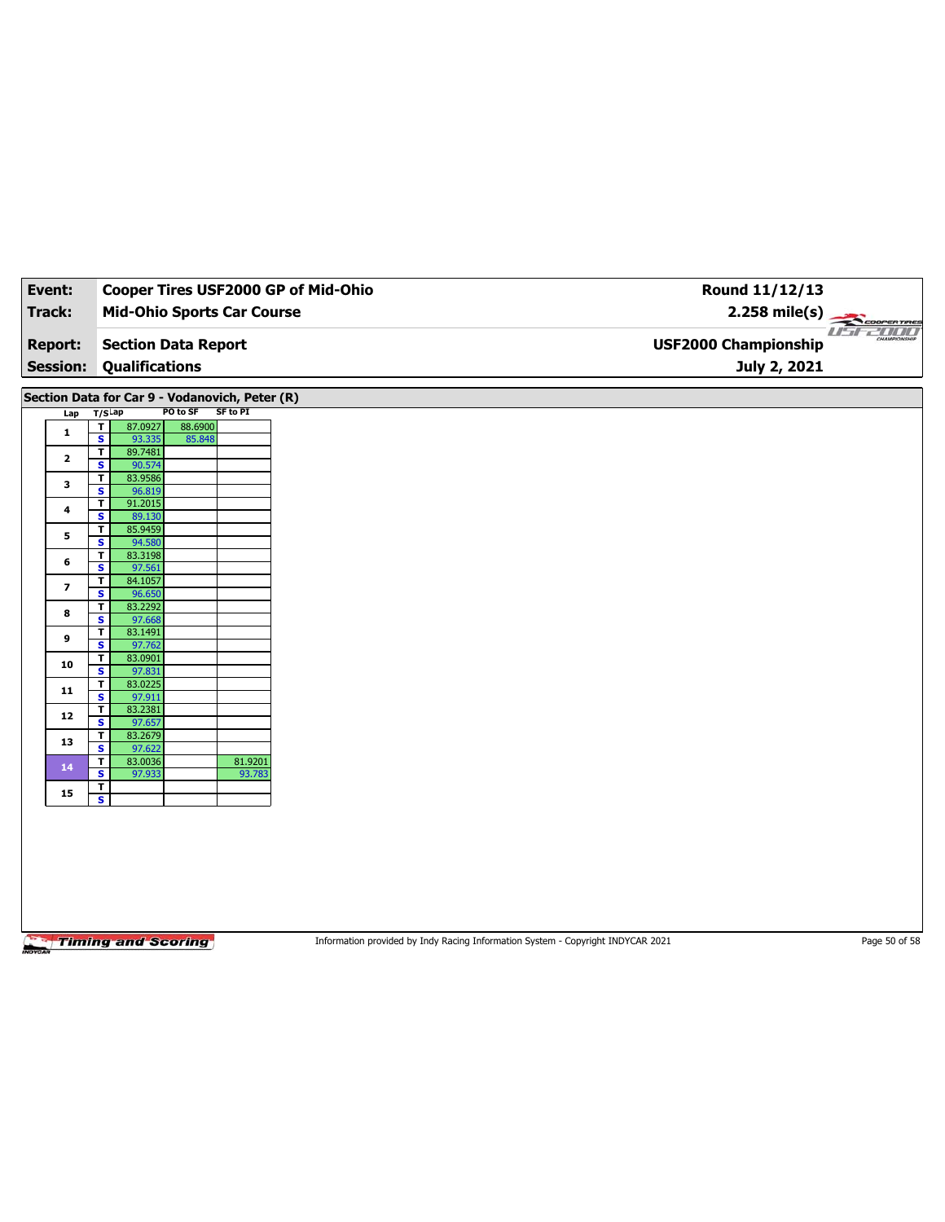| | |
|---|---|
| **Event:** | **Cooper Tires USF2000 GP of Mid-Ohio** |
| **Track:** | **Mid-Ohio Sports Car Course** |
| **Report:** | **Section Data Report** |
| **Session:** | **Qualifications** |

**Round 11/12/13**
**2.258 mile(s)**
**USF2000 Championship**
**July 2, 2021**

## Section Data for Car 9 - Vodanovich, Peter (R)

| Lap | T/S | Lap | PO to SF | SF to PI |
|---|---|---|---|---|
| 1 | T | 87.0927 | 88.6900 | |
| | S | 93.335 | 85.848 | |
| 2 | T | 89.7481 | | |
| | S | 90.574 | | |
| 3 | T | 83.9586 | | |
| | S | 96.819 | | |
| 4 | T | 91.2015 | | |
| | S | 89.130 | | |
| 5 | T | 85.9459 | | |
| | S | 94.580 | | |
| 6 | T | 83.3198 | | |
| | S | 97.561 | | |
| 7 | T | 84.1057 | | |
| | S | 96.650 | | |
| 8 | T | 83.2292 | | |
| | S | 97.668 | | |
| 9 | T | 83.1491 | | |
| | S | 97.762 | | |
| 10 | T | 83.0901 | | |
| | S | 97.831 | | |
| 11 | T | 83.0225 | | |
| | S | 97.911 | | |
| 12 | T | 83.2381 | | |
| | S | 97.657 | | |
| 13 | T | 83.2679 | | |
| | S | 97.622 | | |
| 14 | T | 83.0036 | | 81.9201 |
| | S | 97.933 | | 93.783 |
| 15 | T | | | |
| | S | | | |

Information provided by Indy Racing Information System - Copyright INDYCAR 2021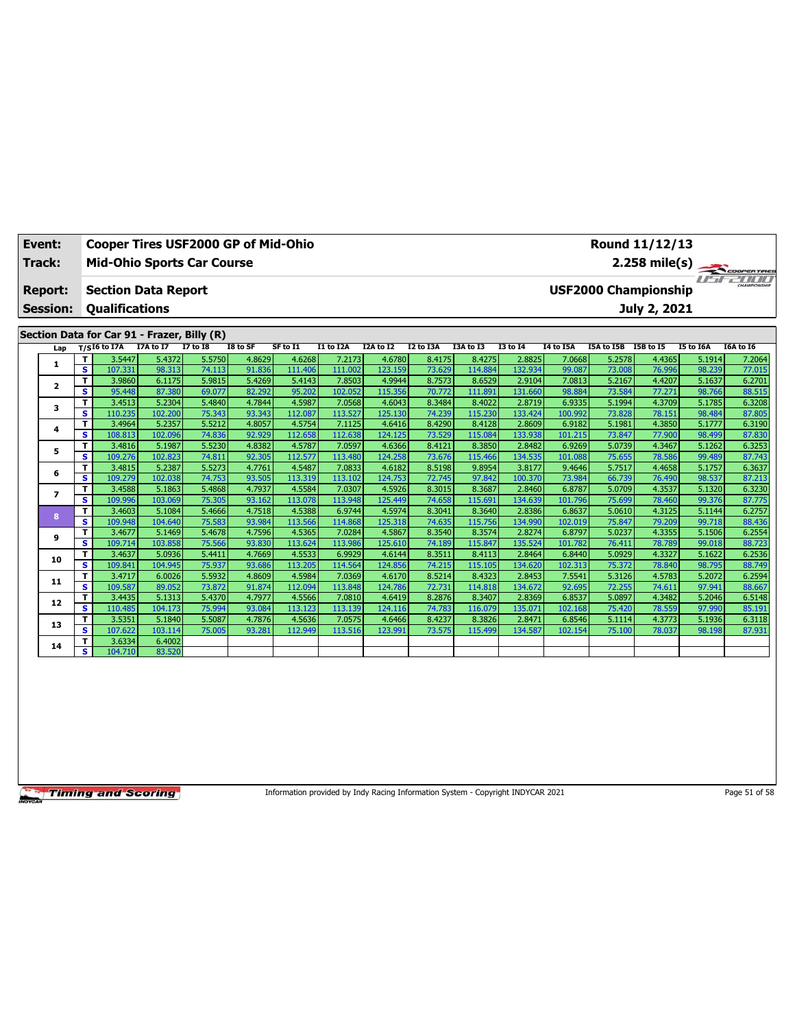| Event: | Cooper Tires USF2000 GP of Mid-Ohio | Round 11/12/13 |
|---|---|---|
| Track: | Mid-Ohio Sports Car Course | 2.258 mile(s) |
| Report: | Section Data Report | USF2000 Championship |
| Session: | Qualifications | July 2, 2021 |

## Section Data for Car 91 - Frazer, Billy (R)

| Lap | T/S | I6 to I7A | I7A to I7 | I7 to I8 | I8 to SF | SF to I1 | I1 to I2A | I2A to I2 | I2 to I3A | I3A to I3 | I3 to I4 | I4 to I5A | I5A to I5B | I5B to I5 | I5 to I6A | I6A to I6 |
|---|---|---|---|---|---|---|---|---|---|---|---|---|---|---|---|---|
| 1 | T | 3.5447 | 5.4372 | 5.5750 | 4.8629 | 4.6268 | 7.2173 | 4.6780 | 8.4175 | 8.4275 | 2.8825 | 7.0668 | 5.2578 | 4.4365 | 5.1914 | 7.2064 |
| | S | 107.331 | 98.313 | 74.113 | 91.836 | 111.406 | 111.002 | 123.159 | 73.629 | 114.884 | 132.934 | 99.087 | 73.008 | 76.996 | 98.239 | 77.015 |
| 2 | T | 3.9860 | 6.1175 | 5.9815 | 5.4269 | 5.4143 | 7.8503 | 4.9944 | 8.7573 | 8.6529 | 2.9104 | 7.0813 | 5.2167 | 4.4207 | 5.1637 | 6.2701 |
| | S | 95.448 | 87.380 | 69.077 | 82.292 | 95.202 | 102.052 | 115.356 | 70.772 | 111.891 | 131.660 | 98.884 | 73.584 | 77.271 | 98.766 | 88.515 |
| 3 | T | 3.4513 | 5.2304 | 5.4840 | 4.7844 | 4.5987 | 7.0568 | 4.6043 | 8.3484 | 8.4022 | 2.8719 | 6.9335 | 5.1994 | 4.3709 | 5.1785 | 6.3208 |
| | S | 110.235 | 102.200 | 75.343 | 93.343 | 112.087 | 113.527 | 125.130 | 74.239 | 115.230 | 133.424 | 100.992 | 73.828 | 78.151 | 98.484 | 87.805 |
| 4 | T | 3.4964 | 5.2357 | 5.5212 | 4.8057 | 4.5754 | 7.1125 | 4.6416 | 8.4290 | 8.4128 | 2.8609 | 6.9182 | 5.1981 | 4.3850 | 5.1777 | 6.3190 |
| | S | 108.813 | 102.096 | 74.836 | 92.929 | 112.658 | 112.638 | 124.125 | 73.529 | 115.084 | 133.938 | 101.215 | 73.847 | 77.900 | 98.499 | 87.830 |
| 5 | T | 3.4816 | 5.1987 | 5.5230 | 4.8382 | 4.5787 | 7.0597 | 4.6366 | 8.4121 | 8.3850 | 2.8482 | 6.9269 | 5.0739 | 4.3467 | 5.1262 | 6.3253 |
| | S | 109.276 | 102.823 | 74.811 | 92.305 | 112.577 | 113.480 | 124.258 | 73.676 | 115.466 | 134.535 | 101.088 | 75.655 | 78.586 | 99.489 | 87.743 |
| 6 | T | 3.4815 | 5.2387 | 5.5273 | 4.7761 | 4.5487 | 7.0833 | 4.6182 | 8.5198 | 9.8954 | 3.8177 | 9.4646 | 5.7517 | 4.4658 | 5.1757 | 6.3637 |
| | S | 109.279 | 102.038 | 74.753 | 93.505 | 113.319 | 113.102 | 124.753 | 72.745 | 97.842 | 100.370 | 73.984 | 66.739 | 76.490 | 98.537 | 87.213 |
| 7 | T | 3.4588 | 5.1863 | 5.4868 | 4.7937 | 4.5584 | 7.0307 | 4.5926 | 8.3015 | 8.3687 | 2.8460 | 6.8787 | 5.0709 | 4.3537 | 5.1320 | 6.3230 |
| | S | 109.996 | 103.069 | 75.305 | 93.162 | 113.078 | 113.948 | 125.449 | 74.658 | 115.691 | 134.639 | 101.796 | 75.699 | 78.460 | 99.376 | 87.775 |
| 8 | T | 3.4603 | 5.1084 | 5.4666 | 4.7518 | 4.5388 | 6.9744 | 4.5974 | 8.3041 | 8.3640 | 2.8386 | 6.8637 | 5.0610 | 4.3125 | 5.1144 | 6.2757 |
| | S | 109.948 | 104.640 | 75.583 | 93.984 | 113.566 | 114.868 | 125.318 | 74.635 | 115.756 | 134.990 | 102.019 | 75.847 | 79.209 | 99.718 | 88.436 |
| 9 | T | 3.4677 | 5.1469 | 5.4678 | 4.7596 | 4.5365 | 7.0284 | 4.5867 | 8.3540 | 8.3574 | 2.8274 | 6.8797 | 5.0237 | 4.3355 | 5.1506 | 6.2554 |
| | S | 109.714 | 103.858 | 75.566 | 93.830 | 113.624 | 113.986 | 125.610 | 74.189 | 115.847 | 135.524 | 101.782 | 76.411 | 78.789 | 99.018 | 88.723 |
| 10 | T | 3.4637 | 5.0936 | 5.4411 | 4.7669 | 4.5533 | 6.9929 | 4.6144 | 8.3511 | 8.4113 | 2.8464 | 6.8440 | 5.0929 | 4.3327 | 5.1622 | 6.2536 |
| | S | 109.841 | 104.945 | 75.937 | 93.686 | 113.205 | 114.564 | 124.856 | 74.215 | 115.105 | 134.620 | 102.313 | 75.372 | 78.840 | 98.795 | 88.749 |
| 11 | T | 3.4717 | 6.0026 | 5.5932 | 4.8609 | 4.5984 | 7.0369 | 4.6170 | 8.5214 | 8.4323 | 2.8453 | 7.5541 | 5.3126 | 4.5783 | 5.2072 | 6.2594 |
| | S | 109.587 | 89.052 | 73.872 | 91.874 | 112.094 | 113.848 | 124.786 | 72.731 | 114.818 | 134.672 | 92.695 | 72.255 | 74.611 | 97.941 | 88.667 |
| 12 | T | 3.4435 | 5.1313 | 5.4370 | 4.7977 | 4.5566 | 7.0810 | 4.6419 | 8.2876 | 8.3407 | 2.8369 | 6.8537 | 5.0897 | 4.3482 | 5.2046 | 6.5148 |
| | S | 110.485 | 104.173 | 75.994 | 93.084 | 113.123 | 113.139 | 124.116 | 74.783 | 116.079 | 135.071 | 102.168 | 75.420 | 78.559 | 97.990 | 85.191 |
| 13 | T | 3.5351 | 5.1840 | 5.5087 | 4.7876 | 4.5636 | 7.0575 | 4.6466 | 8.4237 | 8.3826 | 2.8471 | 6.8546 | 5.1114 | 4.3773 | 5.1936 | 6.3118 |
| | S | 107.622 | 103.114 | 75.005 | 93.281 | 112.949 | 113.516 | 123.991 | 73.575 | 115.499 | 134.587 | 102.154 | 75.100 | 78.037 | 98.198 | 87.931 |
| 14 | T | 3.6334 | 6.4002 | | | | | | | | | | | | | |
| | S | 104.710 | 83.520 | | | | | | | | | | | | | |

Information provided by Indy Racing Information System - Copyright INDYCAR 2021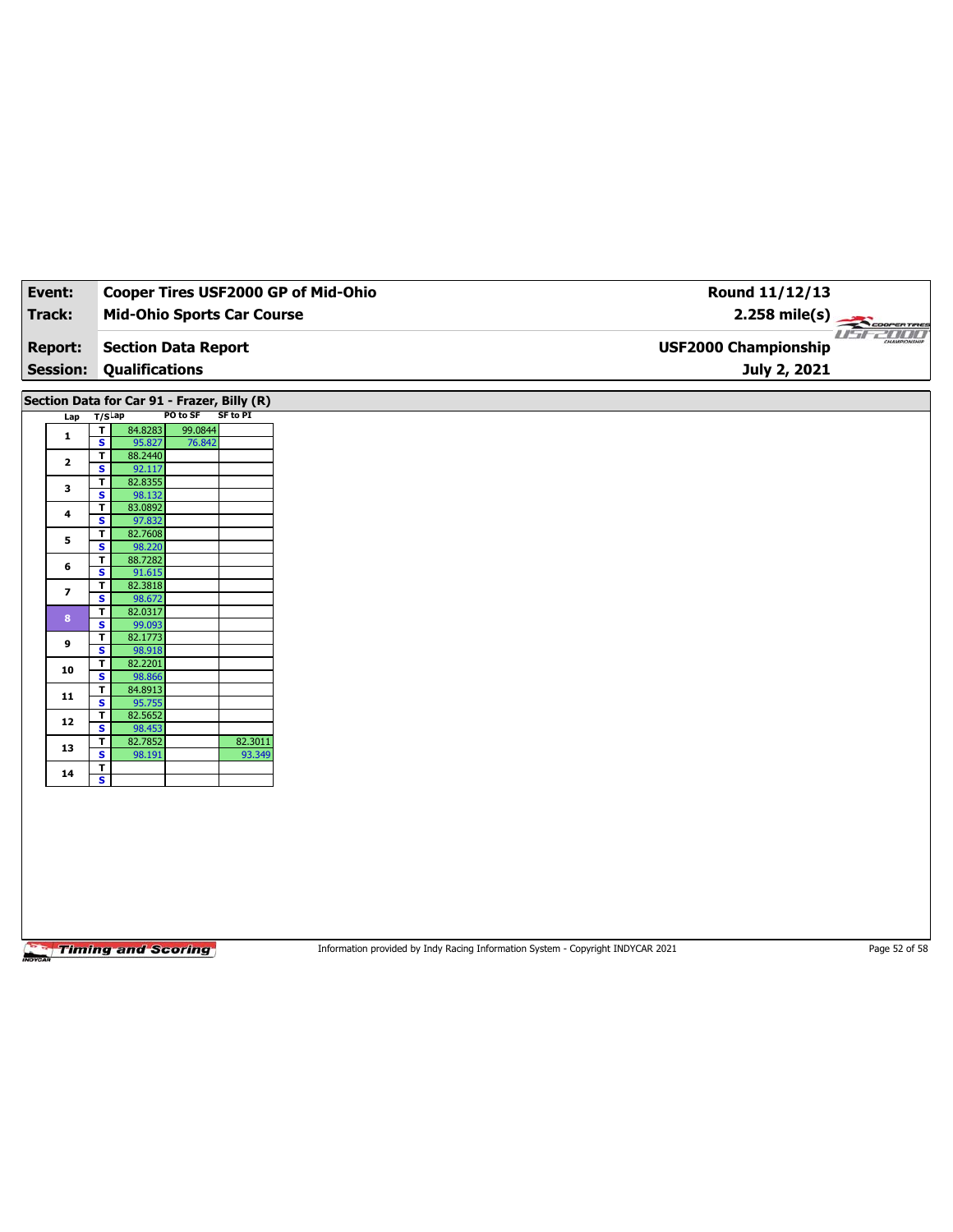| | | | |
|---|---|---|---|
| **Event:** | **Cooper Tires USF2000 GP of Mid-Ohio** | **Round 11/12/13** | |
| **Track:** | **Mid-Ohio Sports Car Course** | **2.258 mile(s)** | |
| **Report:** | **Section Data Report** | **USF2000 Championship** | |
| **Session:** | **Qualifications** | **July 2, 2021** | |

## Section Data for Car 91 - Frazer, Billy (R)

| Lap | T/S | Lap | PO to SF | SF to PI |
|---|---|---|---|---|
| 1 | T | 84.8283 | 99.0844 | |
| | S | 95.827 | 76.842 | |
| 2 | T | 88.2440 | | |
| | S | 92.117 | | |
| 3 | T | 82.8355 | | |
| | S | 98.132 | | |
| 4 | T | 83.0892 | | |
| | S | 97.832 | | |
| 5 | T | 82.7608 | | |
| | S | 98.220 | | |
| 6 | T | 88.7282 | | |
| | S | 91.615 | | |
| 7 | T | 82.3818 | | |
| | S | 98.672 | | |
| 8 | T | 82.0317 | | |
| | S | 99.093 | | |
| 9 | T | 82.1773 | | |
| | S | 98.918 | | |
| 10 | T | 82.2201 | | |
| | S | 98.866 | | |
| 11 | T | 84.8913 | | |
| | S | 95.755 | | |
| 12 | T | 82.5652 | | |
| | S | 98.453 | | |
| 13 | T | 82.7852 | | 82.3011 |
| | S | 98.191 | | 93.349 |
| 14 | T | | | |
| | S | | | |

Information provided by Indy Racing Information System - Copyright INDYCAR 2021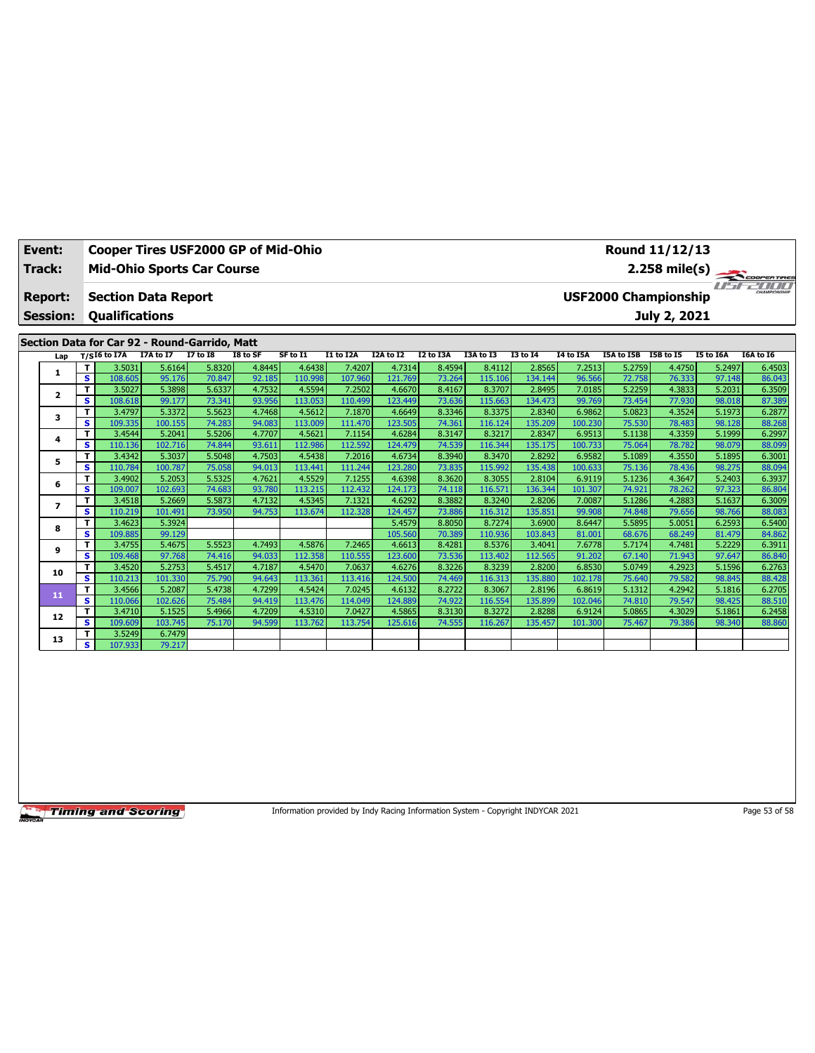| | |
|---|---|
| **Event:** | Cooper Tires USF2000 GP of Mid-Ohio |
| **Track:** | Mid-Ohio Sports Car Course |
| **Report:** | Section Data Report |
| **Session:** | Qualifications |

Round 11/12/13
2.258 mile(s)
USF2000 Championship
July 2, 2021

## Section Data for Car 92 - Round-Garrido, Matt

| Lap | T/S | I6 to I7A | I7A to I7 | I7 to I8 | I8 to SF | SF to I1 | I1 to I2A | I2A to I2 | I2 to I3A | I3A to I3 | I3 to I4 | I4 to I5A | I5A to I5B | I5B to I5 | I5 to I6A | I6A to I6 |
|---|---|---|---|---|---|---|---|---|---|---|---|---|---|---|---|---|
| 1 | T | 3.5031 | 5.6164 | 5.8320 | 4.8445 | 4.6438 | 7.4207 | 4.7314 | 8.4594 | 8.4112 | 2.8565 | 7.2513 | 5.2759 | 4.4750 | 5.2497 | 6.4503 |
| | S | 108.605 | 95.176 | 70.847 | 92.185 | 110.998 | 107.960 | 121.769 | 73.264 | 115.106 | 134.144 | 96.566 | 72.758 | 76.333 | 97.148 | 86.043 |
| 2 | T | 3.5027 | 5.3898 | 5.6337 | 4.7532 | 4.5594 | 7.2502 | 4.6670 | 8.4167 | 8.3707 | 2.8495 | 7.0185 | 5.2259 | 4.3833 | 5.2031 | 6.3509 |
| | S | 108.618 | 99.177 | 73.341 | 93.956 | 113.053 | 110.499 | 123.449 | 73.636 | 115.663 | 134.473 | 99.769 | 73.454 | 77.930 | 98.018 | 87.389 |
| 3 | T | 3.4797 | 5.3372 | 5.5623 | 4.7468 | 4.5612 | 7.1870 | 4.6649 | 8.3346 | 8.3375 | 2.8340 | 6.9862 | 5.0823 | 4.3524 | 5.1973 | 6.2877 |
| | S | 109.335 | 100.155 | 74.283 | 94.083 | 113.009 | 111.470 | 123.505 | 74.361 | 116.124 | 135.209 | 100.230 | 75.530 | 78.483 | 98.128 | 88.268 |
| 4 | T | 3.4544 | 5.2041 | 5.5206 | 4.7707 | 4.5621 | 7.1154 | 4.6284 | 8.3147 | 8.3217 | 2.8347 | 6.9513 | 5.1138 | 4.3359 | 5.1999 | 6.2997 |
| | S | 110.136 | 102.716 | 74.844 | 93.611 | 112.986 | 112.592 | 124.479 | 74.539 | 116.344 | 135.175 | 100.733 | 75.064 | 78.782 | 98.079 | 88.099 |
| 5 | T | 3.4342 | 5.3037 | 5.5048 | 4.7503 | 4.5438 | 7.2016 | 4.6734 | 8.3940 | 8.3470 | 2.8292 | 6.9582 | 5.1089 | 4.3550 | 5.1895 | 6.3001 |
| | S | 110.784 | 100.787 | 75.058 | 94.013 | 113.441 | 111.244 | 123.280 | 73.835 | 115.992 | 135.438 | 100.633 | 75.136 | 78.436 | 98.275 | 88.094 |
| 6 | T | 3.4902 | 5.2053 | 5.5325 | 4.7621 | 4.5529 | 7.1255 | 4.6398 | 8.3620 | 8.3055 | 2.8104 | 6.9119 | 5.1236 | 4.3647 | 5.2403 | 6.3937 |
| | S | 109.007 | 102.693 | 74.683 | 93.780 | 113.215 | 112.432 | 124.173 | 74.118 | 116.571 | 136.344 | 101.307 | 74.921 | 78.262 | 97.323 | 86.804 |
| 7 | T | 3.4518 | 5.2669 | 5.5873 | 4.7132 | 4.5345 | 7.1321 | 4.6292 | 8.3882 | 8.3240 | 2.8206 | 7.0087 | 5.1286 | 4.2883 | 5.1637 | 6.3009 |
| | S | 110.219 | 101.491 | 73.950 | 94.753 | 113.674 | 112.328 | 124.457 | 73.886 | 116.312 | 135.851 | 99.908 | 74.848 | 79.656 | 98.766 | 88.083 |
| 8 | T | 3.4623 | 5.3924 | | | | | 5.4579 | 8.8050 | 8.7274 | 3.6900 | 8.6447 | 5.5895 | 5.0051 | 6.2593 | 6.5400 |
| | S | 109.885 | 99.129 | | | | | 105.560 | 70.389 | 110.936 | 103.843 | 81.001 | 68.676 | 68.249 | 81.479 | 84.862 |
| 9 | T | 3.4755 | 5.4675 | 5.5523 | 4.7493 | 4.5876 | 7.2465 | 4.6613 | 8.4281 | 8.5376 | 3.4041 | 7.6778 | 5.7174 | 4.7481 | 5.2229 | 6.3911 |
| | S | 109.468 | 97.768 | 74.416 | 94.033 | 112.358 | 110.555 | 123.600 | 73.536 | 113.402 | 112.565 | 91.202 | 67.140 | 71.943 | 97.647 | 86.840 |
| 10 | T | 3.4520 | 5.2753 | 5.4517 | 4.7187 | 4.5470 | 7.0637 | 4.6276 | 8.3226 | 8.3239 | 2.8200 | 6.8530 | 5.0749 | 4.2923 | 5.1596 | 6.2763 |
| | S | 110.213 | 101.330 | 75.790 | 94.643 | 113.361 | 113.416 | 124.500 | 74.469 | 116.313 | 135.880 | 102.178 | 75.640 | 79.582 | 98.845 | 88.428 |
| 11 | T | 3.4566 | 5.2087 | 5.4738 | 4.7299 | 4.5424 | 7.0245 | 4.6132 | 8.2722 | 8.3067 | 2.8196 | 6.8619 | 5.1312 | 4.2942 | 5.1816 | 6.2705 |
| | S | 110.066 | 102.626 | 75.484 | 94.419 | 113.476 | 114.049 | 124.889 | 74.922 | 116.554 | 135.899 | 102.046 | 74.810 | 79.547 | 98.425 | 88.510 |
| 12 | T | 3.4710 | 5.1525 | 5.4966 | 4.7209 | 4.5310 | 7.0427 | 4.5865 | 8.3130 | 8.3272 | 2.8288 | 6.9124 | 5.0865 | 4.3029 | 5.1861 | 6.2458 |
| | S | 109.609 | 103.745 | 75.170 | 94.599 | 113.762 | 113.754 | 125.616 | 74.555 | 116.267 | 135.457 | 101.300 | 75.467 | 79.386 | 98.340 | 88.860 |
| 13 | T | 3.5249 | 6.7479 | | | | | | | | | | | | | |
| | S | 107.933 | 79.217 | | | | | | | | | | | | | |

Information provided by Indy Racing Information System - Copyright INDYCAR 2021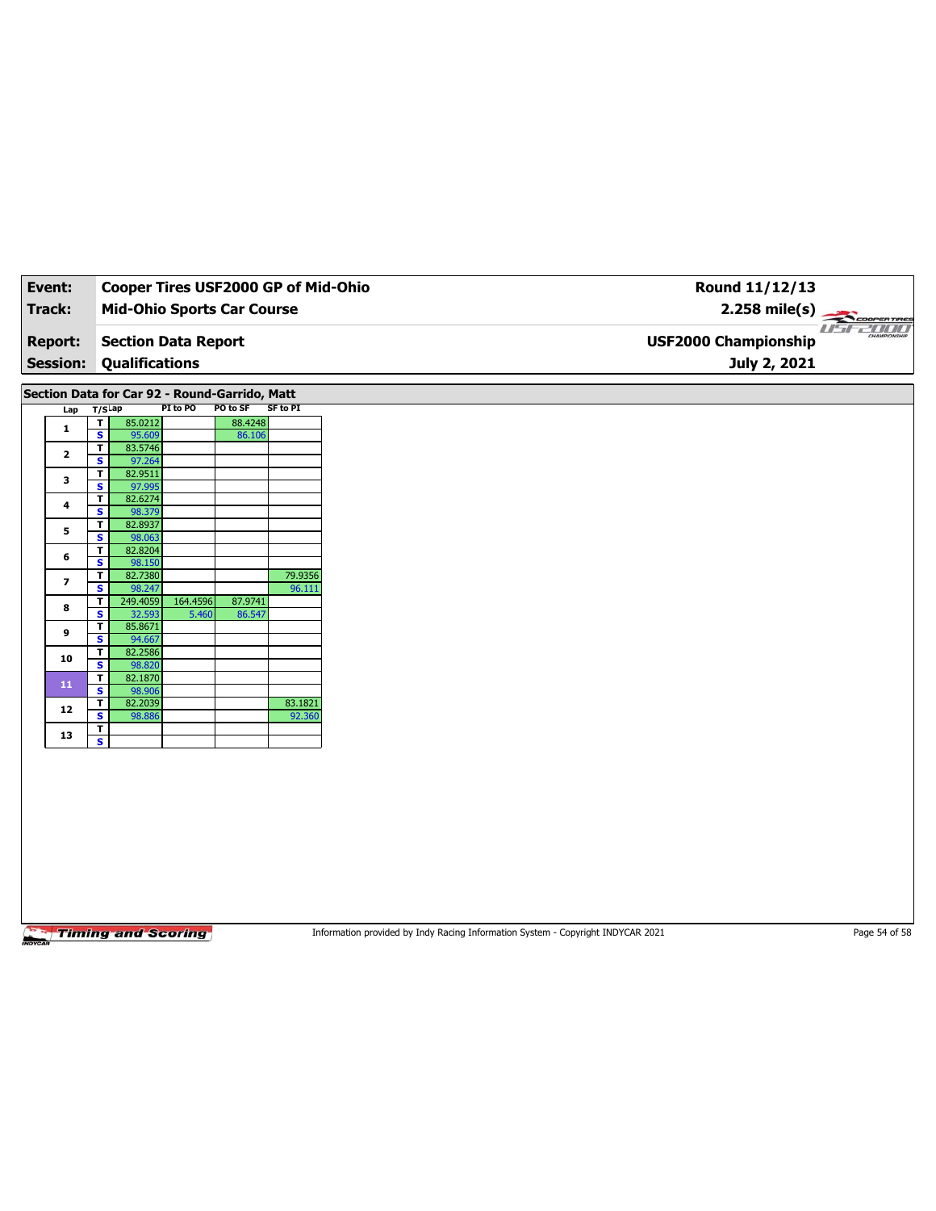| | | | |
|---|---|---|---|
| **Event:** | **Cooper Tires USF2000 GP of Mid-Ohio** | **Round 11/12/13** | |
| **Track:** | **Mid-Ohio Sports Car Course** | **2.258 mile(s)** | |
| **Report:** | **Section Data Report** | **USF2000 Championship** | |
| **Session:** | **Qualifications** | **July 2, 2021** | |

## Section Data for Car 92 - Round-Garrido, Matt

| Lap | T/S | Lap | PI to PO | PO to SF | SF to PI |
|---|---|---|---|---|---|
| 1 | T | 85.0212 | | 88.4248 | |
| | S | 95.609 | | 86.106 | |
| 2 | T | 83.5746 | | | |
| | S | 97.264 | | | |
| 3 | T | 82.9511 | | | |
| | S | 97.995 | | | |
| 4 | T | 82.6274 | | | |
| | S | 98.379 | | | |
| 5 | T | 82.8937 | | | |
| | S | 98.063 | | | |
| 6 | T | 82.8204 | | | |
| | S | 98.150 | | | |
| 7 | T | 82.7380 | | | 79.9356 |
| | S | 98.247 | | | 96.111 |
| 8 | T | 249.4059 | 164.4596 | 87.9741 | |
| | S | 32.593 | 5.460 | 86.547 | |
| 9 | T | 85.8671 | | | |
| | S | 94.667 | | | |
| 10 | T | 82.2586 | | | |
| | S | 98.820 | | | |
| 11 | T | 82.1870 | | | |
| | S | 98.906 | | | |
| 12 | T | 82.2039 | | | 83.1821 |
| | S | 98.886 | | | 92.360 |
| 13 | T | | | | |
| | S | | | | |

Information provided by Indy Racing Information System - Copyright INDYCAR 2021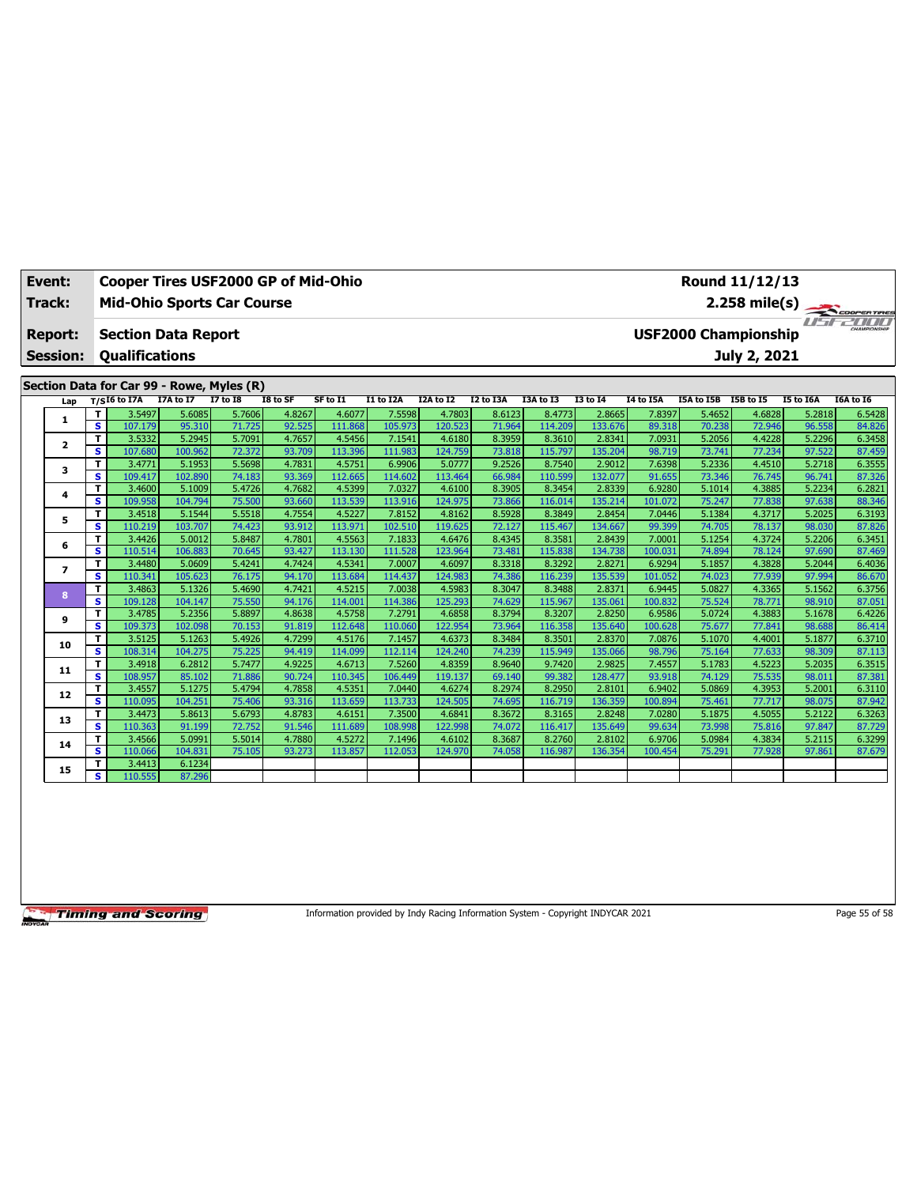| | | | |
|---|---|---|---|
| **Event:** | Cooper Tires USF2000 GP of Mid-Ohio | | Round 11/12/13 |
| **Track:** | Mid-Ohio Sports Car Course | | 2.258 mile(s) |
| **Report:** | Section Data Report | | USF2000 Championship |
| **Session:** | Qualifications | | July 2, 2021 |

**Section Data for Car 99 - Rowe, Myles (R)**

| Lap | T/S | I6 to I7A | I7A to I7 | I7 to I8 | I8 to SF | SF to I1 | I1 to I2A | I2A to I2 | I2 to I3A | I3A to I3 | I3 to I4 | I4 to I5A | I5A to I5B | I5B to I5 | I5 to I6A | I6A to I6 |
|---|---|---|---|---|---|---|---|---|---|---|---|---|---|---|---|---|
| 1 | T | 3.5497 | 5.6085 | 5.7606 | 4.8267 | 4.6077 | 7.5598 | 4.7803 | 8.6123 | 8.4773 | 2.8665 | 7.8397 | 5.4652 | 4.6828 | 5.2818 | 6.5428 |
| | S | 107.179 | 95.310 | 71.725 | 92.525 | 111.868 | 105.973 | 120.523 | 71.964 | 114.209 | 133.676 | 89.318 | 70.238 | 72.946 | 96.558 | 84.826 |
| 2 | T | 3.5332 | 5.2945 | 5.7091 | 4.7657 | 4.5456 | 7.1541 | 4.6180 | 8.3959 | 8.3610 | 2.8341 | 7.0931 | 5.2056 | 4.4228 | 5.2296 | 6.3458 |
| | S | 107.680 | 100.962 | 72.372 | 93.709 | 113.396 | 111.983 | 124.759 | 73.818 | 115.797 | 135.204 | 98.719 | 73.741 | 77.234 | 97.522 | 87.459 |
| 3 | T | 3.4771 | 5.1953 | 5.5698 | 4.7831 | 4.5751 | 6.9906 | 5.0777 | 9.2526 | 8.7540 | 2.9012 | 7.6398 | 5.2336 | 4.4510 | 5.2718 | 6.3555 |
| | S | 109.417 | 102.890 | 74.183 | 93.369 | 112.665 | 114.602 | 113.464 | 66.984 | 110.599 | 132.077 | 91.655 | 73.346 | 76.745 | 96.741 | 87.326 |
| 4 | T | 3.4600 | 5.1009 | 5.4726 | 4.7682 | 4.5399 | 7.0327 | 4.6100 | 8.3905 | 8.3454 | 2.8339 | 6.9280 | 5.1014 | 4.3885 | 5.2234 | 6.2821 |
| | S | 109.958 | 104.794 | 75.500 | 93.660 | 113.539 | 113.916 | 124.975 | 73.866 | 116.014 | 135.214 | 101.072 | 75.247 | 77.838 | 97.638 | 88.346 |
| 5 | T | 3.4518 | 5.1544 | 5.5518 | 4.7554 | 4.5227 | 7.8152 | 4.8162 | 8.5928 | 8.3849 | 2.8454 | 7.0446 | 5.1384 | 4.3717 | 5.2025 | 6.3193 |
| | S | 110.219 | 103.707 | 74.423 | 93.912 | 113.971 | 102.510 | 119.625 | 72.127 | 115.467 | 134.667 | 99.399 | 74.705 | 78.137 | 98.030 | 87.826 |
| 6 | T | 3.4426 | 5.0012 | 5.8487 | 4.7801 | 4.5563 | 7.1833 | 4.6476 | 8.4345 | 8.3581 | 2.8439 | 7.0001 | 5.1254 | 4.3724 | 5.2206 | 6.3451 |
| | S | 110.514 | 106.883 | 70.645 | 93.427 | 113.130 | 111.528 | 123.964 | 73.481 | 115.838 | 134.738 | 100.031 | 74.894 | 78.124 | 97.690 | 87.469 |
| 7 | T | 3.4480 | 5.0609 | 5.4241 | 4.7424 | 4.5341 | 7.0007 | 4.6097 | 8.3318 | 8.3292 | 2.8271 | 6.9294 | 5.1857 | 4.3828 | 5.2044 | 6.4036 |
| | S | 110.341 | 105.623 | 76.175 | 94.170 | 113.684 | 114.437 | 124.983 | 74.386 | 116.239 | 135.539 | 101.052 | 74.023 | 77.939 | 97.994 | 86.670 |
| 8 | T | 3.4863 | 5.1326 | 5.4690 | 4.7421 | 4.5215 | 7.0038 | 4.5983 | 8.3047 | 8.3488 | 2.8371 | 6.9445 | 5.0827 | 4.3365 | 5.1562 | 6.3756 |
| | S | 109.128 | 104.147 | 75.550 | 94.176 | 114.001 | 114.386 | 125.293 | 74.629 | 115.967 | 135.061 | 100.832 | 75.524 | 78.771 | 98.910 | 87.051 |
| 9 | T | 3.4785 | 5.2356 | 5.8897 | 4.8638 | 4.5758 | 7.2791 | 4.6858 | 8.3794 | 8.3207 | 2.8250 | 6.9586 | 5.0724 | 4.3883 | 5.1678 | 6.4226 |
| | S | 109.373 | 102.098 | 70.153 | 91.819 | 112.648 | 110.060 | 122.954 | 73.964 | 116.358 | 135.640 | 100.628 | 75.677 | 77.841 | 98.688 | 86.414 |
| 10 | T | 3.5125 | 5.1263 | 5.4926 | 4.7299 | 4.5176 | 7.1457 | 4.6373 | 8.3484 | 8.3501 | 2.8370 | 7.0876 | 5.1070 | 4.4001 | 5.1877 | 6.3710 |
| | S | 108.314 | 104.275 | 75.225 | 94.419 | 114.099 | 112.114 | 124.240 | 74.239 | 115.949 | 135.066 | 98.796 | 75.164 | 77.633 | 98.309 | 87.113 |
| 11 | T | 3.4918 | 6.2812 | 5.7477 | 4.9225 | 4.6713 | 7.5260 | 4.8359 | 8.9640 | 9.7420 | 2.9825 | 7.4557 | 5.1783 | 4.5223 | 5.2035 | 6.3515 |
| | S | 108.957 | 85.102 | 71.886 | 90.724 | 110.345 | 106.449 | 119.137 | 69.140 | 99.382 | 128.477 | 93.918 | 74.129 | 75.535 | 98.011 | 87.381 |
| 12 | T | 3.4557 | 5.1275 | 5.4794 | 4.7858 | 4.5351 | 7.0440 | 4.6274 | 8.2974 | 8.2950 | 2.8101 | 6.9402 | 5.0869 | 4.3953 | 5.2001 | 6.3110 |
| | S | 110.095 | 104.251 | 75.406 | 93.316 | 113.659 | 113.733 | 124.505 | 74.695 | 116.719 | 136.359 | 100.894 | 75.461 | 77.717 | 98.075 | 87.942 |
| 13 | T | 3.4473 | 5.8613 | 5.6793 | 4.8783 | 4.6151 | 7.3500 | 4.6841 | 8.3672 | 8.3165 | 2.8248 | 7.0280 | 5.1875 | 4.5055 | 5.2122 | 6.3263 |
| | S | 110.363 | 91.199 | 72.752 | 91.546 | 111.689 | 108.998 | 122.998 | 74.072 | 116.417 | 135.649 | 99.634 | 73.998 | 75.816 | 97.847 | 87.729 |
| 14 | T | 3.4566 | 5.0991 | 5.5014 | 4.7880 | 4.5272 | 7.1496 | 4.6102 | 8.3687 | 8.2760 | 2.8102 | 6.9706 | 5.0984 | 4.3834 | 5.2115 | 6.3299 |
| | S | 110.066 | 104.831 | 75.105 | 93.273 | 113.857 | 112.053 | 124.970 | 74.058 | 116.987 | 136.354 | 100.454 | 75.291 | 77.928 | 97.861 | 87.679 |
| 15 | T | 3.4413 | 6.1234 | | | | | | | | | | | | | |
| | S | 110.555 | 87.296 | | | | | | | | | | | | | |

Information provided by Indy Racing Information System - Copyright INDYCAR 2021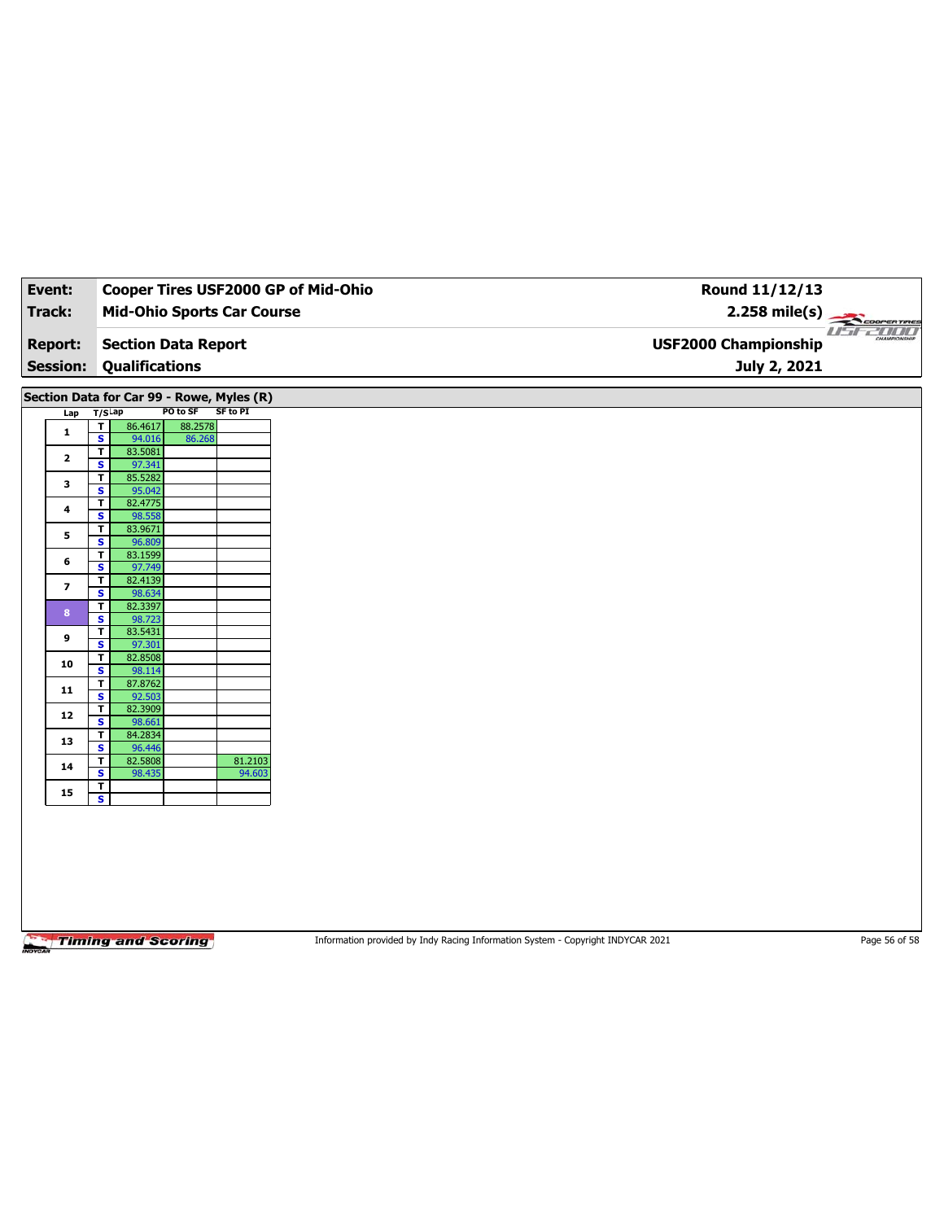| | |
|---|---|
| **Event:** | **Cooper Tires USF2000 GP of Mid-Ohio** |
| **Track:** | **Mid-Ohio Sports Car Course** |
| **Report:** | **Section Data Report** |
| **Session:** | **Qualifications** |

**Round 11/12/13**
**2.258 mile(s)**
**USF2000 Championship**
**July 2, 2021**

## Section Data for Car 99 - Rowe, Myles (R)

| Lap | T/S | Lap | PO to SF | SF to PI |
|---|---|---|---|---|
| 1 | T | 86.4617 | 88.2578 | |
| | S | 94.016 | 86.268 | |
| 2 | T | 83.5081 | | |
| | S | 97.341 | | |
| 3 | T | 85.5282 | | |
| | S | 95.042 | | |
| 4 | T | 82.4775 | | |
| | S | 98.558 | | |
| 5 | T | 83.9671 | | |
| | S | 96.809 | | |
| 6 | T | 83.1599 | | |
| | S | 97.749 | | |
| 7 | T | 82.4139 | | |
| | S | 98.634 | | |
| 8 | T | 82.3397 | | |
| | S | 98.723 | | |
| 9 | T | 83.5431 | | |
| | S | 97.301 | | |
| 10 | T | 82.8508 | | |
| | S | 98.114 | | |
| 11 | T | 87.8762 | | |
| | S | 92.503 | | |
| 12 | T | 82.3909 | | |
| | S | 98.661 | | |
| 13 | T | 84.2834 | | |
| | S | 96.446 | | |
| 14 | T | 82.5808 | | 81.2103 |
| | S | 98.435 | | 94.603 |
| 15 | T | | | |
| | S | | | |

Information provided by Indy Racing Information System - Copyright INDYCAR 2021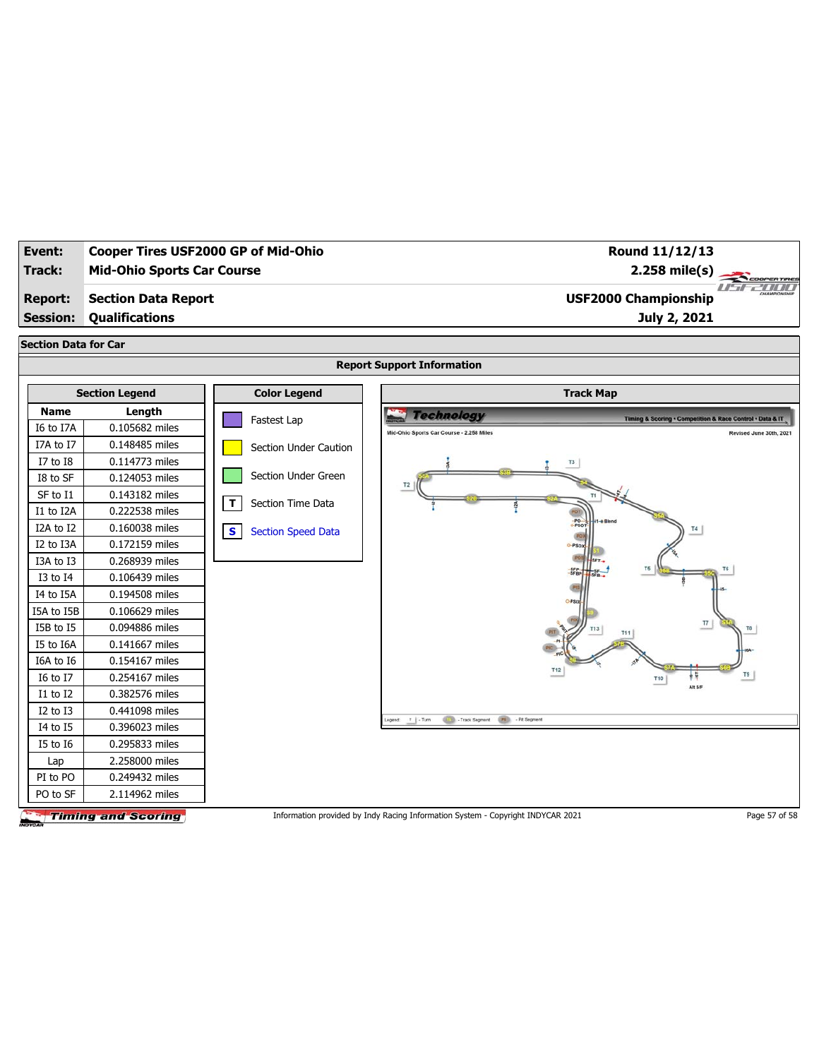| | | | |
|---|---|---|---|
| **Event:** | **Cooper Tires USF2000 GP of Mid-Ohio** | **Round 11/12/13** | |
| **Track:** | **Mid-Ohio Sports Car Course** | **2.258 mile(s)** | |
| **Report:** | **Section Data Report** | **USF2000 Championship** | |
| **Session:** | **Qualifications** | **July 2, 2021** | |

**Section Data for Car**

**Report Support Information**

| Section Legend | |
|---|---|
| **Name** | **Length** |
| I6 to I7A | 0.105682 miles |
| I7A to I7 | 0.148485 miles |
| I7 to I8 | 0.114773 miles |
| I8 to SF | 0.124053 miles |
| SF to I1 | 0.143182 miles |
| I1 to I2A | 0.222538 miles |
| I2A to I2 | 0.160038 miles |
| I2 to I3A | 0.172159 miles |
| I3A to I3 | 0.268939 miles |
| I3 to I4 | 0.106439 miles |
| I4 to I5A | 0.194508 miles |
| I5A to I5B | 0.106629 miles |
| I5B to I5 | 0.094886 miles |
| I5 to I6A | 0.141667 miles |
| I6A to I6 | 0.154167 miles |
| I6 to I7 | 0.254167 miles |
| I1 to I2 | 0.382576 miles |
| I2 to I3 | 0.441098 miles |
| I4 to I5 | 0.396023 miles |
| I5 to I6 | 0.295833 miles |
| Lap | 2.258000 miles |
| PI to PO | 0.249432 miles |
| PO to SF | 2.114962 miles |

**Color Legend**

- Fastest Lap
- Section Under Caution
- Section Under Green
- T — Section Time Data
- S — Section Speed Data

**Track Map**

Technology

Timing & Scoring • Competition & Race Control • Data & IT

Mid-Ohio Sports Car Course - 2.258 Miles

Revised June 30th, 2021

Legend: T - Turn, - Track Segment, - Pit Segment

Information provided by Indy Racing Information System - Copyright INDYCAR 2021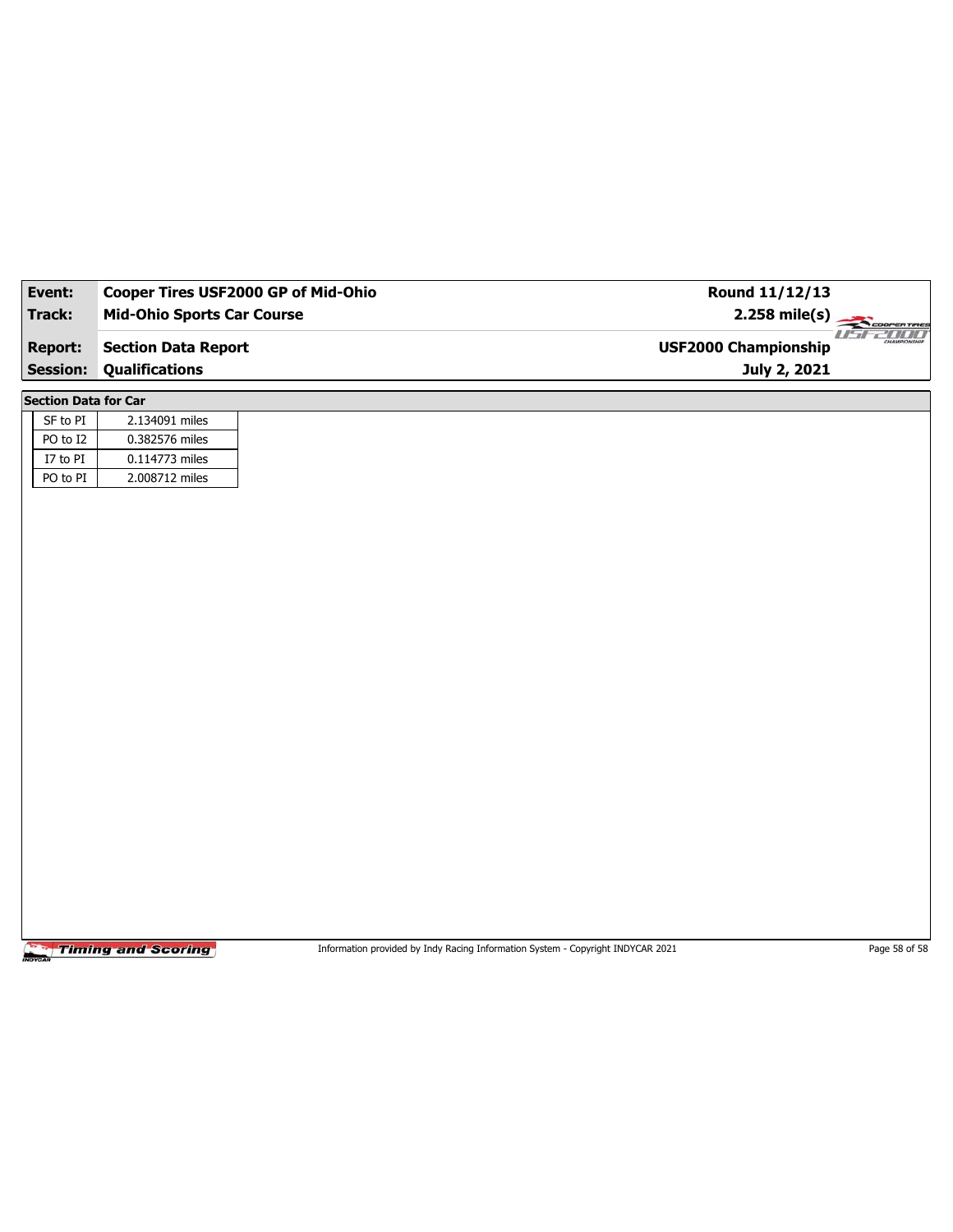| | | | |
|---|---|---|---|
| **Event:** | **Cooper Tires USF2000 GP of Mid-Ohio** | **Round 11/12/13** | |
| **Track:** | **Mid-Ohio Sports Car Course** | **2.258 mile(s)** | |
| **Report:** | **Section Data Report** | **USF2000 Championship** | |
| **Session:** | **Qualifications** | **July 2, 2021** | |

**Section Data for Car**

| | |
|---|---|
| SF to PI | 2.134091 miles |
| PO to I2 | 0.382576 miles |
| I7 to PI | 0.114773 miles |
| PO to PI | 2.008712 miles |

Information provided by Indy Racing Information System - Copyright INDYCAR 2021